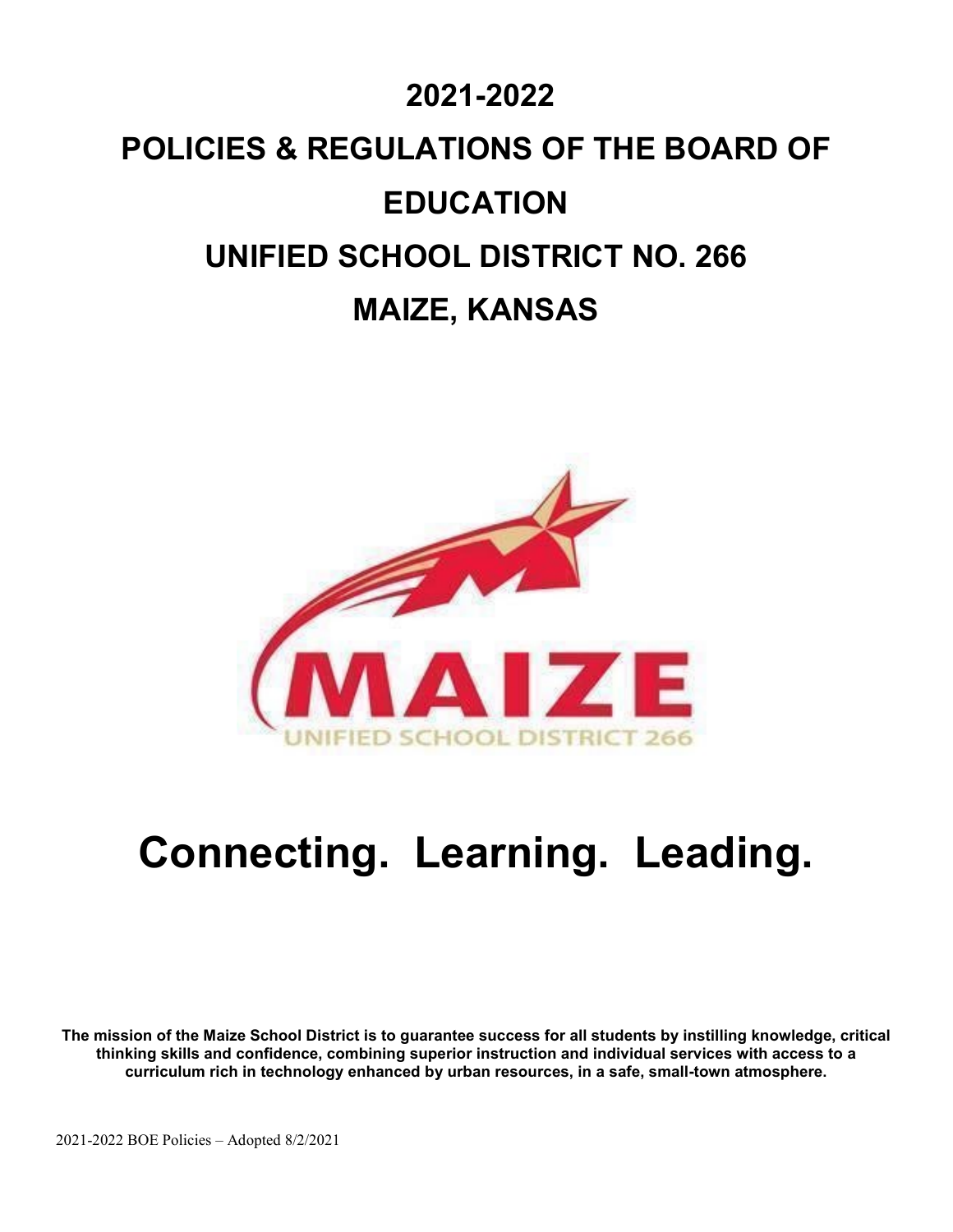# 2021-2022

# POLICIES & REGULATIONS OF THE BOARD OF EDUCATION

# UNIFIED SCHOOL DISTRICT NO. 266

# MAIZE, KANSAS

# Connecting. Learning. Leading.

**The mission of the Maize School District is to guarantee success for all students by instilling knowledge, critical thinking skills and confidence, combining superior instruction and individual services with access to a curriculum rich in technology enhanced by urban resources, in a safe, small-town atmosphere.**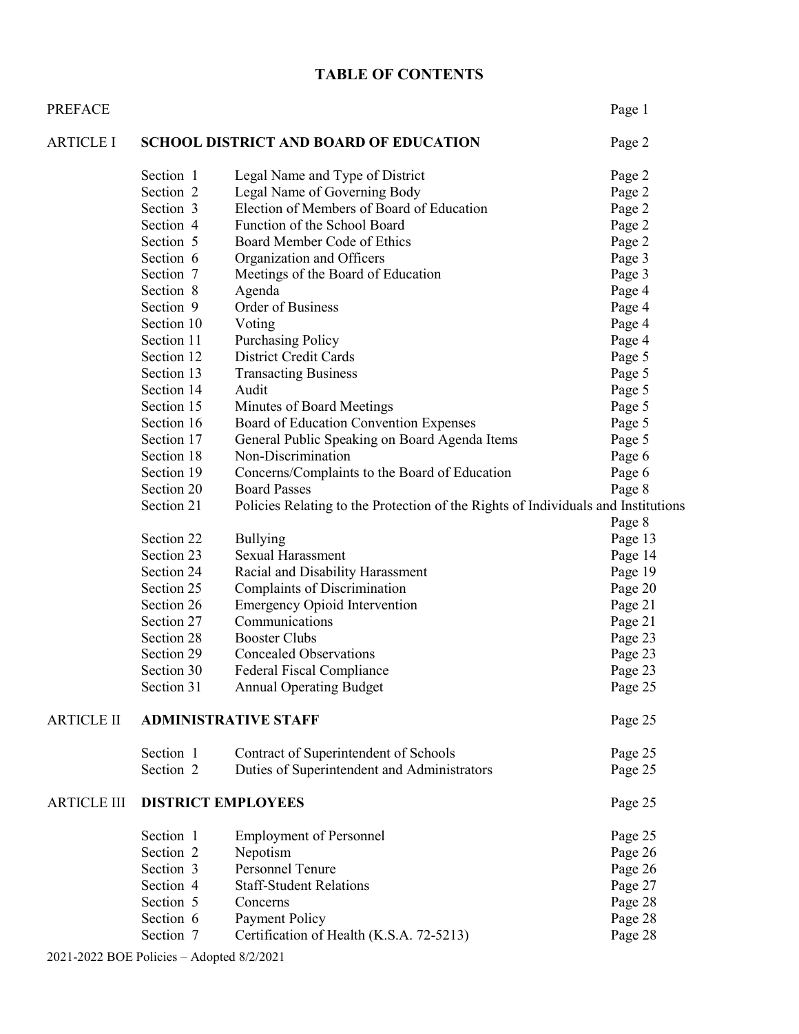# TABLE OF CONTENTS

| | | | |
|---|---|---|---|
| PREFACE | | | Page 1 |
| ARTICLE I | **SCHOOL DISTRICT AND BOARD OF EDUCATION** | | Page 2 |
| | Section 1 | Legal Name and Type of District | Page 2 |
| | Section 2 | Legal Name of Governing Body | Page 2 |
| | Section 3 | Election of Members of Board of Education | Page 2 |
| | Section 4 | Function of the School Board | Page 2 |
| | Section 5 | Board Member Code of Ethics | Page 2 |
| | Section 6 | Organization and Officers | Page 3 |
| | Section 7 | Meetings of the Board of Education | Page 3 |
| | Section 8 | Agenda | Page 4 |
| | Section 9 | Order of Business | Page 4 |
| | Section 10 | Voting | Page 4 |
| | Section 11 | Purchasing Policy | Page 4 |
| | Section 12 | District Credit Cards | Page 5 |
| | Section 13 | Transacting Business | Page 5 |
| | Section 14 | Audit | Page 5 |
| | Section 15 | Minutes of Board Meetings | Page 5 |
| | Section 16 | Board of Education Convention Expenses | Page 5 |
| | Section 17 | General Public Speaking on Board Agenda Items | Page 5 |
| | Section 18 | Non-Discrimination | Page 6 |
| | Section 19 | Concerns/Complaints to the Board of Education | Page 6 |
| | Section 20 | Board Passes | Page 8 |
| | Section 21 | Policies Relating to the Protection of the Rights of Individuals and Institutions | Page 8 |
| | Section 22 | Bullying | Page 13 |
| | Section 23 | Sexual Harassment | Page 14 |
| | Section 24 | Racial and Disability Harassment | Page 19 |
| | Section 25 | Complaints of Discrimination | Page 20 |
| | Section 26 | Emergency Opioid Intervention | Page 21 |
| | Section 27 | Communications | Page 21 |
| | Section 28 | Booster Clubs | Page 23 |
| | Section 29 | Concealed Observations | Page 23 |
| | Section 30 | Federal Fiscal Compliance | Page 23 |
| | Section 31 | Annual Operating Budget | Page 25 |
| ARTICLE II | **ADMINISTRATIVE STAFF** | | Page 25 |
| | Section 1 | Contract of Superintendent of Schools | Page 25 |
| | Section 2 | Duties of Superintendent and Administrators | Page 25 |
| ARTICLE III | **DISTRICT EMPLOYEES** | | Page 25 |
| | Section 1 | Employment of Personnel | Page 25 |
| | Section 2 | Nepotism | Page 26 |
| | Section 3 | Personnel Tenure | Page 26 |
| | Section 4 | Staff-Student Relations | Page 27 |
| | Section 5 | Concerns | Page 28 |
| | Section 6 | Payment Policy | Page 28 |
| | Section 7 | Certification of Health (K.S.A. 72-5213) | Page 28 |

2021-2022 BOE Policies – Adopted 8/2/2021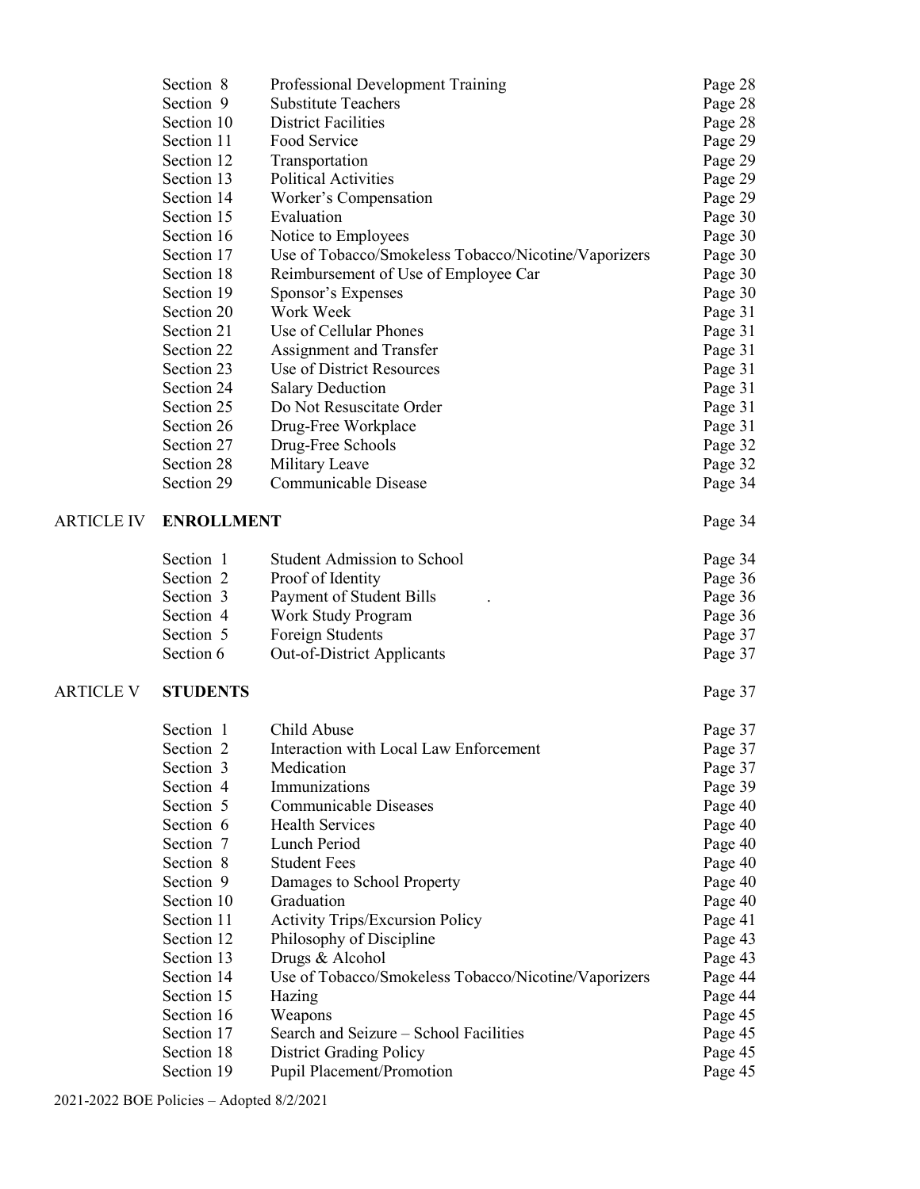| | | | |
|---|---|---|---|
| | Section 8 | Professional Development Training | Page 28 |
| | Section 9 | Substitute Teachers | Page 28 |
| | Section 10 | District Facilities | Page 28 |
| | Section 11 | Food Service | Page 29 |
| | Section 12 | Transportation | Page 29 |
| | Section 13 | Political Activities | Page 29 |
| | Section 14 | Worker's Compensation | Page 29 |
| | Section 15 | Evaluation | Page 30 |
| | Section 16 | Notice to Employees | Page 30 |
| | Section 17 | Use of Tobacco/Smokeless Tobacco/Nicotine/Vaporizers | Page 30 |
| | Section 18 | Reimbursement of Use of Employee Car | Page 30 |
| | Section 19 | Sponsor's Expenses | Page 30 |
| | Section 20 | Work Week | Page 31 |
| | Section 21 | Use of Cellular Phones | Page 31 |
| | Section 22 | Assignment and Transfer | Page 31 |
| | Section 23 | Use of District Resources | Page 31 |
| | Section 24 | Salary Deduction | Page 31 |
| | Section 25 | Do Not Resuscitate Order | Page 31 |
| | Section 26 | Drug-Free Workplace | Page 31 |
| | Section 27 | Drug-Free Schools | Page 32 |
| | Section 28 | Military Leave | Page 32 |
| | Section 29 | Communicable Disease | Page 34 |
| ARTICLE IV | **ENROLLMENT** | | Page 34 |
| | Section 1 | Student Admission to School | Page 34 |
| | Section 2 | Proof of Identity | Page 36 |
| | Section 3 | Payment of Student Bills . | Page 36 |
| | Section 4 | Work Study Program | Page 36 |
| | Section 5 | Foreign Students | Page 37 |
| | Section 6 | Out-of-District Applicants | Page 37 |
| ARTICLE V | **STUDENTS** | | Page 37 |
| | Section 1 | Child Abuse | Page 37 |
| | Section 2 | Interaction with Local Law Enforcement | Page 37 |
| | Section 3 | Medication | Page 37 |
| | Section 4 | Immunizations | Page 39 |
| | Section 5 | Communicable Diseases | Page 40 |
| | Section 6 | Health Services | Page 40 |
| | Section 7 | Lunch Period | Page 40 |
| | Section 8 | Student Fees | Page 40 |
| | Section 9 | Damages to School Property | Page 40 |
| | Section 10 | Graduation | Page 40 |
| | Section 11 | Activity Trips/Excursion Policy | Page 41 |
| | Section 12 | Philosophy of Discipline | Page 43 |
| | Section 13 | Drugs & Alcohol | Page 43 |
| | Section 14 | Use of Tobacco/Smokeless Tobacco/Nicotine/Vaporizers | Page 44 |
| | Section 15 | Hazing | Page 44 |
| | Section 16 | Weapons | Page 45 |
| | Section 17 | Search and Seizure – School Facilities | Page 45 |
| | Section 18 | District Grading Policy | Page 45 |
| | Section 19 | Pupil Placement/Promotion | Page 45 |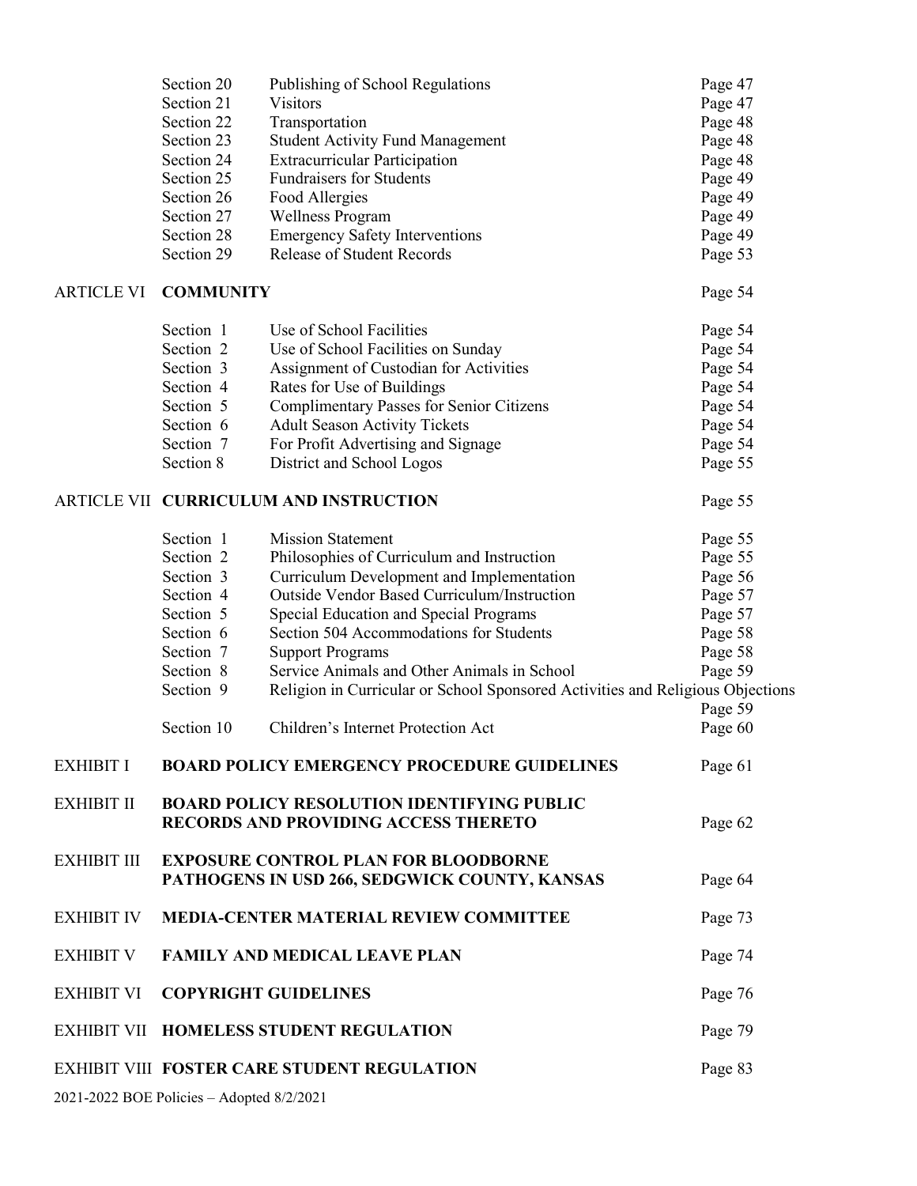| | | | |
|---|---|---|---|
| | Section 20 | Publishing of School Regulations | Page 47 |
| | Section 21 | Visitors | Page 47 |
| | Section 22 | Transportation | Page 48 |
| | Section 23 | Student Activity Fund Management | Page 48 |
| | Section 24 | Extracurricular Participation | Page 48 |
| | Section 25 | Fundraisers for Students | Page 49 |
| | Section 26 | Food Allergies | Page 49 |
| | Section 27 | Wellness Program | Page 49 |
| | Section 28 | Emergency Safety Interventions | Page 49 |
| | Section 29 | Release of Student Records | Page 53 |
| ARTICLE VI | **COMMUNITY** | | Page 54 |
| | Section 1 | Use of School Facilities | Page 54 |
| | Section 2 | Use of School Facilities on Sunday | Page 54 |
| | Section 3 | Assignment of Custodian for Activities | Page 54 |
| | Section 4 | Rates for Use of Buildings | Page 54 |
| | Section 5 | Complimentary Passes for Senior Citizens | Page 54 |
| | Section 6 | Adult Season Activity Tickets | Page 54 |
| | Section 7 | For Profit Advertising and Signage | Page 54 |
| | Section 8 | District and School Logos | Page 55 |
| ARTICLE VII | **CURRICULUM AND INSTRUCTION** | | Page 55 |
| | Section 1 | Mission Statement | Page 55 |
| | Section 2 | Philosophies of Curriculum and Instruction | Page 55 |
| | Section 3 | Curriculum Development and Implementation | Page 56 |
| | Section 4 | Outside Vendor Based Curriculum/Instruction | Page 57 |
| | Section 5 | Special Education and Special Programs | Page 57 |
| | Section 6 | Section 504 Accommodations for Students | Page 58 |
| | Section 7 | Support Programs | Page 58 |
| | Section 8 | Service Animals and Other Animals in School | Page 59 |
| | Section 9 | Religion in Curricular or School Sponsored Activities and Religious Objections | Page 59 |
| | Section 10 | Children's Internet Protection Act | Page 60 |
| EXHIBIT I | **BOARD POLICY EMERGENCY PROCEDURE GUIDELINES** | | Page 61 |
| EXHIBIT II | **BOARD POLICY RESOLUTION IDENTIFYING PUBLIC RECORDS AND PROVIDING ACCESS THERETO** | | Page 62 |
| EXHIBIT III | **EXPOSURE CONTROL PLAN FOR BLOODBORNE PATHOGENS IN USD 266, SEDGWICK COUNTY, KANSAS** | | Page 64 |
| EXHIBIT IV | **MEDIA-CENTER MATERIAL REVIEW COMMITTEE** | | Page 73 |
| EXHIBIT V | **FAMILY AND MEDICAL LEAVE PLAN** | | Page 74 |
| EXHIBIT VI | **COPYRIGHT GUIDELINES** | | Page 76 |
| EXHIBIT VII | **HOMELESS STUDENT REGULATION** | | Page 79 |
| EXHIBIT VIII | **FOSTER CARE STUDENT REGULATION** | | Page 83 |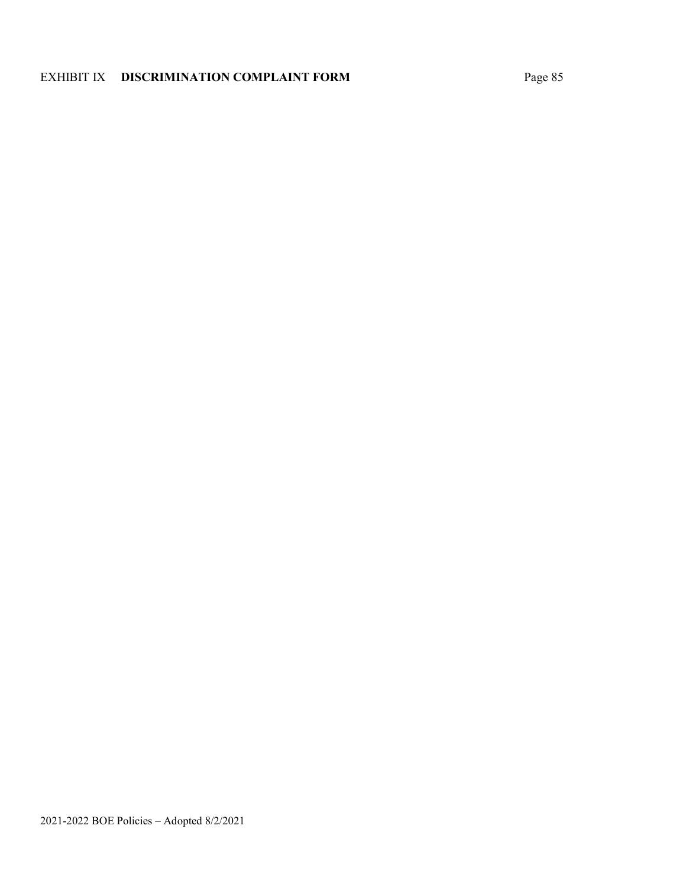EXHIBIT IX **DISCRIMINATION COMPLAINT FORM**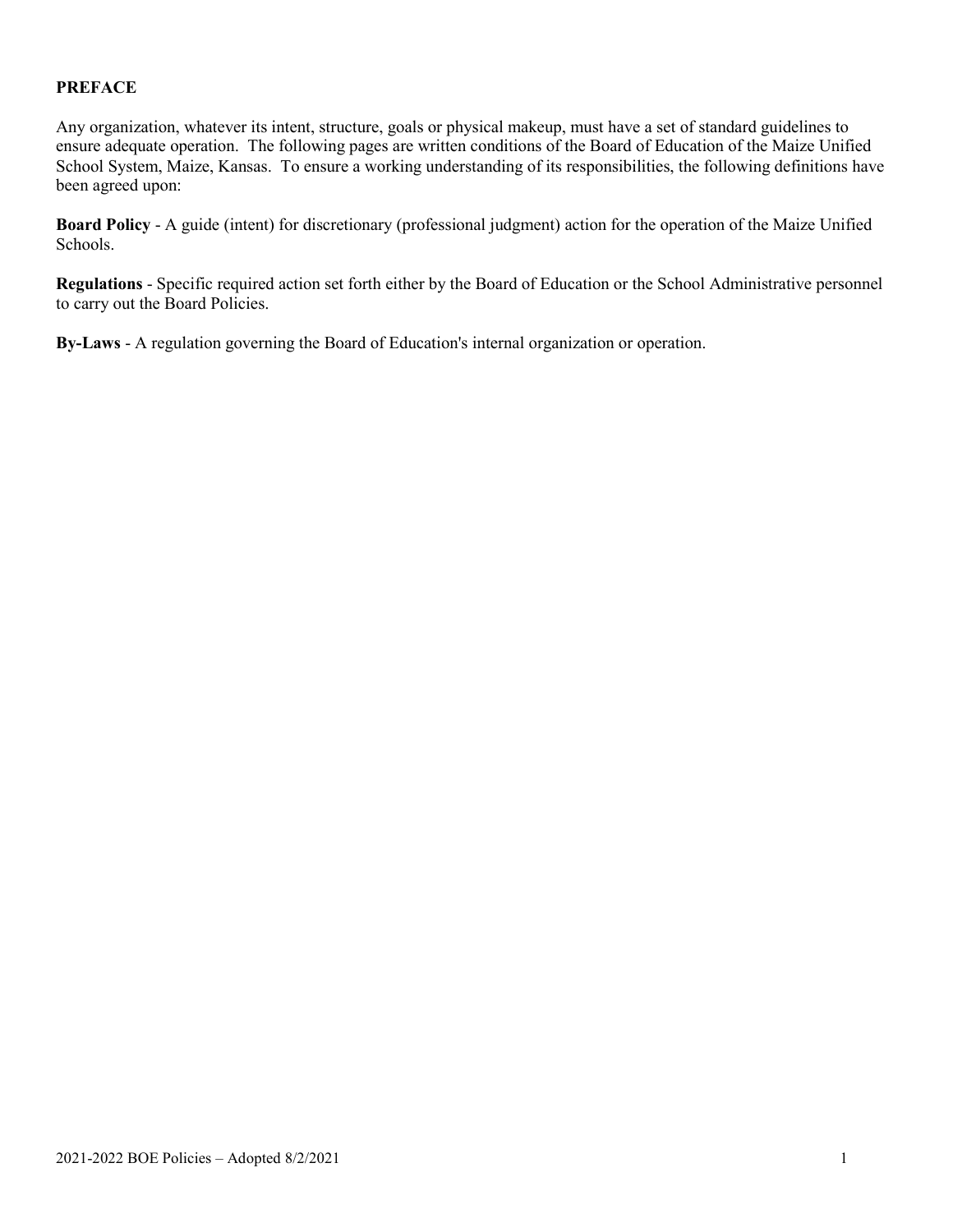## PREFACE

Any organization, whatever its intent, structure, goals or physical makeup, must have a set of standard guidelines to ensure adequate operation. The following pages are written conditions of the Board of Education of the Maize Unified School System, Maize, Kansas. To ensure a working understanding of its responsibilities, the following definitions have been agreed upon:

**Board Policy** - A guide (intent) for discretionary (professional judgment) action for the operation of the Maize Unified Schools.

**Regulations** - Specific required action set forth either by the Board of Education or the School Administrative personnel to carry out the Board Policies.

**By-Laws** - A regulation governing the Board of Education's internal organization or operation.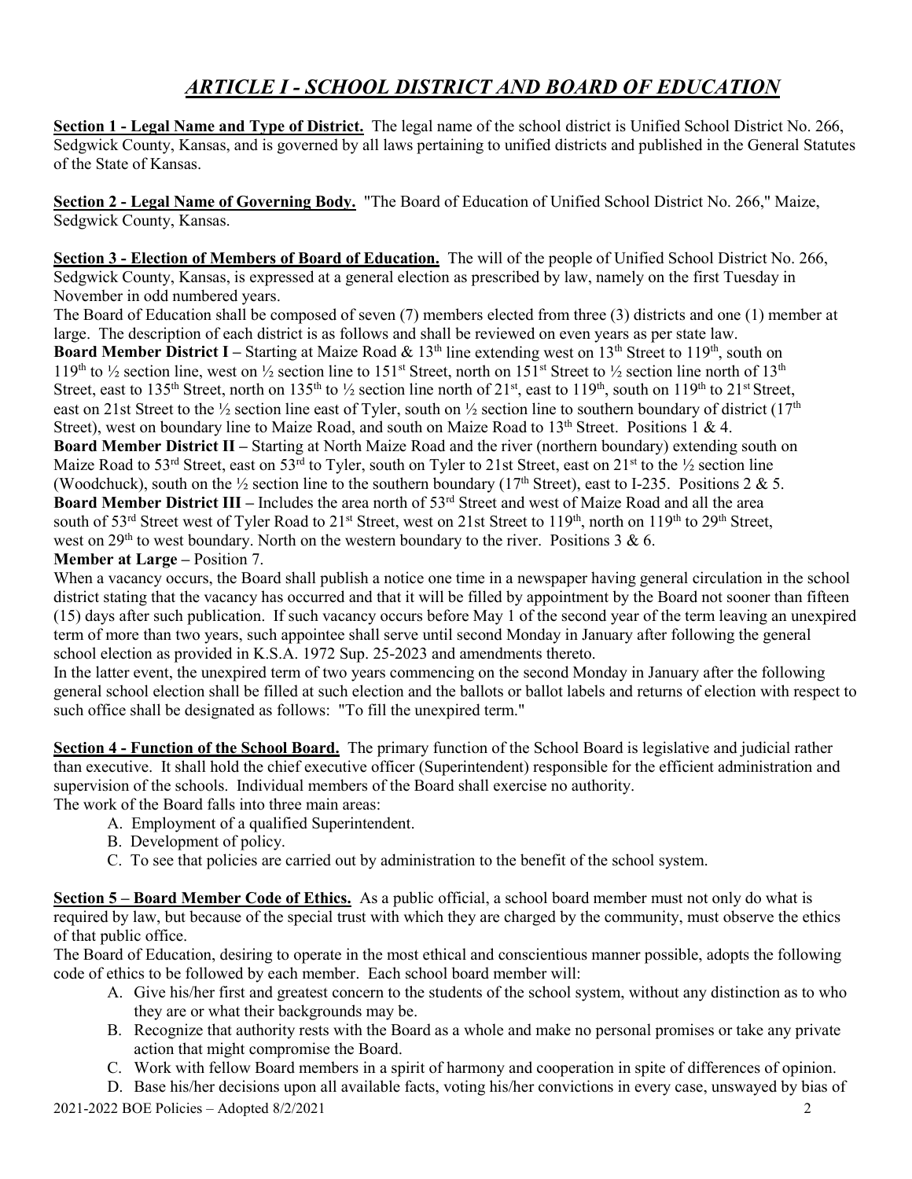# *ARTICLE I - SCHOOL DISTRICT AND BOARD OF EDUCATION*

**Section 1 - Legal Name and Type of District.** The legal name of the school district is Unified School District No. 266, Sedgwick County, Kansas, and is governed by all laws pertaining to unified districts and published in the General Statutes of the State of Kansas.

**Section 2 - Legal Name of Governing Body.** "The Board of Education of Unified School District No. 266," Maize, Sedgwick County, Kansas.

**Section 3 - Election of Members of Board of Education.** The will of the people of Unified School District No. 266, Sedgwick County, Kansas, is expressed at a general election as prescribed by law, namely on the first Tuesday in November in odd numbered years.

The Board of Education shall be composed of seven (7) members elected from three (3) districts and one (1) member at large. The description of each district is as follows and shall be reviewed on even years as per state law.

**Board Member District I –** Starting at Maize Road & 13th line extending west on 13th Street to 119th, south on 119th to ½ section line, west on ½ section line to 151st Street, north on 151st Street to ½ section line north of 13th Street, east to 135th Street, north on 135th to ½ section line north of 21st, east to 119th, south on 119th to 21st Street, east on 21st Street to the ½ section line east of Tyler, south on ½ section line to southern boundary of district (17th Street), west on boundary line to Maize Road, and south on Maize Road to 13th Street. Positions 1 & 4.

**Board Member District II –** Starting at North Maize Road and the river (northern boundary) extending south on Maize Road to 53rd Street, east on 53rd to Tyler, south on Tyler to 21st Street, east on 21st to the ½ section line (Woodchuck), south on the ½ section line to the southern boundary (17th Street), east to I-235. Positions 2 & 5.

**Board Member District III –** Includes the area north of 53rd Street and west of Maize Road and all the area south of 53rd Street west of Tyler Road to 21st Street, west on 21st Street to 119th, north on 119th to 29th Street, west on 29th to west boundary. North on the western boundary to the river. Positions 3 & 6.

**Member at Large –** Position 7.

When a vacancy occurs, the Board shall publish a notice one time in a newspaper having general circulation in the school district stating that the vacancy has occurred and that it will be filled by appointment by the Board not sooner than fifteen (15) days after such publication. If such vacancy occurs before May 1 of the second year of the term leaving an unexpired term of more than two years, such appointee shall serve until second Monday in January after following the general school election as provided in K.S.A. 1972 Sup. 25-2023 and amendments thereto.

In the latter event, the unexpired term of two years commencing on the second Monday in January after the following general school election shall be filled at such election and the ballots or ballot labels and returns of election with respect to such office shall be designated as follows: "To fill the unexpired term."

**Section 4 - Function of the School Board.** The primary function of the School Board is legislative and judicial rather than executive. It shall hold the chief executive officer (Superintendent) responsible for the efficient administration and supervision of the schools. Individual members of the Board shall exercise no authority.

The work of the Board falls into three main areas:

A. Employment of a qualified Superintendent.
B. Development of policy.
C. To see that policies are carried out by administration to the benefit of the school system.

**Section 5 – Board Member Code of Ethics.** As a public official, a school board member must not only do what is required by law, but because of the special trust with which they are charged by the community, must observe the ethics of that public office.

The Board of Education, desiring to operate in the most ethical and conscientious manner possible, adopts the following code of ethics to be followed by each member. Each school board member will:

A. Give his/her first and greatest concern to the students of the school system, without any distinction as to who they are or what their backgrounds may be.
B. Recognize that authority rests with the Board as a whole and make no personal promises or take any private action that might compromise the Board.
C. Work with fellow Board members in a spirit of harmony and cooperation in spite of differences of opinion.
D. Base his/her decisions upon all available facts, voting his/her convictions in every case, unswayed by bias of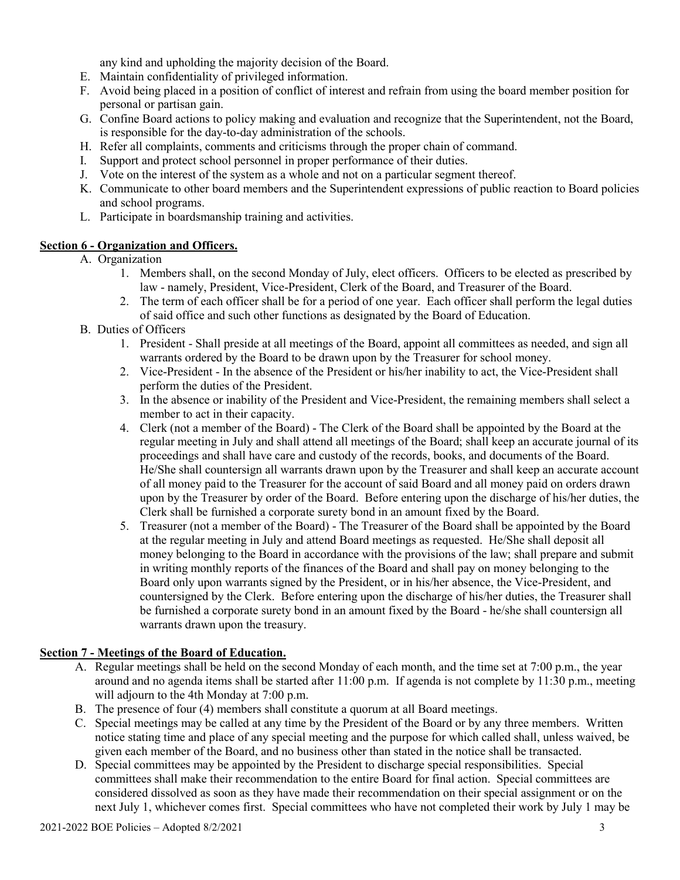any kind and upholding the majority decision of the Board.

E. Maintain confidentiality of privileged information.
F. Avoid being placed in a position of conflict of interest and refrain from using the board member position for personal or partisan gain.
G. Confine Board actions to policy making and evaluation and recognize that the Superintendent, not the Board, is responsible for the day-to-day administration of the schools.
H. Refer all complaints, comments and criticisms through the proper chain of command.
I. Support and protect school personnel in proper performance of their duties.
J. Vote on the interest of the system as a whole and not on a particular segment thereof.
K. Communicate to other board members and the Superintendent expressions of public reaction to Board policies and school programs.
L. Participate in boardsmanship training and activities.

## Section 6 - Organization and Officers.

A. Organization
   1. Members shall, on the second Monday of July, elect officers. Officers to be elected as prescribed by law - namely, President, Vice-President, Clerk of the Board, and Treasurer of the Board.
   2. The term of each officer shall be for a period of one year. Each officer shall perform the legal duties of said office and such other functions as designated by the Board of Education.

B. Duties of Officers
   1. President - Shall preside at all meetings of the Board, appoint all committees as needed, and sign all warrants ordered by the Board to be drawn upon by the Treasurer for school money.
   2. Vice-President - In the absence of the President or his/her inability to act, the Vice-President shall perform the duties of the President.
   3. In the absence or inability of the President and Vice-President, the remaining members shall select a member to act in their capacity.
   4. Clerk (not a member of the Board) - The Clerk of the Board shall be appointed by the Board at the regular meeting in July and shall attend all meetings of the Board; shall keep an accurate journal of its proceedings and shall have care and custody of the records, books, and documents of the Board. He/She shall countersign all warrants drawn upon by the Treasurer and shall keep an accurate account of all money paid to the Treasurer for the account of said Board and all money paid on orders drawn upon by the Treasurer by order of the Board. Before entering upon the discharge of his/her duties, the Clerk shall be furnished a corporate surety bond in an amount fixed by the Board.
   5. Treasurer (not a member of the Board) - The Treasurer of the Board shall be appointed by the Board at the regular meeting in July and attend Board meetings as requested. He/She shall deposit all money belonging to the Board in accordance with the provisions of the law; shall prepare and submit in writing monthly reports of the finances of the Board and shall pay on money belonging to the Board only upon warrants signed by the President, or in his/her absence, the Vice-President, and countersigned by the Clerk. Before entering upon the discharge of his/her duties, the Treasurer shall be furnished a corporate surety bond in an amount fixed by the Board - he/she shall countersign all warrants drawn upon the treasury.

## Section 7 - Meetings of the Board of Education.

A. Regular meetings shall be held on the second Monday of each month, and the time set at 7:00 p.m., the year around and no agenda items shall be started after 11:00 p.m. If agenda is not complete by 11:30 p.m., meeting will adjourn to the 4th Monday at 7:00 p.m.
B. The presence of four (4) members shall constitute a quorum at all Board meetings.
C. Special meetings may be called at any time by the President of the Board or by any three members. Written notice stating time and place of any special meeting and the purpose for which called shall, unless waived, be given each member of the Board, and no business other than stated in the notice shall be transacted.
D. Special committees may be appointed by the President to discharge special responsibilities. Special committees shall make their recommendation to the entire Board for final action. Special committees are considered dissolved as soon as they have made their recommendation on their special assignment or on the next July 1, whichever comes first. Special committees who have not completed their work by July 1 may be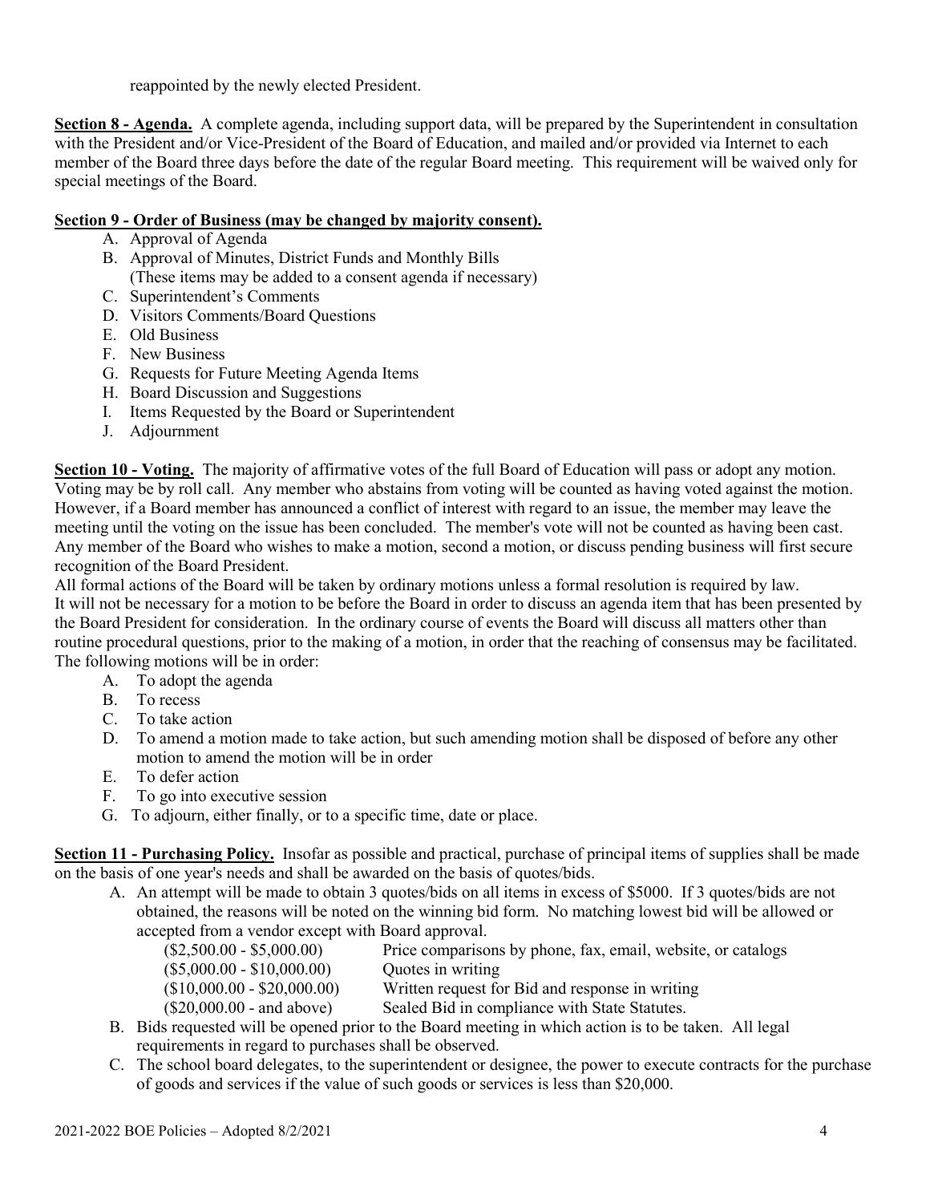reappointed by the newly elected President.

**Section 8 - Agenda.** A complete agenda, including support data, will be prepared by the Superintendent in consultation with the President and/or Vice-President of the Board of Education, and mailed and/or provided via Internet to each member of the Board three days before the date of the regular Board meeting. This requirement will be waived only for special meetings of the Board.

**Section 9 - Order of Business (may be changed by majority consent).**

A. Approval of Agenda
B. Approval of Minutes, District Funds and Monthly Bills
   (These items may be added to a consent agenda if necessary)
C. Superintendent's Comments
D. Visitors Comments/Board Questions
E. Old Business
F. New Business
G. Requests for Future Meeting Agenda Items
H. Board Discussion and Suggestions
I. Items Requested by the Board or Superintendent
J. Adjournment

**Section 10 - Voting.** The majority of affirmative votes of the full Board of Education will pass or adopt any motion. Voting may be by roll call. Any member who abstains from voting will be counted as having voted against the motion. However, if a Board member has announced a conflict of interest with regard to an issue, the member may leave the meeting until the voting on the issue has been concluded. The member's vote will not be counted as having been cast. Any member of the Board who wishes to make a motion, second a motion, or discuss pending business will first secure recognition of the Board President.

All formal actions of the Board will be taken by ordinary motions unless a formal resolution is required by law.

It will not be necessary for a motion to be before the Board in order to discuss an agenda item that has been presented by the Board President for consideration. In the ordinary course of events the Board will discuss all matters other than routine procedural questions, prior to the making of a motion, in order that the reaching of consensus may be facilitated. The following motions will be in order:

A. To adopt the agenda
B. To recess
C. To take action
D. To amend a motion made to take action, but such amending motion shall be disposed of before any other motion to amend the motion will be in order
E. To defer action
F. To go into executive session
G. To adjourn, either finally, or to a specific time, date or place.

**Section 11 - Purchasing Policy.** Insofar as possible and practical, purchase of principal items of supplies shall be made on the basis of one year's needs and shall be awarded on the basis of quotes/bids.

A. An attempt will be made to obtain 3 quotes/bids on all items in excess of $5000. If 3 quotes/bids are not obtained, the reasons will be noted on the winning bid form. No matching lowest bid will be allowed or accepted from a vendor except with Board approval.

| | |
|---|---|
| ($2,500.00 - $5,000.00) | Price comparisons by phone, fax, email, website, or catalogs |
| ($5,000.00 - $10,000.00) | Quotes in writing |
| ($10,000.00 - $20,000.00) | Written request for Bid and response in writing |
| ($20,000.00 - and above) | Sealed Bid in compliance with State Statutes. |

B. Bids requested will be opened prior to the Board meeting in which action is to be taken. All legal requirements in regard to purchases shall be observed.
C. The school board delegates, to the superintendent or designee, the power to execute contracts for the purchase of goods and services if the value of such goods or services is less than $20,000.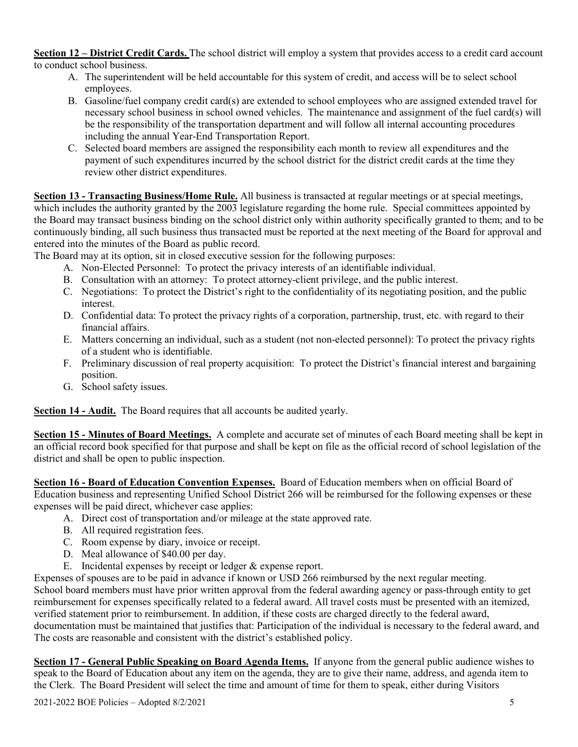**Section 12 – District Credit Cards.** The school district will employ a system that provides access to a credit card account to conduct school business.

A. The superintendent will be held accountable for this system of credit, and access will be to select school employees.
B. Gasoline/fuel company credit card(s) are extended to school employees who are assigned extended travel for necessary school business in school owned vehicles. The maintenance and assignment of the fuel card(s) will be the responsibility of the transportation department and will follow all internal accounting procedures including the annual Year-End Transportation Report.
C. Selected board members are assigned the responsibility each month to review all expenditures and the payment of such expenditures incurred by the school district for the district credit cards at the time they review other district expenditures.

**Section 13 - Transacting Business/Home Rule.** All business is transacted at regular meetings or at special meetings, which includes the authority granted by the 2003 legislature regarding the home rule. Special committees appointed by the Board may transact business binding on the school district only within authority specifically granted to them; and to be continuously binding, all such business thus transacted must be reported at the next meeting of the Board for approval and entered into the minutes of the Board as public record.

The Board may at its option, sit in closed executive session for the following purposes:

A. Non-Elected Personnel: To protect the privacy interests of an identifiable individual.
B. Consultation with an attorney: To protect attorney-client privilege, and the public interest.
C. Negotiations: To protect the District's right to the confidentiality of its negotiating position, and the public interest.
D. Confidential data: To protect the privacy rights of a corporation, partnership, trust, etc. with regard to their financial affairs.
E. Matters concerning an individual, such as a student (not non-elected personnel): To protect the privacy rights of a student who is identifiable.
F. Preliminary discussion of real property acquisition: To protect the District's financial interest and bargaining position.
G. School safety issues.

**Section 14 - Audit.** The Board requires that all accounts be audited yearly.

**Section 15 - Minutes of Board Meetings.** A complete and accurate set of minutes of each Board meeting shall be kept in an official record book specified for that purpose and shall be kept on file as the official record of school legislation of the district and shall be open to public inspection.

**Section 16 - Board of Education Convention Expenses.** Board of Education members when on official Board of Education business and representing Unified School District 266 will be reimbursed for the following expenses or these expenses will be paid direct, whichever case applies:

A. Direct cost of transportation and/or mileage at the state approved rate.
B. All required registration fees.
C. Room expense by diary, invoice or receipt.
D. Meal allowance of $40.00 per day.
E. Incidental expenses by receipt or ledger & expense report.

Expenses of spouses are to be paid in advance if known or USD 266 reimbursed by the next regular meeting.
School board members must have prior written approval from the federal awarding agency or pass-through entity to get reimbursement for expenses specifically related to a federal award. All travel costs must be presented with an itemized, verified statement prior to reimbursement. In addition, if these costs are charged directly to the federal award, documentation must be maintained that justifies that: Participation of the individual is necessary to the federal award, and The costs are reasonable and consistent with the district's established policy.

**Section 17 - General Public Speaking on Board Agenda Items.** If anyone from the general public audience wishes to speak to the Board of Education about any item on the agenda, they are to give their name, address, and agenda item to the Clerk. The Board President will select the time and amount of time for them to speak, either during Visitors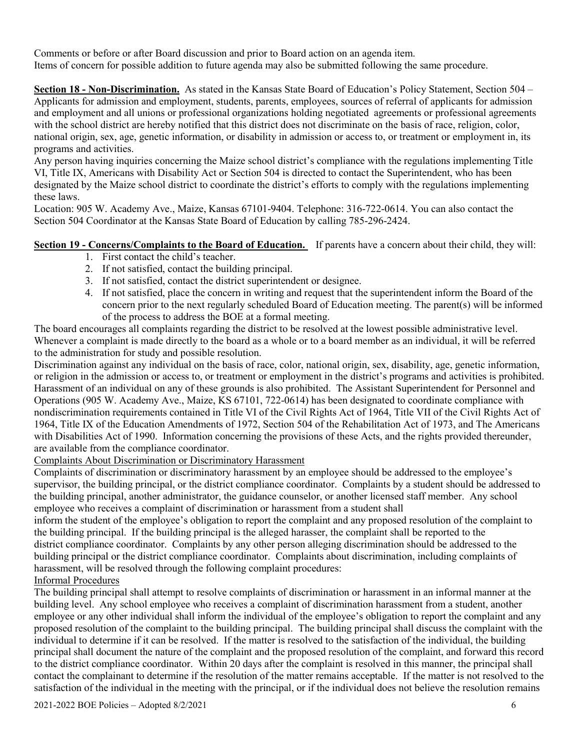Comments or before or after Board discussion and prior to Board action on an agenda item.
Items of concern for possible addition to future agenda may also be submitted following the same procedure.

**Section 18 - Non-Discrimination.** As stated in the Kansas State Board of Education's Policy Statement, Section 504 – Applicants for admission and employment, students, parents, employees, sources of referral of applicants for admission and employment and all unions or professional organizations holding negotiated agreements or professional agreements with the school district are hereby notified that this district does not discriminate on the basis of race, religion, color, national origin, sex, age, genetic information, or disability in admission or access to, or treatment or employment in, its programs and activities.

Any person having inquiries concerning the Maize school district's compliance with the regulations implementing Title VI, Title IX, Americans with Disability Act or Section 504 is directed to contact the Superintendent, who has been designated by the Maize school district to coordinate the district's efforts to comply with the regulations implementing these laws.

Location: 905 W. Academy Ave., Maize, Kansas 67101-9404. Telephone: 316-722-0614. You can also contact the Section 504 Coordinator at the Kansas State Board of Education by calling 785-296-2424.

**Section 19 - Concerns/Complaints to the Board of Education.** If parents have a concern about their child, they will:

1. First contact the child's teacher.
2. If not satisfied, contact the building principal.
3. If not satisfied, contact the district superintendent or designee.
4. If not satisfied, place the concern in writing and request that the superintendent inform the Board of the concern prior to the next regularly scheduled Board of Education meeting. The parent(s) will be informed of the process to address the BOE at a formal meeting.

The board encourages all complaints regarding the district to be resolved at the lowest possible administrative level. Whenever a complaint is made directly to the board as a whole or to a board member as an individual, it will be referred to the administration for study and possible resolution.

Discrimination against any individual on the basis of race, color, national origin, sex, disability, age, genetic information, or religion in the admission or access to, or treatment or employment in the district's programs and activities is prohibited. Harassment of an individual on any of these grounds is also prohibited. The Assistant Superintendent for Personnel and Operations (905 W. Academy Ave., Maize, KS 67101, 722-0614) has been designated to coordinate compliance with nondiscrimination requirements contained in Title VI of the Civil Rights Act of 1964, Title VII of the Civil Rights Act of 1964, Title IX of the Education Amendments of 1972, Section 504 of the Rehabilitation Act of 1973, and The Americans with Disabilities Act of 1990. Information concerning the provisions of these Acts, and the rights provided thereunder, are available from the compliance coordinator.

Complaints About Discrimination or Discriminatory Harassment

Complaints of discrimination or discriminatory harassment by an employee should be addressed to the employee's supervisor, the building principal, or the district compliance coordinator. Complaints by a student should be addressed to the building principal, another administrator, the guidance counselor, or another licensed staff member. Any school employee who receives a complaint of discrimination or harassment from a student shall inform the student of the employee's obligation to report the complaint and any proposed resolution of the complaint to the building principal. If the building principal is the alleged harasser, the complaint shall be reported to the district compliance coordinator. Complaints by any other person alleging discrimination should be addressed to the building principal or the district compliance coordinator. Complaints about discrimination, including complaints of harassment, will be resolved through the following complaint procedures:

Informal Procedures

The building principal shall attempt to resolve complaints of discrimination or harassment in an informal manner at the building level. Any school employee who receives a complaint of discrimination harassment from a student, another employee or any other individual shall inform the individual of the employee's obligation to report the complaint and any proposed resolution of the complaint to the building principal. The building principal shall discuss the complaint with the individual to determine if it can be resolved. If the matter is resolved to the satisfaction of the individual, the building principal shall document the nature of the complaint and the proposed resolution of the complaint, and forward this record to the district compliance coordinator. Within 20 days after the complaint is resolved in this manner, the principal shall contact the complainant to determine if the resolution of the matter remains acceptable. If the matter is not resolved to the satisfaction of the individual in the meeting with the principal, or if the individual does not believe the resolution remains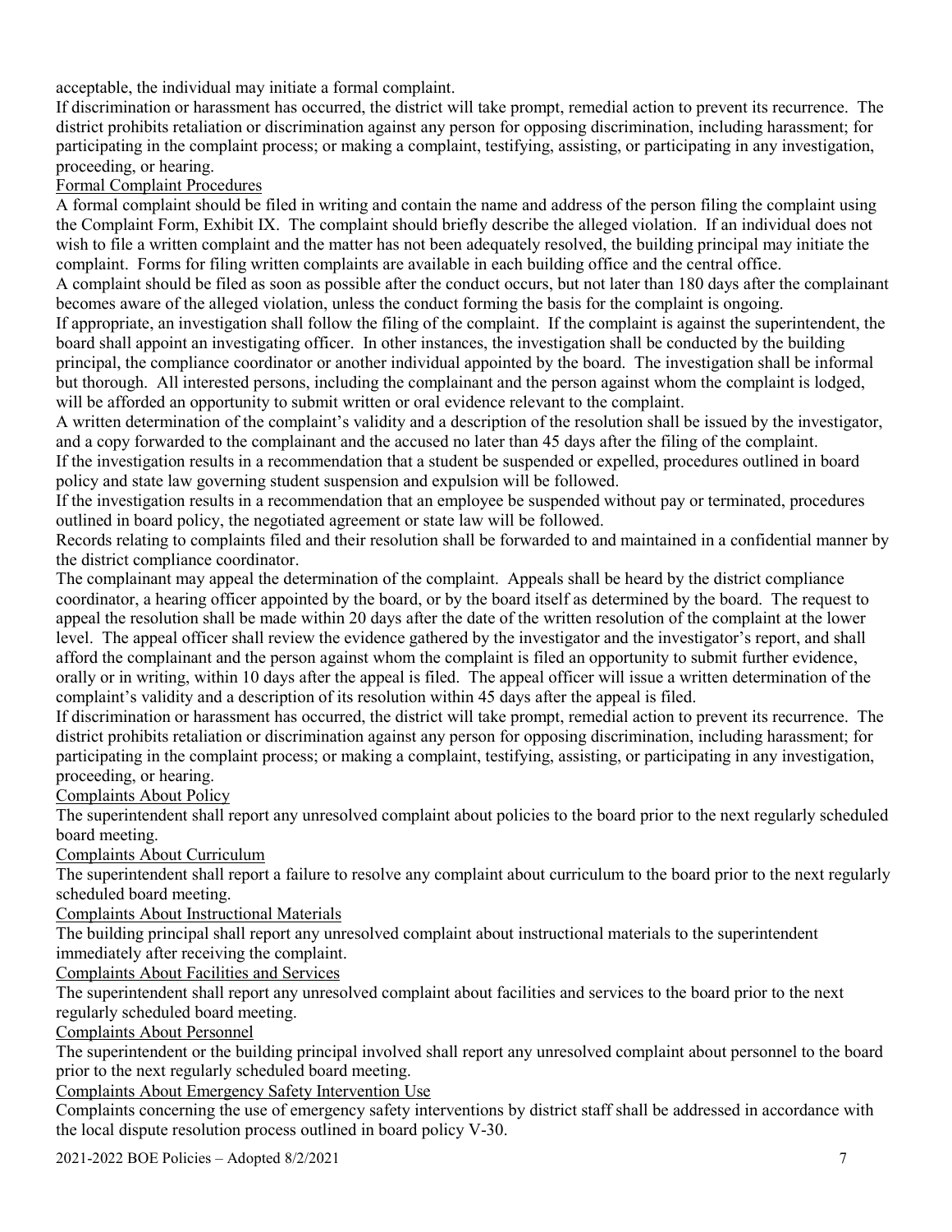acceptable, the individual may initiate a formal complaint.

If discrimination or harassment has occurred, the district will take prompt, remedial action to prevent its recurrence. The district prohibits retaliation or discrimination against any person for opposing discrimination, including harassment; for participating in the complaint process; or making a complaint, testifying, assisting, or participating in any investigation, proceeding, or hearing.

Formal Complaint Procedures

A formal complaint should be filed in writing and contain the name and address of the person filing the complaint using the Complaint Form, Exhibit IX. The complaint should briefly describe the alleged violation. If an individual does not wish to file a written complaint and the matter has not been adequately resolved, the building principal may initiate the complaint. Forms for filing written complaints are available in each building office and the central office.

A complaint should be filed as soon as possible after the conduct occurs, but not later than 180 days after the complainant becomes aware of the alleged violation, unless the conduct forming the basis for the complaint is ongoing.

If appropriate, an investigation shall follow the filing of the complaint. If the complaint is against the superintendent, the board shall appoint an investigating officer. In other instances, the investigation shall be conducted by the building principal, the compliance coordinator or another individual appointed by the board. The investigation shall be informal but thorough. All interested persons, including the complainant and the person against whom the complaint is lodged, will be afforded an opportunity to submit written or oral evidence relevant to the complaint.

A written determination of the complaint's validity and a description of the resolution shall be issued by the investigator, and a copy forwarded to the complainant and the accused no later than 45 days after the filing of the complaint.

If the investigation results in a recommendation that a student be suspended or expelled, procedures outlined in board policy and state law governing student suspension and expulsion will be followed.

If the investigation results in a recommendation that an employee be suspended without pay or terminated, procedures outlined in board policy, the negotiated agreement or state law will be followed.

Records relating to complaints filed and their resolution shall be forwarded to and maintained in a confidential manner by the district compliance coordinator.

The complainant may appeal the determination of the complaint. Appeals shall be heard by the district compliance coordinator, a hearing officer appointed by the board, or by the board itself as determined by the board. The request to appeal the resolution shall be made within 20 days after the date of the written resolution of the complaint at the lower level. The appeal officer shall review the evidence gathered by the investigator and the investigator's report, and shall afford the complainant and the person against whom the complaint is filed an opportunity to submit further evidence, orally or in writing, within 10 days after the appeal is filed. The appeal officer will issue a written determination of the complaint's validity and a description of its resolution within 45 days after the appeal is filed.

If discrimination or harassment has occurred, the district will take prompt, remedial action to prevent its recurrence. The district prohibits retaliation or discrimination against any person for opposing discrimination, including harassment; for participating in the complaint process; or making a complaint, testifying, assisting, or participating in any investigation, proceeding, or hearing.

Complaints About Policy

The superintendent shall report any unresolved complaint about policies to the board prior to the next regularly scheduled board meeting.

Complaints About Curriculum

The superintendent shall report a failure to resolve any complaint about curriculum to the board prior to the next regularly scheduled board meeting.

Complaints About Instructional Materials

The building principal shall report any unresolved complaint about instructional materials to the superintendent immediately after receiving the complaint.

Complaints About Facilities and Services

The superintendent shall report any unresolved complaint about facilities and services to the board prior to the next regularly scheduled board meeting.

Complaints About Personnel

The superintendent or the building principal involved shall report any unresolved complaint about personnel to the board prior to the next regularly scheduled board meeting.

Complaints About Emergency Safety Intervention Use

Complaints concerning the use of emergency safety interventions by district staff shall be addressed in accordance with the local dispute resolution process outlined in board policy V-30.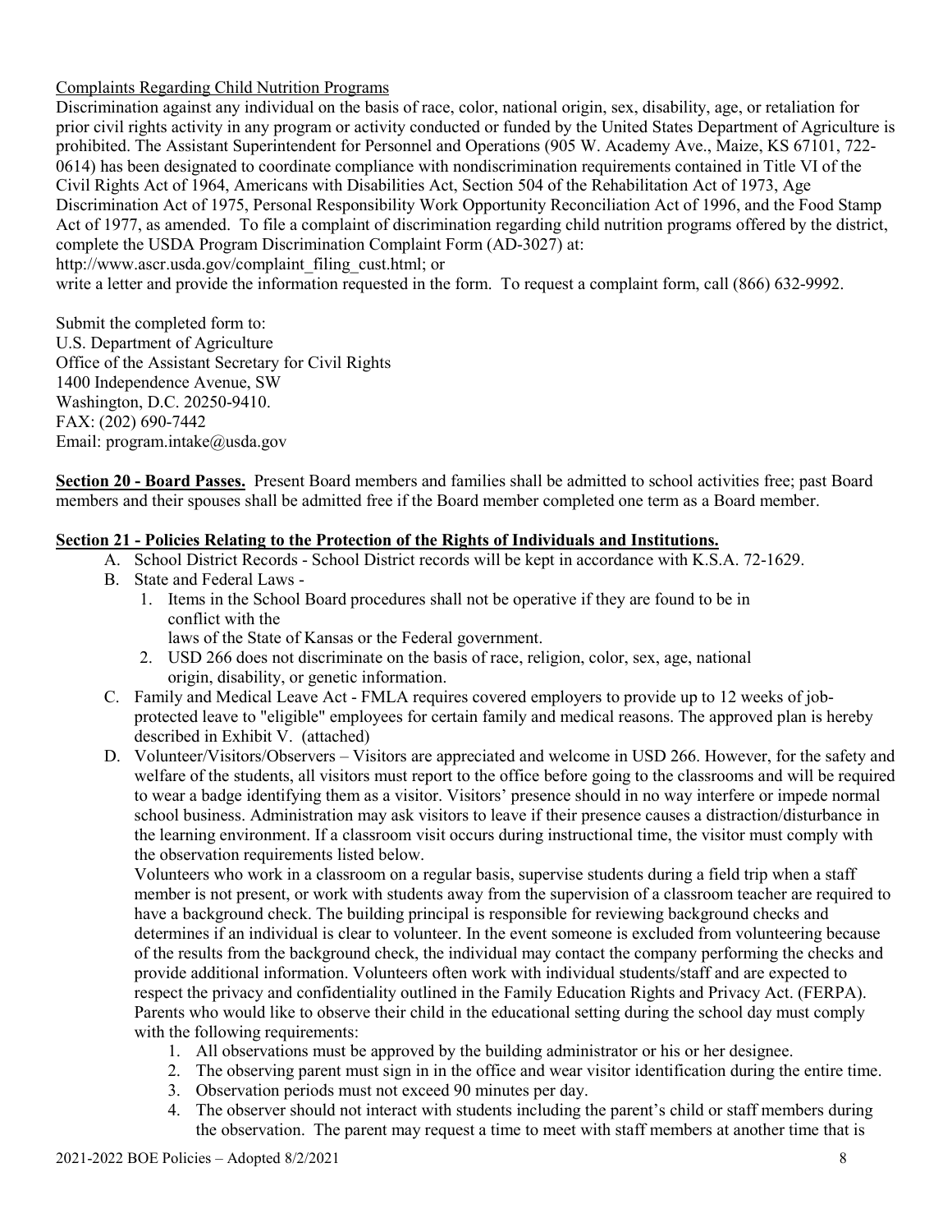Complaints Regarding Child Nutrition Programs

Discrimination against any individual on the basis of race, color, national origin, sex, disability, age, or retaliation for prior civil rights activity in any program or activity conducted or funded by the United States Department of Agriculture is prohibited. The Assistant Superintendent for Personnel and Operations (905 W. Academy Ave., Maize, KS 67101, 722-0614) has been designated to coordinate compliance with nondiscrimination requirements contained in Title VI of the Civil Rights Act of 1964, Americans with Disabilities Act, Section 504 of the Rehabilitation Act of 1973, Age Discrimination Act of 1975, Personal Responsibility Work Opportunity Reconciliation Act of 1996, and the Food Stamp Act of 1977, as amended. To file a complaint of discrimination regarding child nutrition programs offered by the district, complete the USDA Program Discrimination Complaint Form (AD-3027) at:
http://www.ascr.usda.gov/complaint_filing_cust.html; or
write a letter and provide the information requested in the form. To request a complaint form, call (866) 632-9992.

Submit the completed form to:
U.S. Department of Agriculture
Office of the Assistant Secretary for Civil Rights
1400 Independence Avenue, SW
Washington, D.C. 20250-9410.
FAX: (202) 690-7442
Email: program.intake@usda.gov

**Section 20 - Board Passes.** Present Board members and families shall be admitted to school activities free; past Board members and their spouses shall be admitted free if the Board member completed one term as a Board member.

**Section 21 - Policies Relating to the Protection of the Rights of Individuals and Institutions.**

A. School District Records - School District records will be kept in accordance with K.S.A. 72-1629.
B. State and Federal Laws -
   1. Items in the School Board procedures shall not be operative if they are found to be in conflict with the laws of the State of Kansas or the Federal government.
   2. USD 266 does not discriminate on the basis of race, religion, color, sex, age, national origin, disability, or genetic information.
C. Family and Medical Leave Act - FMLA requires covered employers to provide up to 12 weeks of job-protected leave to "eligible" employees for certain family and medical reasons. The approved plan is hereby described in Exhibit V. (attached)
D. Volunteer/Visitors/Observers – Visitors are appreciated and welcome in USD 266. However, for the safety and welfare of the students, all visitors must report to the office before going to the classrooms and will be required to wear a badge identifying them as a visitor. Visitors' presence should in no way interfere or impede normal school business. Administration may ask visitors to leave if their presence causes a distraction/disturbance in the learning environment. If a classroom visit occurs during instructional time, the visitor must comply with the observation requirements listed below.

   Volunteers who work in a classroom on a regular basis, supervise students during a field trip when a staff member is not present, or work with students away from the supervision of a classroom teacher are required to have a background check. The building principal is responsible for reviewing background checks and determines if an individual is clear to volunteer. In the event someone is excluded from volunteering because of the results from the background check, the individual may contact the company performing the checks and provide additional information. Volunteers often work with individual students/staff and are expected to respect the privacy and confidentiality outlined in the Family Education Rights and Privacy Act. (FERPA).

   Parents who would like to observe their child in the educational setting during the school day must comply with the following requirements:

   1. All observations must be approved by the building administrator or his or her designee.
   2. The observing parent must sign in in the office and wear visitor identification during the entire time.
   3. Observation periods must not exceed 90 minutes per day.
   4. The observer should not interact with students including the parent's child or staff members during the observation. The parent may request a time to meet with staff members at another time that is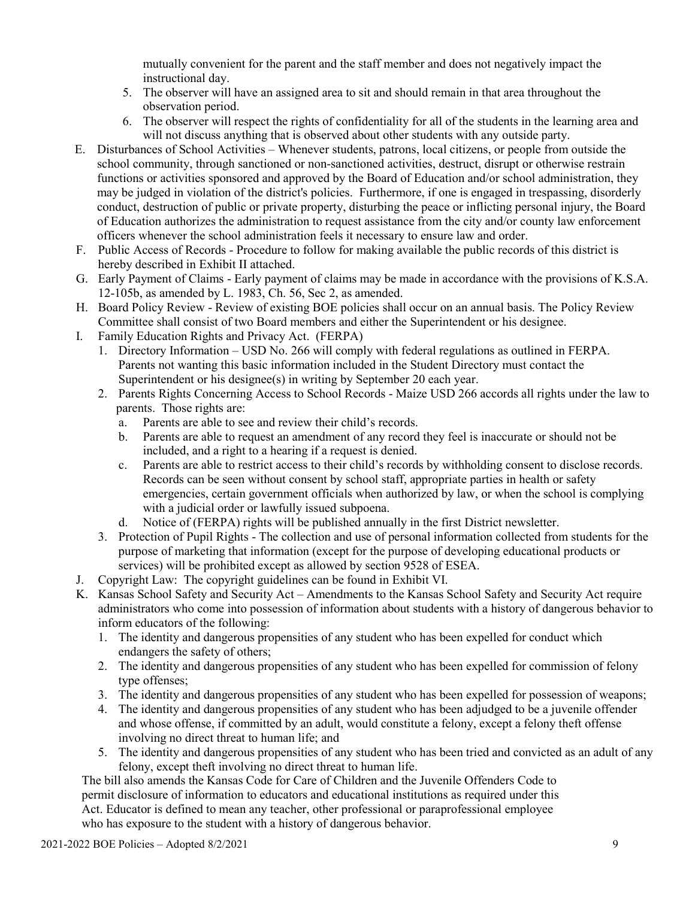mutually convenient for the parent and the staff member and does not negatively impact the instructional day.

5. The observer will have an assigned area to sit and should remain in that area throughout the observation period.
6. The observer will respect the rights of confidentiality for all of the students in the learning area and will not discuss anything that is observed about other students with any outside party.

E. Disturbances of School Activities – Whenever students, patrons, local citizens, or people from outside the school community, through sanctioned or non-sanctioned activities, destruct, disrupt or otherwise restrain functions or activities sponsored and approved by the Board of Education and/or school administration, they may be judged in violation of the district's policies. Furthermore, if one is engaged in trespassing, disorderly conduct, destruction of public or private property, disturbing the peace or inflicting personal injury, the Board of Education authorizes the administration to request assistance from the city and/or county law enforcement officers whenever the school administration feels it necessary to ensure law and order.

F. Public Access of Records - Procedure to follow for making available the public records of this district is hereby described in Exhibit II attached.

G. Early Payment of Claims - Early payment of claims may be made in accordance with the provisions of K.S.A. 12-105b, as amended by L. 1983, Ch. 56, Sec 2, as amended.

H. Board Policy Review - Review of existing BOE policies shall occur on an annual basis. The Policy Review Committee shall consist of two Board members and either the Superintendent or his designee.

I. Family Education Rights and Privacy Act. (FERPA)
   1. Directory Information – USD No. 266 will comply with federal regulations as outlined in FERPA. Parents not wanting this basic information included in the Student Directory must contact the Superintendent or his designee(s) in writing by September 20 each year.
   2. Parents Rights Concerning Access to School Records - Maize USD 266 accords all rights under the law to parents. Those rights are:
      a. Parents are able to see and review their child's records.
      b. Parents are able to request an amendment of any record they feel is inaccurate or should not be included, and a right to a hearing if a request is denied.
      c. Parents are able to restrict access to their child's records by withholding consent to disclose records. Records can be seen without consent by school staff, appropriate parties in health or safety emergencies, certain government officials when authorized by law, or when the school is complying with a judicial order or lawfully issued subpoena.
      d. Notice of (FERPA) rights will be published annually in the first District newsletter.
   3. Protection of Pupil Rights - The collection and use of personal information collected from students for the purpose of marketing that information (except for the purpose of developing educational products or services) will be prohibited except as allowed by section 9528 of ESEA.

J. Copyright Law: The copyright guidelines can be found in Exhibit VI.

K. Kansas School Safety and Security Act – Amendments to the Kansas School Safety and Security Act require administrators who come into possession of information about students with a history of dangerous behavior to inform educators of the following:
   1. The identity and dangerous propensities of any student who has been expelled for conduct which endangers the safety of others;
   2. The identity and dangerous propensities of any student who has been expelled for commission of felony type offenses;
   3. The identity and dangerous propensities of any student who has been expelled for possession of weapons;
   4. The identity and dangerous propensities of any student who has been adjudged to be a juvenile offender and whose offense, if committed by an adult, would constitute a felony, except a felony theft offense involving no direct threat to human life; and
   5. The identity and dangerous propensities of any student who has been tried and convicted as an adult of any felony, except theft involving no direct threat to human life.

   The bill also amends the Kansas Code for Care of Children and the Juvenile Offenders Code to permit disclosure of information to educators and educational institutions as required under this Act. Educator is defined to mean any teacher, other professional or paraprofessional employee who has exposure to the student with a history of dangerous behavior.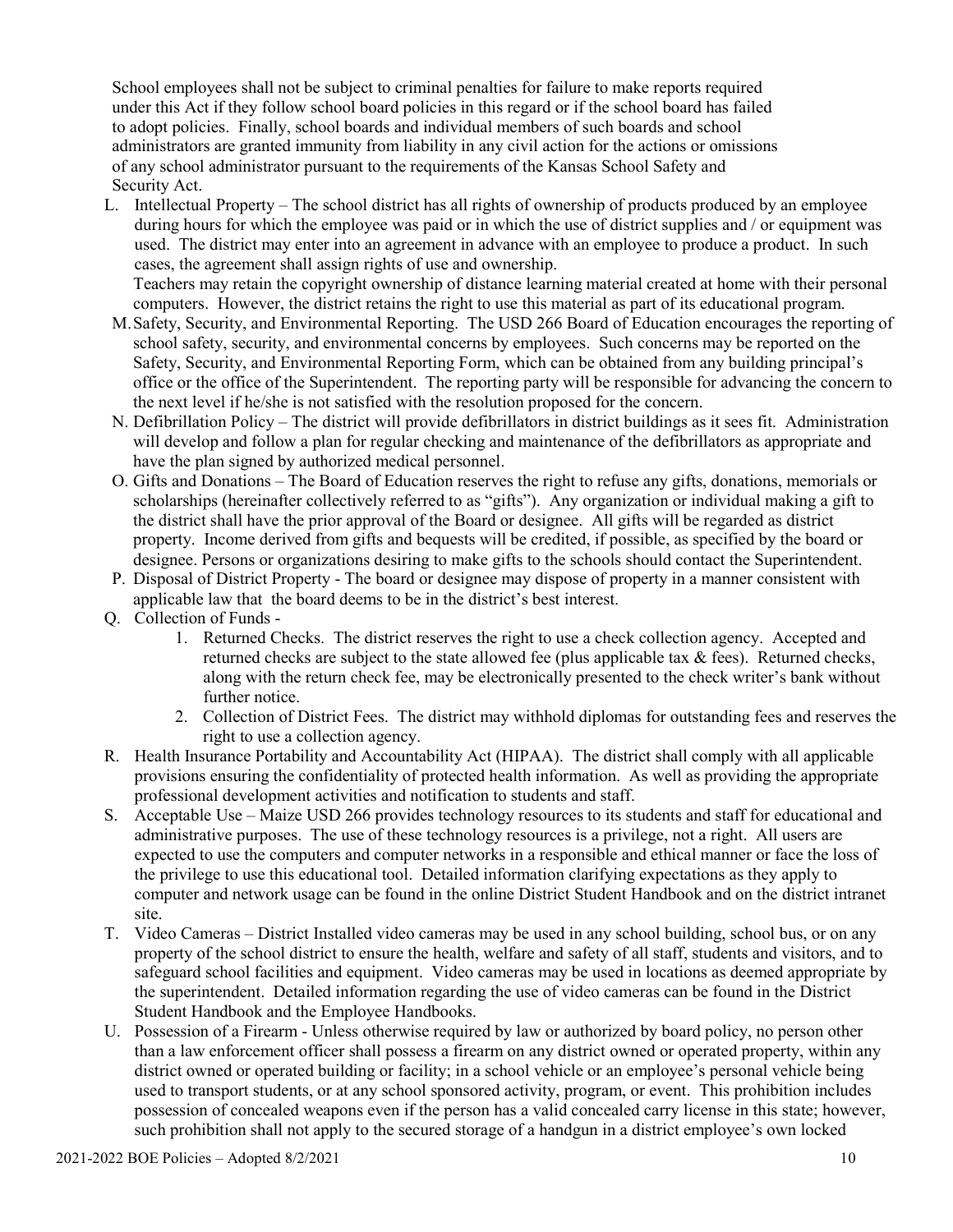School employees shall not be subject to criminal penalties for failure to make reports required under this Act if they follow school board policies in this regard or if the school board has failed to adopt policies. Finally, school boards and individual members of such boards and school administrators are granted immunity from liability in any civil action for the actions or omissions of any school administrator pursuant to the requirements of the Kansas School Safety and Security Act.

L. Intellectual Property – The school district has all rights of ownership of products produced by an employee during hours for which the employee was paid or in which the use of district supplies and / or equipment was used. The district may enter into an agreement in advance with an employee to produce a product. In such cases, the agreement shall assign rights of use and ownership.
   Teachers may retain the copyright ownership of distance learning material created at home with their personal computers. However, the district retains the right to use this material as part of its educational program.

M. Safety, Security, and Environmental Reporting. The USD 266 Board of Education encourages the reporting of school safety, security, and environmental concerns by employees. Such concerns may be reported on the Safety, Security, and Environmental Reporting Form, which can be obtained from any building principal's office or the office of the Superintendent. The reporting party will be responsible for advancing the concern to the next level if he/she is not satisfied with the resolution proposed for the concern.

N. Defibrillation Policy – The district will provide defibrillators in district buildings as it sees fit. Administration will develop and follow a plan for regular checking and maintenance of the defibrillators as appropriate and have the plan signed by authorized medical personnel.

O. Gifts and Donations – The Board of Education reserves the right to refuse any gifts, donations, memorials or scholarships (hereinafter collectively referred to as "gifts"). Any organization or individual making a gift to the district shall have the prior approval of the Board or designee. All gifts will be regarded as district property. Income derived from gifts and bequests will be credited, if possible, as specified by the board or designee. Persons or organizations desiring to make gifts to the schools should contact the Superintendent.

P. Disposal of District Property - The board or designee may dispose of property in a manner consistent with applicable law that the board deems to be in the district's best interest.

Q. Collection of Funds -
   1. Returned Checks. The district reserves the right to use a check collection agency. Accepted and returned checks are subject to the state allowed fee (plus applicable tax & fees). Returned checks, along with the return check fee, may be electronically presented to the check writer's bank without further notice.
   2. Collection of District Fees. The district may withhold diplomas for outstanding fees and reserves the right to use a collection agency.

R. Health Insurance Portability and Accountability Act (HIPAA). The district shall comply with all applicable provisions ensuring the confidentiality of protected health information. As well as providing the appropriate professional development activities and notification to students and staff.

S. Acceptable Use – Maize USD 266 provides technology resources to its students and staff for educational and administrative purposes. The use of these technology resources is a privilege, not a right. All users are expected to use the computers and computer networks in a responsible and ethical manner or face the loss of the privilege to use this educational tool. Detailed information clarifying expectations as they apply to computer and network usage can be found in the online District Student Handbook and on the district intranet site.

T. Video Cameras – District Installed video cameras may be used in any school building, school bus, or on any property of the school district to ensure the health, welfare and safety of all staff, students and visitors, and to safeguard school facilities and equipment. Video cameras may be used in locations as deemed appropriate by the superintendent. Detailed information regarding the use of video cameras can be found in the District Student Handbook and the Employee Handbooks.

U. Possession of a Firearm - Unless otherwise required by law or authorized by board policy, no person other than a law enforcement officer shall possess a firearm on any district owned or operated property, within any district owned or operated building or facility; in a school vehicle or an employee's personal vehicle being used to transport students, or at any school sponsored activity, program, or event. This prohibition includes possession of concealed weapons even if the person has a valid concealed carry license in this state; however, such prohibition shall not apply to the secured storage of a handgun in a district employee's own locked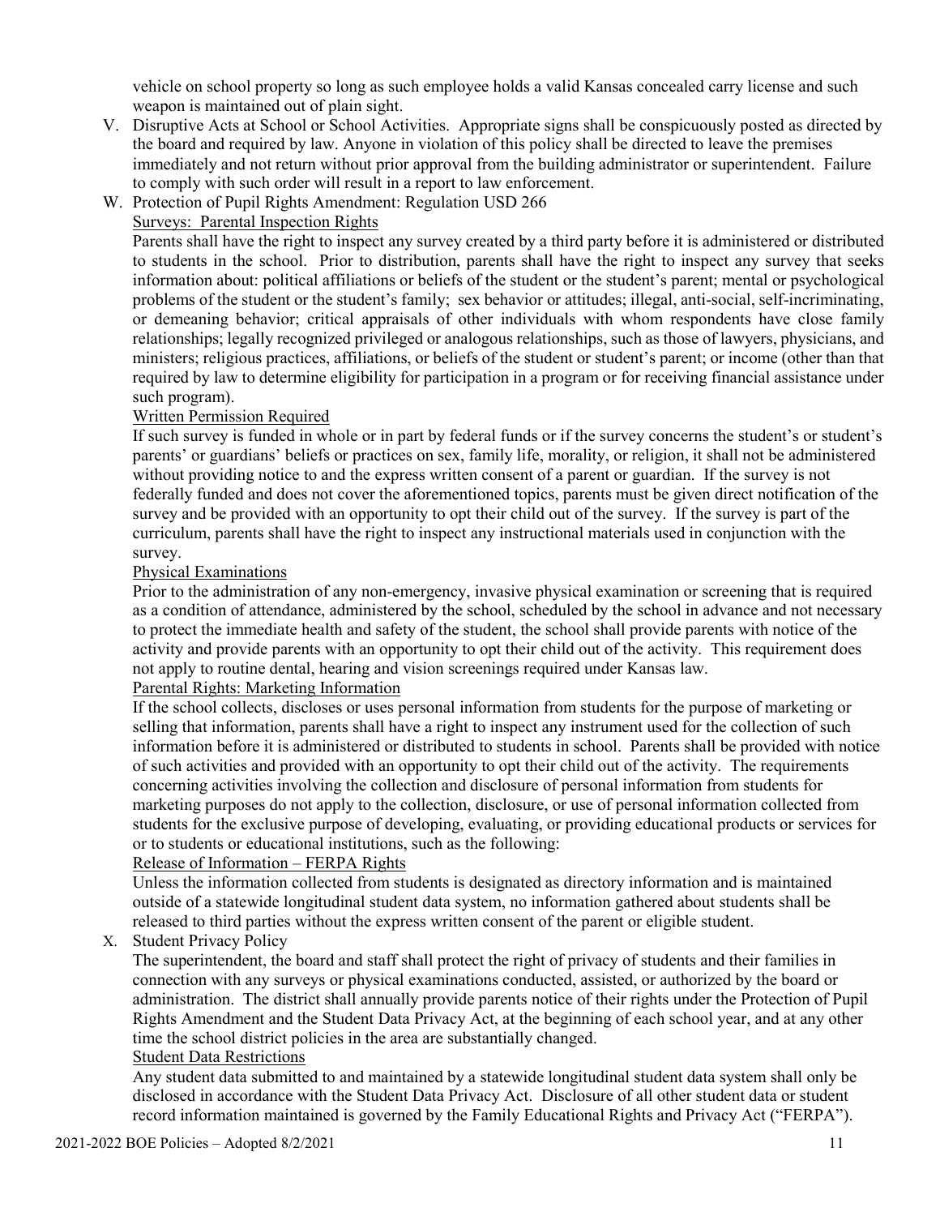vehicle on school property so long as such employee holds a valid Kansas concealed carry license and such weapon is maintained out of plain sight.

V. Disruptive Acts at School or School Activities. Appropriate signs shall be conspicuously posted as directed by the board and required by law. Anyone in violation of this policy shall be directed to leave the premises immediately and not return without prior approval from the building administrator or superintendent. Failure to comply with such order will result in a report to law enforcement.

W. Protection of Pupil Rights Amendment: Regulation USD 266

Surveys: Parental Inspection Rights

Parents shall have the right to inspect any survey created by a third party before it is administered or distributed to students in the school. Prior to distribution, parents shall have the right to inspect any survey that seeks information about: political affiliations or beliefs of the student or the student's parent; mental or psychological problems of the student or the student's family; sex behavior or attitudes; illegal, anti-social, self-incriminating, or demeaning behavior; critical appraisals of other individuals with whom respondents have close family relationships; legally recognized privileged or analogous relationships, such as those of lawyers, physicians, and ministers; religious practices, affiliations, or beliefs of the student or student's parent; or income (other than that required by law to determine eligibility for participation in a program or for receiving financial assistance under such program).

Written Permission Required

If such survey is funded in whole or in part by federal funds or if the survey concerns the student's or student's parents' or guardians' beliefs or practices on sex, family life, morality, or religion, it shall not be administered without providing notice to and the express written consent of a parent or guardian. If the survey is not federally funded and does not cover the aforementioned topics, parents must be given direct notification of the survey and be provided with an opportunity to opt their child out of the survey. If the survey is part of the curriculum, parents shall have the right to inspect any instructional materials used in conjunction with the survey.

Physical Examinations

Prior to the administration of any non-emergency, invasive physical examination or screening that is required as a condition of attendance, administered by the school, scheduled by the school in advance and not necessary to protect the immediate health and safety of the student, the school shall provide parents with notice of the activity and provide parents with an opportunity to opt their child out of the activity. This requirement does not apply to routine dental, hearing and vision screenings required under Kansas law.

Parental Rights: Marketing Information

If the school collects, discloses or uses personal information from students for the purpose of marketing or selling that information, parents shall have a right to inspect any instrument used for the collection of such information before it is administered or distributed to students in school. Parents shall be provided with notice of such activities and provided with an opportunity to opt their child out of the activity. The requirements concerning activities involving the collection and disclosure of personal information from students for marketing purposes do not apply to the collection, disclosure, or use of personal information collected from students for the exclusive purpose of developing, evaluating, or providing educational products or services for or to students or educational institutions, such as the following:

Release of Information – FERPA Rights

Unless the information collected from students is designated as directory information and is maintained outside of a statewide longitudinal student data system, no information gathered about students shall be released to third parties without the express written consent of the parent or eligible student.

X. Student Privacy Policy

The superintendent, the board and staff shall protect the right of privacy of students and their families in connection with any surveys or physical examinations conducted, assisted, or authorized by the board or administration. The district shall annually provide parents notice of their rights under the Protection of Pupil Rights Amendment and the Student Data Privacy Act, at the beginning of each school year, and at any other time the school district policies in the area are substantially changed.

Student Data Restrictions

Any student data submitted to and maintained by a statewide longitudinal student data system shall only be disclosed in accordance with the Student Data Privacy Act. Disclosure of all other student data or student record information maintained is governed by the Family Educational Rights and Privacy Act ("FERPA").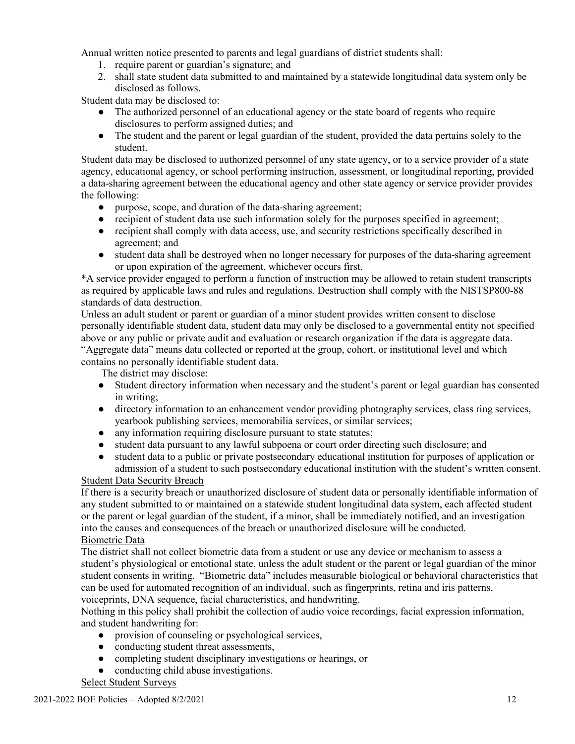Annual written notice presented to parents and legal guardians of district students shall:

1. require parent or guardian's signature; and
2. shall state student data submitted to and maintained by a statewide longitudinal data system only be disclosed as follows.

Student data may be disclosed to:

- The authorized personnel of an educational agency or the state board of regents who require disclosures to perform assigned duties; and
- The student and the parent or legal guardian of the student, provided the data pertains solely to the student.

Student data may be disclosed to authorized personnel of any state agency, or to a service provider of a state agency, educational agency, or school performing instruction, assessment, or longitudinal reporting, provided a data-sharing agreement between the educational agency and other state agency or service provider provides the following:

- purpose, scope, and duration of the data-sharing agreement;
- recipient of student data use such information solely for the purposes specified in agreement;
- recipient shall comply with data access, use, and security restrictions specifically described in agreement; and
- student data shall be destroyed when no longer necessary for purposes of the data-sharing agreement or upon expiration of the agreement, whichever occurs first.

*A service provider engaged to perform a function of instruction may be allowed to retain student transcripts as required by applicable laws and rules and regulations. Destruction shall comply with the NISTSP800-88 standards of data destruction.

Unless an adult student or parent or guardian of a minor student provides written consent to disclose personally identifiable student data, student data may only be disclosed to a governmental entity not specified above or any public or private audit and evaluation or research organization if the data is aggregate data. "Aggregate data" means data collected or reported at the group, cohort, or institutional level and which contains no personally identifiable student data.

The district may disclose:

- Student directory information when necessary and the student's parent or legal guardian has consented in writing;
- directory information to an enhancement vendor providing photography services, class ring services, yearbook publishing services, memorabilia services, or similar services;
- any information requiring disclosure pursuant to state statutes;
- student data pursuant to any lawful subpoena or court order directing such disclosure; and
- student data to a public or private postsecondary educational institution for purposes of application or admission of a student to such postsecondary educational institution with the student's written consent.

<u>Student Data Security Breach</u>

If there is a security breach or unauthorized disclosure of student data or personally identifiable information of any student submitted to or maintained on a statewide student longitudinal data system, each affected student or the parent or legal guardian of the student, if a minor, shall be immediately notified, and an investigation into the causes and consequences of the breach or unauthorized disclosure will be conducted.

<u>Biometric Data</u>

The district shall not collect biometric data from a student or use any device or mechanism to assess a student's physiological or emotional state, unless the adult student or the parent or legal guardian of the minor student consents in writing. "Biometric data" includes measurable biological or behavioral characteristics that can be used for automated recognition of an individual, such as fingerprints, retina and iris patterns, voiceprints, DNA sequence, facial characteristics, and handwriting.

Nothing in this policy shall prohibit the collection of audio voice recordings, facial expression information, and student handwriting for:

- provision of counseling or psychological services,
- conducting student threat assessments,
- completing student disciplinary investigations or hearings, or
- conducting child abuse investigations.

<u>Select Student Surveys</u>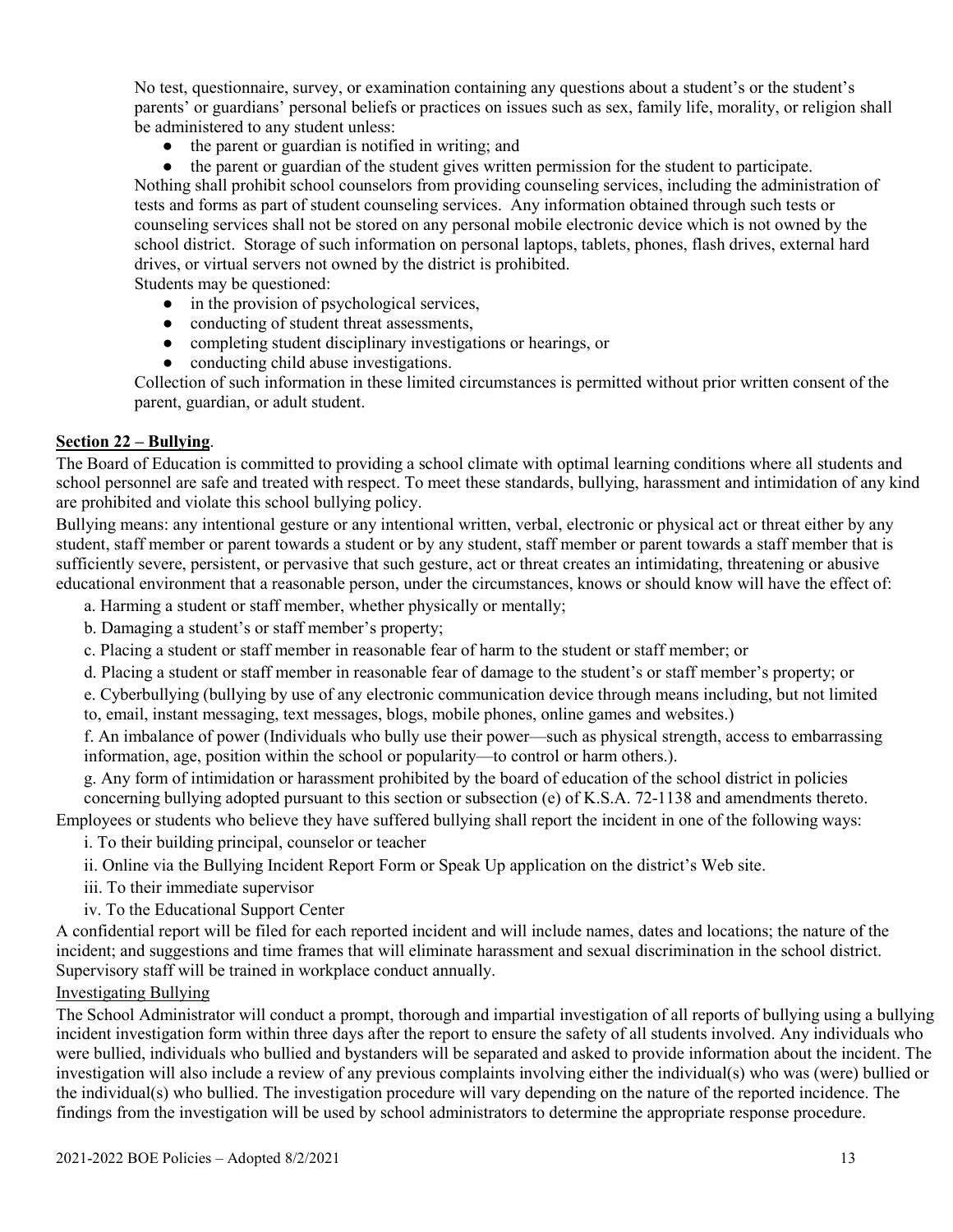No test, questionnaire, survey, or examination containing any questions about a student's or the student's parents' or guardians' personal beliefs or practices on issues such as sex, family life, morality, or religion shall be administered to any student unless:

- the parent or guardian is notified in writing; and
- the parent or guardian of the student gives written permission for the student to participate.

Nothing shall prohibit school counselors from providing counseling services, including the administration of tests and forms as part of student counseling services. Any information obtained through such tests or counseling services shall not be stored on any personal mobile electronic device which is not owned by the school district. Storage of such information on personal laptops, tablets, phones, flash drives, external hard drives, or virtual servers not owned by the district is prohibited.

Students may be questioned:

- in the provision of psychological services,
- conducting of student threat assessments,
- completing student disciplinary investigations or hearings, or
- conducting child abuse investigations.

Collection of such information in these limited circumstances is permitted without prior written consent of the parent, guardian, or adult student.

**Section 22 – Bullying**.

The Board of Education is committed to providing a school climate with optimal learning conditions where all students and school personnel are safe and treated with respect. To meet these standards, bullying, harassment and intimidation of any kind are prohibited and violate this school bullying policy.

Bullying means: any intentional gesture or any intentional written, verbal, electronic or physical act or threat either by any student, staff member or parent towards a student or by any student, staff member or parent towards a staff member that is sufficiently severe, persistent, or pervasive that such gesture, act or threat creates an intimidating, threatening or abusive educational environment that a reasonable person, under the circumstances, knows or should know will have the effect of:

a. Harming a student or staff member, whether physically or mentally;

b. Damaging a student's or staff member's property;

c. Placing a student or staff member in reasonable fear of harm to the student or staff member; or

d. Placing a student or staff member in reasonable fear of damage to the student's or staff member's property; or

e. Cyberbullying (bullying by use of any electronic communication device through means including, but not limited to, email, instant messaging, text messages, blogs, mobile phones, online games and websites.)

f. An imbalance of power (Individuals who bully use their power—such as physical strength, access to embarrassing information, age, position within the school or popularity—to control or harm others.).

g. Any form of intimidation or harassment prohibited by the board of education of the school district in policies concerning bullying adopted pursuant to this section or subsection (e) of K.S.A. 72-1138 and amendments thereto.

Employees or students who believe they have suffered bullying shall report the incident in one of the following ways:

i. To their building principal, counselor or teacher

ii. Online via the Bullying Incident Report Form or Speak Up application on the district's Web site.

iii. To their immediate supervisor

iv. To the Educational Support Center

A confidential report will be filed for each reported incident and will include names, dates and locations; the nature of the incident; and suggestions and time frames that will eliminate harassment and sexual discrimination in the school district. Supervisory staff will be trained in workplace conduct annually.

Investigating Bullying

The School Administrator will conduct a prompt, thorough and impartial investigation of all reports of bullying using a bullying incident investigation form within three days after the report to ensure the safety of all students involved. Any individuals who were bullied, individuals who bullied and bystanders will be separated and asked to provide information about the incident. The investigation will also include a review of any previous complaints involving either the individual(s) who was (were) bullied or the individual(s) who bullied. The investigation procedure will vary depending on the nature of the reported incidence. The findings from the investigation will be used by school administrators to determine the appropriate response procedure.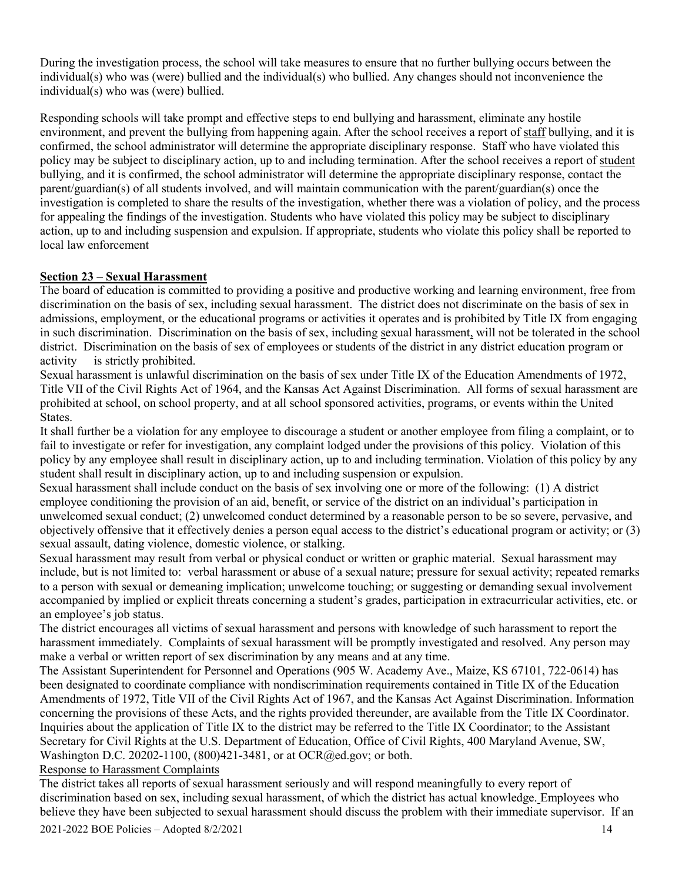During the investigation process, the school will take measures to ensure that no further bullying occurs between the individual(s) who was (were) bullied and the individual(s) who bullied. Any changes should not inconvenience the individual(s) who was (were) bullied.

Responding schools will take prompt and effective steps to end bullying and harassment, eliminate any hostile environment, and prevent the bullying from happening again. After the school receives a report of staff bullying, and it is confirmed, the school administrator will determine the appropriate disciplinary response. Staff who have violated this policy may be subject to disciplinary action, up to and including termination. After the school receives a report of student bullying, and it is confirmed, the school administrator will determine the appropriate disciplinary response, contact the parent/guardian(s) of all students involved, and will maintain communication with the parent/guardian(s) once the investigation is completed to share the results of the investigation, whether there was a violation of policy, and the process for appealing the findings of the investigation. Students who have violated this policy may be subject to disciplinary action, up to and including suspension and expulsion. If appropriate, students who violate this policy shall be reported to local law enforcement

## Section 23 – Sexual Harassment

The board of education is committed to providing a positive and productive working and learning environment, free from discrimination on the basis of sex, including sexual harassment. The district does not discriminate on the basis of sex in admissions, employment, or the educational programs or activities it operates and is prohibited by Title IX from engaging in such discrimination. Discrimination on the basis of sex, including sexual harassment, will not be tolerated in the school district. Discrimination on the basis of sex of employees or students of the district in any district education program or activity is strictly prohibited.

Sexual harassment is unlawful discrimination on the basis of sex under Title IX of the Education Amendments of 1972, Title VII of the Civil Rights Act of 1964, and the Kansas Act Against Discrimination. All forms of sexual harassment are prohibited at school, on school property, and at all school sponsored activities, programs, or events within the United States.

It shall further be a violation for any employee to discourage a student or another employee from filing a complaint, or to fail to investigate or refer for investigation, any complaint lodged under the provisions of this policy. Violation of this policy by any employee shall result in disciplinary action, up to and including termination. Violation of this policy by any student shall result in disciplinary action, up to and including suspension or expulsion.

Sexual harassment shall include conduct on the basis of sex involving one or more of the following: (1) A district employee conditioning the provision of an aid, benefit, or service of the district on an individual's participation in unwelcomed sexual conduct; (2) unwelcomed conduct determined by a reasonable person to be so severe, pervasive, and objectively offensive that it effectively denies a person equal access to the district's educational program or activity; or (3) sexual assault, dating violence, domestic violence, or stalking.

Sexual harassment may result from verbal or physical conduct or written or graphic material. Sexual harassment may include, but is not limited to: verbal harassment or abuse of a sexual nature; pressure for sexual activity; repeated remarks to a person with sexual or demeaning implication; unwelcome touching; or suggesting or demanding sexual involvement accompanied by implied or explicit threats concerning a student's grades, participation in extracurricular activities, etc. or an employee's job status.

The district encourages all victims of sexual harassment and persons with knowledge of such harassment to report the harassment immediately. Complaints of sexual harassment will be promptly investigated and resolved. Any person may make a verbal or written report of sex discrimination by any means and at any time.

The Assistant Superintendent for Personnel and Operations (905 W. Academy Ave., Maize, KS 67101, 722-0614) has been designated to coordinate compliance with nondiscrimination requirements contained in Title IX of the Education Amendments of 1972, Title VII of the Civil Rights Act of 1967, and the Kansas Act Against Discrimination. Information concerning the provisions of these Acts, and the rights provided thereunder, are available from the Title IX Coordinator. Inquiries about the application of Title IX to the district may be referred to the Title IX Coordinator; to the Assistant Secretary for Civil Rights at the U.S. Department of Education, Office of Civil Rights, 400 Maryland Avenue, SW, Washington D.C. 20202-1100, (800)421-3481, or at OCR@ed.gov; or both.

Response to Harassment Complaints

The district takes all reports of sexual harassment seriously and will respond meaningfully to every report of discrimination based on sex, including sexual harassment, of which the district has actual knowledge. Employees who believe they have been subjected to sexual harassment should discuss the problem with their immediate supervisor. If an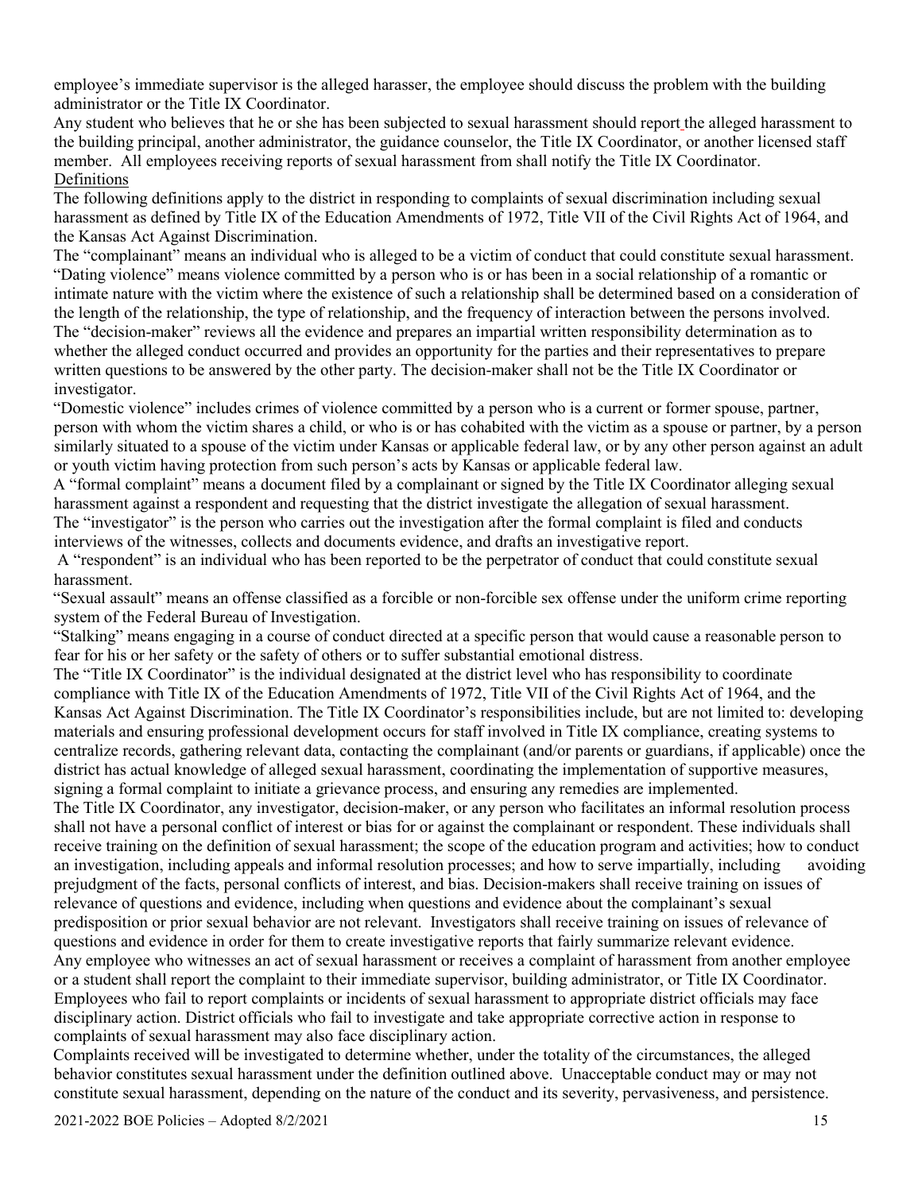employee's immediate supervisor is the alleged harasser, the employee should discuss the problem with the building administrator or the Title IX Coordinator.

Any student who believes that he or she has been subjected to sexual harassment should report the alleged harassment to the building principal, another administrator, the guidance counselor, the Title IX Coordinator, or another licensed staff member. All employees receiving reports of sexual harassment from shall notify the Title IX Coordinator.

Definitions

The following definitions apply to the district in responding to complaints of sexual discrimination including sexual harassment as defined by Title IX of the Education Amendments of 1972, Title VII of the Civil Rights Act of 1964, and the Kansas Act Against Discrimination.

The "complainant" means an individual who is alleged to be a victim of conduct that could constitute sexual harassment.

"Dating violence" means violence committed by a person who is or has been in a social relationship of a romantic or intimate nature with the victim where the existence of such a relationship shall be determined based on a consideration of the length of the relationship, the type of relationship, and the frequency of interaction between the persons involved.

The "decision-maker" reviews all the evidence and prepares an impartial written responsibility determination as to whether the alleged conduct occurred and provides an opportunity for the parties and their representatives to prepare written questions to be answered by the other party. The decision-maker shall not be the Title IX Coordinator or investigator.

"Domestic violence" includes crimes of violence committed by a person who is a current or former spouse, partner, person with whom the victim shares a child, or who is or has cohabited with the victim as a spouse or partner, by a person similarly situated to a spouse of the victim under Kansas or applicable federal law, or by any other person against an adult or youth victim having protection from such person's acts by Kansas or applicable federal law.

A "formal complaint" means a document filed by a complainant or signed by the Title IX Coordinator alleging sexual harassment against a respondent and requesting that the district investigate the allegation of sexual harassment.

The "investigator" is the person who carries out the investigation after the formal complaint is filed and conducts interviews of the witnesses, collects and documents evidence, and drafts an investigative report.

A "respondent" is an individual who has been reported to be the perpetrator of conduct that could constitute sexual harassment.

"Sexual assault" means an offense classified as a forcible or non-forcible sex offense under the uniform crime reporting system of the Federal Bureau of Investigation.

"Stalking" means engaging in a course of conduct directed at a specific person that would cause a reasonable person to fear for his or her safety or the safety of others or to suffer substantial emotional distress.

The "Title IX Coordinator" is the individual designated at the district level who has responsibility to coordinate compliance with Title IX of the Education Amendments of 1972, Title VII of the Civil Rights Act of 1964, and the Kansas Act Against Discrimination. The Title IX Coordinator's responsibilities include, but are not limited to: developing materials and ensuring professional development occurs for staff involved in Title IX compliance, creating systems to centralize records, gathering relevant data, contacting the complainant (and/or parents or guardians, if applicable) once the district has actual knowledge of alleged sexual harassment, coordinating the implementation of supportive measures, signing a formal complaint to initiate a grievance process, and ensuring any remedies are implemented.

The Title IX Coordinator, any investigator, decision-maker, or any person who facilitates an informal resolution process shall not have a personal conflict of interest or bias for or against the complainant or respondent. These individuals shall receive training on the definition of sexual harassment; the scope of the education program and activities; how to conduct an investigation, including appeals and informal resolution processes; and how to serve impartially, including avoiding prejudgment of the facts, personal conflicts of interest, and bias. Decision-makers shall receive training on issues of relevance of questions and evidence, including when questions and evidence about the complainant's sexual predisposition or prior sexual behavior are not relevant. Investigators shall receive training on issues of relevance of questions and evidence in order for them to create investigative reports that fairly summarize relevant evidence.

Any employee who witnesses an act of sexual harassment or receives a complaint of harassment from another employee or a student shall report the complaint to their immediate supervisor, building administrator, or Title IX Coordinator. Employees who fail to report complaints or incidents of sexual harassment to appropriate district officials may face disciplinary action. District officials who fail to investigate and take appropriate corrective action in response to complaints of sexual harassment may also face disciplinary action.

Complaints received will be investigated to determine whether, under the totality of the circumstances, the alleged behavior constitutes sexual harassment under the definition outlined above. Unacceptable conduct may or may not constitute sexual harassment, depending on the nature of the conduct and its severity, pervasiveness, and persistence.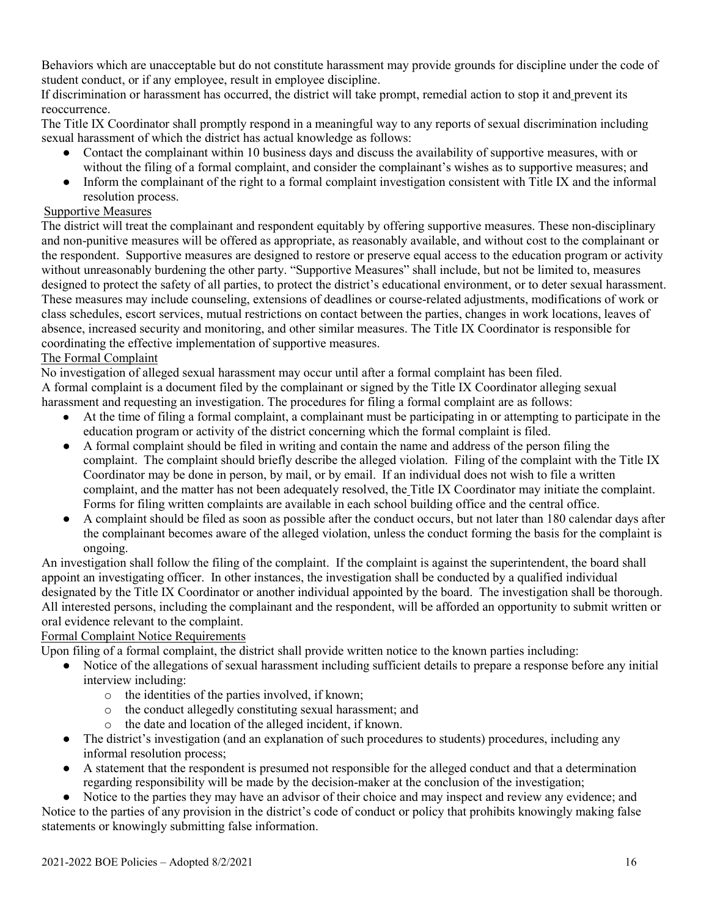Behaviors which are unacceptable but do not constitute harassment may provide grounds for discipline under the code of student conduct, or if any employee, result in employee discipline.

If discrimination or harassment has occurred, the district will take prompt, remedial action to stop it and prevent its reoccurrence.

The Title IX Coordinator shall promptly respond in a meaningful way to any reports of sexual discrimination including sexual harassment of which the district has actual knowledge as follows:

- Contact the complainant within 10 business days and discuss the availability of supportive measures, with or without the filing of a formal complaint, and consider the complainant's wishes as to supportive measures; and
- Inform the complainant of the right to a formal complaint investigation consistent with Title IX and the informal resolution process.

Supportive Measures

The district will treat the complainant and respondent equitably by offering supportive measures. These non-disciplinary and non-punitive measures will be offered as appropriate, as reasonably available, and without cost to the complainant or the respondent. Supportive measures are designed to restore or preserve equal access to the education program or activity without unreasonably burdening the other party. "Supportive Measures" shall include, but not be limited to, measures designed to protect the safety of all parties, to protect the district's educational environment, or to deter sexual harassment. These measures may include counseling, extensions of deadlines or course-related adjustments, modifications of work or class schedules, escort services, mutual restrictions on contact between the parties, changes in work locations, leaves of absence, increased security and monitoring, and other similar measures. The Title IX Coordinator is responsible for coordinating the effective implementation of supportive measures.

The Formal Complaint

No investigation of alleged sexual harassment may occur until after a formal complaint has been filed.

A formal complaint is a document filed by the complainant or signed by the Title IX Coordinator alleging sexual harassment and requesting an investigation. The procedures for filing a formal complaint are as follows:

- At the time of filing a formal complaint, a complainant must be participating in or attempting to participate in the education program or activity of the district concerning which the formal complaint is filed.
- A formal complaint should be filed in writing and contain the name and address of the person filing the complaint. The complaint should briefly describe the alleged violation. Filing of the complaint with the Title IX Coordinator may be done in person, by mail, or by email. If an individual does not wish to file a written complaint, and the matter has not been adequately resolved, the Title IX Coordinator may initiate the complaint. Forms for filing written complaints are available in each school building office and the central office.
- A complaint should be filed as soon as possible after the conduct occurs, but not later than 180 calendar days after the complainant becomes aware of the alleged violation, unless the conduct forming the basis for the complaint is ongoing.

An investigation shall follow the filing of the complaint. If the complaint is against the superintendent, the board shall appoint an investigating officer. In other instances, the investigation shall be conducted by a qualified individual designated by the Title IX Coordinator or another individual appointed by the board. The investigation shall be thorough. All interested persons, including the complainant and the respondent, will be afforded an opportunity to submit written or oral evidence relevant to the complaint.

Formal Complaint Notice Requirements

Upon filing of a formal complaint, the district shall provide written notice to the known parties including:

- Notice of the allegations of sexual harassment including sufficient details to prepare a response before any initial interview including:
  - the identities of the parties involved, if known;
  - the conduct allegedly constituting sexual harassment; and
  - the date and location of the alleged incident, if known.
- The district's investigation (and an explanation of such procedures to students) procedures, including any informal resolution process;
- A statement that the respondent is presumed not responsible for the alleged conduct and that a determination regarding responsibility will be made by the decision-maker at the conclusion of the investigation;
- Notice to the parties they may have an advisor of their choice and may inspect and review any evidence; and

Notice to the parties of any provision in the district's code of conduct or policy that prohibits knowingly making false statements or knowingly submitting false information.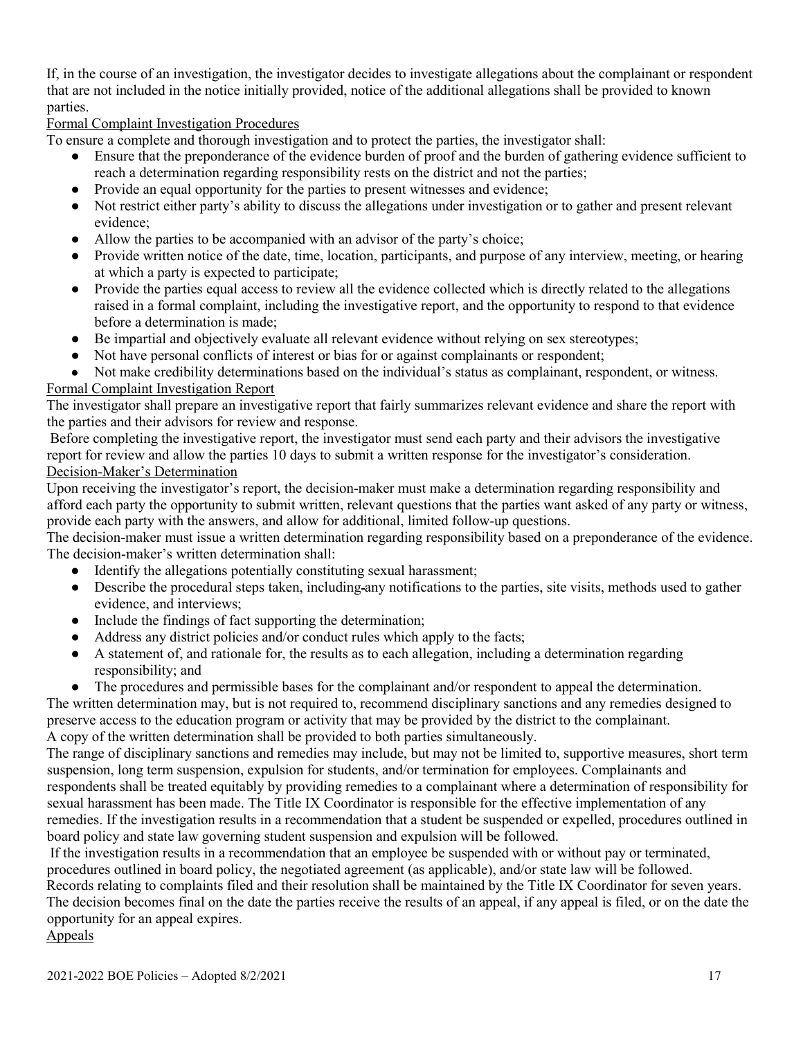If, in the course of an investigation, the investigator decides to investigate allegations about the complainant or respondent that are not included in the notice initially provided, notice of the additional allegations shall be provided to known parties.

Formal Complaint Investigation Procedures

To ensure a complete and thorough investigation and to protect the parties, the investigator shall:

- Ensure that the preponderance of the evidence burden of proof and the burden of gathering evidence sufficient to reach a determination regarding responsibility rests on the district and not the parties;
- Provide an equal opportunity for the parties to present witnesses and evidence;
- Not restrict either party's ability to discuss the allegations under investigation or to gather and present relevant evidence;
- Allow the parties to be accompanied with an advisor of the party's choice;
- Provide written notice of the date, time, location, participants, and purpose of any interview, meeting, or hearing at which a party is expected to participate;
- Provide the parties equal access to review all the evidence collected which is directly related to the allegations raised in a formal complaint, including the investigative report, and the opportunity to respond to that evidence before a determination is made;
- Be impartial and objectively evaluate all relevant evidence without relying on sex stereotypes;
- Not have personal conflicts of interest or bias for or against complainants or respondent;
- Not make credibility determinations based on the individual's status as complainant, respondent, or witness.

Formal Complaint Investigation Report

The investigator shall prepare an investigative report that fairly summarizes relevant evidence and share the report with the parties and their advisors for review and response.

Before completing the investigative report, the investigator must send each party and their advisors the investigative report for review and allow the parties 10 days to submit a written response for the investigator's consideration.

Decision-Maker's Determination

Upon receiving the investigator's report, the decision-maker must make a determination regarding responsibility and afford each party the opportunity to submit written, relevant questions that the parties want asked of any party or witness, provide each party with the answers, and allow for additional, limited follow-up questions.

The decision-maker must issue a written determination regarding responsibility based on a preponderance of the evidence. The decision-maker's written determination shall:

- Identify the allegations potentially constituting sexual harassment;
- Describe the procedural steps taken, including any notifications to the parties, site visits, methods used to gather evidence, and interviews;
- Include the findings of fact supporting the determination;
- Address any district policies and/or conduct rules which apply to the facts;
- A statement of, and rationale for, the results as to each allegation, including a determination regarding responsibility; and
- The procedures and permissible bases for the complainant and/or respondent to appeal the determination.

The written determination may, but is not required to, recommend disciplinary sanctions and any remedies designed to preserve access to the education program or activity that may be provided by the district to the complainant.

A copy of the written determination shall be provided to both parties simultaneously.

The range of disciplinary sanctions and remedies may include, but may not be limited to, supportive measures, short term suspension, long term suspension, expulsion for students, and/or termination for employees. Complainants and respondents shall be treated equitably by providing remedies to a complainant where a determination of responsibility for sexual harassment has been made. The Title IX Coordinator is responsible for the effective implementation of any remedies. If the investigation results in a recommendation that a student be suspended or expelled, procedures outlined in board policy and state law governing student suspension and expulsion will be followed.

If the investigation results in a recommendation that an employee be suspended with or without pay or terminated, procedures outlined in board policy, the negotiated agreement (as applicable), and/or state law will be followed.

Records relating to complaints filed and their resolution shall be maintained by the Title IX Coordinator for seven years.

The decision becomes final on the date the parties receive the results of an appeal, if any appeal is filed, or on the date the opportunity for an appeal expires.

Appeals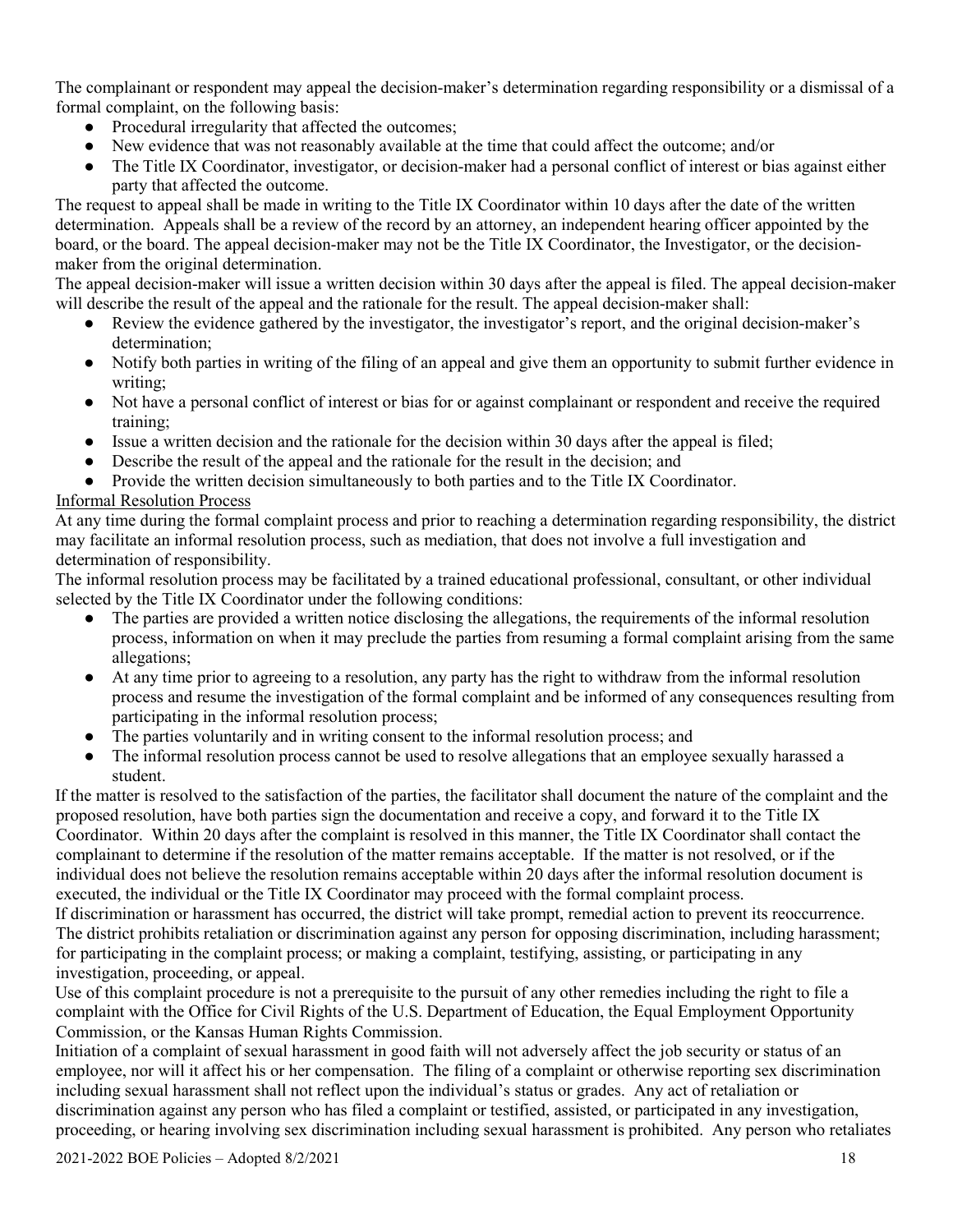The complainant or respondent may appeal the decision-maker's determination regarding responsibility or a dismissal of a formal complaint, on the following basis:

- Procedural irregularity that affected the outcomes;
- New evidence that was not reasonably available at the time that could affect the outcome; and/or
- The Title IX Coordinator, investigator, or decision-maker had a personal conflict of interest or bias against either party that affected the outcome.

The request to appeal shall be made in writing to the Title IX Coordinator within 10 days after the date of the written determination. Appeals shall be a review of the record by an attorney, an independent hearing officer appointed by the board, or the board. The appeal decision-maker may not be the Title IX Coordinator, the Investigator, or the decision-maker from the original determination.

The appeal decision-maker will issue a written decision within 30 days after the appeal is filed. The appeal decision-maker will describe the result of the appeal and the rationale for the result. The appeal decision-maker shall:

- Review the evidence gathered by the investigator, the investigator's report, and the original decision-maker's determination;
- Notify both parties in writing of the filing of an appeal and give them an opportunity to submit further evidence in writing;
- Not have a personal conflict of interest or bias for or against complainant or respondent and receive the required training;
- Issue a written decision and the rationale for the decision within 30 days after the appeal is filed;
- Describe the result of the appeal and the rationale for the result in the decision; and
- Provide the written decision simultaneously to both parties and to the Title IX Coordinator.

Informal Resolution Process

At any time during the formal complaint process and prior to reaching a determination regarding responsibility, the district may facilitate an informal resolution process, such as mediation, that does not involve a full investigation and determination of responsibility.

The informal resolution process may be facilitated by a trained educational professional, consultant, or other individual selected by the Title IX Coordinator under the following conditions:

- The parties are provided a written notice disclosing the allegations, the requirements of the informal resolution process, information on when it may preclude the parties from resuming a formal complaint arising from the same allegations;
- At any time prior to agreeing to a resolution, any party has the right to withdraw from the informal resolution process and resume the investigation of the formal complaint and be informed of any consequences resulting from participating in the informal resolution process;
- The parties voluntarily and in writing consent to the informal resolution process; and
- The informal resolution process cannot be used to resolve allegations that an employee sexually harassed a student.

If the matter is resolved to the satisfaction of the parties, the facilitator shall document the nature of the complaint and the proposed resolution, have both parties sign the documentation and receive a copy, and forward it to the Title IX Coordinator. Within 20 days after the complaint is resolved in this manner, the Title IX Coordinator shall contact the complainant to determine if the resolution of the matter remains acceptable. If the matter is not resolved, or if the individual does not believe the resolution remains acceptable within 20 days after the informal resolution document is executed, the individual or the Title IX Coordinator may proceed with the formal complaint process.

If discrimination or harassment has occurred, the district will take prompt, remedial action to prevent its reoccurrence. The district prohibits retaliation or discrimination against any person for opposing discrimination, including harassment; for participating in the complaint process; or making a complaint, testifying, assisting, or participating in any investigation, proceeding, or appeal.

Use of this complaint procedure is not a prerequisite to the pursuit of any other remedies including the right to file a complaint with the Office for Civil Rights of the U.S. Department of Education, the Equal Employment Opportunity Commission, or the Kansas Human Rights Commission.

Initiation of a complaint of sexual harassment in good faith will not adversely affect the job security or status of an employee, nor will it affect his or her compensation. The filing of a complaint or otherwise reporting sex discrimination including sexual harassment shall not reflect upon the individual's status or grades. Any act of retaliation or discrimination against any person who has filed a complaint or testified, assisted, or participated in any investigation, proceeding, or hearing involving sex discrimination including sexual harassment is prohibited. Any person who retaliates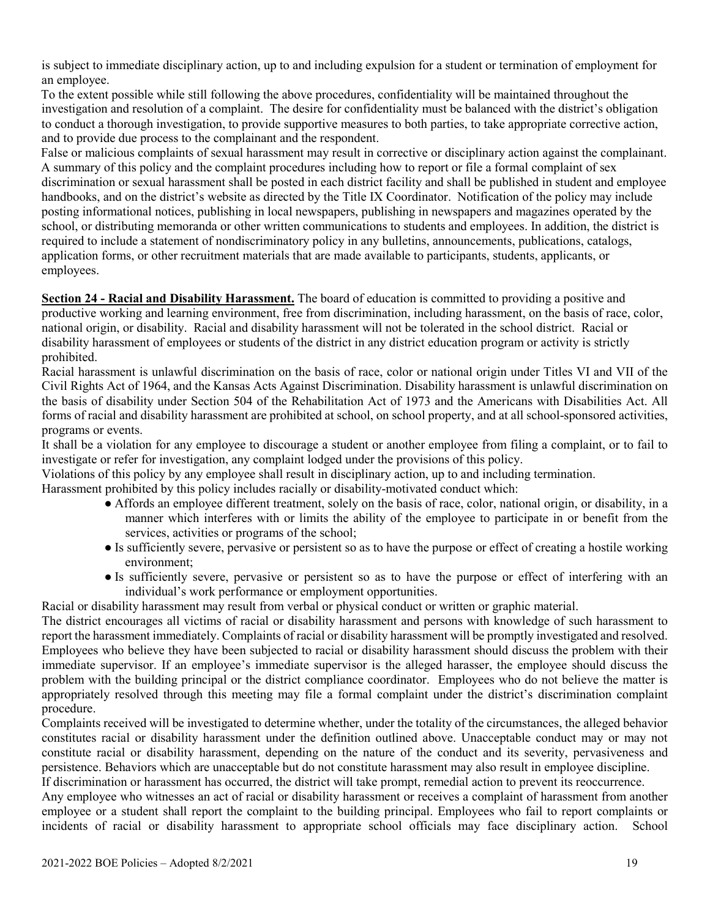is subject to immediate disciplinary action, up to and including expulsion for a student or termination of employment for an employee.

To the extent possible while still following the above procedures, confidentiality will be maintained throughout the investigation and resolution of a complaint. The desire for confidentiality must be balanced with the district's obligation to conduct a thorough investigation, to provide supportive measures to both parties, to take appropriate corrective action, and to provide due process to the complainant and the respondent.

False or malicious complaints of sexual harassment may result in corrective or disciplinary action against the complainant.

A summary of this policy and the complaint procedures including how to report or file a formal complaint of sex discrimination or sexual harassment shall be posted in each district facility and shall be published in student and employee handbooks, and on the district's website as directed by the Title IX Coordinator. Notification of the policy may include posting informational notices, publishing in local newspapers, publishing in newspapers and magazines operated by the school, or distributing memoranda or other written communications to students and employees. In addition, the district is required to include a statement of nondiscriminatory policy in any bulletins, announcements, publications, catalogs, application forms, or other recruitment materials that are made available to participants, students, applicants, or employees.

**Section 24 - Racial and Disability Harassment.** The board of education is committed to providing a positive and productive working and learning environment, free from discrimination, including harassment, on the basis of race, color, national origin, or disability. Racial and disability harassment will not be tolerated in the school district. Racial or disability harassment of employees or students of the district in any district education program or activity is strictly prohibited.

Racial harassment is unlawful discrimination on the basis of race, color or national origin under Titles VI and VII of the Civil Rights Act of 1964, and the Kansas Acts Against Discrimination. Disability harassment is unlawful discrimination on the basis of disability under Section 504 of the Rehabilitation Act of 1973 and the Americans with Disabilities Act. All forms of racial and disability harassment are prohibited at school, on school property, and at all school-sponsored activities, programs or events.

It shall be a violation for any employee to discourage a student or another employee from filing a complaint, or to fail to investigate or refer for investigation, any complaint lodged under the provisions of this policy.

Violations of this policy by any employee shall result in disciplinary action, up to and including termination.

Harassment prohibited by this policy includes racially or disability-motivated conduct which:

- Affords an employee different treatment, solely on the basis of race, color, national origin, or disability, in a manner which interferes with or limits the ability of the employee to participate in or benefit from the services, activities or programs of the school;
- Is sufficiently severe, pervasive or persistent so as to have the purpose or effect of creating a hostile working environment;
- Is sufficiently severe, pervasive or persistent so as to have the purpose or effect of interfering with an individual's work performance or employment opportunities.

Racial or disability harassment may result from verbal or physical conduct or written or graphic material.

The district encourages all victims of racial or disability harassment and persons with knowledge of such harassment to report the harassment immediately. Complaints of racial or disability harassment will be promptly investigated and resolved. Employees who believe they have been subjected to racial or disability harassment should discuss the problem with their immediate supervisor. If an employee's immediate supervisor is the alleged harasser, the employee should discuss the problem with the building principal or the district compliance coordinator. Employees who do not believe the matter is appropriately resolved through this meeting may file a formal complaint under the district's discrimination complaint procedure.

Complaints received will be investigated to determine whether, under the totality of the circumstances, the alleged behavior constitutes racial or disability harassment under the definition outlined above. Unacceptable conduct may or may not constitute racial or disability harassment, depending on the nature of the conduct and its severity, pervasiveness and persistence. Behaviors which are unacceptable but do not constitute harassment may also result in employee discipline.

If discrimination or harassment has occurred, the district will take prompt, remedial action to prevent its reoccurrence.

Any employee who witnesses an act of racial or disability harassment or receives a complaint of harassment from another employee or a student shall report the complaint to the building principal. Employees who fail to report complaints or incidents of racial or disability harassment to appropriate school officials may face disciplinary action. School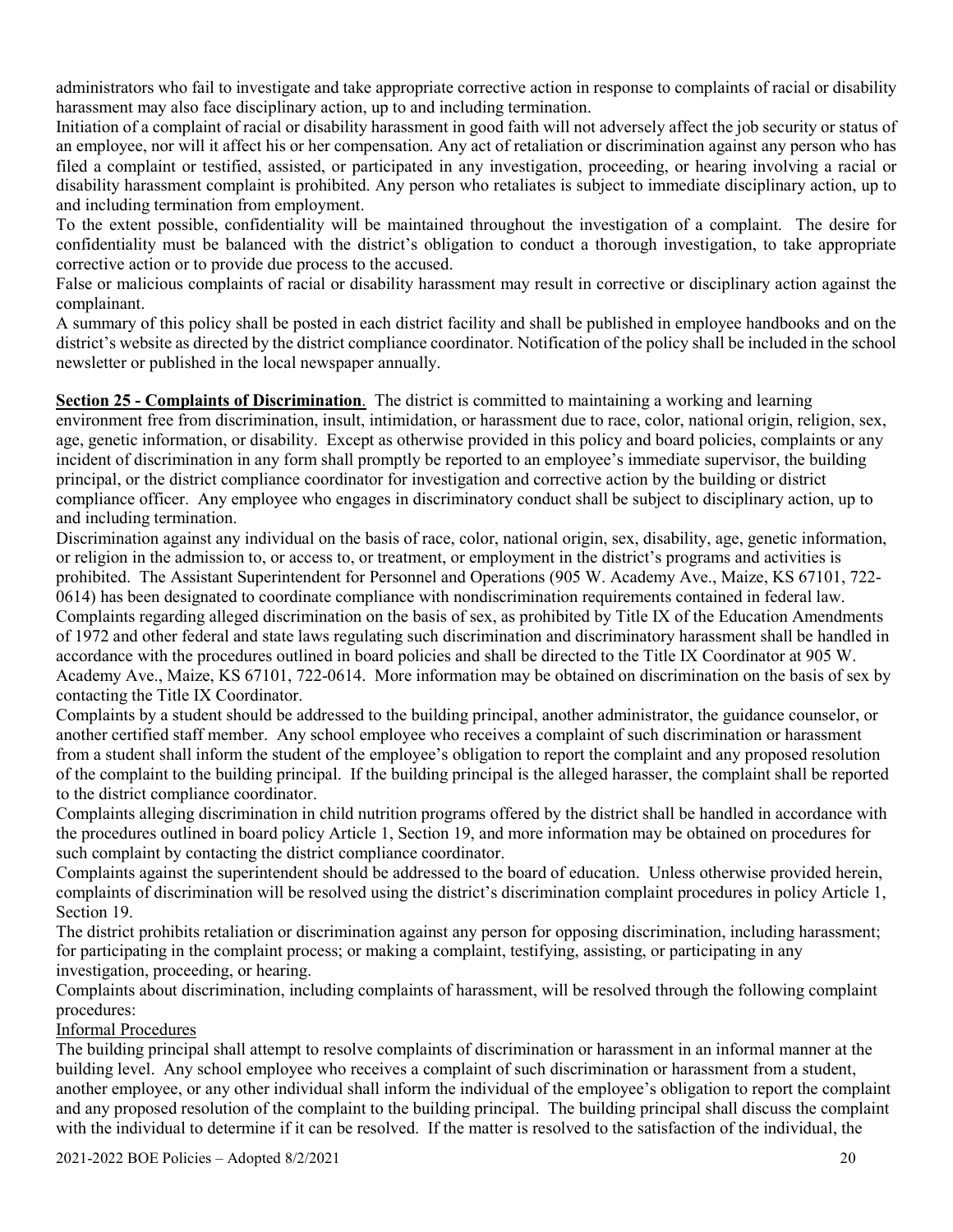administrators who fail to investigate and take appropriate corrective action in response to complaints of racial or disability harassment may also face disciplinary action, up to and including termination.

Initiation of a complaint of racial or disability harassment in good faith will not adversely affect the job security or status of an employee, nor will it affect his or her compensation. Any act of retaliation or discrimination against any person who has filed a complaint or testified, assisted, or participated in any investigation, proceeding, or hearing involving a racial or disability harassment complaint is prohibited. Any person who retaliates is subject to immediate disciplinary action, up to and including termination from employment.

To the extent possible, confidentiality will be maintained throughout the investigation of a complaint. The desire for confidentiality must be balanced with the district's obligation to conduct a thorough investigation, to take appropriate corrective action or to provide due process to the accused.

False or malicious complaints of racial or disability harassment may result in corrective or disciplinary action against the complainant.

A summary of this policy shall be posted in each district facility and shall be published in employee handbooks and on the district's website as directed by the district compliance coordinator. Notification of the policy shall be included in the school newsletter or published in the local newspaper annually.

**Section 25 - Complaints of Discrimination**. The district is committed to maintaining a working and learning environment free from discrimination, insult, intimidation, or harassment due to race, color, national origin, religion, sex, age, genetic information, or disability. Except as otherwise provided in this policy and board policies, complaints or any incident of discrimination in any form shall promptly be reported to an employee's immediate supervisor, the building principal, or the district compliance coordinator for investigation and corrective action by the building or district compliance officer. Any employee who engages in discriminatory conduct shall be subject to disciplinary action, up to and including termination.

Discrimination against any individual on the basis of race, color, national origin, sex, disability, age, genetic information, or religion in the admission to, or access to, or treatment, or employment in the district's programs and activities is prohibited. The Assistant Superintendent for Personnel and Operations (905 W. Academy Ave., Maize, KS 67101, 722-0614) has been designated to coordinate compliance with nondiscrimination requirements contained in federal law.

Complaints regarding alleged discrimination on the basis of sex, as prohibited by Title IX of the Education Amendments of 1972 and other federal and state laws regulating such discrimination and discriminatory harassment shall be handled in accordance with the procedures outlined in board policies and shall be directed to the Title IX Coordinator at 905 W. Academy Ave., Maize, KS 67101, 722-0614. More information may be obtained on discrimination on the basis of sex by contacting the Title IX Coordinator.

Complaints by a student should be addressed to the building principal, another administrator, the guidance counselor, or another certified staff member. Any school employee who receives a complaint of such discrimination or harassment from a student shall inform the student of the employee's obligation to report the complaint and any proposed resolution of the complaint to the building principal. If the building principal is the alleged harasser, the complaint shall be reported to the district compliance coordinator.

Complaints alleging discrimination in child nutrition programs offered by the district shall be handled in accordance with the procedures outlined in board policy Article 1, Section 19, and more information may be obtained on procedures for such complaint by contacting the district compliance coordinator.

Complaints against the superintendent should be addressed to the board of education. Unless otherwise provided herein, complaints of discrimination will be resolved using the district's discrimination complaint procedures in policy Article 1, Section 19.

The district prohibits retaliation or discrimination against any person for opposing discrimination, including harassment; for participating in the complaint process; or making a complaint, testifying, assisting, or participating in any investigation, proceeding, or hearing.

Complaints about discrimination, including complaints of harassment, will be resolved through the following complaint procedures:

Informal Procedures

The building principal shall attempt to resolve complaints of discrimination or harassment in an informal manner at the building level. Any school employee who receives a complaint of such discrimination or harassment from a student, another employee, or any other individual shall inform the individual of the employee's obligation to report the complaint and any proposed resolution of the complaint to the building principal. The building principal shall discuss the complaint with the individual to determine if it can be resolved. If the matter is resolved to the satisfaction of the individual, the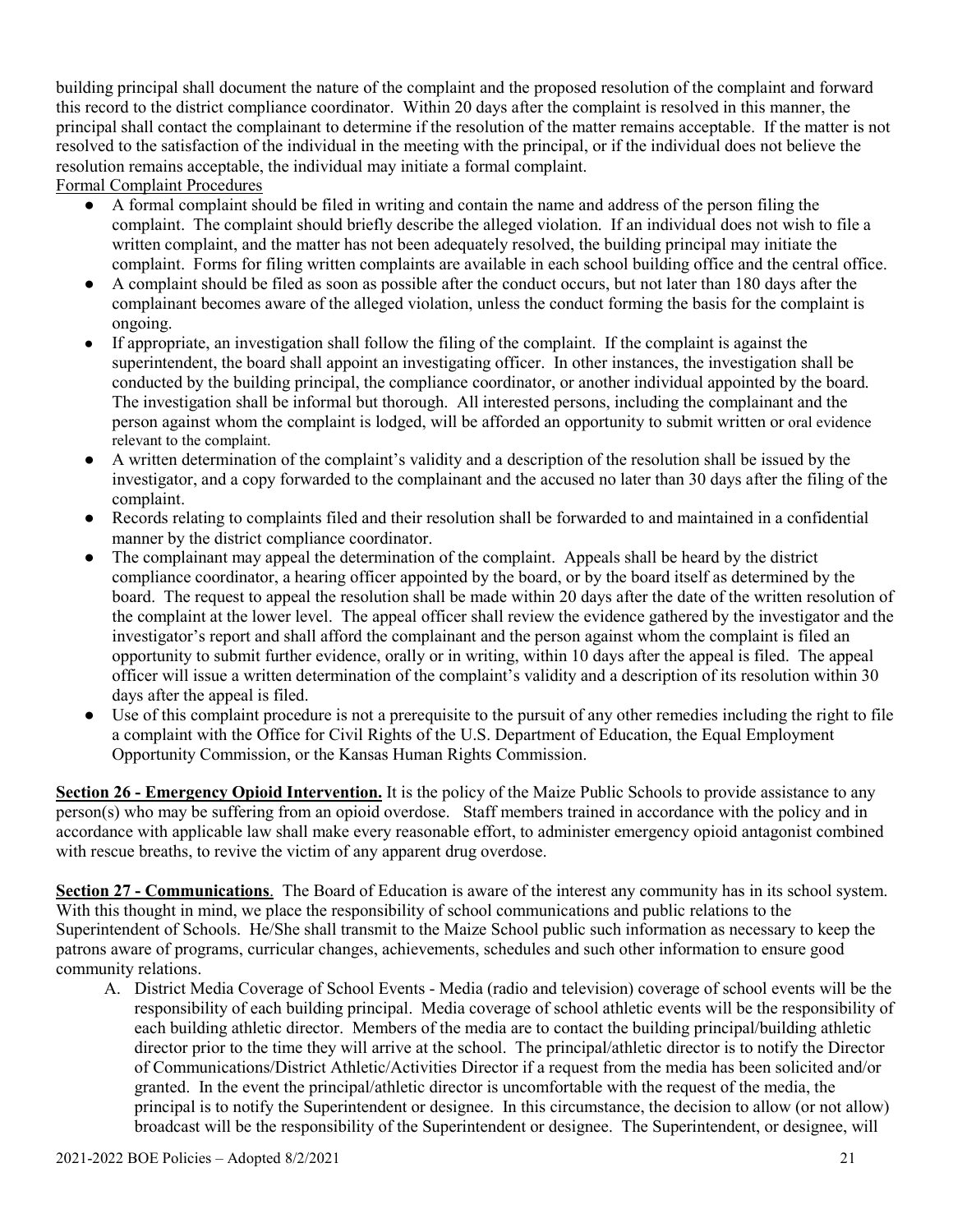building principal shall document the nature of the complaint and the proposed resolution of the complaint and forward this record to the district compliance coordinator. Within 20 days after the complaint is resolved in this manner, the principal shall contact the complainant to determine if the resolution of the matter remains acceptable. If the matter is not resolved to the satisfaction of the individual in the meeting with the principal, or if the individual does not believe the resolution remains acceptable, the individual may initiate a formal complaint.

Formal Complaint Procedures

- A formal complaint should be filed in writing and contain the name and address of the person filing the complaint. The complaint should briefly describe the alleged violation. If an individual does not wish to file a written complaint, and the matter has not been adequately resolved, the building principal may initiate the complaint. Forms for filing written complaints are available in each school building office and the central office.
- A complaint should be filed as soon as possible after the conduct occurs, but not later than 180 days after the complainant becomes aware of the alleged violation, unless the conduct forming the basis for the complaint is ongoing.
- If appropriate, an investigation shall follow the filing of the complaint. If the complaint is against the superintendent, the board shall appoint an investigating officer. In other instances, the investigation shall be conducted by the building principal, the compliance coordinator, or another individual appointed by the board. The investigation shall be informal but thorough. All interested persons, including the complainant and the person against whom the complaint is lodged, will be afforded an opportunity to submit written or oral evidence relevant to the complaint.
- A written determination of the complaint's validity and a description of the resolution shall be issued by the investigator, and a copy forwarded to the complainant and the accused no later than 30 days after the filing of the complaint.
- Records relating to complaints filed and their resolution shall be forwarded to and maintained in a confidential manner by the district compliance coordinator.
- The complainant may appeal the determination of the complaint. Appeals shall be heard by the district compliance coordinator, a hearing officer appointed by the board, or by the board itself as determined by the board. The request to appeal the resolution shall be made within 20 days after the date of the written resolution of the complaint at the lower level. The appeal officer shall review the evidence gathered by the investigator and the investigator's report and shall afford the complainant and the person against whom the complaint is filed an opportunity to submit further evidence, orally or in writing, within 10 days after the appeal is filed. The appeal officer will issue a written determination of the complaint's validity and a description of its resolution within 30 days after the appeal is filed.
- Use of this complaint procedure is not a prerequisite to the pursuit of any other remedies including the right to file a complaint with the Office for Civil Rights of the U.S. Department of Education, the Equal Employment Opportunity Commission, or the Kansas Human Rights Commission.

**Section 26 - Emergency Opioid Intervention.** It is the policy of the Maize Public Schools to provide assistance to any person(s) who may be suffering from an opioid overdose. Staff members trained in accordance with the policy and in accordance with applicable law shall make every reasonable effort, to administer emergency opioid antagonist combined with rescue breaths, to revive the victim of any apparent drug overdose.

**Section 27 - Communications**. The Board of Education is aware of the interest any community has in its school system. With this thought in mind, we place the responsibility of school communications and public relations to the Superintendent of Schools. He/She shall transmit to the Maize School public such information as necessary to keep the patrons aware of programs, curricular changes, achievements, schedules and such other information to ensure good community relations.

A. District Media Coverage of School Events - Media (radio and television) coverage of school events will be the responsibility of each building principal. Media coverage of school athletic events will be the responsibility of each building athletic director. Members of the media are to contact the building principal/building athletic director prior to the time they will arrive at the school. The principal/athletic director is to notify the Director of Communications/District Athletic/Activities Director if a request from the media has been solicited and/or granted. In the event the principal/athletic director is uncomfortable with the request of the media, the principal is to notify the Superintendent or designee. In this circumstance, the decision to allow (or not allow) broadcast will be the responsibility of the Superintendent or designee. The Superintendent, or designee, will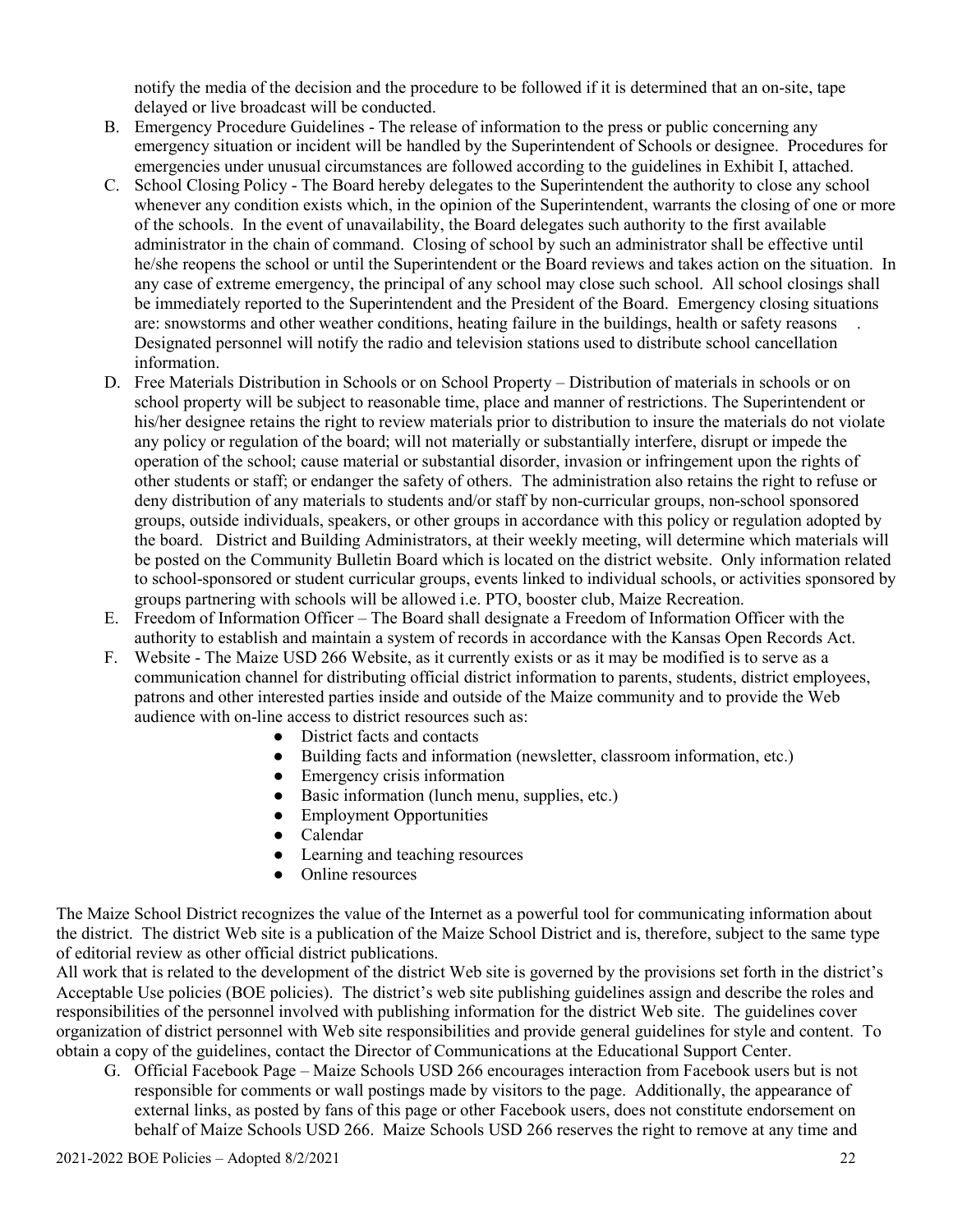notify the media of the decision and the procedure to be followed if it is determined that an on-site, tape delayed or live broadcast will be conducted.

B. Emergency Procedure Guidelines - The release of information to the press or public concerning any emergency situation or incident will be handled by the Superintendent of Schools or designee. Procedures for emergencies under unusual circumstances are followed according to the guidelines in Exhibit I, attached.

C. School Closing Policy - The Board hereby delegates to the Superintendent the authority to close any school whenever any condition exists which, in the opinion of the Superintendent, warrants the closing of one or more of the schools. In the event of unavailability, the Board delegates such authority to the first available administrator in the chain of command. Closing of school by such an administrator shall be effective until he/she reopens the school or until the Superintendent or the Board reviews and takes action on the situation. In any case of extreme emergency, the principal of any school may close such school. All school closings shall be immediately reported to the Superintendent and the President of the Board. Emergency closing situations are: snowstorms and other weather conditions, heating failure in the buildings, health or safety reasons . Designated personnel will notify the radio and television stations used to distribute school cancellation information.

D. Free Materials Distribution in Schools or on School Property – Distribution of materials in schools or on school property will be subject to reasonable time, place and manner of restrictions. The Superintendent or his/her designee retains the right to review materials prior to distribution to insure the materials do not violate any policy or regulation of the board; will not materially or substantially interfere, disrupt or impede the operation of the school; cause material or substantial disorder, invasion or infringement upon the rights of other students or staff; or endanger the safety of others. The administration also retains the right to refuse or deny distribution of any materials to students and/or staff by non-curricular groups, non-school sponsored groups, outside individuals, speakers, or other groups in accordance with this policy or regulation adopted by the board. District and Building Administrators, at their weekly meeting, will determine which materials will be posted on the Community Bulletin Board which is located on the district website. Only information related to school-sponsored or student curricular groups, events linked to individual schools, or activities sponsored by groups partnering with schools will be allowed i.e. PTO, booster club, Maize Recreation.

E. Freedom of Information Officer – The Board shall designate a Freedom of Information Officer with the authority to establish and maintain a system of records in accordance with the Kansas Open Records Act.

F. Website - The Maize USD 266 Website, as it currently exists or as it may be modified is to serve as a communication channel for distributing official district information to parents, students, district employees, patrons and other interested parties inside and outside of the Maize community and to provide the Web audience with on-line access to district resources such as:
   - District facts and contacts
   - Building facts and information (newsletter, classroom information, etc.)
   - Emergency crisis information
   - Basic information (lunch menu, supplies, etc.)
   - Employment Opportunities
   - Calendar
   - Learning and teaching resources
   - Online resources

The Maize School District recognizes the value of the Internet as a powerful tool for communicating information about the district. The district Web site is a publication of the Maize School District and is, therefore, subject to the same type of editorial review as other official district publications.

All work that is related to the development of the district Web site is governed by the provisions set forth in the district's Acceptable Use policies (BOE policies). The district's web site publishing guidelines assign and describe the roles and responsibilities of the personnel involved with publishing information for the district Web site. The guidelines cover organization of district personnel with Web site responsibilities and provide general guidelines for style and content. To obtain a copy of the guidelines, contact the Director of Communications at the Educational Support Center.

G. Official Facebook Page – Maize Schools USD 266 encourages interaction from Facebook users but is not responsible for comments or wall postings made by visitors to the page. Additionally, the appearance of external links, as posted by fans of this page or other Facebook users, does not constitute endorsement on behalf of Maize Schools USD 266. Maize Schools USD 266 reserves the right to remove at any time and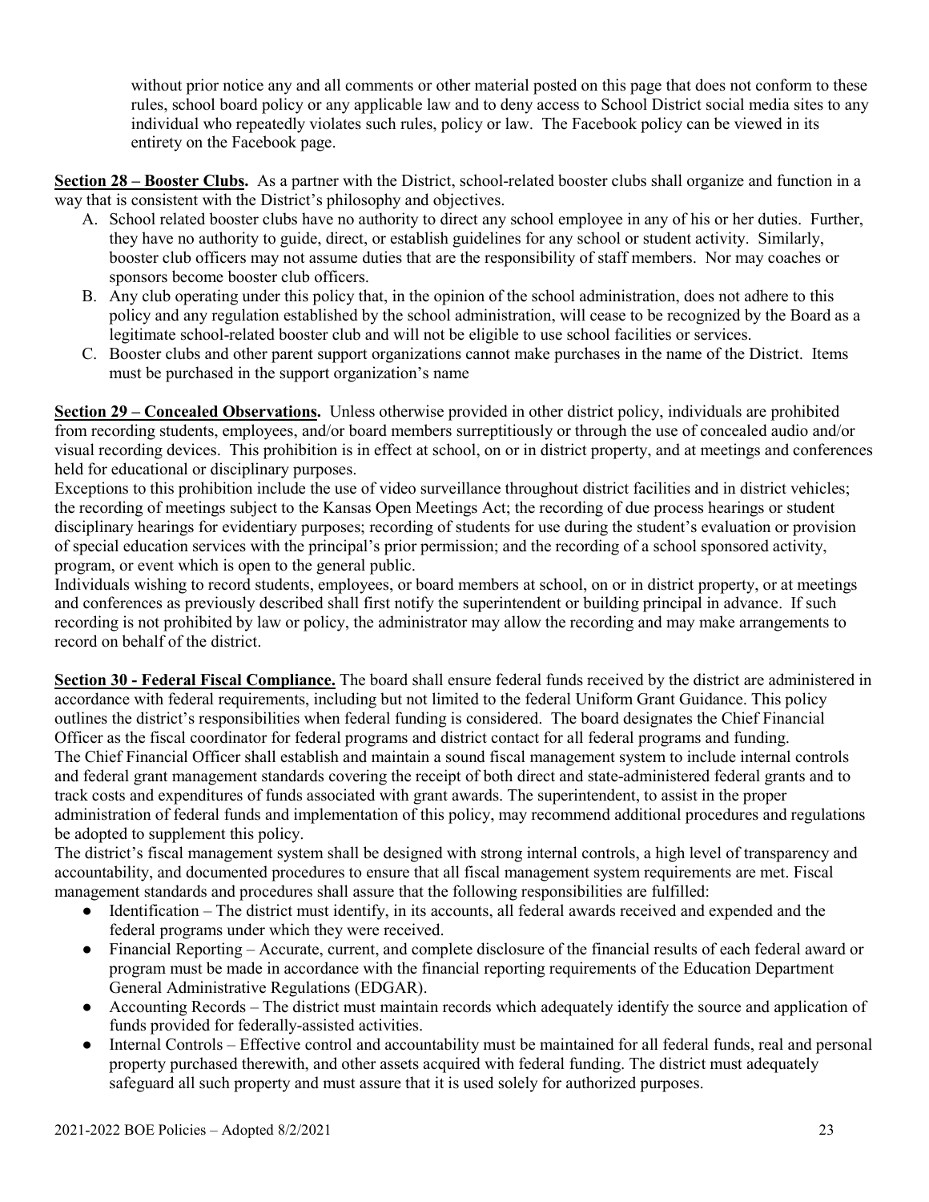without prior notice any and all comments or other material posted on this page that does not conform to these rules, school board policy or any applicable law and to deny access to School District social media sites to any individual who repeatedly violates such rules, policy or law. The Facebook policy can be viewed in its entirety on the Facebook page.

**Section 28 – Booster Clubs.** As a partner with the District, school-related booster clubs shall organize and function in a way that is consistent with the District's philosophy and objectives.

A. School related booster clubs have no authority to direct any school employee in any of his or her duties. Further, they have no authority to guide, direct, or establish guidelines for any school or student activity. Similarly, booster club officers may not assume duties that are the responsibility of staff members. Nor may coaches or sponsors become booster club officers.
B. Any club operating under this policy that, in the opinion of the school administration, does not adhere to this policy and any regulation established by the school administration, will cease to be recognized by the Board as a legitimate school-related booster club and will not be eligible to use school facilities or services.
C. Booster clubs and other parent support organizations cannot make purchases in the name of the District. Items must be purchased in the support organization's name

**Section 29 – Concealed Observations.** Unless otherwise provided in other district policy, individuals are prohibited from recording students, employees, and/or board members surreptitiously or through the use of concealed audio and/or visual recording devices. This prohibition is in effect at school, on or in district property, and at meetings and conferences held for educational or disciplinary purposes.

Exceptions to this prohibition include the use of video surveillance throughout district facilities and in district vehicles; the recording of meetings subject to the Kansas Open Meetings Act; the recording of due process hearings or student disciplinary hearings for evidentiary purposes; recording of students for use during the student's evaluation or provision of special education services with the principal's prior permission; and the recording of a school sponsored activity, program, or event which is open to the general public.

Individuals wishing to record students, employees, or board members at school, on or in district property, or at meetings and conferences as previously described shall first notify the superintendent or building principal in advance. If such recording is not prohibited by law or policy, the administrator may allow the recording and may make arrangements to record on behalf of the district.

**Section 30 - Federal Fiscal Compliance.** The board shall ensure federal funds received by the district are administered in accordance with federal requirements, including but not limited to the federal Uniform Grant Guidance. This policy outlines the district's responsibilities when federal funding is considered. The board designates the Chief Financial Officer as the fiscal coordinator for federal programs and district contact for all federal programs and funding.

The Chief Financial Officer shall establish and maintain a sound fiscal management system to include internal controls and federal grant management standards covering the receipt of both direct and state-administered federal grants and to track costs and expenditures of funds associated with grant awards. The superintendent, to assist in the proper administration of federal funds and implementation of this policy, may recommend additional procedures and regulations be adopted to supplement this policy.

The district's fiscal management system shall be designed with strong internal controls, a high level of transparency and accountability, and documented procedures to ensure that all fiscal management system requirements are met. Fiscal management standards and procedures shall assure that the following responsibilities are fulfilled:

- Identification – The district must identify, in its accounts, all federal awards received and expended and the federal programs under which they were received.
- Financial Reporting – Accurate, current, and complete disclosure of the financial results of each federal award or program must be made in accordance with the financial reporting requirements of the Education Department General Administrative Regulations (EDGAR).
- Accounting Records – The district must maintain records which adequately identify the source and application of funds provided for federally-assisted activities.
- Internal Controls – Effective control and accountability must be maintained for all federal funds, real and personal property purchased therewith, and other assets acquired with federal funding. The district must adequately safeguard all such property and must assure that it is used solely for authorized purposes.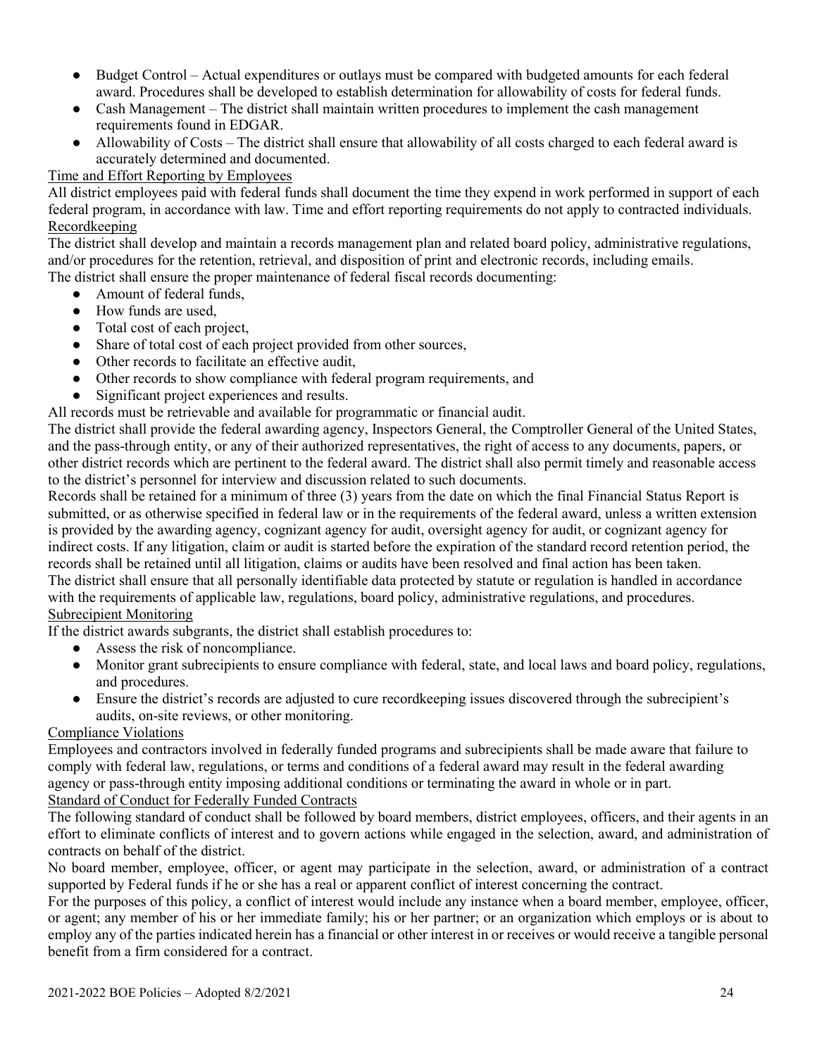- Budget Control – Actual expenditures or outlays must be compared with budgeted amounts for each federal award. Procedures shall be developed to establish determination for allowability of costs for federal funds.
- Cash Management – The district shall maintain written procedures to implement the cash management requirements found in EDGAR.
- Allowability of Costs – The district shall ensure that allowability of all costs charged to each federal award is accurately determined and documented.

Time and Effort Reporting by Employees

All district employees paid with federal funds shall document the time they expend in work performed in support of each federal program, in accordance with law. Time and effort reporting requirements do not apply to contracted individuals.

Recordkeeping

The district shall develop and maintain a records management plan and related board policy, administrative regulations, and/or procedures for the retention, retrieval, and disposition of print and electronic records, including emails.

The district shall ensure the proper maintenance of federal fiscal records documenting:

- Amount of federal funds,
- How funds are used,
- Total cost of each project,
- Share of total cost of each project provided from other sources,
- Other records to facilitate an effective audit,
- Other records to show compliance with federal program requirements, and
- Significant project experiences and results.

All records must be retrievable and available for programmatic or financial audit.

The district shall provide the federal awarding agency, Inspectors General, the Comptroller General of the United States, and the pass-through entity, or any of their authorized representatives, the right of access to any documents, papers, or other district records which are pertinent to the federal award. The district shall also permit timely and reasonable access to the district's personnel for interview and discussion related to such documents.

Records shall be retained for a minimum of three (3) years from the date on which the final Financial Status Report is submitted, or as otherwise specified in federal law or in the requirements of the federal award, unless a written extension is provided by the awarding agency, cognizant agency for audit, oversight agency for audit, or cognizant agency for indirect costs. If any litigation, claim or audit is started before the expiration of the standard record retention period, the records shall be retained until all litigation, claims or audits have been resolved and final action has been taken.

The district shall ensure that all personally identifiable data protected by statute or regulation is handled in accordance with the requirements of applicable law, regulations, board policy, administrative regulations, and procedures.

Subrecipient Monitoring

If the district awards subgrants, the district shall establish procedures to:

- Assess the risk of noncompliance.
- Monitor grant subrecipients to ensure compliance with federal, state, and local laws and board policy, regulations, and procedures.
- Ensure the district's records are adjusted to cure recordkeeping issues discovered through the subrecipient's audits, on-site reviews, or other monitoring.

Compliance Violations

Employees and contractors involved in federally funded programs and subrecipients shall be made aware that failure to comply with federal law, regulations, or terms and conditions of a federal award may result in the federal awarding agency or pass-through entity imposing additional conditions or terminating the award in whole or in part.

Standard of Conduct for Federally Funded Contracts

The following standard of conduct shall be followed by board members, district employees, officers, and their agents in an effort to eliminate conflicts of interest and to govern actions while engaged in the selection, award, and administration of contracts on behalf of the district.

No board member, employee, officer, or agent may participate in the selection, award, or administration of a contract supported by Federal funds if he or she has a real or apparent conflict of interest concerning the contract.

For the purposes of this policy, a conflict of interest would include any instance when a board member, employee, officer, or agent; any member of his or her immediate family; his or her partner; or an organization which employs or is about to employ any of the parties indicated herein has a financial or other interest in or receives or would receive a tangible personal benefit from a firm considered for a contract.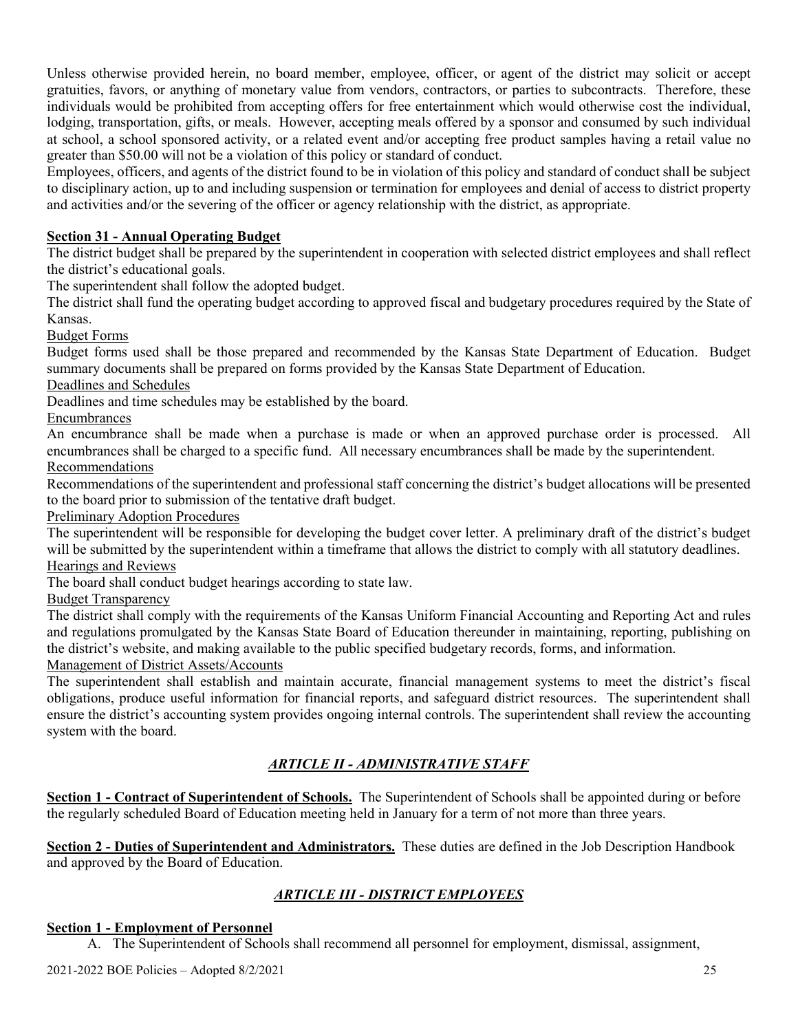Unless otherwise provided herein, no board member, employee, officer, or agent of the district may solicit or accept gratuities, favors, or anything of monetary value from vendors, contractors, or parties to subcontracts. Therefore, these individuals would be prohibited from accepting offers for free entertainment which would otherwise cost the individual, lodging, transportation, gifts, or meals. However, accepting meals offered by a sponsor and consumed by such individual at school, a school sponsored activity, or a related event and/or accepting free product samples having a retail value no greater than $50.00 will not be a violation of this policy or standard of conduct.

Employees, officers, and agents of the district found to be in violation of this policy and standard of conduct shall be subject to disciplinary action, up to and including suspension or termination for employees and denial of access to district property and activities and/or the severing of the officer or agency relationship with the district, as appropriate.

**Section 31 - Annual Operating Budget**

The district budget shall be prepared by the superintendent in cooperation with selected district employees and shall reflect the district's educational goals.

The superintendent shall follow the adopted budget.

The district shall fund the operating budget according to approved fiscal and budgetary procedures required by the State of Kansas.

Budget Forms

Budget forms used shall be those prepared and recommended by the Kansas State Department of Education. Budget summary documents shall be prepared on forms provided by the Kansas State Department of Education.

Deadlines and Schedules

Deadlines and time schedules may be established by the board.

Encumbrances

An encumbrance shall be made when a purchase is made or when an approved purchase order is processed. All encumbrances shall be charged to a specific fund. All necessary encumbrances shall be made by the superintendent.

Recommendations

Recommendations of the superintendent and professional staff concerning the district's budget allocations will be presented to the board prior to submission of the tentative draft budget.

Preliminary Adoption Procedures

The superintendent will be responsible for developing the budget cover letter. A preliminary draft of the district's budget will be submitted by the superintendent within a timeframe that allows the district to comply with all statutory deadlines.

Hearings and Reviews

The board shall conduct budget hearings according to state law.

Budget Transparency

The district shall comply with the requirements of the Kansas Uniform Financial Accounting and Reporting Act and rules and regulations promulgated by the Kansas State Board of Education thereunder in maintaining, reporting, publishing on the district's website, and making available to the public specified budgetary records, forms, and information.

Management of District Assets/Accounts

The superintendent shall establish and maintain accurate, financial management systems to meet the district's fiscal obligations, produce useful information for financial reports, and safeguard district resources. The superintendent shall ensure the district's accounting system provides ongoing internal controls. The superintendent shall review the accounting system with the board.

## *ARTICLE II - ADMINISTRATIVE STAFF*

**Section 1 - Contract of Superintendent of Schools.** The Superintendent of Schools shall be appointed during or before the regularly scheduled Board of Education meeting held in January for a term of not more than three years.

**Section 2 - Duties of Superintendent and Administrators.** These duties are defined in the Job Description Handbook and approved by the Board of Education.

## *ARTICLE III - DISTRICT EMPLOYEES*

**Section 1 - Employment of Personnel**

A. The Superintendent of Schools shall recommend all personnel for employment, dismissal, assignment,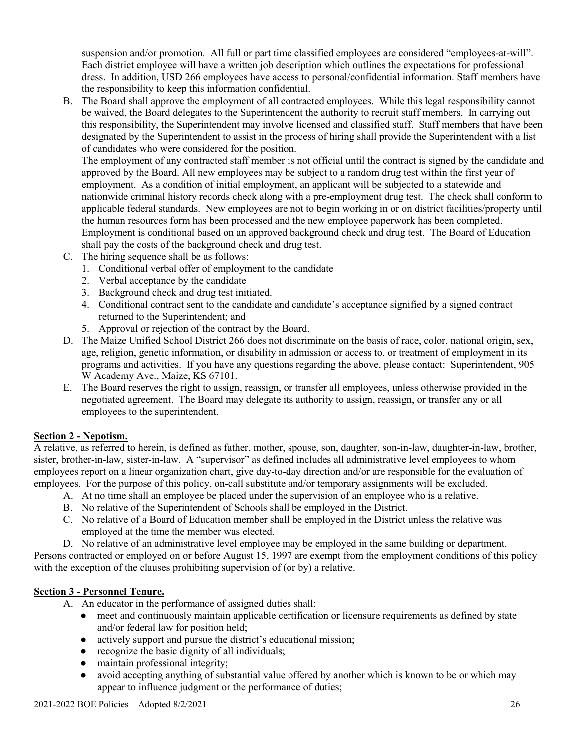suspension and/or promotion. All full or part time classified employees are considered "employees-at-will". Each district employee will have a written job description which outlines the expectations for professional dress. In addition, USD 266 employees have access to personal/confidential information. Staff members have the responsibility to keep this information confidential.

B. The Board shall approve the employment of all contracted employees. While this legal responsibility cannot be waived, the Board delegates to the Superintendent the authority to recruit staff members. In carrying out this responsibility, the Superintendent may involve licensed and classified staff. Staff members that have been designated by the Superintendent to assist in the process of hiring shall provide the Superintendent with a list of candidates who were considered for the position.

   The employment of any contracted staff member is not official until the contract is signed by the candidate and approved by the Board. All new employees may be subject to a random drug test within the first year of employment. As a condition of initial employment, an applicant will be subjected to a statewide and nationwide criminal history records check along with a pre-employment drug test. The check shall conform to applicable federal standards. New employees are not to begin working in or on district facilities/property until the human resources form has been processed and the new employee paperwork has been completed. Employment is conditional based on an approved background check and drug test. The Board of Education shall pay the costs of the background check and drug test.

C. The hiring sequence shall be as follows:
   1. Conditional verbal offer of employment to the candidate
   2. Verbal acceptance by the candidate
   3. Background check and drug test initiated.
   4. Conditional contract sent to the candidate and candidate's acceptance signified by a signed contract returned to the Superintendent; and
   5. Approval or rejection of the contract by the Board.

D. The Maize Unified School District 266 does not discriminate on the basis of race, color, national origin, sex, age, religion, genetic information, or disability in admission or access to, or treatment of employment in its programs and activities. If you have any questions regarding the above, please contact: Superintendent, 905 W Academy Ave., Maize, KS 67101.

E. The Board reserves the right to assign, reassign, or transfer all employees, unless otherwise provided in the negotiated agreement. The Board may delegate its authority to assign, reassign, or transfer any or all employees to the superintendent.

**Section 2 - Nepotism.**

A relative, as referred to herein, is defined as father, mother, spouse, son, daughter, son-in-law, daughter-in-law, brother, sister, brother-in-law, sister-in-law. A "supervisor" as defined includes all administrative level employees to whom employees report on a linear organization chart, give day-to-day direction and/or are responsible for the evaluation of employees. For the purpose of this policy, on-call substitute and/or temporary assignments will be excluded.

A. At no time shall an employee be placed under the supervision of an employee who is a relative.
B. No relative of the Superintendent of Schools shall be employed in the District.
C. No relative of a Board of Education member shall be employed in the District unless the relative was employed at the time the member was elected.
D. No relative of an administrative level employee may be employed in the same building or department.

Persons contracted or employed on or before August 15, 1997 are exempt from the employment conditions of this policy with the exception of the clauses prohibiting supervision of (or by) a relative.

**Section 3 - Personnel Tenure.**

A. An educator in the performance of assigned duties shall:
   - meet and continuously maintain applicable certification or licensure requirements as defined by state and/or federal law for position held;
   - actively support and pursue the district's educational mission;
   - recognize the basic dignity of all individuals;
   - maintain professional integrity;
   - avoid accepting anything of substantial value offered by another which is known to be or which may appear to influence judgment or the performance of duties;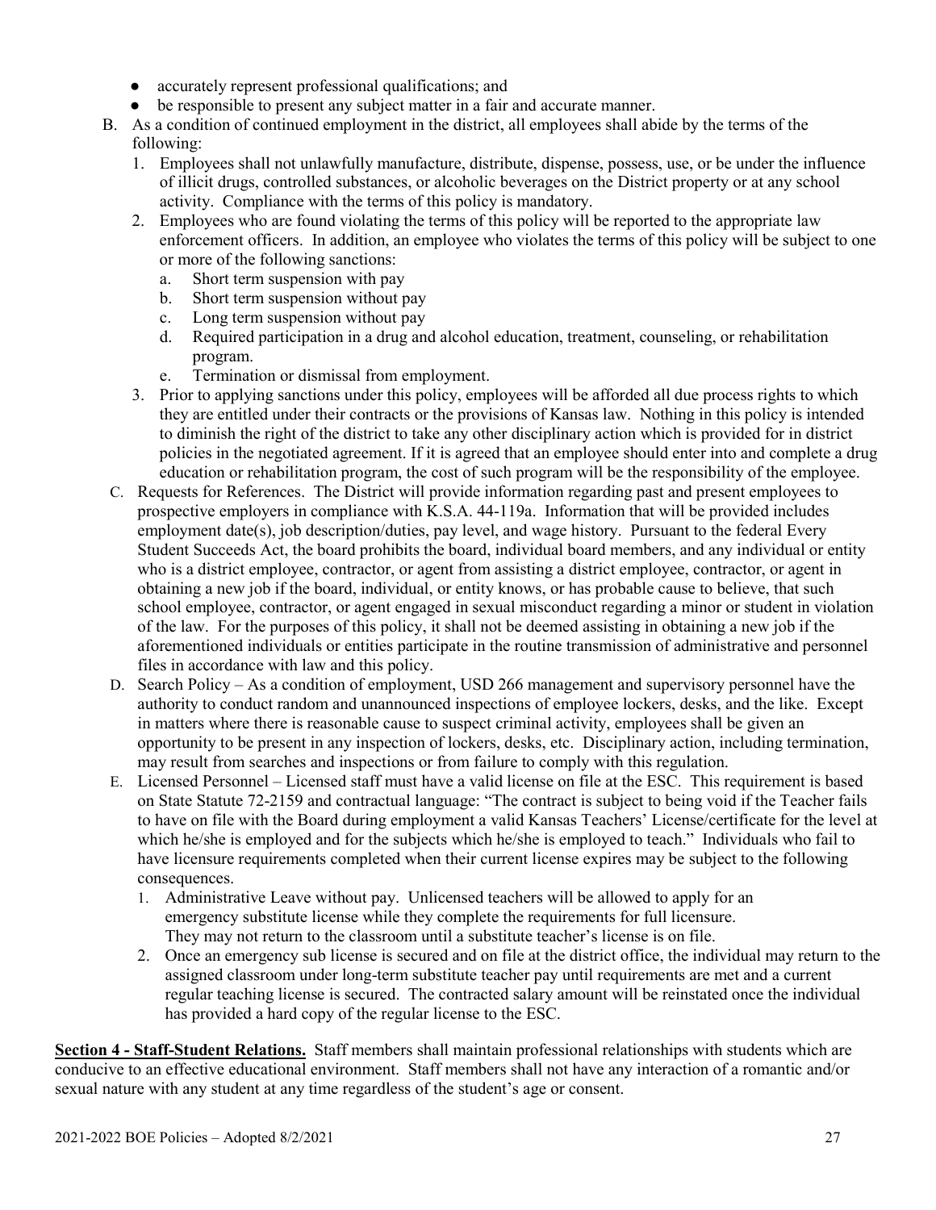- accurately represent professional qualifications; and
- be responsible to present any subject matter in a fair and accurate manner.

B. As a condition of continued employment in the district, all employees shall abide by the terms of the following:

   1. Employees shall not unlawfully manufacture, distribute, dispense, possess, use, or be under the influence of illicit drugs, controlled substances, or alcoholic beverages on the District property or at any school activity. Compliance with the terms of this policy is mandatory.
   2. Employees who are found violating the terms of this policy will be reported to the appropriate law enforcement officers. In addition, an employee who violates the terms of this policy will be subject to one or more of the following sanctions:
      a. Short term suspension with pay
      b. Short term suspension without pay
      c. Long term suspension without pay
      d. Required participation in a drug and alcohol education, treatment, counseling, or rehabilitation program.
      e. Termination or dismissal from employment.
   3. Prior to applying sanctions under this policy, employees will be afforded all due process rights to which they are entitled under their contracts or the provisions of Kansas law. Nothing in this policy is intended to diminish the right of the district to take any other disciplinary action which is provided for in district policies in the negotiated agreement. If it is agreed that an employee should enter into and complete a drug education or rehabilitation program, the cost of such program will be the responsibility of the employee.

C. Requests for References. The District will provide information regarding past and present employees to prospective employers in compliance with K.S.A. 44-119a. Information that will be provided includes employment date(s), job description/duties, pay level, and wage history. Pursuant to the federal Every Student Succeeds Act, the board prohibits the board, individual board members, and any individual or entity who is a district employee, contractor, or agent from assisting a district employee, contractor, or agent in obtaining a new job if the board, individual, or entity knows, or has probable cause to believe, that such school employee, contractor, or agent engaged in sexual misconduct regarding a minor or student in violation of the law. For the purposes of this policy, it shall not be deemed assisting in obtaining a new job if the aforementioned individuals or entities participate in the routine transmission of administrative and personnel files in accordance with law and this policy.

D. Search Policy – As a condition of employment, USD 266 management and supervisory personnel have the authority to conduct random and unannounced inspections of employee lockers, desks, and the like. Except in matters where there is reasonable cause to suspect criminal activity, employees shall be given an opportunity to be present in any inspection of lockers, desks, etc. Disciplinary action, including termination, may result from searches and inspections or from failure to comply with this regulation.

E. Licensed Personnel – Licensed staff must have a valid license on file at the ESC. This requirement is based on State Statute 72-2159 and contractual language: "The contract is subject to being void if the Teacher fails to have on file with the Board during employment a valid Kansas Teachers' License/certificate for the level at which he/she is employed and for the subjects which he/she is employed to teach." Individuals who fail to have licensure requirements completed when their current license expires may be subject to the following consequences.

   1. Administrative Leave without pay. Unlicensed teachers will be allowed to apply for an emergency substitute license while they complete the requirements for full licensure. They may not return to the classroom until a substitute teacher's license is on file.
   2. Once an emergency sub license is secured and on file at the district office, the individual may return to the assigned classroom under long-term substitute teacher pay until requirements are met and a current regular teaching license is secured. The contracted salary amount will be reinstated once the individual has provided a hard copy of the regular license to the ESC.

**Section 4 - Staff-Student Relations.** Staff members shall maintain professional relationships with students which are conducive to an effective educational environment. Staff members shall not have any interaction of a romantic and/or sexual nature with any student at any time regardless of the student's age or consent.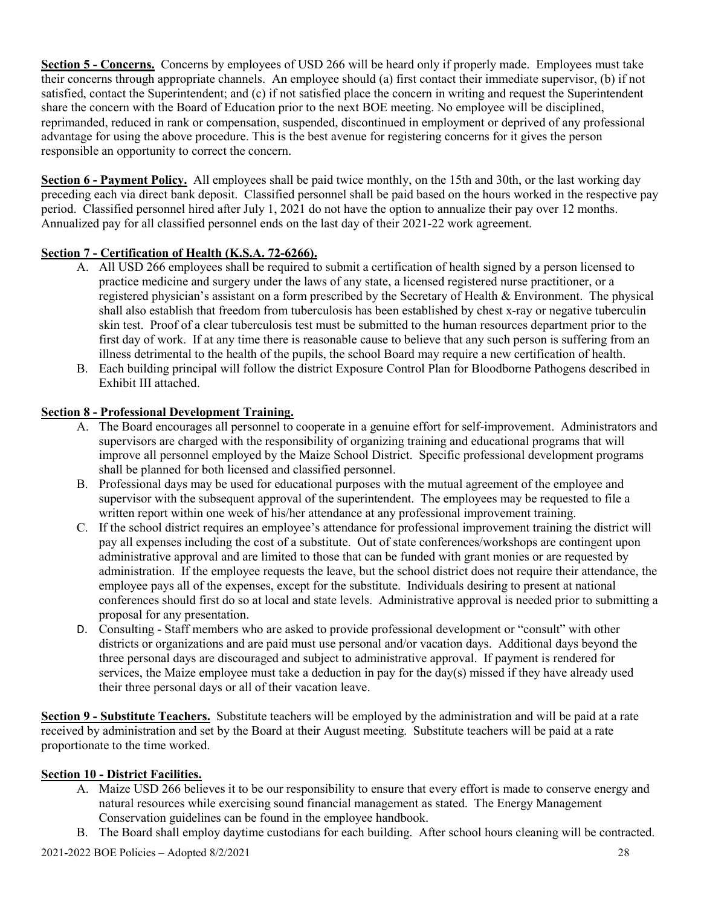**Section 5 - Concerns.** Concerns by employees of USD 266 will be heard only if properly made. Employees must take their concerns through appropriate channels. An employee should (a) first contact their immediate supervisor, (b) if not satisfied, contact the Superintendent; and (c) if not satisfied place the concern in writing and request the Superintendent share the concern with the Board of Education prior to the next BOE meeting. No employee will be disciplined, reprimanded, reduced in rank or compensation, suspended, discontinued in employment or deprived of any professional advantage for using the above procedure. This is the best avenue for registering concerns for it gives the person responsible an opportunity to correct the concern.

**Section 6 - Payment Policy.** All employees shall be paid twice monthly, on the 15th and 30th, or the last working day preceding each via direct bank deposit. Classified personnel shall be paid based on the hours worked in the respective pay period. Classified personnel hired after July 1, 2021 do not have the option to annualize their pay over 12 months. Annualized pay for all classified personnel ends on the last day of their 2021-22 work agreement.

**Section 7 - Certification of Health (K.S.A. 72-6266).**

A. All USD 266 employees shall be required to submit a certification of health signed by a person licensed to practice medicine and surgery under the laws of any state, a licensed registered nurse practitioner, or a registered physician's assistant on a form prescribed by the Secretary of Health & Environment. The physical shall also establish that freedom from tuberculosis has been established by chest x-ray or negative tuberculin skin test. Proof of a clear tuberculosis test must be submitted to the human resources department prior to the first day of work. If at any time there is reasonable cause to believe that any such person is suffering from an illness detrimental to the health of the pupils, the school Board may require a new certification of health.
B. Each building principal will follow the district Exposure Control Plan for Bloodborne Pathogens described in Exhibit III attached.

**Section 8 - Professional Development Training.**

A. The Board encourages all personnel to cooperate in a genuine effort for self-improvement. Administrators and supervisors are charged with the responsibility of organizing training and educational programs that will improve all personnel employed by the Maize School District. Specific professional development programs shall be planned for both licensed and classified personnel.
B. Professional days may be used for educational purposes with the mutual agreement of the employee and supervisor with the subsequent approval of the superintendent. The employees may be requested to file a written report within one week of his/her attendance at any professional improvement training.
C. If the school district requires an employee's attendance for professional improvement training the district will pay all expenses including the cost of a substitute. Out of state conferences/workshops are contingent upon administrative approval and are limited to those that can be funded with grant monies or are requested by administration. If the employee requests the leave, but the school district does not require their attendance, the employee pays all of the expenses, except for the substitute. Individuals desiring to present at national conferences should first do so at local and state levels. Administrative approval is needed prior to submitting a proposal for any presentation.
D. Consulting - Staff members who are asked to provide professional development or "consult" with other districts or organizations and are paid must use personal and/or vacation days. Additional days beyond the three personal days are discouraged and subject to administrative approval. If payment is rendered for services, the Maize employee must take a deduction in pay for the day(s) missed if they have already used their three personal days or all of their vacation leave.

**Section 9 - Substitute Teachers.** Substitute teachers will be employed by the administration and will be paid at a rate received by administration and set by the Board at their August meeting. Substitute teachers will be paid at a rate proportionate to the time worked.

**Section 10 - District Facilities.**

A. Maize USD 266 believes it to be our responsibility to ensure that every effort is made to conserve energy and natural resources while exercising sound financial management as stated. The Energy Management Conservation guidelines can be found in the employee handbook.
B. The Board shall employ daytime custodians for each building. After school hours cleaning will be contracted.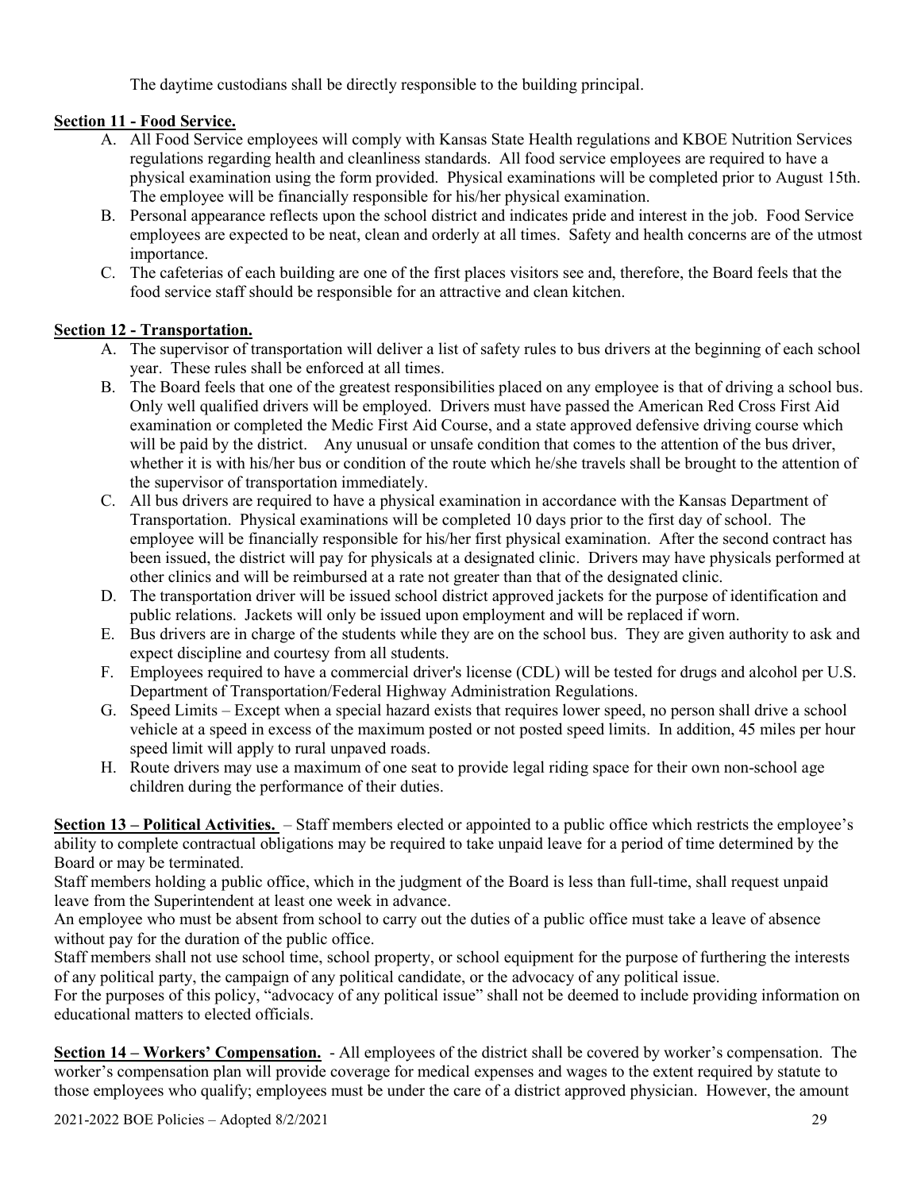The daytime custodians shall be directly responsible to the building principal.

**Section 11 - Food Service.**

A. All Food Service employees will comply with Kansas State Health regulations and KBOE Nutrition Services regulations regarding health and cleanliness standards. All food service employees are required to have a physical examination using the form provided. Physical examinations will be completed prior to August 15th. The employee will be financially responsible for his/her physical examination.
B. Personal appearance reflects upon the school district and indicates pride and interest in the job. Food Service employees are expected to be neat, clean and orderly at all times. Safety and health concerns are of the utmost importance.
C. The cafeterias of each building are one of the first places visitors see and, therefore, the Board feels that the food service staff should be responsible for an attractive and clean kitchen.

**Section 12 - Transportation.**

A. The supervisor of transportation will deliver a list of safety rules to bus drivers at the beginning of each school year. These rules shall be enforced at all times.
B. The Board feels that one of the greatest responsibilities placed on any employee is that of driving a school bus. Only well qualified drivers will be employed. Drivers must have passed the American Red Cross First Aid examination or completed the Medic First Aid Course, and a state approved defensive driving course which will be paid by the district. Any unusual or unsafe condition that comes to the attention of the bus driver, whether it is with his/her bus or condition of the route which he/she travels shall be brought to the attention of the supervisor of transportation immediately.
C. All bus drivers are required to have a physical examination in accordance with the Kansas Department of Transportation. Physical examinations will be completed 10 days prior to the first day of school. The employee will be financially responsible for his/her first physical examination. After the second contract has been issued, the district will pay for physicals at a designated clinic. Drivers may have physicals performed at other clinics and will be reimbursed at a rate not greater than that of the designated clinic.
D. The transportation driver will be issued school district approved jackets for the purpose of identification and public relations. Jackets will only be issued upon employment and will be replaced if worn.
E. Bus drivers are in charge of the students while they are on the school bus. They are given authority to ask and expect discipline and courtesy from all students.
F. Employees required to have a commercial driver's license (CDL) will be tested for drugs and alcohol per U.S. Department of Transportation/Federal Highway Administration Regulations.
G. Speed Limits – Except when a special hazard exists that requires lower speed, no person shall drive a school vehicle at a speed in excess of the maximum posted or not posted speed limits. In addition, 45 miles per hour speed limit will apply to rural unpaved roads.
H. Route drivers may use a maximum of one seat to provide legal riding space for their own non-school age children during the performance of their duties.

**Section 13 – Political Activities.** – Staff members elected or appointed to a public office which restricts the employee's ability to complete contractual obligations may be required to take unpaid leave for a period of time determined by the Board or may be terminated.

Staff members holding a public office, which in the judgment of the Board is less than full-time, shall request unpaid leave from the Superintendent at least one week in advance.

An employee who must be absent from school to carry out the duties of a public office must take a leave of absence without pay for the duration of the public office.

Staff members shall not use school time, school property, or school equipment for the purpose of furthering the interests of any political party, the campaign of any political candidate, or the advocacy of any political issue.

For the purposes of this policy, "advocacy of any political issue" shall not be deemed to include providing information on educational matters to elected officials.

**Section 14 – Workers' Compensation.** - All employees of the district shall be covered by worker's compensation. The worker's compensation plan will provide coverage for medical expenses and wages to the extent required by statute to those employees who qualify; employees must be under the care of a district approved physician. However, the amount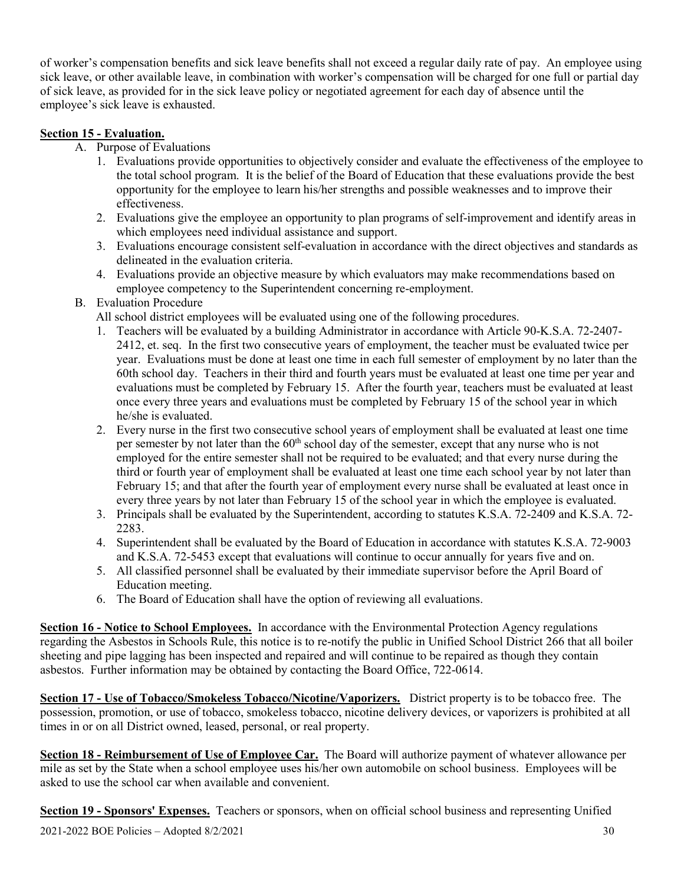of worker's compensation benefits and sick leave benefits shall not exceed a regular daily rate of pay. An employee using sick leave, or other available leave, in combination with worker's compensation will be charged for one full or partial day of sick leave, as provided for in the sick leave policy or negotiated agreement for each day of absence until the employee's sick leave is exhausted.

**Section 15 - Evaluation.**

A. Purpose of Evaluations
   1. Evaluations provide opportunities to objectively consider and evaluate the effectiveness of the employee to the total school program. It is the belief of the Board of Education that these evaluations provide the best opportunity for the employee to learn his/her strengths and possible weaknesses and to improve their effectiveness.
   2. Evaluations give the employee an opportunity to plan programs of self-improvement and identify areas in which employees need individual assistance and support.
   3. Evaluations encourage consistent self-evaluation in accordance with the direct objectives and standards as delineated in the evaluation criteria.
   4. Evaluations provide an objective measure by which evaluators may make recommendations based on employee competency to the Superintendent concerning re-employment.

B. Evaluation Procedure

   All school district employees will be evaluated using one of the following procedures.
   1. Teachers will be evaluated by a building Administrator in accordance with Article 90-K.S.A. 72-2407-2412, et. seq. In the first two consecutive years of employment, the teacher must be evaluated twice per year. Evaluations must be done at least one time in each full semester of employment by no later than the 60th school day. Teachers in their third and fourth years must be evaluated at least one time per year and evaluations must be completed by February 15. After the fourth year, teachers must be evaluated at least once every three years and evaluations must be completed by February 15 of the school year in which he/she is evaluated.
   2. Every nurse in the first two consecutive school years of employment shall be evaluated at least one time per semester by not later than the 60th school day of the semester, except that any nurse who is not employed for the entire semester shall not be required to be evaluated; and that every nurse during the third or fourth year of employment shall be evaluated at least one time each school year by not later than February 15; and that after the fourth year of employment every nurse shall be evaluated at least once in every three years by not later than February 15 of the school year in which the employee is evaluated.
   3. Principals shall be evaluated by the Superintendent, according to statutes K.S.A. 72-2409 and K.S.A. 72-2283.
   4. Superintendent shall be evaluated by the Board of Education in accordance with statutes K.S.A. 72-9003 and K.S.A. 72-5453 except that evaluations will continue to occur annually for years five and on.
   5. All classified personnel shall be evaluated by their immediate supervisor before the April Board of Education meeting.
   6. The Board of Education shall have the option of reviewing all evaluations.

**Section 16 - Notice to School Employees.** In accordance with the Environmental Protection Agency regulations regarding the Asbestos in Schools Rule, this notice is to re-notify the public in Unified School District 266 that all boiler sheeting and pipe lagging has been inspected and repaired and will continue to be repaired as though they contain asbestos. Further information may be obtained by contacting the Board Office, 722-0614.

**Section 17 - Use of Tobacco/Smokeless Tobacco/Nicotine/Vaporizers.** District property is to be tobacco free. The possession, promotion, or use of tobacco, smokeless tobacco, nicotine delivery devices, or vaporizers is prohibited at all times in or on all District owned, leased, personal, or real property.

**Section 18 - Reimbursement of Use of Employee Car.** The Board will authorize payment of whatever allowance per mile as set by the State when a school employee uses his/her own automobile on school business. Employees will be asked to use the school car when available and convenient.

**Section 19 - Sponsors' Expenses.** Teachers or sponsors, when on official school business and representing Unified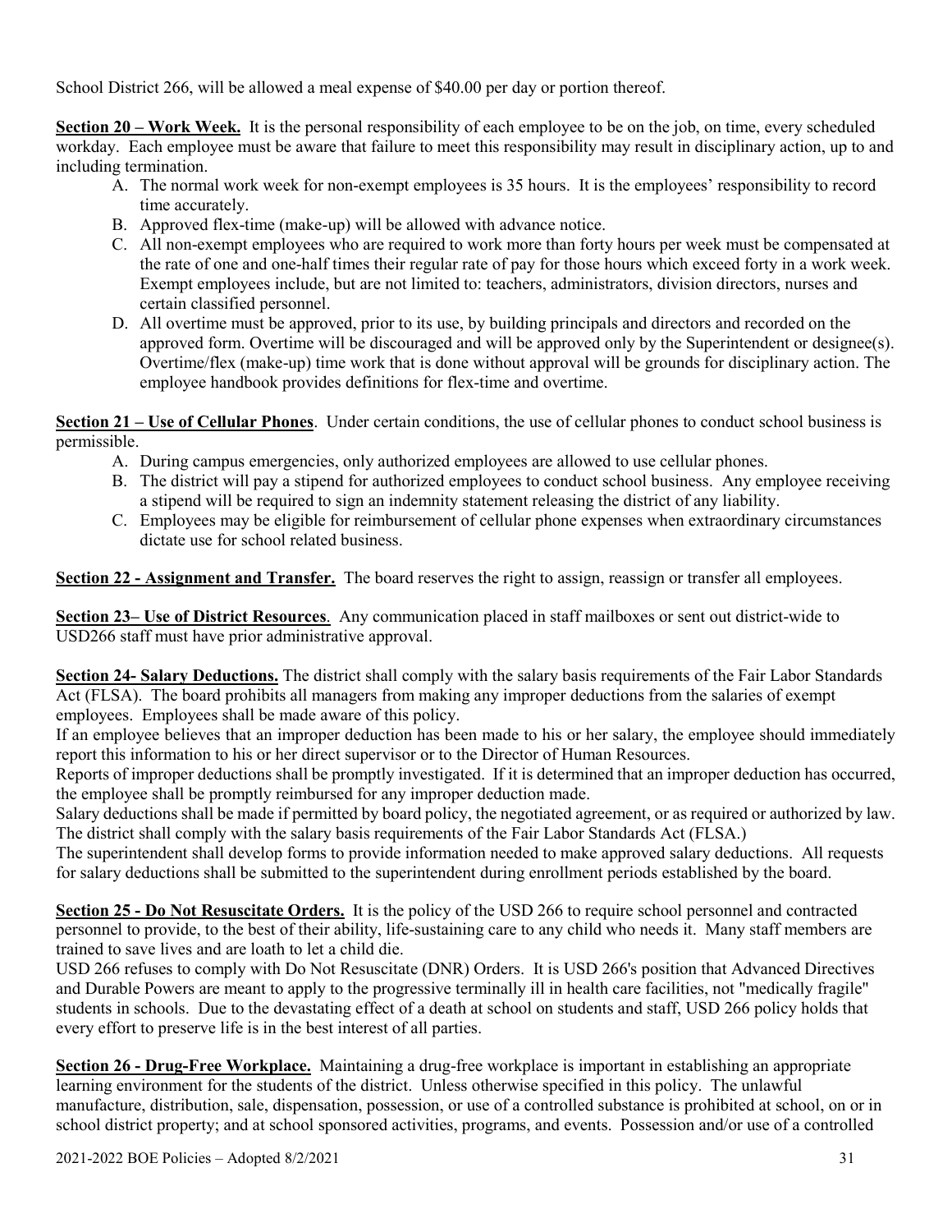School District 266, will be allowed a meal expense of $40.00 per day or portion thereof.

**Section 20 – Work Week.** It is the personal responsibility of each employee to be on the job, on time, every scheduled workday. Each employee must be aware that failure to meet this responsibility may result in disciplinary action, up to and including termination.

A. The normal work week for non-exempt employees is 35 hours. It is the employees' responsibility to record time accurately.
B. Approved flex-time (make-up) will be allowed with advance notice.
C. All non-exempt employees who are required to work more than forty hours per week must be compensated at the rate of one and one-half times their regular rate of pay for those hours which exceed forty in a work week. Exempt employees include, but are not limited to: teachers, administrators, division directors, nurses and certain classified personnel.
D. All overtime must be approved, prior to its use, by building principals and directors and recorded on the approved form. Overtime will be discouraged and will be approved only by the Superintendent or designee(s). Overtime/flex (make-up) time work that is done without approval will be grounds for disciplinary action. The employee handbook provides definitions for flex-time and overtime.

**Section 21 – Use of Cellular Phones**. Under certain conditions, the use of cellular phones to conduct school business is permissible.

A. During campus emergencies, only authorized employees are allowed to use cellular phones.
B. The district will pay a stipend for authorized employees to conduct school business. Any employee receiving a stipend will be required to sign an indemnity statement releasing the district of any liability.
C. Employees may be eligible for reimbursement of cellular phone expenses when extraordinary circumstances dictate use for school related business.

**Section 22 - Assignment and Transfer.** The board reserves the right to assign, reassign or transfer all employees.

**Section 23– Use of District Resources**. Any communication placed in staff mailboxes or sent out district-wide to USD266 staff must have prior administrative approval.

**Section 24- Salary Deductions.** The district shall comply with the salary basis requirements of the Fair Labor Standards Act (FLSA). The board prohibits all managers from making any improper deductions from the salaries of exempt employees. Employees shall be made aware of this policy.

If an employee believes that an improper deduction has been made to his or her salary, the employee should immediately report this information to his or her direct supervisor or to the Director of Human Resources.

Reports of improper deductions shall be promptly investigated. If it is determined that an improper deduction has occurred, the employee shall be promptly reimbursed for any improper deduction made.

Salary deductions shall be made if permitted by board policy, the negotiated agreement, or as required or authorized by law. The district shall comply with the salary basis requirements of the Fair Labor Standards Act (FLSA.)

The superintendent shall develop forms to provide information needed to make approved salary deductions. All requests for salary deductions shall be submitted to the superintendent during enrollment periods established by the board.

**Section 25 - Do Not Resuscitate Orders.** It is the policy of the USD 266 to require school personnel and contracted personnel to provide, to the best of their ability, life-sustaining care to any child who needs it. Many staff members are trained to save lives and are loath to let a child die.

USD 266 refuses to comply with Do Not Resuscitate (DNR) Orders. It is USD 266's position that Advanced Directives and Durable Powers are meant to apply to the progressive terminally ill in health care facilities, not "medically fragile" students in schools. Due to the devastating effect of a death at school on students and staff, USD 266 policy holds that every effort to preserve life is in the best interest of all parties.

**Section 26 - Drug-Free Workplace.** Maintaining a drug-free workplace is important in establishing an appropriate learning environment for the students of the district. Unless otherwise specified in this policy. The unlawful manufacture, distribution, sale, dispensation, possession, or use of a controlled substance is prohibited at school, on or in school district property; and at school sponsored activities, programs, and events. Possession and/or use of a controlled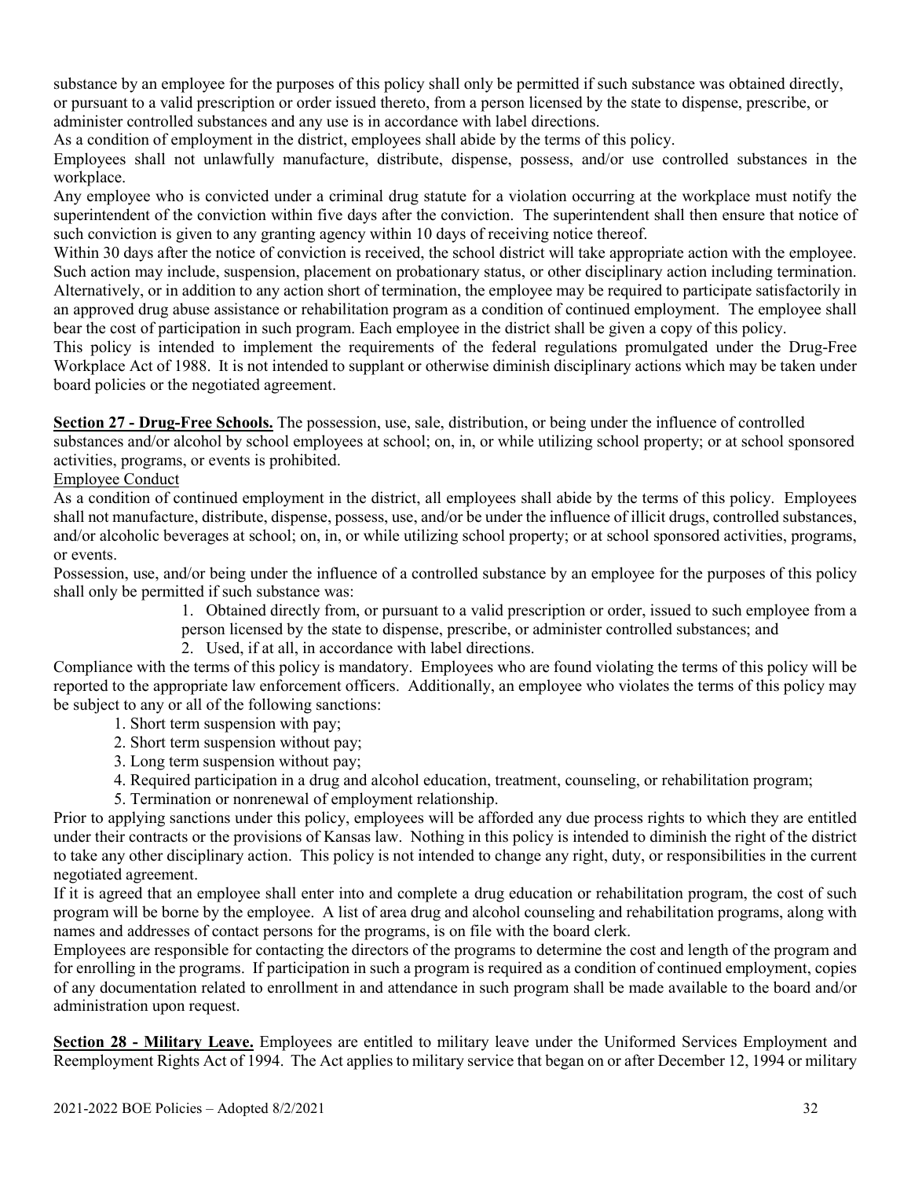substance by an employee for the purposes of this policy shall only be permitted if such substance was obtained directly, or pursuant to a valid prescription or order issued thereto, from a person licensed by the state to dispense, prescribe, or administer controlled substances and any use is in accordance with label directions.

As a condition of employment in the district, employees shall abide by the terms of this policy.

Employees shall not unlawfully manufacture, distribute, dispense, possess, and/or use controlled substances in the workplace.

Any employee who is convicted under a criminal drug statute for a violation occurring at the workplace must notify the superintendent of the conviction within five days after the conviction. The superintendent shall then ensure that notice of such conviction is given to any granting agency within 10 days of receiving notice thereof.

Within 30 days after the notice of conviction is received, the school district will take appropriate action with the employee. Such action may include, suspension, placement on probationary status, or other disciplinary action including termination. Alternatively, or in addition to any action short of termination, the employee may be required to participate satisfactorily in an approved drug abuse assistance or rehabilitation program as a condition of continued employment. The employee shall bear the cost of participation in such program. Each employee in the district shall be given a copy of this policy.

This policy is intended to implement the requirements of the federal regulations promulgated under the Drug-Free Workplace Act of 1988. It is not intended to supplant or otherwise diminish disciplinary actions which may be taken under board policies or the negotiated agreement.

**Section 27 - Drug-Free Schools.** The possession, use, sale, distribution, or being under the influence of controlled substances and/or alcohol by school employees at school; on, in, or while utilizing school property; or at school sponsored activities, programs, or events is prohibited.

Employee Conduct

As a condition of continued employment in the district, all employees shall abide by the terms of this policy. Employees shall not manufacture, distribute, dispense, possess, use, and/or be under the influence of illicit drugs, controlled substances, and/or alcoholic beverages at school; on, in, or while utilizing school property; or at school sponsored activities, programs, or events.

Possession, use, and/or being under the influence of a controlled substance by an employee for the purposes of this policy shall only be permitted if such substance was:

1. Obtained directly from, or pursuant to a valid prescription or order, issued to such employee from a person licensed by the state to dispense, prescribe, or administer controlled substances; and
2. Used, if at all, in accordance with label directions.

Compliance with the terms of this policy is mandatory. Employees who are found violating the terms of this policy will be reported to the appropriate law enforcement officers. Additionally, an employee who violates the terms of this policy may be subject to any or all of the following sanctions:

1. Short term suspension with pay;
2. Short term suspension without pay;
3. Long term suspension without pay;
4. Required participation in a drug and alcohol education, treatment, counseling, or rehabilitation program;
5. Termination or nonrenewal of employment relationship.

Prior to applying sanctions under this policy, employees will be afforded any due process rights to which they are entitled under their contracts or the provisions of Kansas law. Nothing in this policy is intended to diminish the right of the district to take any other disciplinary action. This policy is not intended to change any right, duty, or responsibilities in the current negotiated agreement.

If it is agreed that an employee shall enter into and complete a drug education or rehabilitation program, the cost of such program will be borne by the employee. A list of area drug and alcohol counseling and rehabilitation programs, along with names and addresses of contact persons for the programs, is on file with the board clerk.

Employees are responsible for contacting the directors of the programs to determine the cost and length of the program and for enrolling in the programs. If participation in such a program is required as a condition of continued employment, copies of any documentation related to enrollment in and attendance in such program shall be made available to the board and/or administration upon request.

**Section 28 - Military Leave.** Employees are entitled to military leave under the Uniformed Services Employment and Reemployment Rights Act of 1994. The Act applies to military service that began on or after December 12, 1994 or military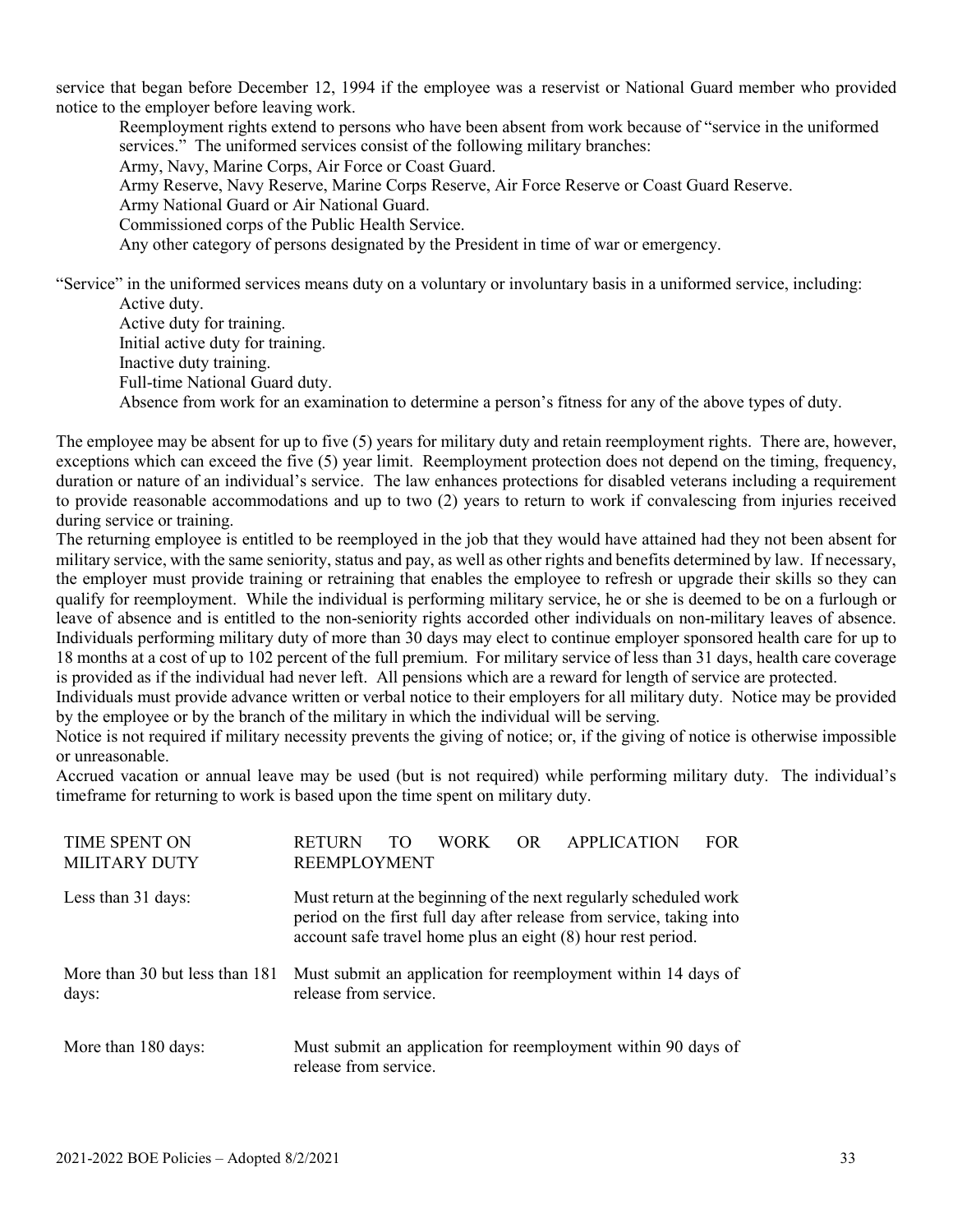service that began before December 12, 1994 if the employee was a reservist or National Guard member who provided notice to the employer before leaving work.

Reemployment rights extend to persons who have been absent from work because of "service in the uniformed services." The uniformed services consist of the following military branches:

Army, Navy, Marine Corps, Air Force or Coast Guard.
Army Reserve, Navy Reserve, Marine Corps Reserve, Air Force Reserve or Coast Guard Reserve.
Army National Guard or Air National Guard.
Commissioned corps of the Public Health Service.
Any other category of persons designated by the President in time of war or emergency.

"Service" in the uniformed services means duty on a voluntary or involuntary basis in a uniformed service, including:

Active duty.
Active duty for training.
Initial active duty for training.
Inactive duty training.
Full-time National Guard duty.
Absence from work for an examination to determine a person's fitness for any of the above types of duty.

The employee may be absent for up to five (5) years for military duty and retain reemployment rights. There are, however, exceptions which can exceed the five (5) year limit. Reemployment protection does not depend on the timing, frequency, duration or nature of an individual's service. The law enhances protections for disabled veterans including a requirement to provide reasonable accommodations and up to two (2) years to return to work if convalescing from injuries received during service or training.

The returning employee is entitled to be reemployed in the job that they would have attained had they not been absent for military service, with the same seniority, status and pay, as well as other rights and benefits determined by law. If necessary, the employer must provide training or retraining that enables the employee to refresh or upgrade their skills so they can qualify for reemployment. While the individual is performing military service, he or she is deemed to be on a furlough or leave of absence and is entitled to the non-seniority rights accorded other individuals on non-military leaves of absence. Individuals performing military duty of more than 30 days may elect to continue employer sponsored health care for up to 18 months at a cost of up to 102 percent of the full premium. For military service of less than 31 days, health care coverage is provided as if the individual had never left. All pensions which are a reward for length of service are protected.

Individuals must provide advance written or verbal notice to their employers for all military duty. Notice may be provided by the employee or by the branch of the military in which the individual will be serving.

Notice is not required if military necessity prevents the giving of notice; or, if the giving of notice is otherwise impossible or unreasonable.

Accrued vacation or annual leave may be used (but is not required) while performing military duty. The individual's timeframe for returning to work is based upon the time spent on military duty.

| TIME SPENT ON MILITARY DUTY | RETURN TO WORK OR APPLICATION FOR REEMPLOYMENT |
|---|---|
| Less than 31 days: | Must return at the beginning of the next regularly scheduled work period on the first full day after release from service, taking into account safe travel home plus an eight (8) hour rest period. |
| More than 30 but less than 181 days: | Must submit an application for reemployment within 14 days of release from service. |
| More than 180 days: | Must submit an application for reemployment within 90 days of release from service. |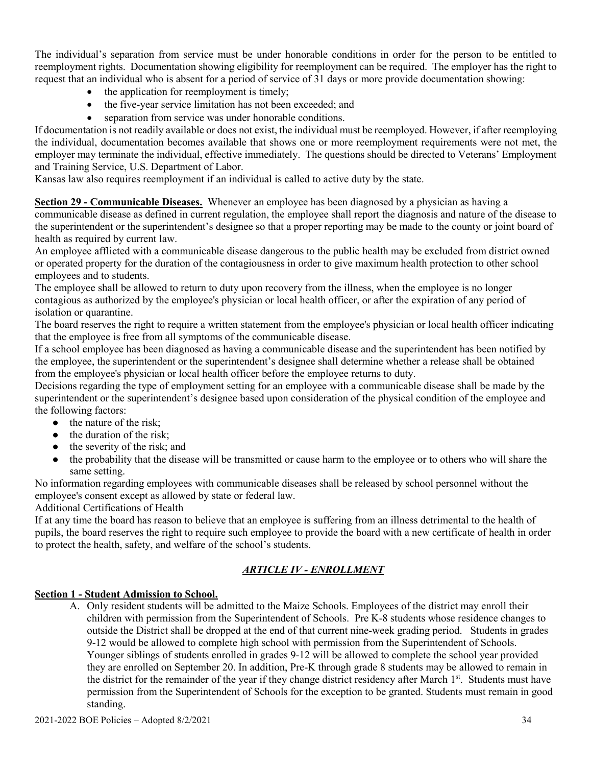The individual's separation from service must be under honorable conditions in order for the person to be entitled to reemployment rights. Documentation showing eligibility for reemployment can be required. The employer has the right to request that an individual who is absent for a period of service of 31 days or more provide documentation showing:

- the application for reemployment is timely;
- the five-year service limitation has not been exceeded; and
- separation from service was under honorable conditions.

If documentation is not readily available or does not exist, the individual must be reemployed. However, if after reemploying the individual, documentation becomes available that shows one or more reemployment requirements were not met, the employer may terminate the individual, effective immediately. The questions should be directed to Veterans' Employment and Training Service, U.S. Department of Labor.

Kansas law also requires reemployment if an individual is called to active duty by the state.

**Section 29 - Communicable Diseases.** Whenever an employee has been diagnosed by a physician as having a communicable disease as defined in current regulation, the employee shall report the diagnosis and nature of the disease to the superintendent or the superintendent's designee so that a proper reporting may be made to the county or joint board of health as required by current law.

An employee afflicted with a communicable disease dangerous to the public health may be excluded from district owned or operated property for the duration of the contagiousness in order to give maximum health protection to other school employees and to students.

The employee shall be allowed to return to duty upon recovery from the illness, when the employee is no longer contagious as authorized by the employee's physician or local health officer, or after the expiration of any period of isolation or quarantine.

The board reserves the right to require a written statement from the employee's physician or local health officer indicating that the employee is free from all symptoms of the communicable disease.

If a school employee has been diagnosed as having a communicable disease and the superintendent has been notified by the employee, the superintendent or the superintendent's designee shall determine whether a release shall be obtained from the employee's physician or local health officer before the employee returns to duty.

Decisions regarding the type of employment setting for an employee with a communicable disease shall be made by the superintendent or the superintendent's designee based upon consideration of the physical condition of the employee and the following factors:

- the nature of the risk;
- the duration of the risk;
- the severity of the risk; and
- the probability that the disease will be transmitted or cause harm to the employee or to others who will share the same setting.

No information regarding employees with communicable diseases shall be released by school personnel without the employee's consent except as allowed by state or federal law.

Additional Certifications of Health

If at any time the board has reason to believe that an employee is suffering from an illness detrimental to the health of pupils, the board reserves the right to require such employee to provide the board with a new certificate of health in order to protect the health, safety, and welfare of the school's students.

## *ARTICLE IV - ENROLLMENT*

**Section 1 - Student Admission to School.**

A. Only resident students will be admitted to the Maize Schools. Employees of the district may enroll their children with permission from the Superintendent of Schools. Pre K-8 students whose residence changes to outside the District shall be dropped at the end of that current nine-week grading period. Students in grades 9-12 would be allowed to complete high school with permission from the Superintendent of Schools. Younger siblings of students enrolled in grades 9-12 will be allowed to complete the school year provided they are enrolled on September 20. In addition, Pre-K through grade 8 students may be allowed to remain in the district for the remainder of the year if they change district residency after March 1st. Students must have permission from the Superintendent of Schools for the exception to be granted. Students must remain in good standing.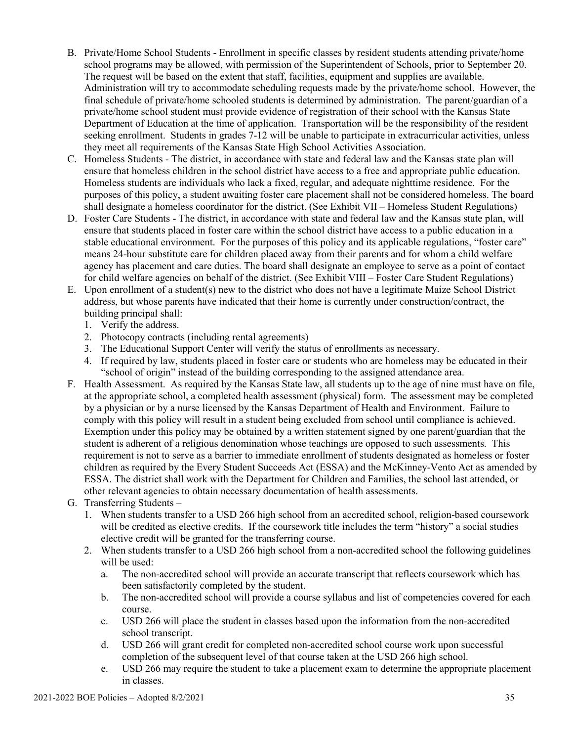B. Private/Home School Students - Enrollment in specific classes by resident students attending private/home school programs may be allowed, with permission of the Superintendent of Schools, prior to September 20. The request will be based on the extent that staff, facilities, equipment and supplies are available. Administration will try to accommodate scheduling requests made by the private/home school. However, the final schedule of private/home schooled students is determined by administration. The parent/guardian of a private/home school student must provide evidence of registration of their school with the Kansas State Department of Education at the time of application. Transportation will be the responsibility of the resident seeking enrollment. Students in grades 7-12 will be unable to participate in extracurricular activities, unless they meet all requirements of the Kansas State High School Activities Association.

C. Homeless Students - The district, in accordance with state and federal law and the Kansas state plan will ensure that homeless children in the school district have access to a free and appropriate public education. Homeless students are individuals who lack a fixed, regular, and adequate nighttime residence. For the purposes of this policy, a student awaiting foster care placement shall not be considered homeless. The board shall designate a homeless coordinator for the district. (See Exhibit VII – Homeless Student Regulations)

D. Foster Care Students - The district, in accordance with state and federal law and the Kansas state plan, will ensure that students placed in foster care within the school district have access to a public education in a stable educational environment. For the purposes of this policy and its applicable regulations, "foster care" means 24-hour substitute care for children placed away from their parents and for whom a child welfare agency has placement and care duties. The board shall designate an employee to serve as a point of contact for child welfare agencies on behalf of the district. (See Exhibit VIII – Foster Care Student Regulations)

E. Upon enrollment of a student(s) new to the district who does not have a legitimate Maize School District address, but whose parents have indicated that their home is currently under construction/contract, the building principal shall:
   1. Verify the address.
   2. Photocopy contracts (including rental agreements)
   3. The Educational Support Center will verify the status of enrollments as necessary.
   4. If required by law, students placed in foster care or students who are homeless may be educated in their "school of origin" instead of the building corresponding to the assigned attendance area.

F. Health Assessment. As required by the Kansas State law, all students up to the age of nine must have on file, at the appropriate school, a completed health assessment (physical) form. The assessment may be completed by a physician or by a nurse licensed by the Kansas Department of Health and Environment. Failure to comply with this policy will result in a student being excluded from school until compliance is achieved. Exemption under this policy may be obtained by a written statement signed by one parent/guardian that the student is adherent of a religious denomination whose teachings are opposed to such assessments. This requirement is not to serve as a barrier to immediate enrollment of students designated as homeless or foster children as required by the Every Student Succeeds Act (ESSA) and the McKinney-Vento Act as amended by ESSA. The district shall work with the Department for Children and Families, the school last attended, or other relevant agencies to obtain necessary documentation of health assessments.

G. Transferring Students –
   1. When students transfer to a USD 266 high school from an accredited school, religion-based coursework will be credited as elective credits. If the coursework title includes the term "history" a social studies elective credit will be granted for the transferring course.
   2. When students transfer to a USD 266 high school from a non-accredited school the following guidelines will be used:
      a. The non-accredited school will provide an accurate transcript that reflects coursework which has been satisfactorily completed by the student.
      b. The non-accredited school will provide a course syllabus and list of competencies covered for each course.
      c. USD 266 will place the student in classes based upon the information from the non-accredited school transcript.
      d. USD 266 will grant credit for completed non-accredited school course work upon successful completion of the subsequent level of that course taken at the USD 266 high school.
      e. USD 266 may require the student to take a placement exam to determine the appropriate placement in classes.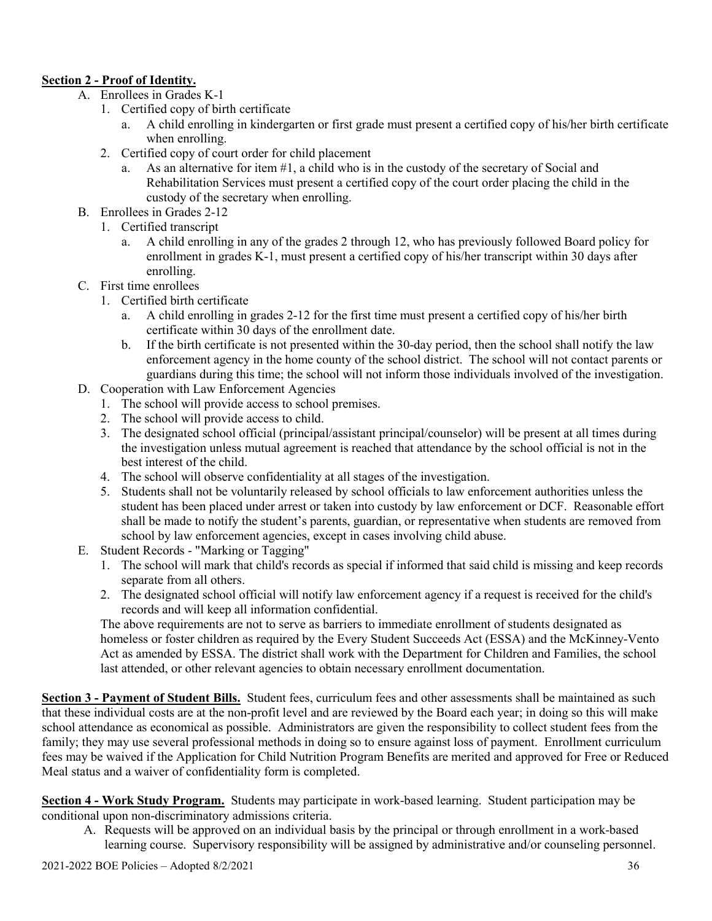**Section 2 - Proof of Identity.**

A. Enrollees in Grades K-1
   1. Certified copy of birth certificate
      a. A child enrolling in kindergarten or first grade must present a certified copy of his/her birth certificate when enrolling.
   2. Certified copy of court order for child placement
      a. As an alternative for item #1, a child who is in the custody of the secretary of Social and Rehabilitation Services must present a certified copy of the court order placing the child in the custody of the secretary when enrolling.

B. Enrollees in Grades 2-12
   1. Certified transcript
      a. A child enrolling in any of the grades 2 through 12, who has previously followed Board policy for enrollment in grades K-1, must present a certified copy of his/her transcript within 30 days after enrolling.

C. First time enrollees
   1. Certified birth certificate
      a. A child enrolling in grades 2-12 for the first time must present a certified copy of his/her birth certificate within 30 days of the enrollment date.
      b. If the birth certificate is not presented within the 30-day period, then the school shall notify the law enforcement agency in the home county of the school district. The school will not contact parents or guardians during this time; the school will not inform those individuals involved of the investigation.

D. Cooperation with Law Enforcement Agencies
   1. The school will provide access to school premises.
   2. The school will provide access to child.
   3. The designated school official (principal/assistant principal/counselor) will be present at all times during the investigation unless mutual agreement is reached that attendance by the school official is not in the best interest of the child.
   4. The school will observe confidentiality at all stages of the investigation.
   5. Students shall not be voluntarily released by school officials to law enforcement authorities unless the student has been placed under arrest or taken into custody by law enforcement or DCF. Reasonable effort shall be made to notify the student's parents, guardian, or representative when students are removed from school by law enforcement agencies, except in cases involving child abuse.

E. Student Records - "Marking or Tagging"
   1. The school will mark that child's records as special if informed that said child is missing and keep records separate from all others.
   2. The designated school official will notify law enforcement agency if a request is received for the child's records and will keep all information confidential.

   The above requirements are not to serve as barriers to immediate enrollment of students designated as homeless or foster children as required by the Every Student Succeeds Act (ESSA) and the McKinney-Vento Act as amended by ESSA. The district shall work with the Department for Children and Families, the school last attended, or other relevant agencies to obtain necessary enrollment documentation.

**Section 3 - Payment of Student Bills.** Student fees, curriculum fees and other assessments shall be maintained as such that these individual costs are at the non-profit level and are reviewed by the Board each year; in doing so this will make school attendance as economical as possible. Administrators are given the responsibility to collect student fees from the family; they may use several professional methods in doing so to ensure against loss of payment. Enrollment curriculum fees may be waived if the Application for Child Nutrition Program Benefits are merited and approved for Free or Reduced Meal status and a waiver of confidentiality form is completed.

**Section 4 - Work Study Program.** Students may participate in work-based learning. Student participation may be conditional upon non-discriminatory admissions criteria.

A. Requests will be approved on an individual basis by the principal or through enrollment in a work-based learning course. Supervisory responsibility will be assigned by administrative and/or counseling personnel.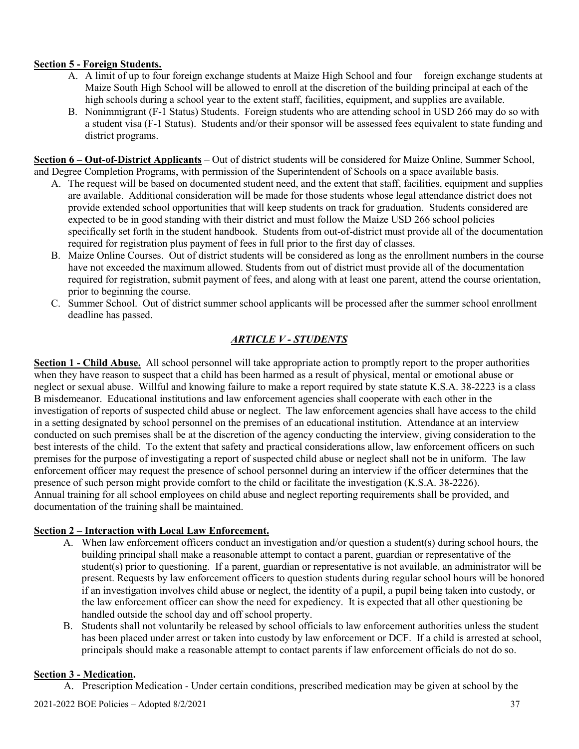**Section 5 - Foreign Students.**

A. A limit of up to four foreign exchange students at Maize High School and four foreign exchange students at Maize South High School will be allowed to enroll at the discretion of the building principal at each of the high schools during a school year to the extent staff, facilities, equipment, and supplies are available.

B. Nonimmigrant (F-1 Status) Students. Foreign students who are attending school in USD 266 may do so with a student visa (F-1 Status). Students and/or their sponsor will be assessed fees equivalent to state funding and district programs.

**Section 6 – Out-of-District Applicants** – Out of district students will be considered for Maize Online, Summer School, and Degree Completion Programs, with permission of the Superintendent of Schools on a space available basis.

A. The request will be based on documented student need, and the extent that staff, facilities, equipment and supplies are available. Additional consideration will be made for those students whose legal attendance district does not provide extended school opportunities that will keep students on track for graduation. Students considered are expected to be in good standing with their district and must follow the Maize USD 266 school policies specifically set forth in the student handbook. Students from out-of-district must provide all of the documentation required for registration plus payment of fees in full prior to the first day of classes.

B. Maize Online Courses. Out of district students will be considered as long as the enrollment numbers in the course have not exceeded the maximum allowed. Students from out of district must provide all of the documentation required for registration, submit payment of fees, and along with at least one parent, attend the course orientation, prior to beginning the course.

C. Summer School. Out of district summer school applicants will be processed after the summer school enrollment deadline has passed.

## *ARTICLE V - STUDENTS*

**Section 1 - Child Abuse.** All school personnel will take appropriate action to promptly report to the proper authorities when they have reason to suspect that a child has been harmed as a result of physical, mental or emotional abuse or neglect or sexual abuse. Willful and knowing failure to make a report required by state statute K.S.A. 38-2223 is a class B misdemeanor. Educational institutions and law enforcement agencies shall cooperate with each other in the investigation of reports of suspected child abuse or neglect. The law enforcement agencies shall have access to the child in a setting designated by school personnel on the premises of an educational institution. Attendance at an interview conducted on such premises shall be at the discretion of the agency conducting the interview, giving consideration to the best interests of the child. To the extent that safety and practical considerations allow, law enforcement officers on such premises for the purpose of investigating a report of suspected child abuse or neglect shall not be in uniform. The law enforcement officer may request the presence of school personnel during an interview if the officer determines that the presence of such person might provide comfort to the child or facilitate the investigation (K.S.A. 38-2226). Annual training for all school employees on child abuse and neglect reporting requirements shall be provided, and documentation of the training shall be maintained.

**Section 2 – Interaction with Local Law Enforcement.**

A. When law enforcement officers conduct an investigation and/or question a student(s) during school hours, the building principal shall make a reasonable attempt to contact a parent, guardian or representative of the student(s) prior to questioning. If a parent, guardian or representative is not available, an administrator will be present. Requests by law enforcement officers to question students during regular school hours will be honored if an investigation involves child abuse or neglect, the identity of a pupil, a pupil being taken into custody, or the law enforcement officer can show the need for expediency. It is expected that all other questioning be handled outside the school day and off school property.

B. Students shall not voluntarily be released by school officials to law enforcement authorities unless the student has been placed under arrest or taken into custody by law enforcement or DCF. If a child is arrested at school, principals should make a reasonable attempt to contact parents if law enforcement officials do not do so.

**Section 3 - Medication.**

A. Prescription Medication - Under certain conditions, prescribed medication may be given at school by the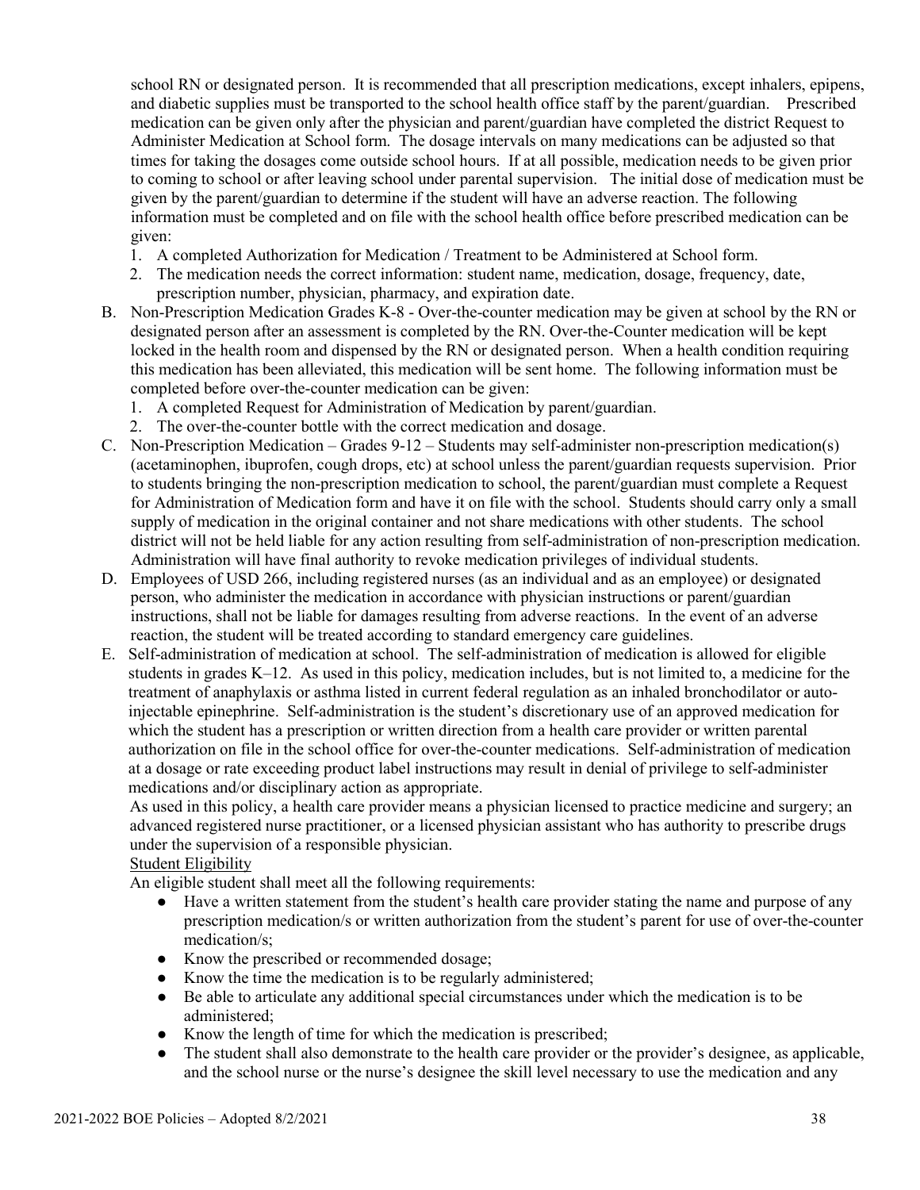school RN or designated person. It is recommended that all prescription medications, except inhalers, epipens, and diabetic supplies must be transported to the school health office staff by the parent/guardian. Prescribed medication can be given only after the physician and parent/guardian have completed the district Request to Administer Medication at School form. The dosage intervals on many medications can be adjusted so that times for taking the dosages come outside school hours. If at all possible, medication needs to be given prior to coming to school or after leaving school under parental supervision. The initial dose of medication must be given by the parent/guardian to determine if the student will have an adverse reaction. The following information must be completed and on file with the school health office before prescribed medication can be given:

1. A completed Authorization for Medication / Treatment to be Administered at School form.
2. The medication needs the correct information: student name, medication, dosage, frequency, date, prescription number, physician, pharmacy, and expiration date.

B. Non-Prescription Medication Grades K-8 - Over-the-counter medication may be given at school by the RN or designated person after an assessment is completed by the RN. Over-the-Counter medication will be kept locked in the health room and dispensed by the RN or designated person. When a health condition requiring this medication has been alleviated, this medication will be sent home. The following information must be completed before over-the-counter medication can be given:

1. A completed Request for Administration of Medication by parent/guardian.
2. The over-the-counter bottle with the correct medication and dosage.

C. Non-Prescription Medication – Grades 9-12 – Students may self-administer non-prescription medication(s) (acetaminophen, ibuprofen, cough drops, etc) at school unless the parent/guardian requests supervision. Prior to students bringing the non-prescription medication to school, the parent/guardian must complete a Request for Administration of Medication form and have it on file with the school. Students should carry only a small supply of medication in the original container and not share medications with other students. The school district will not be held liable for any action resulting from self-administration of non-prescription medication. Administration will have final authority to revoke medication privileges of individual students.

D. Employees of USD 266, including registered nurses (as an individual and as an employee) or designated person, who administer the medication in accordance with physician instructions or parent/guardian instructions, shall not be liable for damages resulting from adverse reactions. In the event of an adverse reaction, the student will be treated according to standard emergency care guidelines.

E. Self-administration of medication at school. The self-administration of medication is allowed for eligible students in grades K–12. As used in this policy, medication includes, but is not limited to, a medicine for the treatment of anaphylaxis or asthma listed in current federal regulation as an inhaled bronchodilator or auto-injectable epinephrine. Self-administration is the student's discretionary use of an approved medication for which the student has a prescription or written direction from a health care provider or written parental authorization on file in the school office for over-the-counter medications. Self-administration of medication at a dosage or rate exceeding product label instructions may result in denial of privilege to self-administer medications and/or disciplinary action as appropriate.

As used in this policy, a health care provider means a physician licensed to practice medicine and surgery; an advanced registered nurse practitioner, or a licensed physician assistant who has authority to prescribe drugs under the supervision of a responsible physician.

Student Eligibility

An eligible student shall meet all the following requirements:

- Have a written statement from the student's health care provider stating the name and purpose of any prescription medication/s or written authorization from the student's parent for use of over-the-counter medication/s;
- Know the prescribed or recommended dosage;
- Know the time the medication is to be regularly administered;
- Be able to articulate any additional special circumstances under which the medication is to be administered;
- Know the length of time for which the medication is prescribed;
- The student shall also demonstrate to the health care provider or the provider's designee, as applicable, and the school nurse or the nurse's designee the skill level necessary to use the medication and any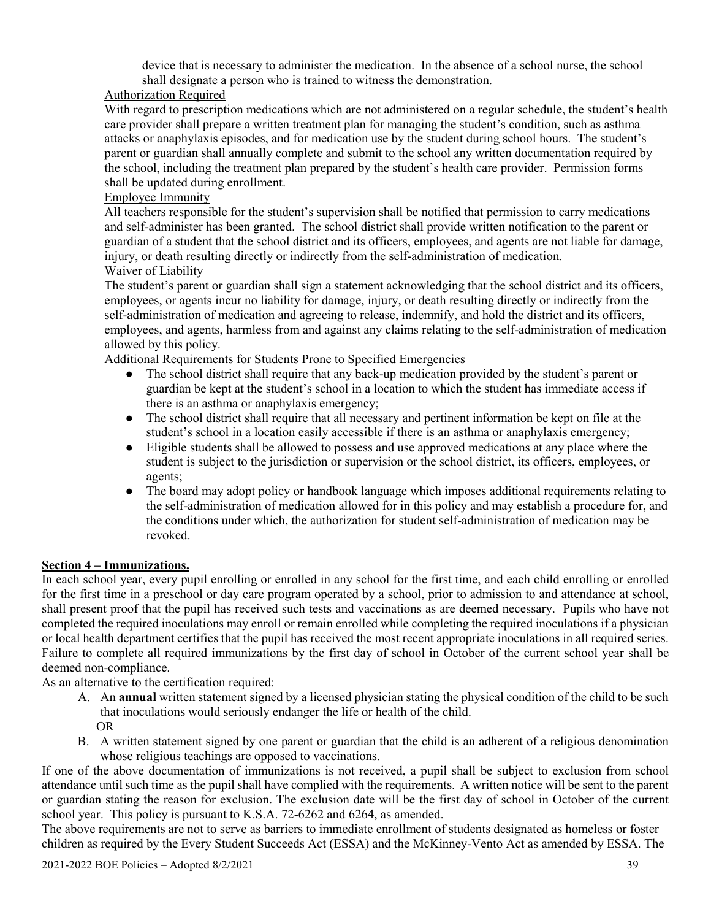device that is necessary to administer the medication. In the absence of a school nurse, the school shall designate a person who is trained to witness the demonstration.

Authorization Required

With regard to prescription medications which are not administered on a regular schedule, the student's health care provider shall prepare a written treatment plan for managing the student's condition, such as asthma attacks or anaphylaxis episodes, and for medication use by the student during school hours. The student's parent or guardian shall annually complete and submit to the school any written documentation required by the school, including the treatment plan prepared by the student's health care provider. Permission forms shall be updated during enrollment.

Employee Immunity

All teachers responsible for the student's supervision shall be notified that permission to carry medications and self-administer has been granted. The school district shall provide written notification to the parent or guardian of a student that the school district and its officers, employees, and agents are not liable for damage, injury, or death resulting directly or indirectly from the self-administration of medication.

Waiver of Liability

The student's parent or guardian shall sign a statement acknowledging that the school district and its officers, employees, or agents incur no liability for damage, injury, or death resulting directly or indirectly from the self-administration of medication and agreeing to release, indemnify, and hold the district and its officers, employees, and agents, harmless from and against any claims relating to the self-administration of medication allowed by this policy.

Additional Requirements for Students Prone to Specified Emergencies

- The school district shall require that any back-up medication provided by the student's parent or guardian be kept at the student's school in a location to which the student has immediate access if there is an asthma or anaphylaxis emergency;
- The school district shall require that all necessary and pertinent information be kept on file at the student's school in a location easily accessible if there is an asthma or anaphylaxis emergency;
- Eligible students shall be allowed to possess and use approved medications at any place where the student is subject to the jurisdiction or supervision or the school district, its officers, employees, or agents;
- The board may adopt policy or handbook language which imposes additional requirements relating to the self-administration of medication allowed for in this policy and may establish a procedure for, and the conditions under which, the authorization for student self-administration of medication may be revoked.

**Section 4 – Immunizations.**

In each school year, every pupil enrolling or enrolled in any school for the first time, and each child enrolling or enrolled for the first time in a preschool or day care program operated by a school, prior to admission to and attendance at school, shall present proof that the pupil has received such tests and vaccinations as are deemed necessary. Pupils who have not completed the required inoculations may enroll or remain enrolled while completing the required inoculations if a physician or local health department certifies that the pupil has received the most recent appropriate inoculations in all required series. Failure to complete all required immunizations by the first day of school in October of the current school year shall be deemed non-compliance.

As an alternative to the certification required:

A. An **annual** written statement signed by a licensed physician stating the physical condition of the child to be such that inoculations would seriously endanger the life or health of the child.
   OR
B. A written statement signed by one parent or guardian that the child is an adherent of a religious denomination whose religious teachings are opposed to vaccinations.

If one of the above documentation of immunizations is not received, a pupil shall be subject to exclusion from school attendance until such time as the pupil shall have complied with the requirements. A written notice will be sent to the parent or guardian stating the reason for exclusion. The exclusion date will be the first day of school in October of the current school year. This policy is pursuant to K.S.A. 72-6262 and 6264, as amended.

The above requirements are not to serve as barriers to immediate enrollment of students designated as homeless or foster children as required by the Every Student Succeeds Act (ESSA) and the McKinney-Vento Act as amended by ESSA. The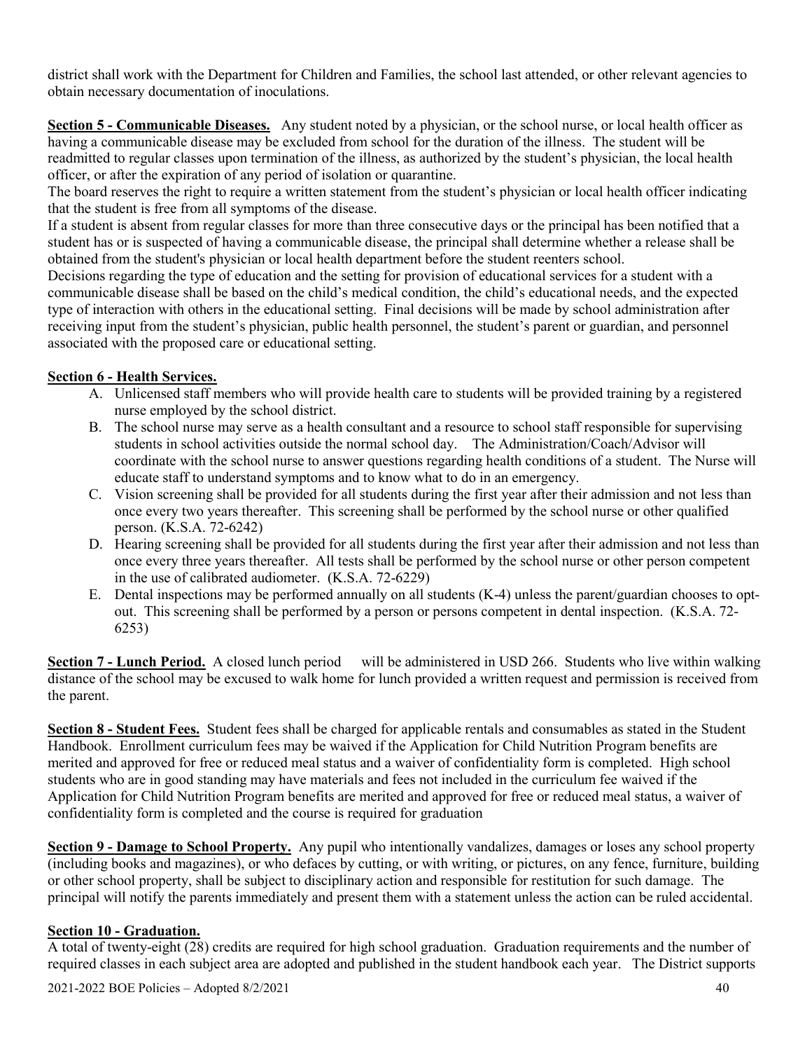district shall work with the Department for Children and Families, the school last attended, or other relevant agencies to obtain necessary documentation of inoculations.

**Section 5 - Communicable Diseases.** Any student noted by a physician, or the school nurse, or local health officer as having a communicable disease may be excluded from school for the duration of the illness. The student will be readmitted to regular classes upon termination of the illness, as authorized by the student's physician, the local health officer, or after the expiration of any period of isolation or quarantine.

The board reserves the right to require a written statement from the student's physician or local health officer indicating that the student is free from all symptoms of the disease.

If a student is absent from regular classes for more than three consecutive days or the principal has been notified that a student has or is suspected of having a communicable disease, the principal shall determine whether a release shall be obtained from the student's physician or local health department before the student reenters school.

Decisions regarding the type of education and the setting for provision of educational services for a student with a communicable disease shall be based on the child's medical condition, the child's educational needs, and the expected type of interaction with others in the educational setting. Final decisions will be made by school administration after receiving input from the student's physician, public health personnel, the student's parent or guardian, and personnel associated with the proposed care or educational setting.

**Section 6 - Health Services.**

A. Unlicensed staff members who will provide health care to students will be provided training by a registered nurse employed by the school district.
B. The school nurse may serve as a health consultant and a resource to school staff responsible for supervising students in school activities outside the normal school day. The Administration/Coach/Advisor will coordinate with the school nurse to answer questions regarding health conditions of a student. The Nurse will educate staff to understand symptoms and to know what to do in an emergency.
C. Vision screening shall be provided for all students during the first year after their admission and not less than once every two years thereafter. This screening shall be performed by the school nurse or other qualified person. (K.S.A. 72-6242)
D. Hearing screening shall be provided for all students during the first year after their admission and not less than once every three years thereafter. All tests shall be performed by the school nurse or other person competent in the use of calibrated audiometer. (K.S.A. 72-6229)
E. Dental inspections may be performed annually on all students (K-4) unless the parent/guardian chooses to opt-out. This screening shall be performed by a person or persons competent in dental inspection. (K.S.A. 72-6253)

**Section 7 - Lunch Period.** A closed lunch period will be administered in USD 266. Students who live within walking distance of the school may be excused to walk home for lunch provided a written request and permission is received from the parent.

**Section 8 - Student Fees.** Student fees shall be charged for applicable rentals and consumables as stated in the Student Handbook. Enrollment curriculum fees may be waived if the Application for Child Nutrition Program benefits are merited and approved for free or reduced meal status and a waiver of confidentiality form is completed. High school students who are in good standing may have materials and fees not included in the curriculum fee waived if the Application for Child Nutrition Program benefits are merited and approved for free or reduced meal status, a waiver of confidentiality form is completed and the course is required for graduation

**Section 9 - Damage to School Property.** Any pupil who intentionally vandalizes, damages or loses any school property (including books and magazines), or who defaces by cutting, or with writing, or pictures, on any fence, furniture, building or other school property, shall be subject to disciplinary action and responsible for restitution for such damage. The principal will notify the parents immediately and present them with a statement unless the action can be ruled accidental.

**Section 10 - Graduation.**

A total of twenty-eight (28) credits are required for high school graduation. Graduation requirements and the number of required classes in each subject area are adopted and published in the student handbook each year. The District supports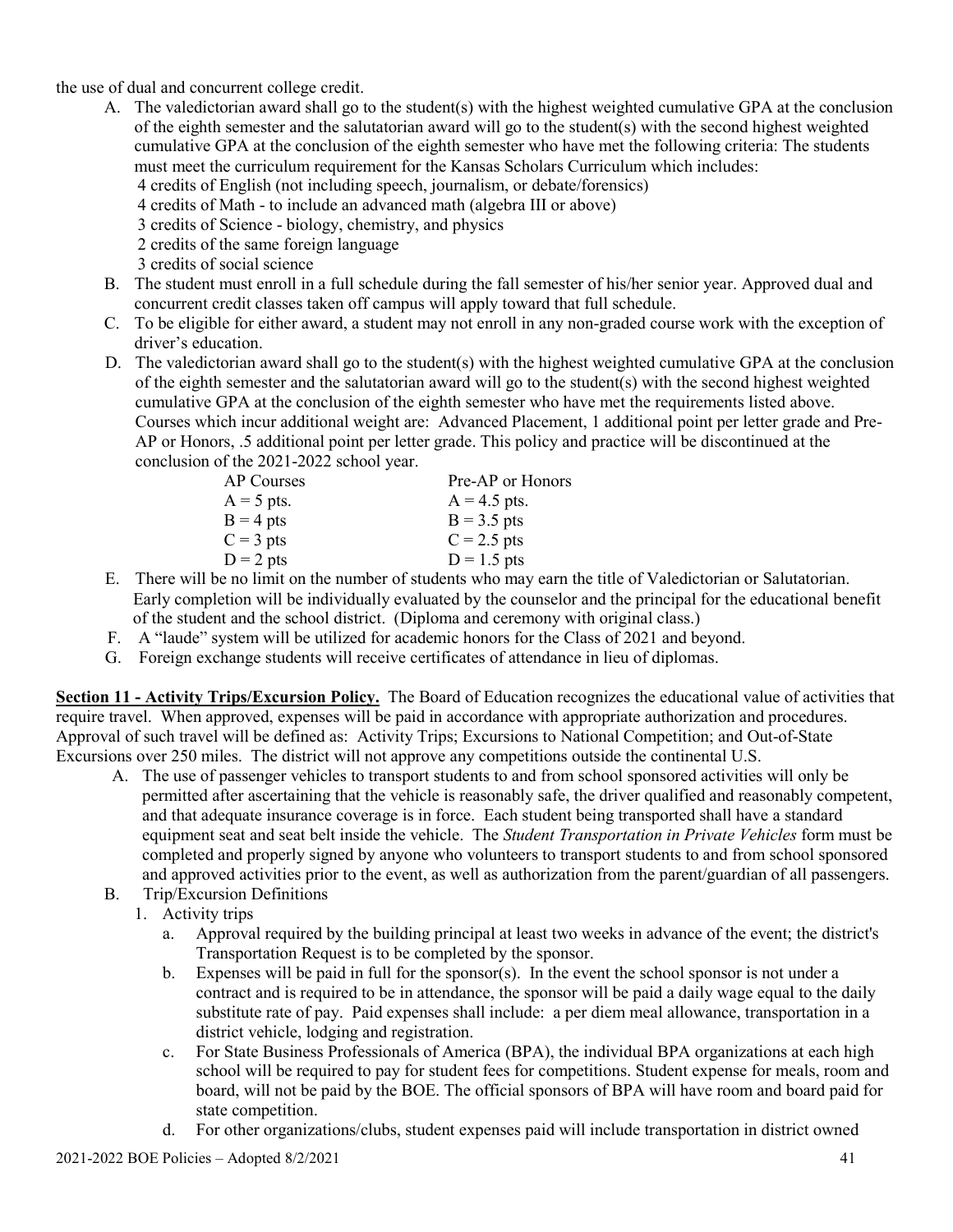the use of dual and concurrent college credit.

A. The valedictorian award shall go to the student(s) with the highest weighted cumulative GPA at the conclusion of the eighth semester and the salutatorian award will go to the student(s) with the second highest weighted cumulative GPA at the conclusion of the eighth semester who have met the following criteria: The students must meet the curriculum requirement for the Kansas Scholars Curriculum which includes:
   4 credits of English (not including speech, journalism, or debate/forensics)
   4 credits of Math - to include an advanced math (algebra III or above)
   3 credits of Science - biology, chemistry, and physics
   2 credits of the same foreign language
   3 credits of social science
B. The student must enroll in a full schedule during the fall semester of his/her senior year. Approved dual and concurrent credit classes taken off campus will apply toward that full schedule.
C. To be eligible for either award, a student may not enroll in any non-graded course work with the exception of driver's education.
D. The valedictorian award shall go to the student(s) with the highest weighted cumulative GPA at the conclusion of the eighth semester and the salutatorian award will go to the student(s) with the second highest weighted cumulative GPA at the conclusion of the eighth semester who have met the requirements listed above. Courses which incur additional weight are: Advanced Placement, 1 additional point per letter grade and Pre-AP or Honors, .5 additional point per letter grade. This policy and practice will be discontinued at the conclusion of the 2021-2022 school year.

| AP Courses | Pre-AP or Honors |
|---|---|
| A = 5 pts. | A = 4.5 pts. |
| B = 4 pts | B = 3.5 pts |
| C = 3 pts | C = 2.5 pts |
| D = 2 pts | D = 1.5 pts |

E. There will be no limit on the number of students who may earn the title of Valedictorian or Salutatorian. Early completion will be individually evaluated by the counselor and the principal for the educational benefit of the student and the school district. (Diploma and ceremony with original class.)
F. A "laude" system will be utilized for academic honors for the Class of 2021 and beyond.
G. Foreign exchange students will receive certificates of attendance in lieu of diplomas.

**Section 11 - Activity Trips/Excursion Policy.** The Board of Education recognizes the educational value of activities that require travel. When approved, expenses will be paid in accordance with appropriate authorization and procedures. Approval of such travel will be defined as: Activity Trips; Excursions to National Competition; and Out-of-State Excursions over 250 miles. The district will not approve any competitions outside the continental U.S.

A. The use of passenger vehicles to transport students to and from school sponsored activities will only be permitted after ascertaining that the vehicle is reasonably safe, the driver qualified and reasonably competent, and that adequate insurance coverage is in force. Each student being transported shall have a standard equipment seat and seat belt inside the vehicle. The *Student Transportation in Private Vehicles* form must be completed and properly signed by anyone who volunteers to transport students to and from school sponsored and approved activities prior to the event, as well as authorization from the parent/guardian of all passengers.
B. Trip/Excursion Definitions
   1. Activity trips
      a. Approval required by the building principal at least two weeks in advance of the event; the district's Transportation Request is to be completed by the sponsor.
      b. Expenses will be paid in full for the sponsor(s). In the event the school sponsor is not under a contract and is required to be in attendance, the sponsor will be paid a daily wage equal to the daily substitute rate of pay. Paid expenses shall include: a per diem meal allowance, transportation in a district vehicle, lodging and registration.
      c. For State Business Professionals of America (BPA), the individual BPA organizations at each high school will be required to pay for student fees for competitions. Student expense for meals, room and board, will not be paid by the BOE. The official sponsors of BPA will have room and board paid for state competition.
      d. For other organizations/clubs, student expenses paid will include transportation in district owned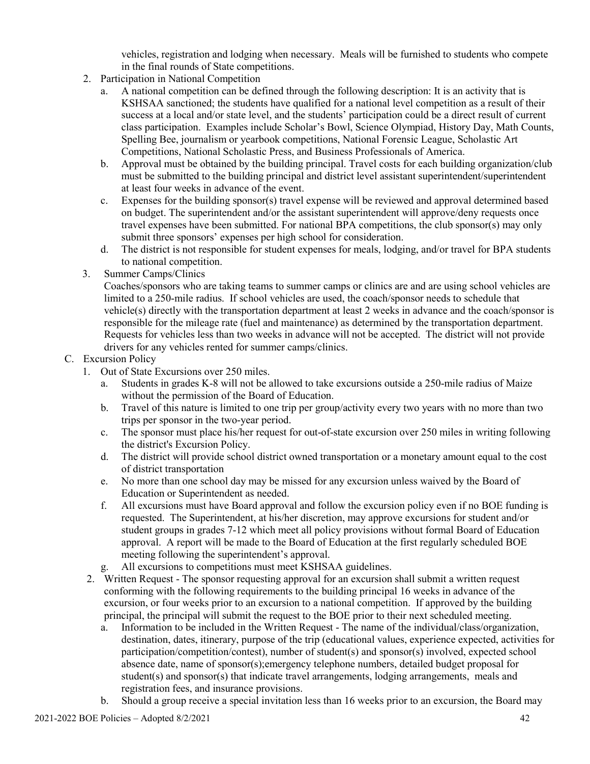vehicles, registration and lodging when necessary. Meals will be furnished to students who compete in the final rounds of State competitions.

2. Participation in National Competition
   a. A national competition can be defined through the following description: It is an activity that is KSHSAA sanctioned; the students have qualified for a national level competition as a result of their success at a local and/or state level, and the students' participation could be a direct result of current class participation. Examples include Scholar's Bowl, Science Olympiad, History Day, Math Counts, Spelling Bee, journalism or yearbook competitions, National Forensic League, Scholastic Art Competitions, National Scholastic Press, and Business Professionals of America.
   b. Approval must be obtained by the building principal. Travel costs for each building organization/club must be submitted to the building principal and district level assistant superintendent/superintendent at least four weeks in advance of the event.
   c. Expenses for the building sponsor(s) travel expense will be reviewed and approval determined based on budget. The superintendent and/or the assistant superintendent will approve/deny requests once travel expenses have been submitted. For national BPA competitions, the club sponsor(s) may only submit three sponsors' expenses per high school for consideration.
   d. The district is not responsible for student expenses for meals, lodging, and/or travel for BPA students to national competition.

3. Summer Camps/Clinics

   Coaches/sponsors who are taking teams to summer camps or clinics are and are using school vehicles are limited to a 250-mile radius. If school vehicles are used, the coach/sponsor needs to schedule that vehicle(s) directly with the transportation department at least 2 weeks in advance and the coach/sponsor is responsible for the mileage rate (fuel and maintenance) as determined by the transportation department. Requests for vehicles less than two weeks in advance will not be accepted. The district will not provide drivers for any vehicles rented for summer camps/clinics.

C. Excursion Policy

1. Out of State Excursions over 250 miles.
   a. Students in grades K-8 will not be allowed to take excursions outside a 250-mile radius of Maize without the permission of the Board of Education.
   b. Travel of this nature is limited to one trip per group/activity every two years with no more than two trips per sponsor in the two-year period.
   c. The sponsor must place his/her request for out-of-state excursion over 250 miles in writing following the district's Excursion Policy.
   d. The district will provide school district owned transportation or a monetary amount equal to the cost of district transportation
   e. No more than one school day may be missed for any excursion unless waived by the Board of Education or Superintendent as needed.
   f. All excursions must have Board approval and follow the excursion policy even if no BOE funding is requested. The Superintendent, at his/her discretion, may approve excursions for student and/or student groups in grades 7-12 which meet all policy provisions without formal Board of Education approval. A report will be made to the Board of Education at the first regularly scheduled BOE meeting following the superintendent's approval.
   g. All excursions to competitions must meet KSHSAA guidelines.

2. Written Request - The sponsor requesting approval for an excursion shall submit a written request conforming with the following requirements to the building principal 16 weeks in advance of the excursion, or four weeks prior to an excursion to a national competition. If approved by the building principal, the principal will submit the request to the BOE prior to their next scheduled meeting.
   a. Information to be included in the Written Request - The name of the individual/class/organization, destination, dates, itinerary, purpose of the trip (educational values, experience expected, activities for participation/competition/contest), number of student(s) and sponsor(s) involved, expected school absence date, name of sponsor(s);emergency telephone numbers, detailed budget proposal for student(s) and sponsor(s) that indicate travel arrangements, lodging arrangements, meals and registration fees, and insurance provisions.
   b. Should a group receive a special invitation less than 16 weeks prior to an excursion, the Board may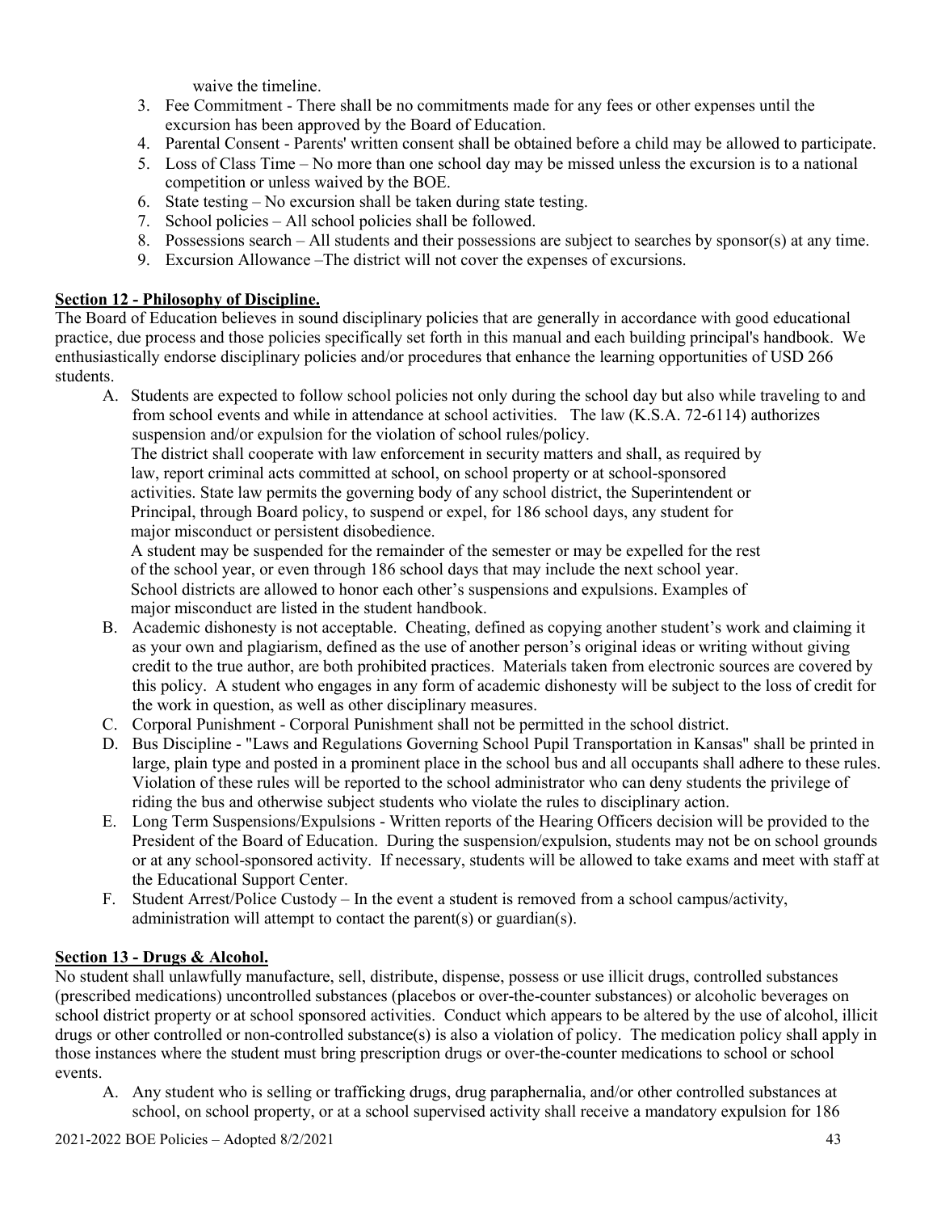waive the timeline.

3. Fee Commitment - There shall be no commitments made for any fees or other expenses until the excursion has been approved by the Board of Education.
4. Parental Consent - Parents' written consent shall be obtained before a child may be allowed to participate.
5. Loss of Class Time – No more than one school day may be missed unless the excursion is to a national competition or unless waived by the BOE.
6. State testing – No excursion shall be taken during state testing.
7. School policies – All school policies shall be followed.
8. Possessions search – All students and their possessions are subject to searches by sponsor(s) at any time.
9. Excursion Allowance –The district will not cover the expenses of excursions.

**Section 12 - Philosophy of Discipline.**

The Board of Education believes in sound disciplinary policies that are generally in accordance with good educational practice, due process and those policies specifically set forth in this manual and each building principal's handbook. We enthusiastically endorse disciplinary policies and/or procedures that enhance the learning opportunities of USD 266 students.

A. Students are expected to follow school policies not only during the school day but also while traveling to and from school events and while in attendance at school activities. The law (K.S.A. 72-6114) authorizes suspension and/or expulsion for the violation of school rules/policy.
   The district shall cooperate with law enforcement in security matters and shall, as required by law, report criminal acts committed at school, on school property or at school-sponsored activities. State law permits the governing body of any school district, the Superintendent or Principal, through Board policy, to suspend or expel, for 186 school days, any student for major misconduct or persistent disobedience.
   A student may be suspended for the remainder of the semester or may be expelled for the rest of the school year, or even through 186 school days that may include the next school year. School districts are allowed to honor each other's suspensions and expulsions. Examples of major misconduct are listed in the student handbook.
B. Academic dishonesty is not acceptable. Cheating, defined as copying another student's work and claiming it as your own and plagiarism, defined as the use of another person's original ideas or writing without giving credit to the true author, are both prohibited practices. Materials taken from electronic sources are covered by this policy. A student who engages in any form of academic dishonesty will be subject to the loss of credit for the work in question, as well as other disciplinary measures.
C. Corporal Punishment - Corporal Punishment shall not be permitted in the school district.
D. Bus Discipline - "Laws and Regulations Governing School Pupil Transportation in Kansas" shall be printed in large, plain type and posted in a prominent place in the school bus and all occupants shall adhere to these rules. Violation of these rules will be reported to the school administrator who can deny students the privilege of riding the bus and otherwise subject students who violate the rules to disciplinary action.
E. Long Term Suspensions/Expulsions - Written reports of the Hearing Officers decision will be provided to the President of the Board of Education. During the suspension/expulsion, students may not be on school grounds or at any school-sponsored activity. If necessary, students will be allowed to take exams and meet with staff at the Educational Support Center.
F. Student Arrest/Police Custody – In the event a student is removed from a school campus/activity, administration will attempt to contact the parent(s) or guardian(s).

**Section 13 - Drugs & Alcohol.**

No student shall unlawfully manufacture, sell, distribute, dispense, possess or use illicit drugs, controlled substances (prescribed medications) uncontrolled substances (placebos or over-the-counter substances) or alcoholic beverages on school district property or at school sponsored activities. Conduct which appears to be altered by the use of alcohol, illicit drugs or other controlled or non-controlled substance(s) is also a violation of policy. The medication policy shall apply in those instances where the student must bring prescription drugs or over-the-counter medications to school or school events.

A. Any student who is selling or trafficking drugs, drug paraphernalia, and/or other controlled substances at school, on school property, or at a school supervised activity shall receive a mandatory expulsion for 186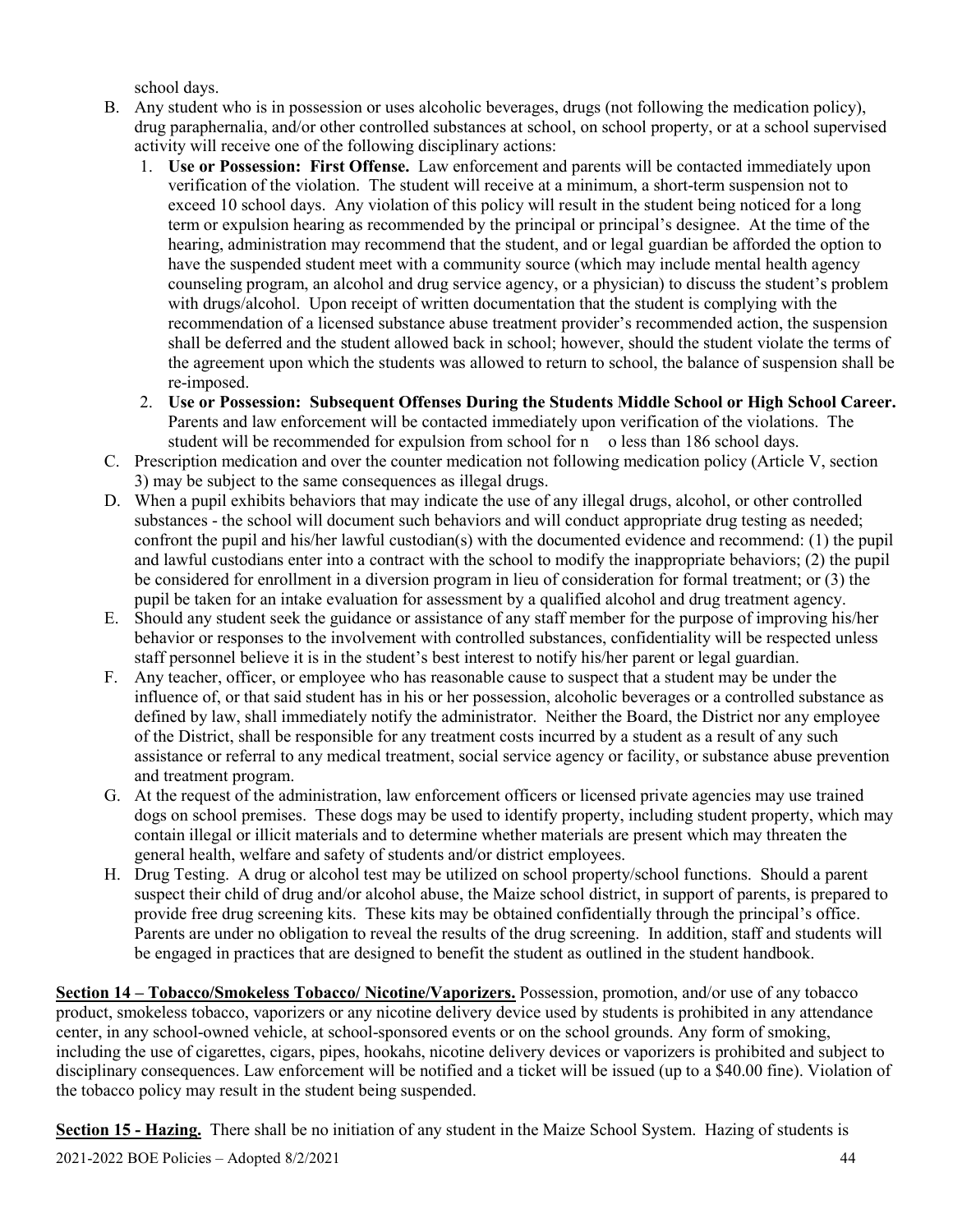school days.

B. Any student who is in possession or uses alcoholic beverages, drugs (not following the medication policy), drug paraphernalia, and/or other controlled substances at school, on school property, or at a school supervised activity will receive one of the following disciplinary actions:
   1. **Use or Possession: First Offense.** Law enforcement and parents will be contacted immediately upon verification of the violation. The student will receive at a minimum, a short-term suspension not to exceed 10 school days. Any violation of this policy will result in the student being noticed for a long term or expulsion hearing as recommended by the principal or principal's designee. At the time of the hearing, administration may recommend that the student, and or legal guardian be afforded the option to have the suspended student meet with a community source (which may include mental health agency counseling program, an alcohol and drug service agency, or a physician) to discuss the student's problem with drugs/alcohol. Upon receipt of written documentation that the student is complying with the recommendation of a licensed substance abuse treatment provider's recommended action, the suspension shall be deferred and the student allowed back in school; however, should the student violate the terms of the agreement upon which the students was allowed to return to school, the balance of suspension shall be re-imposed.
   2. **Use or Possession: Subsequent Offenses During the Students Middle School or High School Career.** Parents and law enforcement will be contacted immediately upon verification of the violations. The student will be recommended for expulsion from school for n o less than 186 school days.
C. Prescription medication and over the counter medication not following medication policy (Article V, section 3) may be subject to the same consequences as illegal drugs.
D. When a pupil exhibits behaviors that may indicate the use of any illegal drugs, alcohol, or other controlled substances - the school will document such behaviors and will conduct appropriate drug testing as needed; confront the pupil and his/her lawful custodian(s) with the documented evidence and recommend: (1) the pupil and lawful custodians enter into a contract with the school to modify the inappropriate behaviors; (2) the pupil be considered for enrollment in a diversion program in lieu of consideration for formal treatment; or (3) the pupil be taken for an intake evaluation for assessment by a qualified alcohol and drug treatment agency.
E. Should any student seek the guidance or assistance of any staff member for the purpose of improving his/her behavior or responses to the involvement with controlled substances, confidentiality will be respected unless staff personnel believe it is in the student's best interest to notify his/her parent or legal guardian.
F. Any teacher, officer, or employee who has reasonable cause to suspect that a student may be under the influence of, or that said student has in his or her possession, alcoholic beverages or a controlled substance as defined by law, shall immediately notify the administrator. Neither the Board, the District nor any employee of the District, shall be responsible for any treatment costs incurred by a student as a result of any such assistance or referral to any medical treatment, social service agency or facility, or substance abuse prevention and treatment program.
G. At the request of the administration, law enforcement officers or licensed private agencies may use trained dogs on school premises. These dogs may be used to identify property, including student property, which may contain illegal or illicit materials and to determine whether materials are present which may threaten the general health, welfare and safety of students and/or district employees.
H. Drug Testing. A drug or alcohol test may be utilized on school property/school functions. Should a parent suspect their child of drug and/or alcohol abuse, the Maize school district, in support of parents, is prepared to provide free drug screening kits. These kits may be obtained confidentially through the principal's office. Parents are under no obligation to reveal the results of the drug screening. In addition, staff and students will be engaged in practices that are designed to benefit the student as outlined in the student handbook.

**Section 14 – Tobacco/Smokeless Tobacco/ Nicotine/Vaporizers.** Possession, promotion, and/or use of any tobacco product, smokeless tobacco, vaporizers or any nicotine delivery device used by students is prohibited in any attendance center, in any school-owned vehicle, at school-sponsored events or on the school grounds. Any form of smoking, including the use of cigarettes, cigars, pipes, hookahs, nicotine delivery devices or vaporizers is prohibited and subject to disciplinary consequences. Law enforcement will be notified and a ticket will be issued (up to a $40.00 fine). Violation of the tobacco policy may result in the student being suspended.

**Section 15 - Hazing.** There shall be no initiation of any student in the Maize School System. Hazing of students is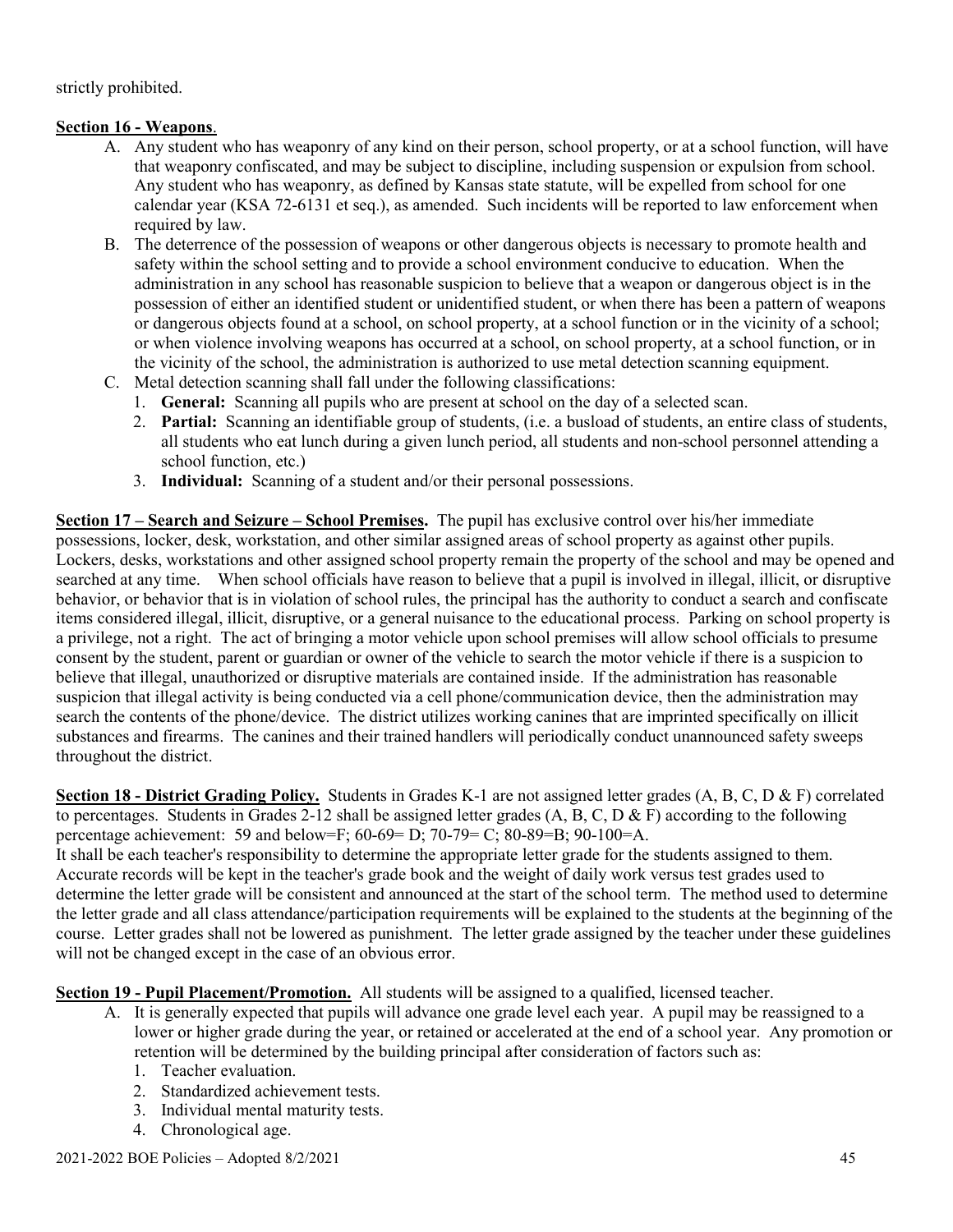strictly prohibited.

**Section 16 - Weapons**.

A. Any student who has weaponry of any kind on their person, school property, or at a school function, will have that weaponry confiscated, and may be subject to discipline, including suspension or expulsion from school. Any student who has weaponry, as defined by Kansas state statute, will be expelled from school for one calendar year (KSA 72-6131 et seq.), as amended. Such incidents will be reported to law enforcement when required by law.

B. The deterrence of the possession of weapons or other dangerous objects is necessary to promote health and safety within the school setting and to provide a school environment conducive to education. When the administration in any school has reasonable suspicion to believe that a weapon or dangerous object is in the possession of either an identified student or unidentified student, or when there has been a pattern of weapons or dangerous objects found at a school, on school property, at a school function or in the vicinity of a school; or when violence involving weapons has occurred at a school, on school property, at a school function, or in the vicinity of the school, the administration is authorized to use metal detection scanning equipment.

C. Metal detection scanning shall fall under the following classifications:
   1. **General:** Scanning all pupils who are present at school on the day of a selected scan.
   2. **Partial:** Scanning an identifiable group of students, (i.e. a busload of students, an entire class of students, all students who eat lunch during a given lunch period, all students and non-school personnel attending a school function, etc.)
   3. **Individual:** Scanning of a student and/or their personal possessions.

**Section 17 – Search and Seizure – School Premises.** The pupil has exclusive control over his/her immediate possessions, locker, desk, workstation, and other similar assigned areas of school property as against other pupils. Lockers, desks, workstations and other assigned school property remain the property of the school and may be opened and searched at any time. When school officials have reason to believe that a pupil is involved in illegal, illicit, or disruptive behavior, or behavior that is in violation of school rules, the principal has the authority to conduct a search and confiscate items considered illegal, illicit, disruptive, or a general nuisance to the educational process. Parking on school property is a privilege, not a right. The act of bringing a motor vehicle upon school premises will allow school officials to presume consent by the student, parent or guardian or owner of the vehicle to search the motor vehicle if there is a suspicion to believe that illegal, unauthorized or disruptive materials are contained inside. If the administration has reasonable suspicion that illegal activity is being conducted via a cell phone/communication device, then the administration may search the contents of the phone/device. The district utilizes working canines that are imprinted specifically on illicit substances and firearms. The canines and their trained handlers will periodically conduct unannounced safety sweeps throughout the district.

**Section 18 - District Grading Policy.** Students in Grades K-1 are not assigned letter grades (A, B, C, D & F) correlated to percentages. Students in Grades 2-12 shall be assigned letter grades (A, B, C, D & F) according to the following percentage achievement: 59 and below=F; 60-69= D; 70-79= C; 80-89=B; 90-100=A.
It shall be each teacher's responsibility to determine the appropriate letter grade for the students assigned to them. Accurate records will be kept in the teacher's grade book and the weight of daily work versus test grades used to determine the letter grade will be consistent and announced at the start of the school term. The method used to determine the letter grade and all class attendance/participation requirements will be explained to the students at the beginning of the course. Letter grades shall not be lowered as punishment. The letter grade assigned by the teacher under these guidelines will not be changed except in the case of an obvious error.

**Section 19 - Pupil Placement/Promotion.** All students will be assigned to a qualified, licensed teacher.

A. It is generally expected that pupils will advance one grade level each year. A pupil may be reassigned to a lower or higher grade during the year, or retained or accelerated at the end of a school year. Any promotion or retention will be determined by the building principal after consideration of factors such as:
   1. Teacher evaluation.
   2. Standardized achievement tests.
   3. Individual mental maturity tests.
   4. Chronological age.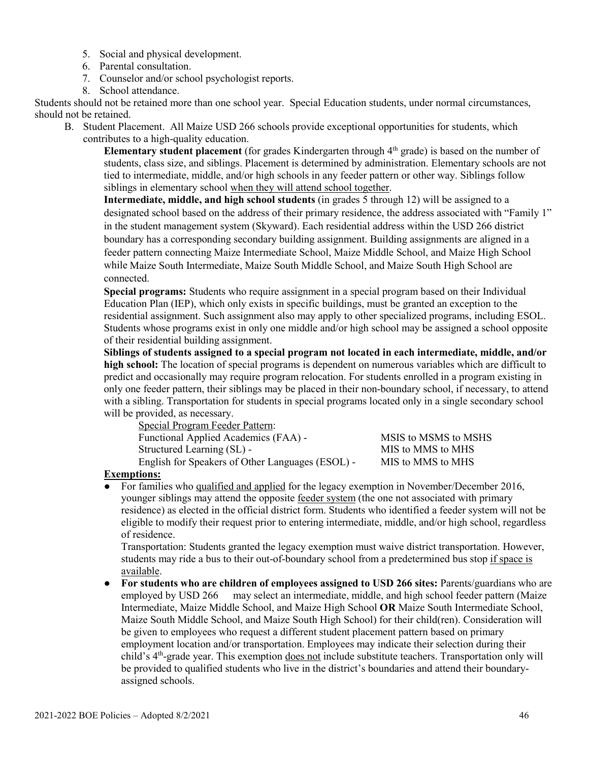5. Social and physical development.
6. Parental consultation.
7. Counselor and/or school psychologist reports.
8. School attendance.

Students should not be retained more than one school year. Special Education students, under normal circumstances, should not be retained.

B. Student Placement. All Maize USD 266 schools provide exceptional opportunities for students, which contributes to a high-quality education.

**Elementary student placement** (for grades Kindergarten through 4th grade) is based on the number of students, class size, and siblings. Placement is determined by administration. Elementary schools are not tied to intermediate, middle, and/or high schools in any feeder pattern or other way. Siblings follow siblings in elementary school <u>when they will attend school together</u>.

**Intermediate, middle, and high school students** (in grades 5 through 12) will be assigned to a designated school based on the address of their primary residence, the address associated with "Family 1" in the student management system (Skyward). Each residential address within the USD 266 district boundary has a corresponding secondary building assignment. Building assignments are aligned in a feeder pattern connecting Maize Intermediate School, Maize Middle School, and Maize High School while Maize South Intermediate, Maize South Middle School, and Maize South High School are connected.

**Special programs:** Students who require assignment in a special program based on their Individual Education Plan (IEP), which only exists in specific buildings, must be granted an exception to the residential assignment. Such assignment also may apply to other specialized programs, including ESOL. Students whose programs exist in only one middle and/or high school may be assigned a school opposite of their residential building assignment.

**Siblings of students assigned to a special program not located in each intermediate, middle, and/or high school:** The location of special programs is dependent on numerous variables which are difficult to predict and occasionally may require program relocation. For students enrolled in a program existing in only one feeder pattern, their siblings may be placed in their non-boundary school, if necessary, to attend with a sibling. Transportation for students in special programs located only in a single secondary school will be provided, as necessary.

<u>Special Program Feeder Pattern</u>:

| | |
|---|---|
| Functional Applied Academics (FAA) - | MSIS to MSMS to MSHS |
| Structured Learning (SL) - | MIS to MMS to MHS |
| English for Speakers of Other Languages (ESOL) - | MIS to MMS to MHS |

**<u>Exemptions:</u>**

- For families who <u>qualified and applied</u> for the legacy exemption in November/December 2016, younger siblings may attend the opposite <u>feeder system</u> (the one not associated with primary residence) as elected in the official district form. Students who identified a feeder system will not be eligible to modify their request prior to entering intermediate, middle, and/or high school, regardless of residence.

  Transportation: Students granted the legacy exemption must waive district transportation. However, students may ride a bus to their out-of-boundary school from a predetermined bus stop <u>if space is available</u>.

- **For students who are children of employees assigned to USD 266 sites:** Parents/guardians who are employed by USD 266 may select an intermediate, middle, and high school feeder pattern (Maize Intermediate, Maize Middle School, and Maize High School **OR** Maize South Intermediate School, Maize South Middle School, and Maize South High School) for their child(ren). Consideration will be given to employees who request a different student placement pattern based on primary employment location and/or transportation. Employees may indicate their selection during their child's 4th-grade year. This exemption <u>does not</u> include substitute teachers. Transportation only will be provided to qualified students who live in the district's boundaries and attend their boundary-assigned schools.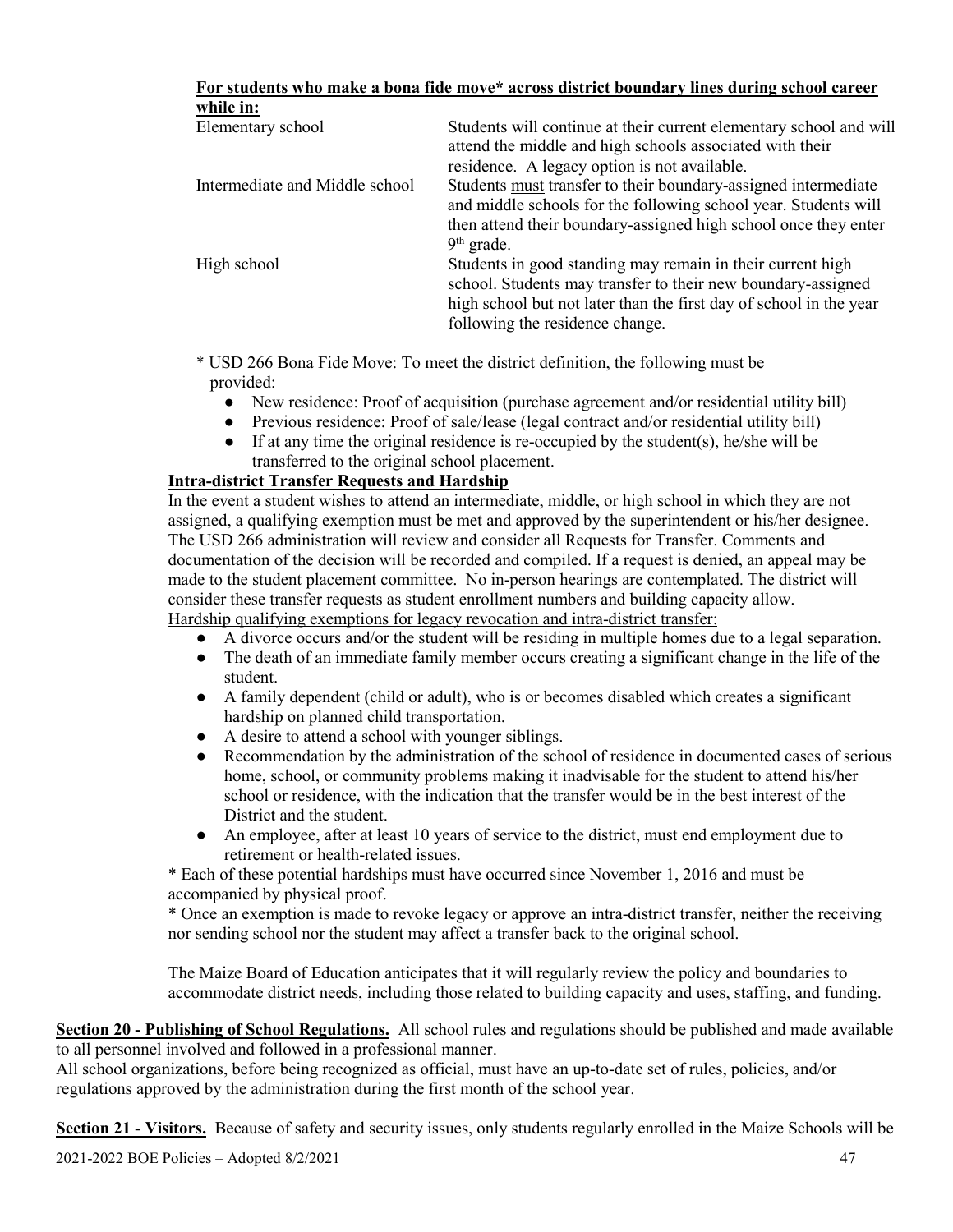**For students who make a bona fide move* across district boundary lines during school career while in:**

| | |
|---|---|
| Elementary school | Students will continue at their current elementary school and will attend the middle and high schools associated with their residence. A legacy option is not available. |
| Intermediate and Middle school | Students <u>must</u> transfer to their boundary-assigned intermediate and middle schools for the following school year. Students will then attend their boundary-assigned high school once they enter 9th grade. |
| High school | Students in good standing may remain in their current high school. Students may transfer to their new boundary-assigned high school but not later than the first day of school in the year following the residence change. |

* USD 266 Bona Fide Move: To meet the district definition, the following must be provided:

- New residence: Proof of acquisition (purchase agreement and/or residential utility bill)
- Previous residence: Proof of sale/lease (legal contract and/or residential utility bill)
- If at any time the original residence is re-occupied by the student(s), he/she will be transferred to the original school placement.

**Intra-district Transfer Requests and Hardship**

In the event a student wishes to attend an intermediate, middle, or high school in which they are not assigned, a qualifying exemption must be met and approved by the superintendent or his/her designee. The USD 266 administration will review and consider all Requests for Transfer. Comments and documentation of the decision will be recorded and compiled. If a request is denied, an appeal may be made to the student placement committee. No in-person hearings are contemplated. The district will consider these transfer requests as student enrollment numbers and building capacity allow.

<u>Hardship qualifying exemptions for legacy revocation and intra-district transfer:</u>

- A divorce occurs and/or the student will be residing in multiple homes due to a legal separation.
- The death of an immediate family member occurs creating a significant change in the life of the student.
- A family dependent (child or adult), who is or becomes disabled which creates a significant hardship on planned child transportation.
- A desire to attend a school with younger siblings.
- Recommendation by the administration of the school of residence in documented cases of serious home, school, or community problems making it inadvisable for the student to attend his/her school or residence, with the indication that the transfer would be in the best interest of the District and the student.
- An employee, after at least 10 years of service to the district, must end employment due to retirement or health-related issues.

* Each of these potential hardships must have occurred since November 1, 2016 and must be accompanied by physical proof.

* Once an exemption is made to revoke legacy or approve an intra-district transfer, neither the receiving nor sending school nor the student may affect a transfer back to the original school.

The Maize Board of Education anticipates that it will regularly review the policy and boundaries to accommodate district needs, including those related to building capacity and uses, staffing, and funding.

**<u>Section 20 - Publishing of School Regulations.</u>** All school rules and regulations should be published and made available to all personnel involved and followed in a professional manner.

All school organizations, before being recognized as official, must have an up-to-date set of rules, policies, and/or regulations approved by the administration during the first month of the school year.

**<u>Section 21 - Visitors.</u>** Because of safety and security issues, only students regularly enrolled in the Maize Schools will be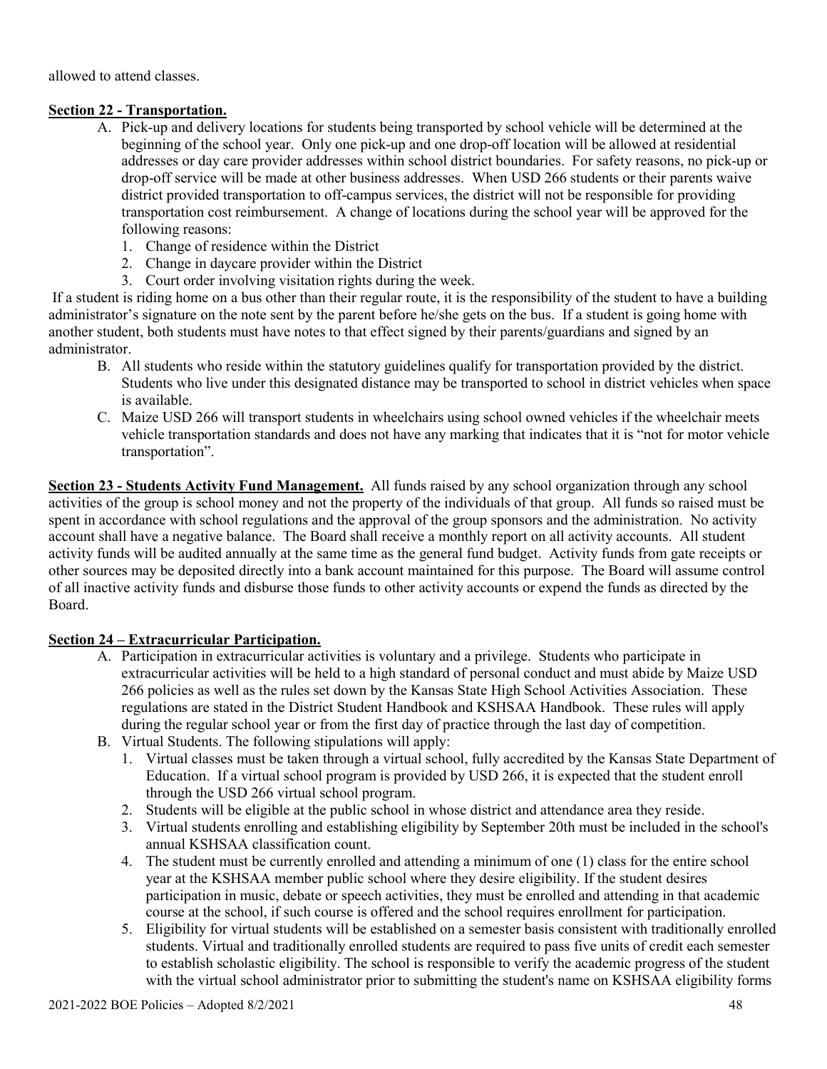allowed to attend classes.

**Section 22 - Transportation.**

A. Pick-up and delivery locations for students being transported by school vehicle will be determined at the beginning of the school year. Only one pick-up and one drop-off location will be allowed at residential addresses or day care provider addresses within school district boundaries. For safety reasons, no pick-up or drop-off service will be made at other business addresses. When USD 266 students or their parents waive district provided transportation to off-campus services, the district will not be responsible for providing transportation cost reimbursement. A change of locations during the school year will be approved for the following reasons:
   1. Change of residence within the District
   2. Change in daycare provider within the District
   3. Court order involving visitation rights during the week.

If a student is riding home on a bus other than their regular route, it is the responsibility of the student to have a building administrator's signature on the note sent by the parent before he/she gets on the bus. If a student is going home with another student, both students must have notes to that effect signed by their parents/guardians and signed by an administrator.

B. All students who reside within the statutory guidelines qualify for transportation provided by the district. Students who live under this designated distance may be transported to school in district vehicles when space is available.

C. Maize USD 266 will transport students in wheelchairs using school owned vehicles if the wheelchair meets vehicle transportation standards and does not have any marking that indicates that it is "not for motor vehicle transportation".

**Section 23 - Students Activity Fund Management.** All funds raised by any school organization through any school activities of the group is school money and not the property of the individuals of that group. All funds so raised must be spent in accordance with school regulations and the approval of the group sponsors and the administration. No activity account shall have a negative balance. The Board shall receive a monthly report on all activity accounts. All student activity funds will be audited annually at the same time as the general fund budget. Activity funds from gate receipts or other sources may be deposited directly into a bank account maintained for this purpose. The Board will assume control of all inactive activity funds and disburse those funds to other activity accounts or expend the funds as directed by the Board.

**Section 24 – Extracurricular Participation.**

A. Participation in extracurricular activities is voluntary and a privilege. Students who participate in extracurricular activities will be held to a high standard of personal conduct and must abide by Maize USD 266 policies as well as the rules set down by the Kansas State High School Activities Association. These regulations are stated in the District Student Handbook and KSHSAA Handbook. These rules will apply during the regular school year or from the first day of practice through the last day of competition.

B. Virtual Students. The following stipulations will apply:
   1. Virtual classes must be taken through a virtual school, fully accredited by the Kansas State Department of Education. If a virtual school program is provided by USD 266, it is expected that the student enroll through the USD 266 virtual school program.
   2. Students will be eligible at the public school in whose district and attendance area they reside.
   3. Virtual students enrolling and establishing eligibility by September 20th must be included in the school's annual KSHSAA classification count.
   4. The student must be currently enrolled and attending a minimum of one (1) class for the entire school year at the KSHSAA member public school where they desire eligibility. If the student desires participation in music, debate or speech activities, they must be enrolled and attending in that academic course at the school, if such course is offered and the school requires enrollment for participation.
   5. Eligibility for virtual students will be established on a semester basis consistent with traditionally enrolled students. Virtual and traditionally enrolled students are required to pass five units of credit each semester to establish scholastic eligibility. The school is responsible to verify the academic progress of the student with the virtual school administrator prior to submitting the student's name on KSHSAA eligibility forms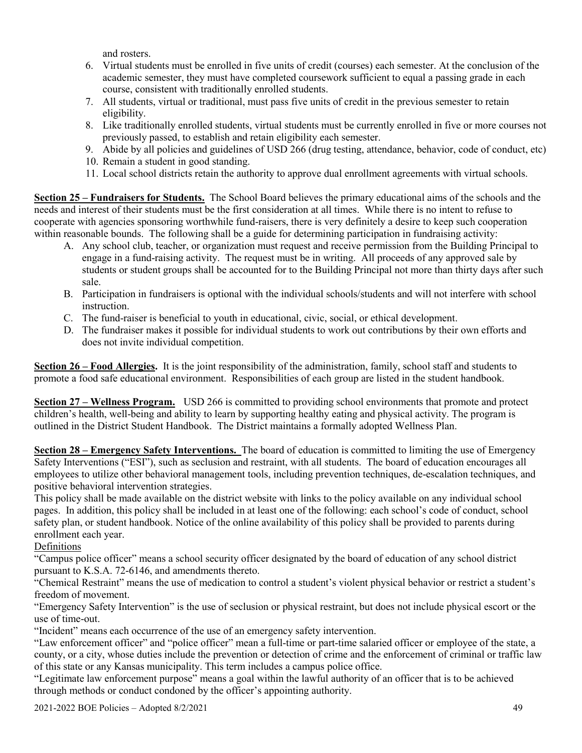and rosters.

6. Virtual students must be enrolled in five units of credit (courses) each semester. At the conclusion of the academic semester, they must have completed coursework sufficient to equal a passing grade in each course, consistent with traditionally enrolled students.
7. All students, virtual or traditional, must pass five units of credit in the previous semester to retain eligibility.
8. Like traditionally enrolled students, virtual students must be currently enrolled in five or more courses not previously passed, to establish and retain eligibility each semester.
9. Abide by all policies and guidelines of USD 266 (drug testing, attendance, behavior, code of conduct, etc)
10. Remain a student in good standing.
11. Local school districts retain the authority to approve dual enrollment agreements with virtual schools.

**Section 25 – Fundraisers for Students.** The School Board believes the primary educational aims of the schools and the needs and interest of their students must be the first consideration at all times. While there is no intent to refuse to cooperate with agencies sponsoring worthwhile fund-raisers, there is very definitely a desire to keep such cooperation within reasonable bounds. The following shall be a guide for determining participation in fundraising activity:

A. Any school club, teacher, or organization must request and receive permission from the Building Principal to engage in a fund-raising activity. The request must be in writing. All proceeds of any approved sale by students or student groups shall be accounted for to the Building Principal not more than thirty days after such sale.
B. Participation in fundraisers is optional with the individual schools/students and will not interfere with school instruction.
C. The fund-raiser is beneficial to youth in educational, civic, social, or ethical development.
D. The fundraiser makes it possible for individual students to work out contributions by their own efforts and does not invite individual competition.

**Section 26 – Food Allergies.** It is the joint responsibility of the administration, family, school staff and students to promote a food safe educational environment. Responsibilities of each group are listed in the student handbook.

**Section 27 – Wellness Program.** USD 266 is committed to providing school environments that promote and protect children's health, well-being and ability to learn by supporting healthy eating and physical activity. The program is outlined in the District Student Handbook. The District maintains a formally adopted Wellness Plan.

**Section 28 – Emergency Safety Interventions.** The board of education is committed to limiting the use of Emergency Safety Interventions ("ESI"), such as seclusion and restraint, with all students. The board of education encourages all employees to utilize other behavioral management tools, including prevention techniques, de-escalation techniques, and positive behavioral intervention strategies.

This policy shall be made available on the district website with links to the policy available on any individual school pages. In addition, this policy shall be included in at least one of the following: each school's code of conduct, school safety plan, or student handbook. Notice of the online availability of this policy shall be provided to parents during enrollment each year.

Definitions

"Campus police officer" means a school security officer designated by the board of education of any school district pursuant to K.S.A. 72-6146, and amendments thereto.

"Chemical Restraint" means the use of medication to control a student's violent physical behavior or restrict a student's freedom of movement.

"Emergency Safety Intervention" is the use of seclusion or physical restraint, but does not include physical escort or the use of time-out.

"Incident" means each occurrence of the use of an emergency safety intervention.

"Law enforcement officer" and "police officer" mean a full-time or part-time salaried officer or employee of the state, a county, or a city, whose duties include the prevention or detection of crime and the enforcement of criminal or traffic law of this state or any Kansas municipality. This term includes a campus police office.

"Legitimate law enforcement purpose" means a goal within the lawful authority of an officer that is to be achieved through methods or conduct condoned by the officer's appointing authority.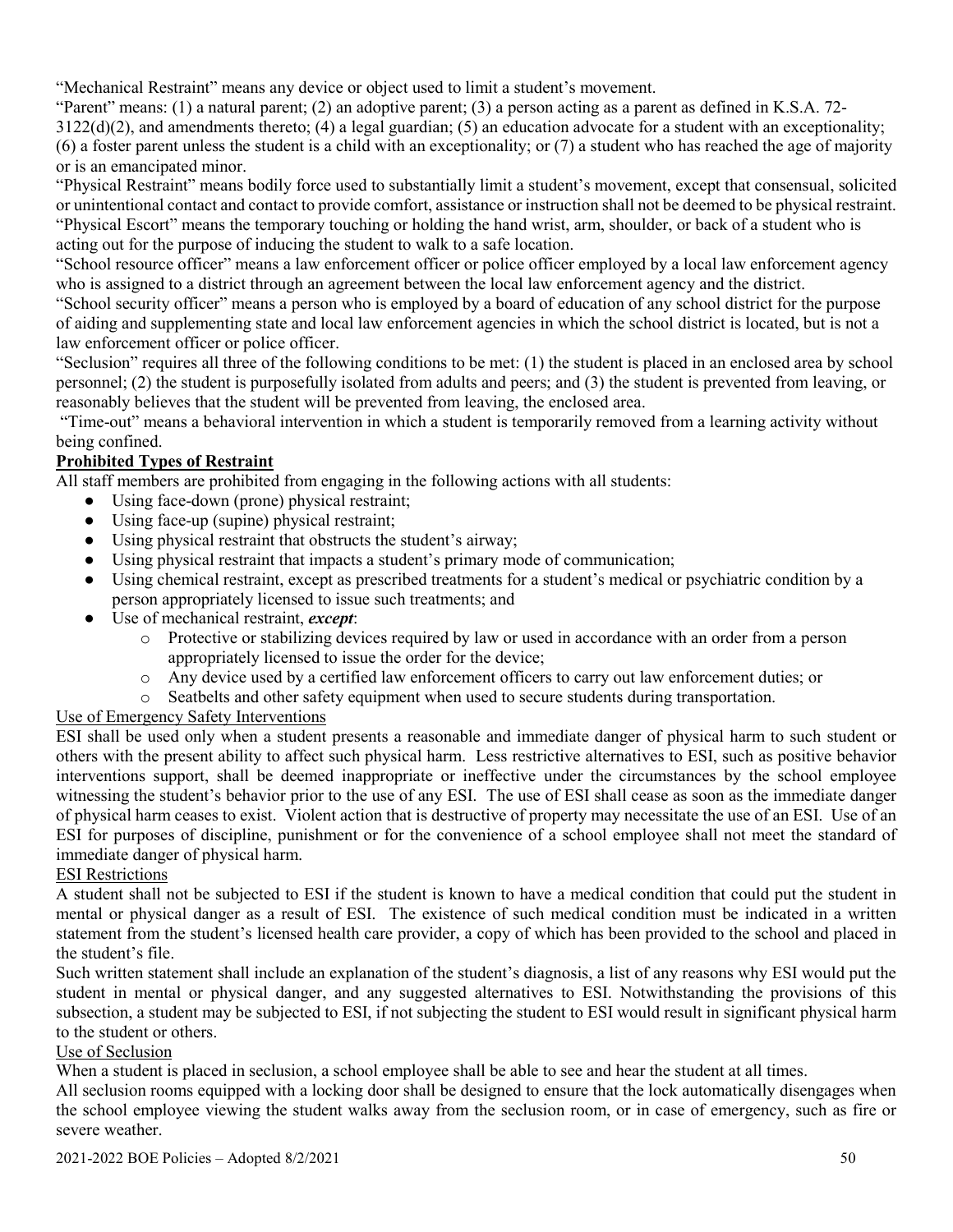"Mechanical Restraint" means any device or object used to limit a student's movement.

"Parent" means: (1) a natural parent; (2) an adoptive parent; (3) a person acting as a parent as defined in K.S.A. 72-3122(d)(2), and amendments thereto; (4) a legal guardian; (5) an education advocate for a student with an exceptionality; (6) a foster parent unless the student is a child with an exceptionality; or (7) a student who has reached the age of majority or is an emancipated minor.

"Physical Restraint" means bodily force used to substantially limit a student's movement, except that consensual, solicited or unintentional contact and contact to provide comfort, assistance or instruction shall not be deemed to be physical restraint.

"Physical Escort" means the temporary touching or holding the hand wrist, arm, shoulder, or back of a student who is acting out for the purpose of inducing the student to walk to a safe location.

"School resource officer" means a law enforcement officer or police officer employed by a local law enforcement agency who is assigned to a district through an agreement between the local law enforcement agency and the district.

"School security officer" means a person who is employed by a board of education of any school district for the purpose of aiding and supplementing state and local law enforcement agencies in which the school district is located, but is not a law enforcement officer or police officer.

"Seclusion" requires all three of the following conditions to be met: (1) the student is placed in an enclosed area by school personnel; (2) the student is purposefully isolated from adults and peers; and (3) the student is prevented from leaving, or reasonably believes that the student will be prevented from leaving, the enclosed area.

"Time-out" means a behavioral intervention in which a student is temporarily removed from a learning activity without being confined.

**Prohibited Types of Restraint**

All staff members are prohibited from engaging in the following actions with all students:

- Using face-down (prone) physical restraint;
- Using face-up (supine) physical restraint;
- Using physical restraint that obstructs the student's airway;
- Using physical restraint that impacts a student's primary mode of communication;
- Using chemical restraint, except as prescribed treatments for a student's medical or psychiatric condition by a person appropriately licensed to issue such treatments; and
- Use of mechanical restraint, ***except***:
  - Protective or stabilizing devices required by law or used in accordance with an order from a person appropriately licensed to issue the order for the device;
  - Any device used by a certified law enforcement officers to carry out law enforcement duties; or
  - Seatbelts and other safety equipment when used to secure students during transportation.

Use of Emergency Safety Interventions

ESI shall be used only when a student presents a reasonable and immediate danger of physical harm to such student or others with the present ability to affect such physical harm. Less restrictive alternatives to ESI, such as positive behavior interventions support, shall be deemed inappropriate or ineffective under the circumstances by the school employee witnessing the student's behavior prior to the use of any ESI. The use of ESI shall cease as soon as the immediate danger of physical harm ceases to exist. Violent action that is destructive of property may necessitate the use of an ESI. Use of an ESI for purposes of discipline, punishment or for the convenience of a school employee shall not meet the standard of immediate danger of physical harm.

ESI Restrictions

A student shall not be subjected to ESI if the student is known to have a medical condition that could put the student in mental or physical danger as a result of ESI. The existence of such medical condition must be indicated in a written statement from the student's licensed health care provider, a copy of which has been provided to the school and placed in the student's file.

Such written statement shall include an explanation of the student's diagnosis, a list of any reasons why ESI would put the student in mental or physical danger, and any suggested alternatives to ESI. Notwithstanding the provisions of this subsection, a student may be subjected to ESI, if not subjecting the student to ESI would result in significant physical harm to the student or others.

Use of Seclusion

When a student is placed in seclusion, a school employee shall be able to see and hear the student at all times.

All seclusion rooms equipped with a locking door shall be designed to ensure that the lock automatically disengages when the school employee viewing the student walks away from the seclusion room, or in case of emergency, such as fire or severe weather.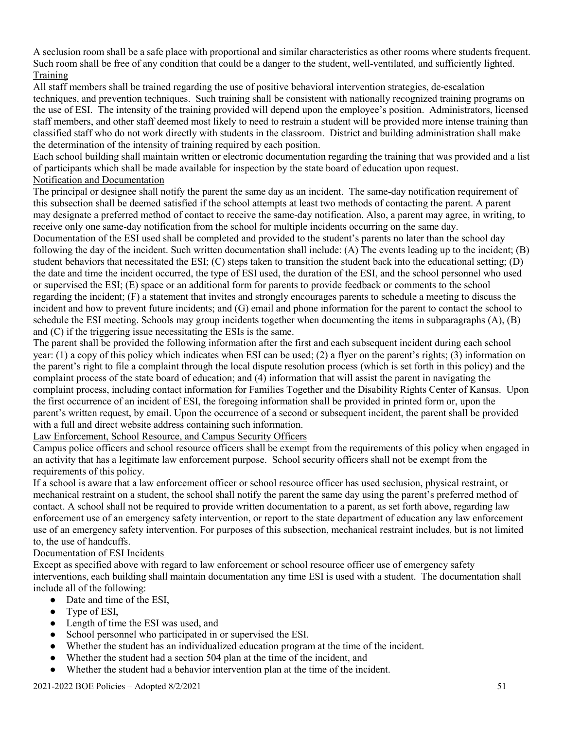A seclusion room shall be a safe place with proportional and similar characteristics as other rooms where students frequent. Such room shall be free of any condition that could be a danger to the student, well-ventilated, and sufficiently lighted.

## Training

All staff members shall be trained regarding the use of positive behavioral intervention strategies, de-escalation techniques, and prevention techniques. Such training shall be consistent with nationally recognized training programs on the use of ESI. The intensity of the training provided will depend upon the employee's position. Administrators, licensed staff members, and other staff deemed most likely to need to restrain a student will be provided more intense training than classified staff who do not work directly with students in the classroom. District and building administration shall make the determination of the intensity of training required by each position.

Each school building shall maintain written or electronic documentation regarding the training that was provided and a list of participants which shall be made available for inspection by the state board of education upon request.

## Notification and Documentation

The principal or designee shall notify the parent the same day as an incident. The same-day notification requirement of this subsection shall be deemed satisfied if the school attempts at least two methods of contacting the parent. A parent may designate a preferred method of contact to receive the same-day notification. Also, a parent may agree, in writing, to receive only one same-day notification from the school for multiple incidents occurring on the same day.

Documentation of the ESI used shall be completed and provided to the student's parents no later than the school day following the day of the incident. Such written documentation shall include: (A) The events leading up to the incident; (B) student behaviors that necessitated the ESI; (C) steps taken to transition the student back into the educational setting; (D) the date and time the incident occurred, the type of ESI used, the duration of the ESI, and the school personnel who used or supervised the ESI; (E) space or an additional form for parents to provide feedback or comments to the school regarding the incident; (F) a statement that invites and strongly encourages parents to schedule a meeting to discuss the incident and how to prevent future incidents; and (G) email and phone information for the parent to contact the school to schedule the ESI meeting. Schools may group incidents together when documenting the items in subparagraphs (A), (B) and (C) if the triggering issue necessitating the ESIs is the same.

The parent shall be provided the following information after the first and each subsequent incident during each school year: (1) a copy of this policy which indicates when ESI can be used; (2) a flyer on the parent's rights; (3) information on the parent's right to file a complaint through the local dispute resolution process (which is set forth in this policy) and the complaint process of the state board of education; and (4) information that will assist the parent in navigating the complaint process, including contact information for Families Together and the Disability Rights Center of Kansas. Upon the first occurrence of an incident of ESI, the foregoing information shall be provided in printed form or, upon the parent's written request, by email. Upon the occurrence of a second or subsequent incident, the parent shall be provided with a full and direct website address containing such information.

## Law Enforcement, School Resource, and Campus Security Officers

Campus police officers and school resource officers shall be exempt from the requirements of this policy when engaged in an activity that has a legitimate law enforcement purpose. School security officers shall not be exempt from the requirements of this policy.

If a school is aware that a law enforcement officer or school resource officer has used seclusion, physical restraint, or mechanical restraint on a student, the school shall notify the parent the same day using the parent's preferred method of contact. A school shall not be required to provide written documentation to a parent, as set forth above, regarding law enforcement use of an emergency safety intervention, or report to the state department of education any law enforcement use of an emergency safety intervention. For purposes of this subsection, mechanical restraint includes, but is not limited to, the use of handcuffs.

## Documentation of ESI Incidents

Except as specified above with regard to law enforcement or school resource officer use of emergency safety interventions, each building shall maintain documentation any time ESI is used with a student. The documentation shall include all of the following:

- Date and time of the ESI,
- Type of ESI,
- Length of time the ESI was used, and
- School personnel who participated in or supervised the ESI.
- Whether the student has an individualized education program at the time of the incident.
- Whether the student had a section 504 plan at the time of the incident, and
- Whether the student had a behavior intervention plan at the time of the incident.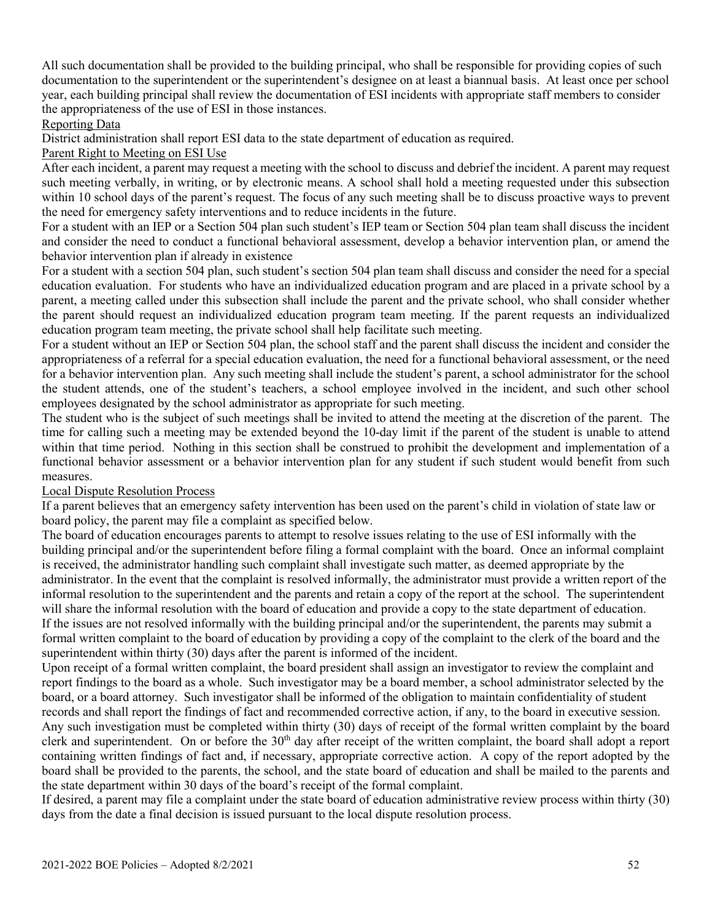All such documentation shall be provided to the building principal, who shall be responsible for providing copies of such documentation to the superintendent or the superintendent's designee on at least a biannual basis. At least once per school year, each building principal shall review the documentation of ESI incidents with appropriate staff members to consider the appropriateness of the use of ESI in those instances.

Reporting Data

District administration shall report ESI data to the state department of education as required.

Parent Right to Meeting on ESI Use

After each incident, a parent may request a meeting with the school to discuss and debrief the incident. A parent may request such meeting verbally, in writing, or by electronic means. A school shall hold a meeting requested under this subsection within 10 school days of the parent's request. The focus of any such meeting shall be to discuss proactive ways to prevent the need for emergency safety interventions and to reduce incidents in the future.

For a student with an IEP or a Section 504 plan such student's IEP team or Section 504 plan team shall discuss the incident and consider the need to conduct a functional behavioral assessment, develop a behavior intervention plan, or amend the behavior intervention plan if already in existence

For a student with a section 504 plan, such student's section 504 plan team shall discuss and consider the need for a special education evaluation. For students who have an individualized education program and are placed in a private school by a parent, a meeting called under this subsection shall include the parent and the private school, who shall consider whether the parent should request an individualized education program team meeting. If the parent requests an individualized education program team meeting, the private school shall help facilitate such meeting.

For a student without an IEP or Section 504 plan, the school staff and the parent shall discuss the incident and consider the appropriateness of a referral for a special education evaluation, the need for a functional behavioral assessment, or the need for a behavior intervention plan. Any such meeting shall include the student's parent, a school administrator for the school the student attends, one of the student's teachers, a school employee involved in the incident, and such other school employees designated by the school administrator as appropriate for such meeting.

The student who is the subject of such meetings shall be invited to attend the meeting at the discretion of the parent. The time for calling such a meeting may be extended beyond the 10-day limit if the parent of the student is unable to attend within that time period. Nothing in this section shall be construed to prohibit the development and implementation of a functional behavior assessment or a behavior intervention plan for any student if such student would benefit from such measures.

Local Dispute Resolution Process

If a parent believes that an emergency safety intervention has been used on the parent's child in violation of state law or board policy, the parent may file a complaint as specified below.

The board of education encourages parents to attempt to resolve issues relating to the use of ESI informally with the building principal and/or the superintendent before filing a formal complaint with the board. Once an informal complaint is received, the administrator handling such complaint shall investigate such matter, as deemed appropriate by the administrator. In the event that the complaint is resolved informally, the administrator must provide a written report of the informal resolution to the superintendent and the parents and retain a copy of the report at the school. The superintendent will share the informal resolution with the board of education and provide a copy to the state department of education.

If the issues are not resolved informally with the building principal and/or the superintendent, the parents may submit a formal written complaint to the board of education by providing a copy of the complaint to the clerk of the board and the superintendent within thirty (30) days after the parent is informed of the incident.

Upon receipt of a formal written complaint, the board president shall assign an investigator to review the complaint and report findings to the board as a whole. Such investigator may be a board member, a school administrator selected by the board, or a board attorney. Such investigator shall be informed of the obligation to maintain confidentiality of student records and shall report the findings of fact and recommended corrective action, if any, to the board in executive session. Any such investigation must be completed within thirty (30) days of receipt of the formal written complaint by the board clerk and superintendent. On or before the 30th day after receipt of the written complaint, the board shall adopt a report containing written findings of fact and, if necessary, appropriate corrective action. A copy of the report adopted by the board shall be provided to the parents, the school, and the state board of education and shall be mailed to the parents and the state department within 30 days of the board's receipt of the formal complaint.

If desired, a parent may file a complaint under the state board of education administrative review process within thirty (30) days from the date a final decision is issued pursuant to the local dispute resolution process.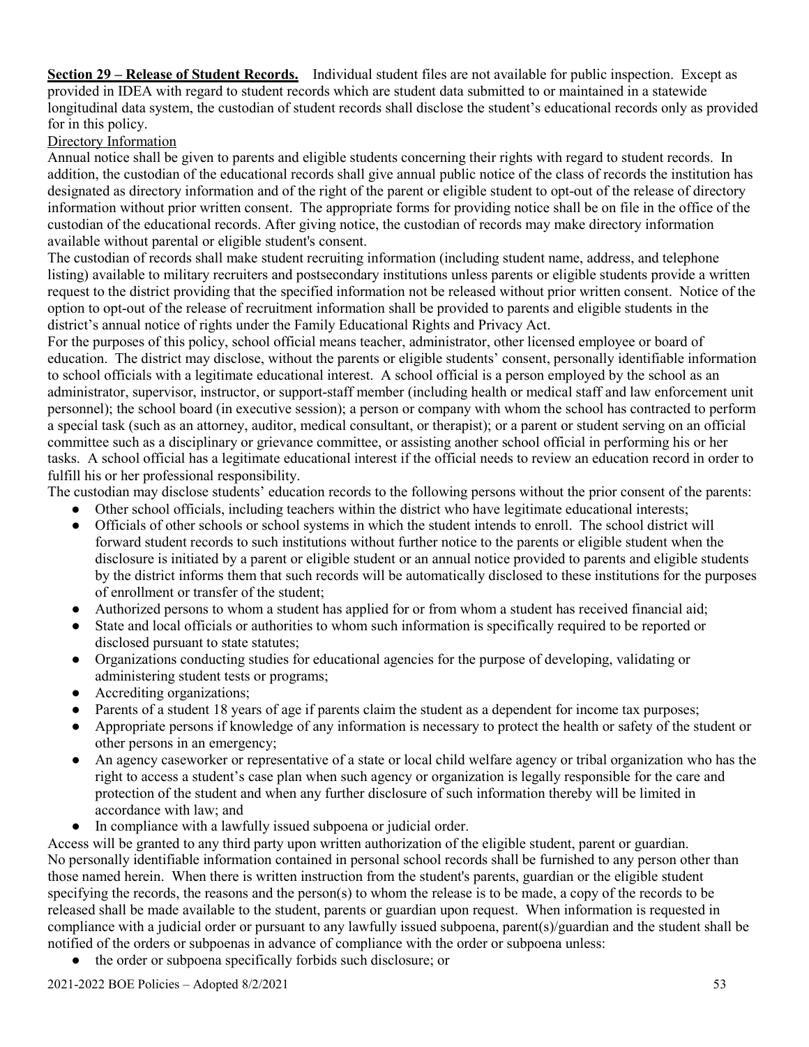**Section 29 – Release of Student Records.** Individual student files are not available for public inspection. Except as provided in IDEA with regard to student records which are student data submitted to or maintained in a statewide longitudinal data system, the custodian of student records shall disclose the student's educational records only as provided for in this policy.

Directory Information

Annual notice shall be given to parents and eligible students concerning their rights with regard to student records. In addition, the custodian of the educational records shall give annual public notice of the class of records the institution has designated as directory information and of the right of the parent or eligible student to opt-out of the release of directory information without prior written consent. The appropriate forms for providing notice shall be on file in the office of the custodian of the educational records. After giving notice, the custodian of records may make directory information available without parental or eligible student's consent.

The custodian of records shall make student recruiting information (including student name, address, and telephone listing) available to military recruiters and postsecondary institutions unless parents or eligible students provide a written request to the district providing that the specified information not be released without prior written consent. Notice of the option to opt-out of the release of recruitment information shall be provided to parents and eligible students in the district's annual notice of rights under the Family Educational Rights and Privacy Act.

For the purposes of this policy, school official means teacher, administrator, other licensed employee or board of education. The district may disclose, without the parents or eligible students' consent, personally identifiable information to school officials with a legitimate educational interest. A school official is a person employed by the school as an administrator, supervisor, instructor, or support-staff member (including health or medical staff and law enforcement unit personnel); the school board (in executive session); a person or company with whom the school has contracted to perform a special task (such as an attorney, auditor, medical consultant, or therapist); or a parent or student serving on an official committee such as a disciplinary or grievance committee, or assisting another school official in performing his or her tasks. A school official has a legitimate educational interest if the official needs to review an education record in order to fulfill his or her professional responsibility.

The custodian may disclose students' education records to the following persons without the prior consent of the parents:

- Other school officials, including teachers within the district who have legitimate educational interests;
- Officials of other schools or school systems in which the student intends to enroll. The school district will forward student records to such institutions without further notice to the parents or eligible student when the disclosure is initiated by a parent or eligible student or an annual notice provided to parents and eligible students by the district informs them that such records will be automatically disclosed to these institutions for the purposes of enrollment or transfer of the student;
- Authorized persons to whom a student has applied for or from whom a student has received financial aid;
- State and local officials or authorities to whom such information is specifically required to be reported or disclosed pursuant to state statutes;
- Organizations conducting studies for educational agencies for the purpose of developing, validating or administering student tests or programs;
- Accrediting organizations;
- Parents of a student 18 years of age if parents claim the student as a dependent for income tax purposes;
- Appropriate persons if knowledge of any information is necessary to protect the health or safety of the student or other persons in an emergency;
- An agency caseworker or representative of a state or local child welfare agency or tribal organization who has the right to access a student's case plan when such agency or organization is legally responsible for the care and protection of the student and when any further disclosure of such information thereby will be limited in accordance with law; and
- In compliance with a lawfully issued subpoena or judicial order.

Access will be granted to any third party upon written authorization of the eligible student, parent or guardian.

No personally identifiable information contained in personal school records shall be furnished to any person other than those named herein. When there is written instruction from the student's parents, guardian or the eligible student specifying the records, the reasons and the person(s) to whom the release is to be made, a copy of the records to be released shall be made available to the student, parents or guardian upon request. When information is requested in compliance with a judicial order or pursuant to any lawfully issued subpoena, parent(s)/guardian and the student shall be notified of the orders or subpoenas in advance of compliance with the order or subpoena unless:

- the order or subpoena specifically forbids such disclosure; or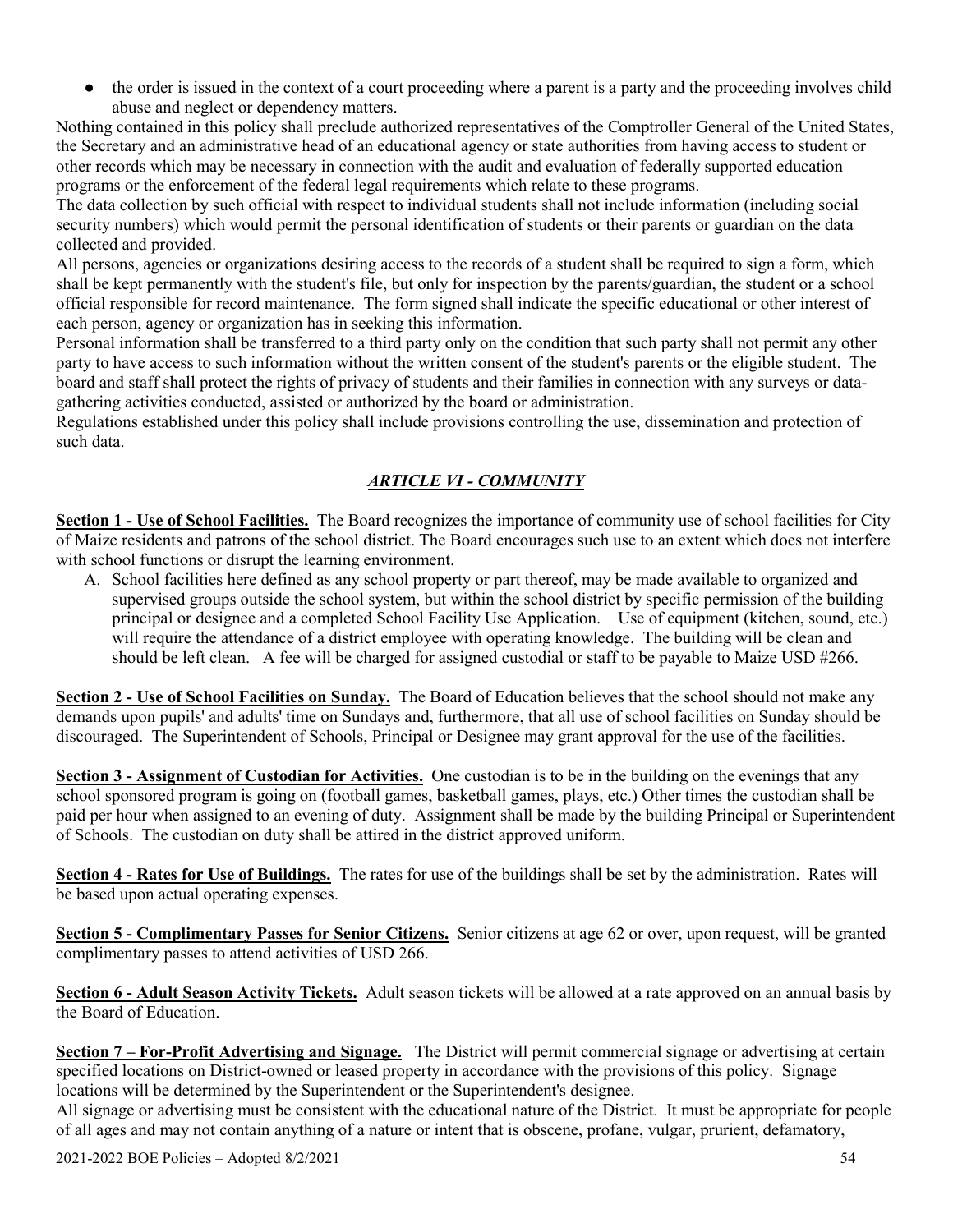- the order is issued in the context of a court proceeding where a parent is a party and the proceeding involves child abuse and neglect or dependency matters.

Nothing contained in this policy shall preclude authorized representatives of the Comptroller General of the United States, the Secretary and an administrative head of an educational agency or state authorities from having access to student or other records which may be necessary in connection with the audit and evaluation of federally supported education programs or the enforcement of the federal legal requirements which relate to these programs.

The data collection by such official with respect to individual students shall not include information (including social security numbers) which would permit the personal identification of students or their parents or guardian on the data collected and provided.

All persons, agencies or organizations desiring access to the records of a student shall be required to sign a form, which shall be kept permanently with the student's file, but only for inspection by the parents/guardian, the student or a school official responsible for record maintenance. The form signed shall indicate the specific educational or other interest of each person, agency or organization has in seeking this information.

Personal information shall be transferred to a third party only on the condition that such party shall not permit any other party to have access to such information without the written consent of the student's parents or the eligible student. The board and staff shall protect the rights of privacy of students and their families in connection with any surveys or data-gathering activities conducted, assisted or authorized by the board or administration.

Regulations established under this policy shall include provisions controlling the use, dissemination and protection of such data.

## *ARTICLE VI - COMMUNITY*

**Section 1 - Use of School Facilities.** The Board recognizes the importance of community use of school facilities for City of Maize residents and patrons of the school district. The Board encourages such use to an extent which does not interfere with school functions or disrupt the learning environment.

A. School facilities here defined as any school property or part thereof, may be made available to organized and supervised groups outside the school system, but within the school district by specific permission of the building principal or designee and a completed School Facility Use Application. Use of equipment (kitchen, sound, etc.) will require the attendance of a district employee with operating knowledge. The building will be clean and should be left clean. A fee will be charged for assigned custodial or staff to be payable to Maize USD #266.

**Section 2 - Use of School Facilities on Sunday.** The Board of Education believes that the school should not make any demands upon pupils' and adults' time on Sundays and, furthermore, that all use of school facilities on Sunday should be discouraged. The Superintendent of Schools, Principal or Designee may grant approval for the use of the facilities.

**Section 3 - Assignment of Custodian for Activities.** One custodian is to be in the building on the evenings that any school sponsored program is going on (football games, basketball games, plays, etc.) Other times the custodian shall be paid per hour when assigned to an evening of duty. Assignment shall be made by the building Principal or Superintendent of Schools. The custodian on duty shall be attired in the district approved uniform.

**Section 4 - Rates for Use of Buildings.** The rates for use of the buildings shall be set by the administration. Rates will be based upon actual operating expenses.

**Section 5 - Complimentary Passes for Senior Citizens.** Senior citizens at age 62 or over, upon request, will be granted complimentary passes to attend activities of USD 266.

**Section 6 - Adult Season Activity Tickets.** Adult season tickets will be allowed at a rate approved on an annual basis by the Board of Education.

**Section 7 – For-Profit Advertising and Signage.** The District will permit commercial signage or advertising at certain specified locations on District-owned or leased property in accordance with the provisions of this policy. Signage locations will be determined by the Superintendent or the Superintendent's designee.

All signage or advertising must be consistent with the educational nature of the District. It must be appropriate for people of all ages and may not contain anything of a nature or intent that is obscene, profane, vulgar, prurient, defamatory,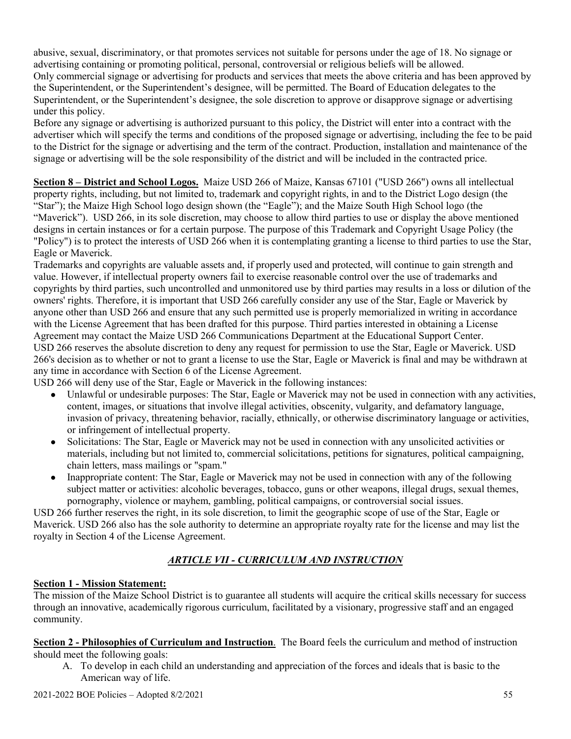abusive, sexual, discriminatory, or that promotes services not suitable for persons under the age of 18. No signage or advertising containing or promoting political, personal, controversial or religious beliefs will be allowed.
Only commercial signage or advertising for products and services that meets the above criteria and has been approved by the Superintendent, or the Superintendent's designee, will be permitted. The Board of Education delegates to the Superintendent, or the Superintendent's designee, the sole discretion to approve or disapprove signage or advertising under this policy.
Before any signage or advertising is authorized pursuant to this policy, the District will enter into a contract with the advertiser which will specify the terms and conditions of the proposed signage or advertising, including the fee to be paid to the District for the signage or advertising and the term of the contract. Production, installation and maintenance of the signage or advertising will be the sole responsibility of the district and will be included in the contracted price.

**Section 8 – District and School Logos.** Maize USD 266 of Maize, Kansas 67101 ("USD 266") owns all intellectual property rights, including, but not limited to, trademark and copyright rights, in and to the District Logo design (the "Star"); the Maize High School logo design shown (the "Eagle"); and the Maize South High School logo (the "Maverick"). USD 266, in its sole discretion, may choose to allow third parties to use or display the above mentioned designs in certain instances or for a certain purpose. The purpose of this Trademark and Copyright Usage Policy (the "Policy") is to protect the interests of USD 266 when it is contemplating granting a license to third parties to use the Star, Eagle or Maverick.
Trademarks and copyrights are valuable assets and, if properly used and protected, will continue to gain strength and value. However, if intellectual property owners fail to exercise reasonable control over the use of trademarks and copyrights by third parties, such uncontrolled and unmonitored use by third parties may results in a loss or dilution of the owners' rights. Therefore, it is important that USD 266 carefully consider any use of the Star, Eagle or Maverick by anyone other than USD 266 and ensure that any such permitted use is properly memorialized in writing in accordance with the License Agreement that has been drafted for this purpose. Third parties interested in obtaining a License Agreement may contact the Maize USD 266 Communications Department at the Educational Support Center.
USD 266 reserves the absolute discretion to deny any request for permission to use the Star, Eagle or Maverick. USD 266's decision as to whether or not to grant a license to use the Star, Eagle or Maverick is final and may be withdrawn at any time in accordance with Section 6 of the License Agreement.
USD 266 will deny use of the Star, Eagle or Maverick in the following instances:

- Unlawful or undesirable purposes: The Star, Eagle or Maverick may not be used in connection with any activities, content, images, or situations that involve illegal activities, obscenity, vulgarity, and defamatory language, invasion of privacy, threatening behavior, racially, ethnically, or otherwise discriminatory language or activities, or infringement of intellectual property.
- Solicitations: The Star, Eagle or Maverick may not be used in connection with any unsolicited activities or materials, including but not limited to, commercial solicitations, petitions for signatures, political campaigning, chain letters, mass mailings or "spam."
- Inappropriate content: The Star, Eagle or Maverick may not be used in connection with any of the following subject matter or activities: alcoholic beverages, tobacco, guns or other weapons, illegal drugs, sexual themes, pornography, violence or mayhem, gambling, political campaigns, or controversial social issues.

USD 266 further reserves the right, in its sole discretion, to limit the geographic scope of use of the Star, Eagle or Maverick. USD 266 also has the sole authority to determine an appropriate royalty rate for the license and may list the royalty in Section 4 of the License Agreement.

## *ARTICLE VII - CURRICULUM AND INSTRUCTION*

**Section 1 - Mission Statement:**
The mission of the Maize School District is to guarantee all students will acquire the critical skills necessary for success through an innovative, academically rigorous curriculum, facilitated by a visionary, progressive staff and an engaged community.

**Section 2 - Philosophies of Curriculum and Instruction**. The Board feels the curriculum and method of instruction should meet the following goals:

A. To develop in each child an understanding and appreciation of the forces and ideals that is basic to the American way of life.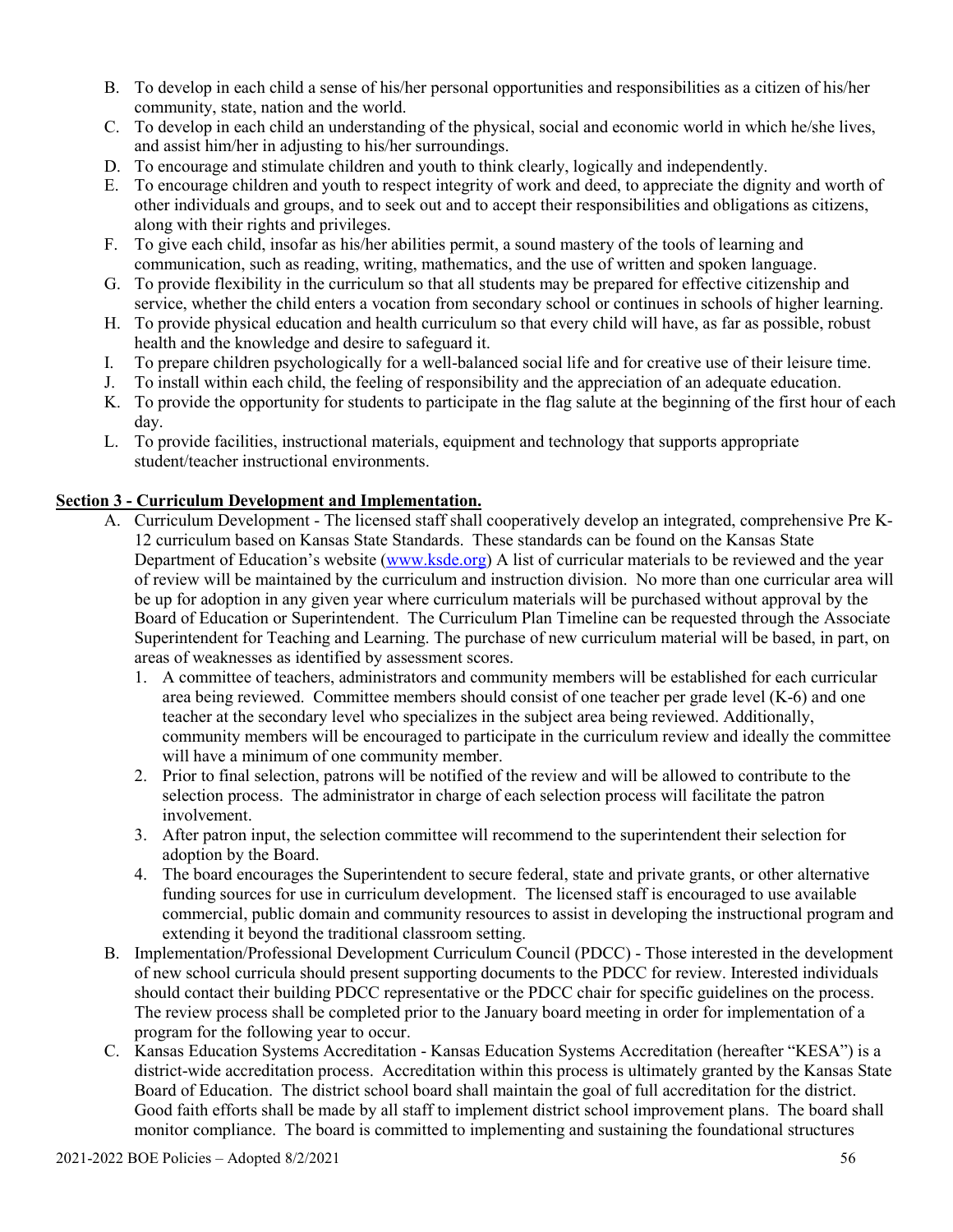B. To develop in each child a sense of his/her personal opportunities and responsibilities as a citizen of his/her community, state, nation and the world.
C. To develop in each child an understanding of the physical, social and economic world in which he/she lives, and assist him/her in adjusting to his/her surroundings.
D. To encourage and stimulate children and youth to think clearly, logically and independently.
E. To encourage children and youth to respect integrity of work and deed, to appreciate the dignity and worth of other individuals and groups, and to seek out and to accept their responsibilities and obligations as citizens, along with their rights and privileges.
F. To give each child, insofar as his/her abilities permit, a sound mastery of the tools of learning and communication, such as reading, writing, mathematics, and the use of written and spoken language.
G. To provide flexibility in the curriculum so that all students may be prepared for effective citizenship and service, whether the child enters a vocation from secondary school or continues in schools of higher learning.
H. To provide physical education and health curriculum so that every child will have, as far as possible, robust health and the knowledge and desire to safeguard it.
I. To prepare children psychologically for a well-balanced social life and for creative use of their leisure time.
J. To install within each child, the feeling of responsibility and the appreciation of an adequate education.
K. To provide the opportunity for students to participate in the flag salute at the beginning of the first hour of each day.
L. To provide facilities, instructional materials, equipment and technology that supports appropriate student/teacher instructional environments.

**Section 3 - Curriculum Development and Implementation.**

A. Curriculum Development - The licensed staff shall cooperatively develop an integrated, comprehensive Pre K-12 curriculum based on Kansas State Standards. These standards can be found on the Kansas State Department of Education's website (www.ksde.org) A list of curricular materials to be reviewed and the year of review will be maintained by the curriculum and instruction division. No more than one curricular area will be up for adoption in any given year where curriculum materials will be purchased without approval by the Board of Education or Superintendent. The Curriculum Plan Timeline can be requested through the Associate Superintendent for Teaching and Learning. The purchase of new curriculum material will be based, in part, on areas of weaknesses as identified by assessment scores.
   1. A committee of teachers, administrators and community members will be established for each curricular area being reviewed. Committee members should consist of one teacher per grade level (K-6) and one teacher at the secondary level who specializes in the subject area being reviewed. Additionally, community members will be encouraged to participate in the curriculum review and ideally the committee will have a minimum of one community member.
   2. Prior to final selection, patrons will be notified of the review and will be allowed to contribute to the selection process. The administrator in charge of each selection process will facilitate the patron involvement.
   3. After patron input, the selection committee will recommend to the superintendent their selection for adoption by the Board.
   4. The board encourages the Superintendent to secure federal, state and private grants, or other alternative funding sources for use in curriculum development. The licensed staff is encouraged to use available commercial, public domain and community resources to assist in developing the instructional program and extending it beyond the traditional classroom setting.

B. Implementation/Professional Development Curriculum Council (PDCC) - Those interested in the development of new school curricula should present supporting documents to the PDCC for review. Interested individuals should contact their building PDCC representative or the PDCC chair for specific guidelines on the process. The review process shall be completed prior to the January board meeting in order for implementation of a program for the following year to occur.

C. Kansas Education Systems Accreditation - Kansas Education Systems Accreditation (hereafter "KESA") is a district-wide accreditation process. Accreditation within this process is ultimately granted by the Kansas State Board of Education. The district school board shall maintain the goal of full accreditation for the district. Good faith efforts shall be made by all staff to implement district school improvement plans. The board shall monitor compliance. The board is committed to implementing and sustaining the foundational structures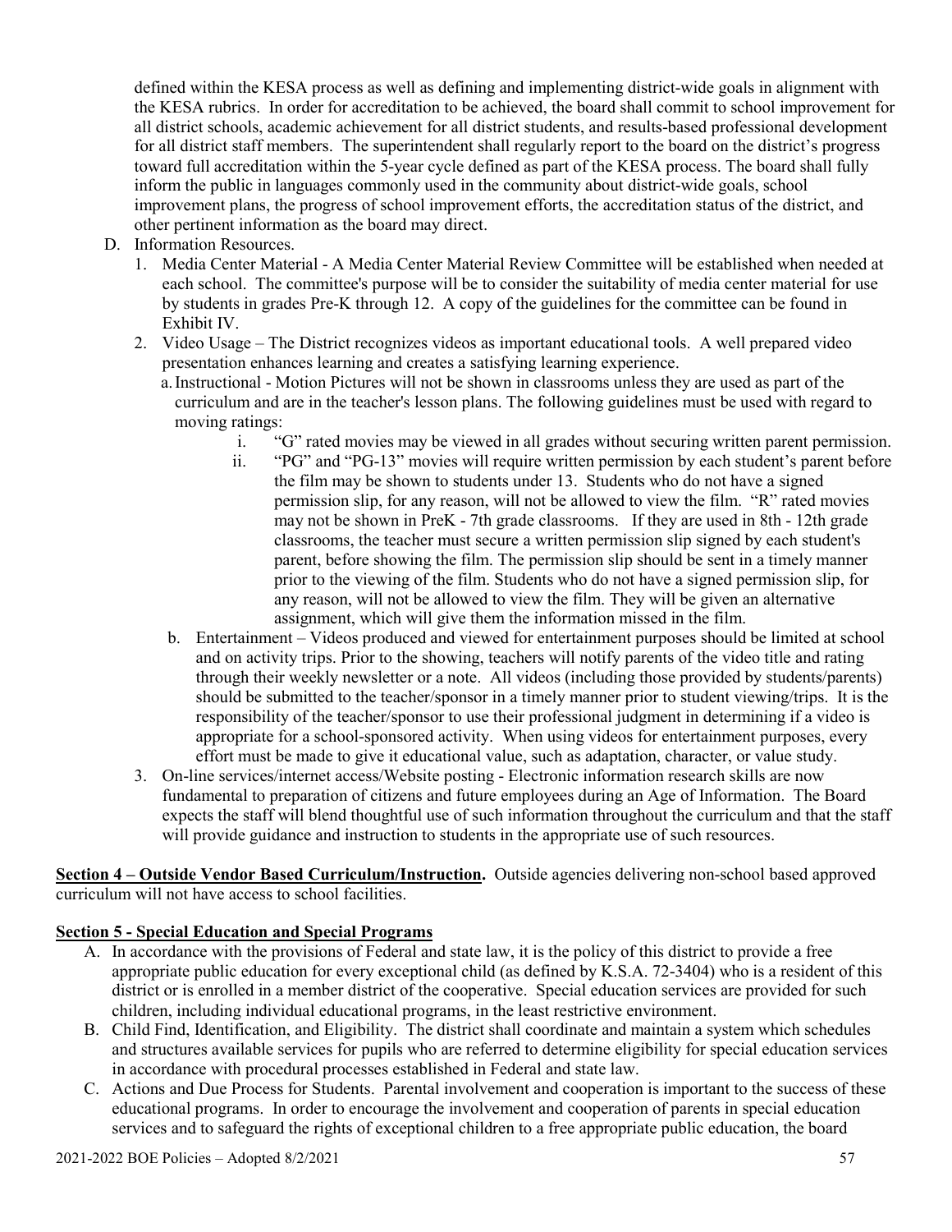defined within the KESA process as well as defining and implementing district-wide goals in alignment with the KESA rubrics. In order for accreditation to be achieved, the board shall commit to school improvement for all district schools, academic achievement for all district students, and results-based professional development for all district staff members. The superintendent shall regularly report to the board on the district's progress toward full accreditation within the 5-year cycle defined as part of the KESA process. The board shall fully inform the public in languages commonly used in the community about district-wide goals, school improvement plans, the progress of school improvement efforts, the accreditation status of the district, and other pertinent information as the board may direct.

D. Information Resources.
   1. Media Center Material - A Media Center Material Review Committee will be established when needed at each school. The committee's purpose will be to consider the suitability of media center material for use by students in grades Pre-K through 12. A copy of the guidelines for the committee can be found in Exhibit IV.
   2. Video Usage – The District recognizes videos as important educational tools. A well prepared video presentation enhances learning and creates a satisfying learning experience.
      a. Instructional - Motion Pictures will not be shown in classrooms unless they are used as part of the curriculum and are in the teacher's lesson plans. The following guidelines must be used with regard to moving ratings:
         i. "G" rated movies may be viewed in all grades without securing written parent permission.
         ii. "PG" and "PG-13" movies will require written permission by each student's parent before the film may be shown to students under 13. Students who do not have a signed permission slip, for any reason, will not be allowed to view the film. "R" rated movies may not be shown in PreK - 7th grade classrooms. If they are used in 8th - 12th grade classrooms, the teacher must secure a written permission slip signed by each student's parent, before showing the film. The permission slip should be sent in a timely manner prior to the viewing of the film. Students who do not have a signed permission slip, for any reason, will not be allowed to view the film. They will be given an alternative assignment, which will give them the information missed in the film.
      b. Entertainment – Videos produced and viewed for entertainment purposes should be limited at school and on activity trips. Prior to the showing, teachers will notify parents of the video title and rating through their weekly newsletter or a note. All videos (including those provided by students/parents) should be submitted to the teacher/sponsor in a timely manner prior to student viewing/trips. It is the responsibility of the teacher/sponsor to use their professional judgment in determining if a video is appropriate for a school-sponsored activity. When using videos for entertainment purposes, every effort must be made to give it educational value, such as adaptation, character, or value study.
   3. On-line services/internet access/Website posting - Electronic information research skills are now fundamental to preparation of citizens and future employees during an Age of Information. The Board expects the staff will blend thoughtful use of such information throughout the curriculum and that the staff will provide guidance and instruction to students in the appropriate use of such resources.

**Section 4 – Outside Vendor Based Curriculum/Instruction.** Outside agencies delivering non-school based approved curriculum will not have access to school facilities.

**Section 5 - Special Education and Special Programs**

A. In accordance with the provisions of Federal and state law, it is the policy of this district to provide a free appropriate public education for every exceptional child (as defined by K.S.A. 72-3404) who is a resident of this district or is enrolled in a member district of the cooperative. Special education services are provided for such children, including individual educational programs, in the least restrictive environment.

B. Child Find, Identification, and Eligibility. The district shall coordinate and maintain a system which schedules and structures available services for pupils who are referred to determine eligibility for special education services in accordance with procedural processes established in Federal and state law.

C. Actions and Due Process for Students. Parental involvement and cooperation is important to the success of these educational programs. In order to encourage the involvement and cooperation of parents in special education services and to safeguard the rights of exceptional children to a free appropriate public education, the board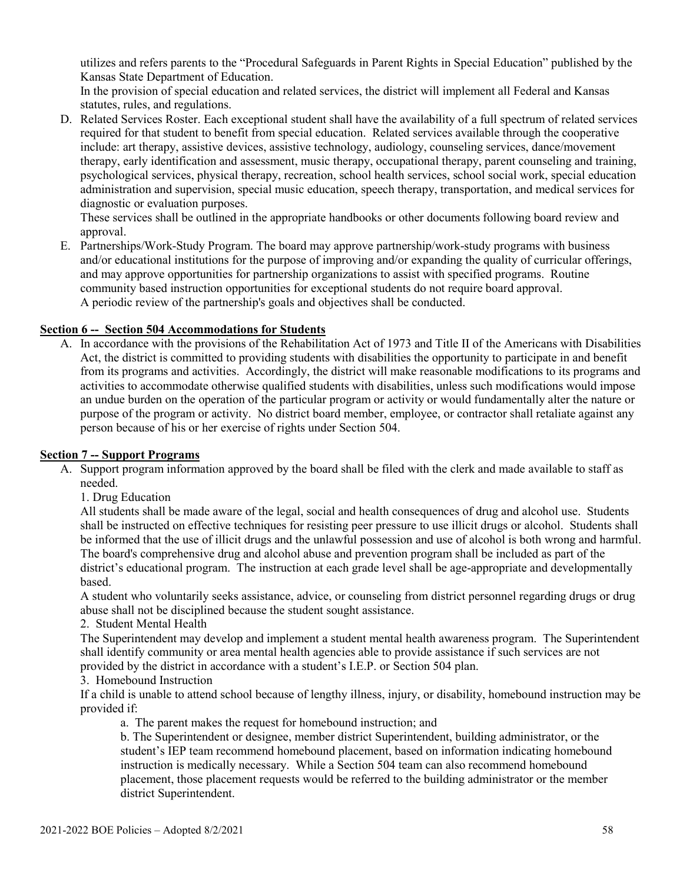utilizes and refers parents to the "Procedural Safeguards in Parent Rights in Special Education" published by the Kansas State Department of Education.

In the provision of special education and related services, the district will implement all Federal and Kansas statutes, rules, and regulations.

D. Related Services Roster. Each exceptional student shall have the availability of a full spectrum of related services required for that student to benefit from special education. Related services available through the cooperative include: art therapy, assistive devices, assistive technology, audiology, counseling services, dance/movement therapy, early identification and assessment, music therapy, occupational therapy, parent counseling and training, psychological services, physical therapy, recreation, school health services, school social work, special education administration and supervision, special music education, speech therapy, transportation, and medical services for diagnostic or evaluation purposes.

   These services shall be outlined in the appropriate handbooks or other documents following board review and approval.

E. Partnerships/Work-Study Program. The board may approve partnership/work-study programs with business and/or educational institutions for the purpose of improving and/or expanding the quality of curricular offerings, and may approve opportunities for partnership organizations to assist with specified programs. Routine community based instruction opportunities for exceptional students do not require board approval.

   A periodic review of the partnership's goals and objectives shall be conducted.

**Section 6 -- Section 504 Accommodations for Students**

A. In accordance with the provisions of the Rehabilitation Act of 1973 and Title II of the Americans with Disabilities Act, the district is committed to providing students with disabilities the opportunity to participate in and benefit from its programs and activities. Accordingly, the district will make reasonable modifications to its programs and activities to accommodate otherwise qualified students with disabilities, unless such modifications would impose an undue burden on the operation of the particular program or activity or would fundamentally alter the nature or purpose of the program or activity. No district board member, employee, or contractor shall retaliate against any person because of his or her exercise of rights under Section 504.

**Section 7 -- Support Programs**

A. Support program information approved by the board shall be filed with the clerk and made available to staff as needed.

   1. Drug Education

   All students shall be made aware of the legal, social and health consequences of drug and alcohol use. Students shall be instructed on effective techniques for resisting peer pressure to use illicit drugs or alcohol. Students shall be informed that the use of illicit drugs and the unlawful possession and use of alcohol is both wrong and harmful. The board's comprehensive drug and alcohol abuse and prevention program shall be included as part of the district's educational program. The instruction at each grade level shall be age-appropriate and developmentally based.

   A student who voluntarily seeks assistance, advice, or counseling from district personnel regarding drugs or drug abuse shall not be disciplined because the student sought assistance.

   2. Student Mental Health

   The Superintendent may develop and implement a student mental health awareness program. The Superintendent shall identify community or area mental health agencies able to provide assistance if such services are not provided by the district in accordance with a student's I.E.P. or Section 504 plan.

   3. Homebound Instruction

   If a child is unable to attend school because of lengthy illness, injury, or disability, homebound instruction may be provided if:

      a. The parent makes the request for homebound instruction; and

      b. The Superintendent or designee, member district Superintendent, building administrator, or the student's IEP team recommend homebound placement, based on information indicating homebound instruction is medically necessary. While a Section 504 team can also recommend homebound placement, those placement requests would be referred to the building administrator or the member district Superintendent.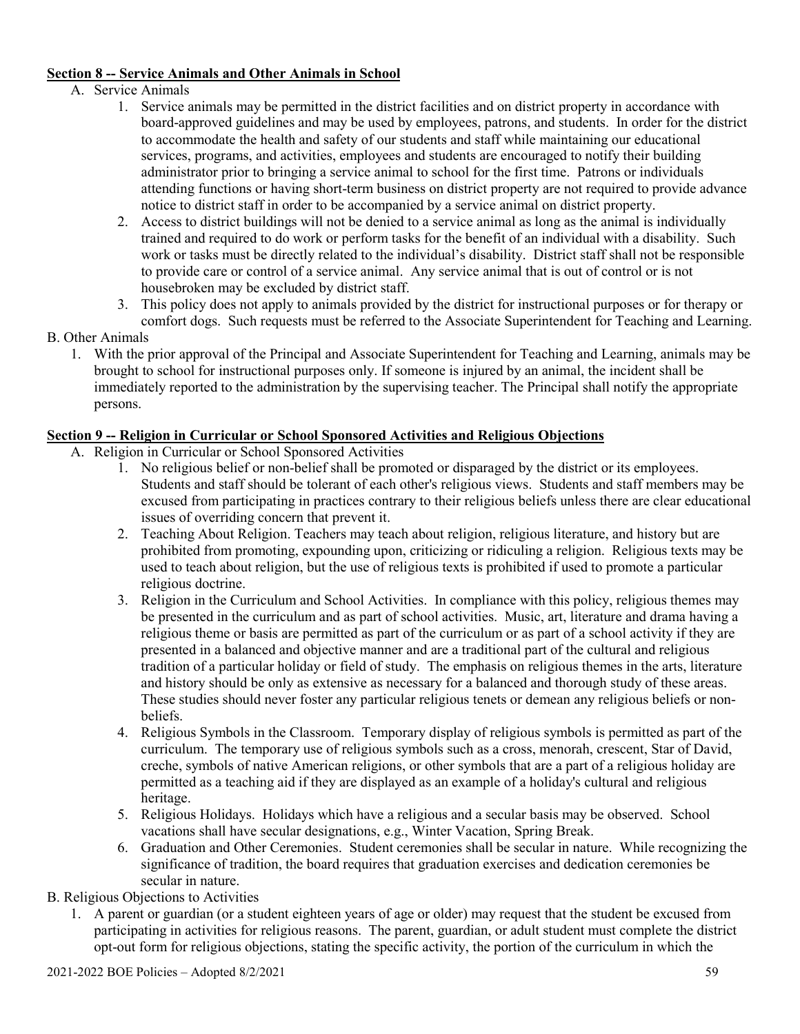**Section 8 -- Service Animals and Other Animals in School**

A. Service Animals

1. Service animals may be permitted in the district facilities and on district property in accordance with board-approved guidelines and may be used by employees, patrons, and students. In order for the district to accommodate the health and safety of our students and staff while maintaining our educational services, programs, and activities, employees and students are encouraged to notify their building administrator prior to bringing a service animal to school for the first time. Patrons or individuals attending functions or having short-term business on district property are not required to provide advance notice to district staff in order to be accompanied by a service animal on district property.
2. Access to district buildings will not be denied to a service animal as long as the animal is individually trained and required to do work or perform tasks for the benefit of an individual with a disability. Such work or tasks must be directly related to the individual's disability. District staff shall not be responsible to provide care or control of a service animal. Any service animal that is out of control or is not housebroken may be excluded by district staff.
3. This policy does not apply to animals provided by the district for instructional purposes or for therapy or comfort dogs. Such requests must be referred to the Associate Superintendent for Teaching and Learning.

B. Other Animals

1. With the prior approval of the Principal and Associate Superintendent for Teaching and Learning, animals may be brought to school for instructional purposes only. If someone is injured by an animal, the incident shall be immediately reported to the administration by the supervising teacher. The Principal shall notify the appropriate persons.

**Section 9 -- Religion in Curricular or School Sponsored Activities and Religious Objections**

A. Religion in Curricular or School Sponsored Activities

1. No religious belief or non-belief shall be promoted or disparaged by the district or its employees. Students and staff should be tolerant of each other's religious views. Students and staff members may be excused from participating in practices contrary to their religious beliefs unless there are clear educational issues of overriding concern that prevent it.
2. Teaching About Religion. Teachers may teach about religion, religious literature, and history but are prohibited from promoting, expounding upon, criticizing or ridiculing a religion. Religious texts may be used to teach about religion, but the use of religious texts is prohibited if used to promote a particular religious doctrine.
3. Religion in the Curriculum and School Activities. In compliance with this policy, religious themes may be presented in the curriculum and as part of school activities. Music, art, literature and drama having a religious theme or basis are permitted as part of the curriculum or as part of a school activity if they are presented in a balanced and objective manner and are a traditional part of the cultural and religious tradition of a particular holiday or field of study. The emphasis on religious themes in the arts, literature and history should be only as extensive as necessary for a balanced and thorough study of these areas. These studies should never foster any particular religious tenets or demean any religious beliefs or non-beliefs.
4. Religious Symbols in the Classroom. Temporary display of religious symbols is permitted as part of the curriculum. The temporary use of religious symbols such as a cross, menorah, crescent, Star of David, creche, symbols of native American religions, or other symbols that are a part of a religious holiday are permitted as a teaching aid if they are displayed as an example of a holiday's cultural and religious heritage.
5. Religious Holidays. Holidays which have a religious and a secular basis may be observed. School vacations shall have secular designations, e.g., Winter Vacation, Spring Break.
6. Graduation and Other Ceremonies. Student ceremonies shall be secular in nature. While recognizing the significance of tradition, the board requires that graduation exercises and dedication ceremonies be secular in nature.

B. Religious Objections to Activities

1. A parent or guardian (or a student eighteen years of age or older) may request that the student be excused from participating in activities for religious reasons. The parent, guardian, or adult student must complete the district opt-out form for religious objections, stating the specific activity, the portion of the curriculum in which the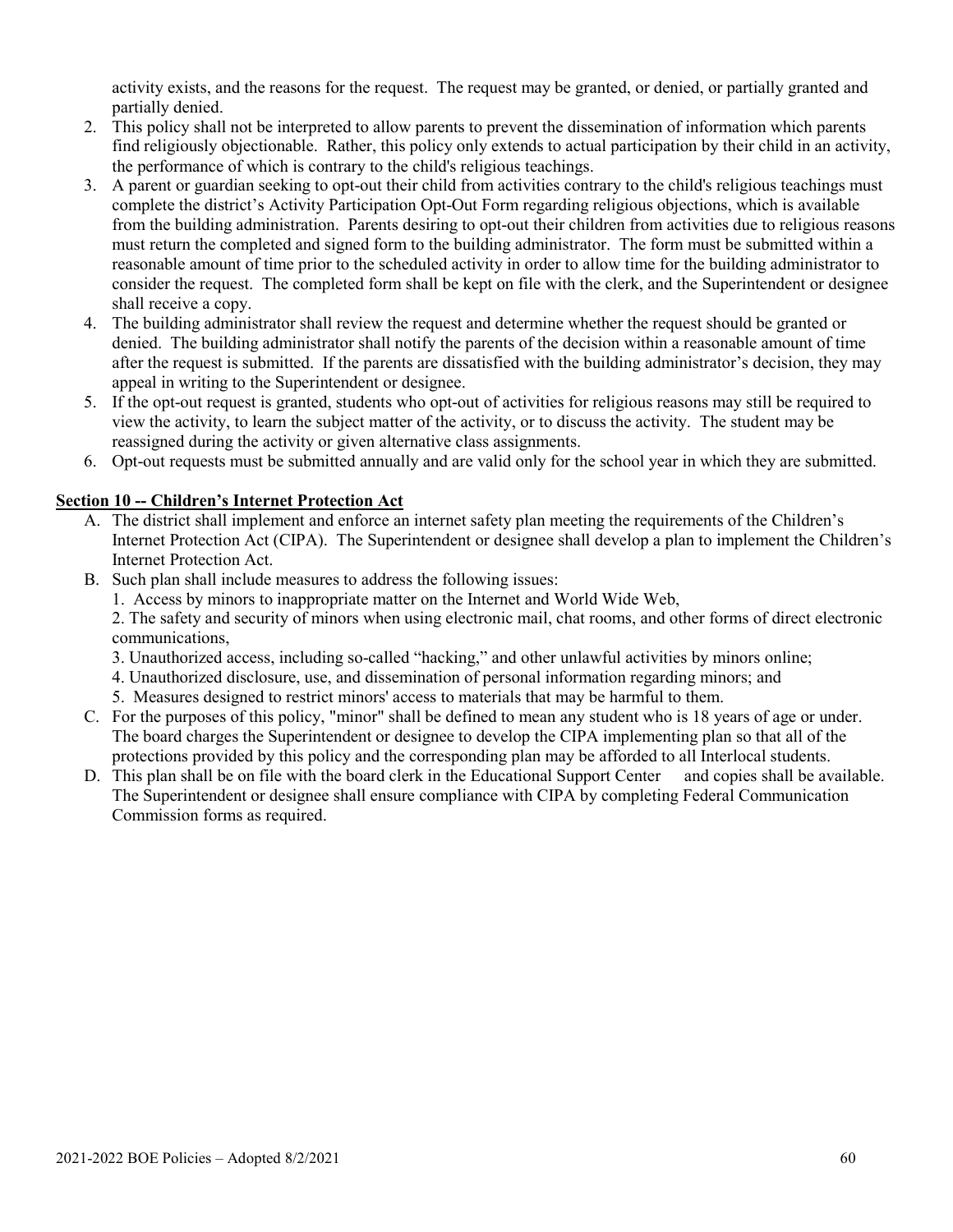activity exists, and the reasons for the request. The request may be granted, or denied, or partially granted and partially denied.

2. This policy shall not be interpreted to allow parents to prevent the dissemination of information which parents find religiously objectionable. Rather, this policy only extends to actual participation by their child in an activity, the performance of which is contrary to the child's religious teachings.
3. A parent or guardian seeking to opt-out their child from activities contrary to the child's religious teachings must complete the district's Activity Participation Opt-Out Form regarding religious objections, which is available from the building administration. Parents desiring to opt-out their children from activities due to religious reasons must return the completed and signed form to the building administrator. The form must be submitted within a reasonable amount of time prior to the scheduled activity in order to allow time for the building administrator to consider the request. The completed form shall be kept on file with the clerk, and the Superintendent or designee shall receive a copy.
4. The building administrator shall review the request and determine whether the request should be granted or denied. The building administrator shall notify the parents of the decision within a reasonable amount of time after the request is submitted. If the parents are dissatisfied with the building administrator's decision, they may appeal in writing to the Superintendent or designee.
5. If the opt-out request is granted, students who opt-out of activities for religious reasons may still be required to view the activity, to learn the subject matter of the activity, or to discuss the activity. The student may be reassigned during the activity or given alternative class assignments.
6. Opt-out requests must be submitted annually and are valid only for the school year in which they are submitted.

**Section 10 -- Children's Internet Protection Act**

A. The district shall implement and enforce an internet safety plan meeting the requirements of the Children's Internet Protection Act (CIPA). The Superintendent or designee shall develop a plan to implement the Children's Internet Protection Act.

B. Such plan shall include measures to address the following issues:
   1. Access by minors to inappropriate matter on the Internet and World Wide Web,
   2. The safety and security of minors when using electronic mail, chat rooms, and other forms of direct electronic communications,
   3. Unauthorized access, including so-called "hacking," and other unlawful activities by minors online;
   4. Unauthorized disclosure, use, and dissemination of personal information regarding minors; and
   5. Measures designed to restrict minors' access to materials that may be harmful to them.

C. For the purposes of this policy, "minor" shall be defined to mean any student who is 18 years of age or under. The board charges the Superintendent or designee to develop the CIPA implementing plan so that all of the protections provided by this policy and the corresponding plan may be afforded to all Interlocal students.

D. This plan shall be on file with the board clerk in the Educational Support Center and copies shall be available. The Superintendent or designee shall ensure compliance with CIPA by completing Federal Communication Commission forms as required.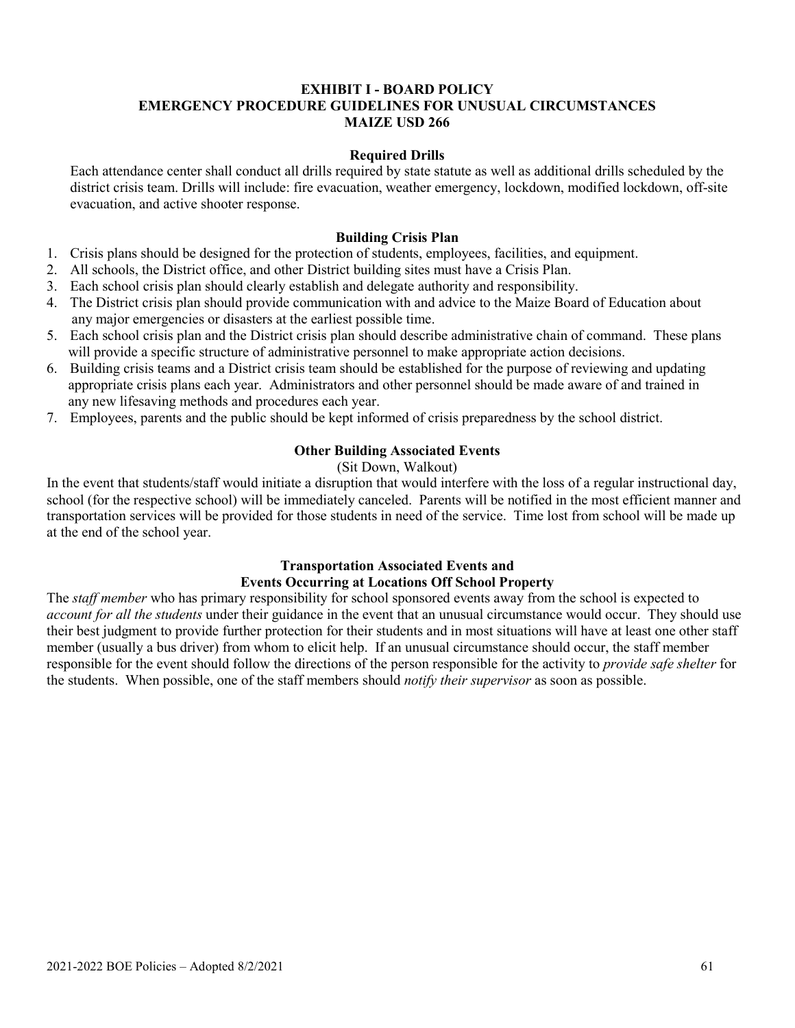# EXHIBIT I - BOARD POLICY
# EMERGENCY PROCEDURE GUIDELINES FOR UNUSUAL CIRCUMSTANCES
# MAIZE USD 266

## Required Drills

Each attendance center shall conduct all drills required by state statute as well as additional drills scheduled by the district crisis team. Drills will include: fire evacuation, weather emergency, lockdown, modified lockdown, off-site evacuation, and active shooter response.

## Building Crisis Plan

1. Crisis plans should be designed for the protection of students, employees, facilities, and equipment.
2. All schools, the District office, and other District building sites must have a Crisis Plan.
3. Each school crisis plan should clearly establish and delegate authority and responsibility.
4. The District crisis plan should provide communication with and advice to the Maize Board of Education about any major emergencies or disasters at the earliest possible time.
5. Each school crisis plan and the District crisis plan should describe administrative chain of command. These plans will provide a specific structure of administrative personnel to make appropriate action decisions.
6. Building crisis teams and a District crisis team should be established for the purpose of reviewing and updating appropriate crisis plans each year. Administrators and other personnel should be made aware of and trained in any new lifesaving methods and procedures each year.
7. Employees, parents and the public should be kept informed of crisis preparedness by the school district.

## Other Building Associated Events

(Sit Down, Walkout)

In the event that students/staff would initiate a disruption that would interfere with the loss of a regular instructional day, school (for the respective school) will be immediately canceled. Parents will be notified in the most efficient manner and transportation services will be provided for those students in need of the service. Time lost from school will be made up at the end of the school year.

## Transportation Associated Events and Events Occurring at Locations Off School Property

The *staff member* who has primary responsibility for school sponsored events away from the school is expected to *account for all the students* under their guidance in the event that an unusual circumstance would occur. They should use their best judgment to provide further protection for their students and in most situations will have at least one other staff member (usually a bus driver) from whom to elicit help. If an unusual circumstance should occur, the staff member responsible for the event should follow the directions of the person responsible for the activity to *provide safe shelter* for the students. When possible, one of the staff members should *notify their supervisor* as soon as possible.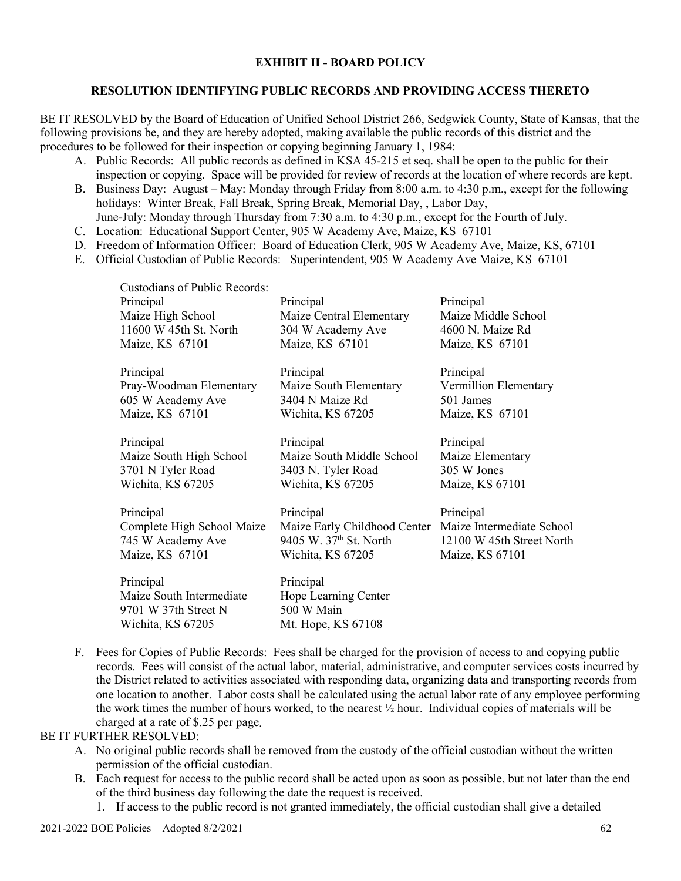**EXHIBIT II - BOARD POLICY**

**RESOLUTION IDENTIFYING PUBLIC RECORDS AND PROVIDING ACCESS THERETO**

BE IT RESOLVED by the Board of Education of Unified School District 266, Sedgwick County, State of Kansas, that the following provisions be, and they are hereby adopted, making available the public records of this district and the procedures to be followed for their inspection or copying beginning January 1, 1984:

A. Public Records: All public records as defined in KSA 45-215 et seq. shall be open to the public for their inspection or copying. Space will be provided for review of records at the location of where records are kept.
B. Business Day: August – May: Monday through Friday from 8:00 a.m. to 4:30 p.m., except for the following holidays: Winter Break, Fall Break, Spring Break, Memorial Day, , Labor Day,
June-July: Monday through Thursday from 7:30 a.m. to 4:30 p.m., except for the Fourth of July.
C. Location: Educational Support Center, 905 W Academy Ave, Maize, KS 67101
D. Freedom of Information Officer: Board of Education Clerk, 905 W Academy Ave, Maize, KS, 67101
E. Official Custodian of Public Records: Superintendent, 905 W Academy Ave Maize, KS 67101

Custodians of Public Records:

| | | |
|---|---|---|
| Principal<br>Maize High School<br>11600 W 45th St. North<br>Maize, KS 67101 | Principal<br>Maize Central Elementary<br>304 W Academy Ave<br>Maize, KS 67101 | Principal<br>Maize Middle School<br>4600 N. Maize Rd<br>Maize, KS 67101 |
| Principal<br>Pray-Woodman Elementary<br>605 W Academy Ave<br>Maize, KS 67101 | Principal<br>Maize South Elementary<br>3404 N Maize Rd<br>Wichita, KS 67205 | Principal<br>Vermillion Elementary<br>501 James<br>Maize, KS 67101 |
| Principal<br>Maize South High School<br>3701 N Tyler Road<br>Wichita, KS 67205 | Principal<br>Maize South Middle School<br>3403 N. Tyler Road<br>Wichita, KS 67205 | Principal<br>Maize Elementary<br>305 W Jones<br>Maize, KS 67101 |
| Principal<br>Complete High School Maize<br>745 W Academy Ave<br>Maize, KS 67101 | Principal<br>Maize Early Childhood Center<br>9405 W. 37th St. North<br>Wichita, KS 67205 | Principal<br>Maize Intermediate School<br>12100 W 45th Street North<br>Maize, KS 67101 |
| Principal<br>Maize South Intermediate<br>9701 W 37th Street N<br>Wichita, KS 67205 | Principal<br>Hope Learning Center<br>500 W Main<br>Mt. Hope, KS 67108 | |

F. Fees for Copies of Public Records: Fees shall be charged for the provision of access to and copying public records. Fees will consist of the actual labor, material, administrative, and computer services costs incurred by the District related to activities associated with responding data, organizing data and transporting records from one location to another. Labor costs shall be calculated using the actual labor rate of any employee performing the work times the number of hours worked, to the nearest ½ hour. Individual copies of materials will be charged at a rate of $.25 per page.

BE IT FURTHER RESOLVED:

A. No original public records shall be removed from the custody of the official custodian without the written permission of the official custodian.
B. Each request for access to the public record shall be acted upon as soon as possible, but not later than the end of the third business day following the date the request is received.
   1. If access to the public record is not granted immediately, the official custodian shall give a detailed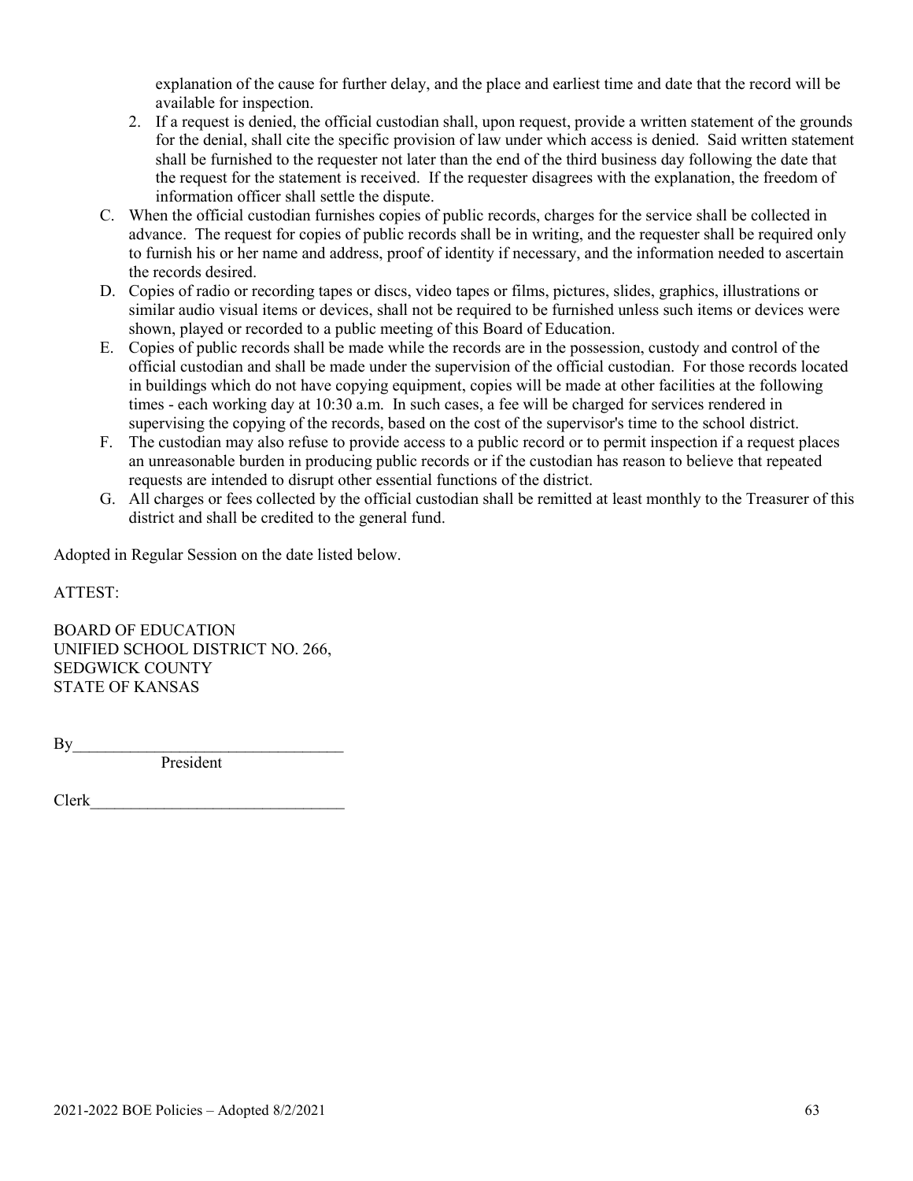explanation of the cause for further delay, and the place and earliest time and date that the record will be available for inspection.

2. If a request is denied, the official custodian shall, upon request, provide a written statement of the grounds for the denial, shall cite the specific provision of law under which access is denied. Said written statement shall be furnished to the requester not later than the end of the third business day following the date that the request for the statement is received. If the requester disagrees with the explanation, the freedom of information officer shall settle the dispute.

C. When the official custodian furnishes copies of public records, charges for the service shall be collected in advance. The request for copies of public records shall be in writing, and the requester shall be required only to furnish his or her name and address, proof of identity if necessary, and the information needed to ascertain the records desired.

D. Copies of radio or recording tapes or discs, video tapes or films, pictures, slides, graphics, illustrations or similar audio visual items or devices, shall not be required to be furnished unless such items or devices were shown, played or recorded to a public meeting of this Board of Education.

E. Copies of public records shall be made while the records are in the possession, custody and control of the official custodian and shall be made under the supervision of the official custodian. For those records located in buildings which do not have copying equipment, copies will be made at other facilities at the following times - each working day at 10:30 a.m. In such cases, a fee will be charged for services rendered in supervising the copying of the records, based on the cost of the supervisor's time to the school district.

F. The custodian may also refuse to provide access to a public record or to permit inspection if a request places an unreasonable burden in producing public records or if the custodian has reason to believe that repeated requests are intended to disrupt other essential functions of the district.

G. All charges or fees collected by the official custodian shall be remitted at least monthly to the Treasurer of this district and shall be credited to the general fund.

Adopted in Regular Session on the date listed below.

ATTEST:

BOARD OF EDUCATION
UNIFIED SCHOOL DISTRICT NO. 266,
SEDGWICK COUNTY
STATE OF KANSAS

By________________________________
President

Clerk______________________________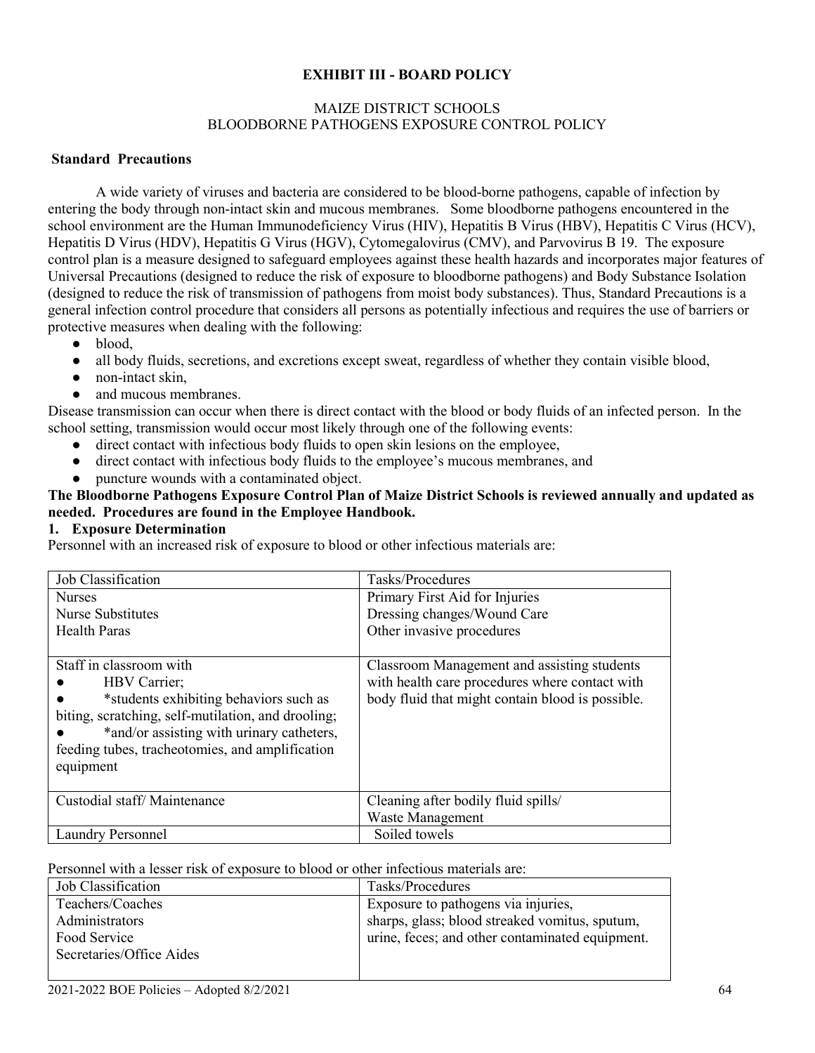**EXHIBIT III - BOARD POLICY**

MAIZE DISTRICT SCHOOLS
BLOODBORNE PATHOGENS EXPOSURE CONTROL POLICY

**Standard Precautions**

A wide variety of viruses and bacteria are considered to be blood-borne pathogens, capable of infection by entering the body through non-intact skin and mucous membranes. Some bloodborne pathogens encountered in the school environment are the Human Immunodeficiency Virus (HIV), Hepatitis B Virus (HBV), Hepatitis C Virus (HCV), Hepatitis D Virus (HDV), Hepatitis G Virus (HGV), Cytomegalovirus (CMV), and Parvovirus B 19. The exposure control plan is a measure designed to safeguard employees against these health hazards and incorporates major features of Universal Precautions (designed to reduce the risk of exposure to bloodborne pathogens) and Body Substance Isolation (designed to reduce the risk of transmission of pathogens from moist body substances). Thus, Standard Precautions is a general infection control procedure that considers all persons as potentially infectious and requires the use of barriers or protective measures when dealing with the following:

- blood,
- all body fluids, secretions, and excretions except sweat, regardless of whether they contain visible blood,
- non-intact skin,
- and mucous membranes.

Disease transmission can occur when there is direct contact with the blood or body fluids of an infected person. In the school setting, transmission would occur most likely through one of the following events:

- direct contact with infectious body fluids to open skin lesions on the employee,
- direct contact with infectious body fluids to the employee's mucous membranes, and
- puncture wounds with a contaminated object.

**The Bloodborne Pathogens Exposure Control Plan of Maize District Schools is reviewed annually and updated as needed. Procedures are found in the Employee Handbook.**

**1. Exposure Determination**

Personnel with an increased risk of exposure to blood or other infectious materials are:

| Job Classification | Tasks/Procedures |
|---|---|
| Nurses<br>Nurse Substitutes<br>Health Paras | Primary First Aid for Injuries<br>Dressing changes/Wound Care<br>Other invasive procedures |
| Staff in classroom with<br>● HBV Carrier;<br>● *students exhibiting behaviors such as biting, scratching, self-mutilation, and drooling;<br>● *and/or assisting with urinary catheters, feeding tubes, tracheotomies, and amplification equipment | Classroom Management and assisting students with health care procedures where contact with body fluid that might contain blood is possible. |
| Custodial staff/ Maintenance | Cleaning after bodily fluid spills/<br>Waste Management |
| Laundry Personnel | Soiled towels |

Personnel with a lesser risk of exposure to blood or other infectious materials are:

| Job Classification | Tasks/Procedures |
|---|---|
| Teachers/Coaches<br>Administrators<br>Food Service<br>Secretaries/Office Aides | Exposure to pathogens via injuries, sharps, glass; blood streaked vomitus, sputum, urine, feces; and other contaminated equipment. |

2021-2022 BOE Policies – Adopted 8/2/2021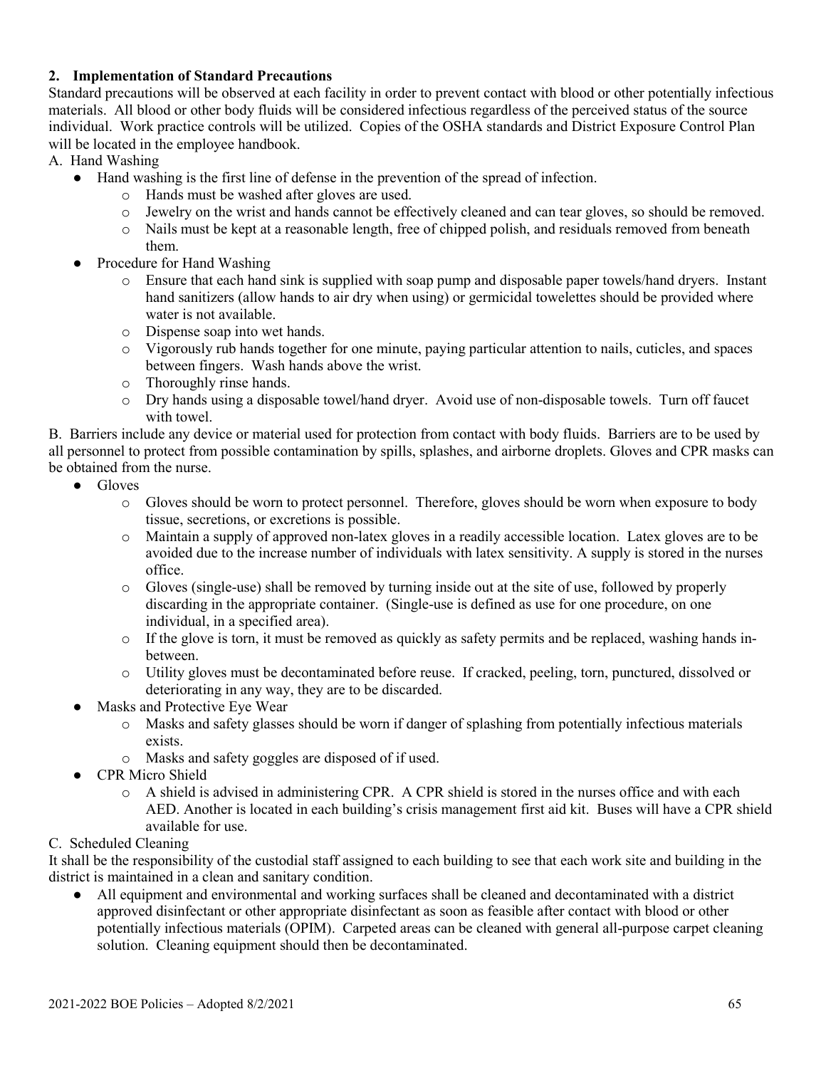**2. Implementation of Standard Precautions**

Standard precautions will be observed at each facility in order to prevent contact with blood or other potentially infectious materials. All blood or other body fluids will be considered infectious regardless of the perceived status of the source individual. Work practice controls will be utilized. Copies of the OSHA standards and District Exposure Control Plan will be located in the employee handbook.

A. Hand Washing

- Hand washing is the first line of defense in the prevention of the spread of infection.
  - Hands must be washed after gloves are used.
  - Jewelry on the wrist and hands cannot be effectively cleaned and can tear gloves, so should be removed.
  - Nails must be kept at a reasonable length, free of chipped polish, and residuals removed from beneath them.
- Procedure for Hand Washing
  - Ensure that each hand sink is supplied with soap pump and disposable paper towels/hand dryers. Instant hand sanitizers (allow hands to air dry when using) or germicidal towelettes should be provided where water is not available.
  - Dispense soap into wet hands.
  - Vigorously rub hands together for one minute, paying particular attention to nails, cuticles, and spaces between fingers. Wash hands above the wrist.
  - Thoroughly rinse hands.
  - Dry hands using a disposable towel/hand dryer. Avoid use of non-disposable towels. Turn off faucet with towel.

B. Barriers include any device or material used for protection from contact with body fluids. Barriers are to be used by all personnel to protect from possible contamination by spills, splashes, and airborne droplets. Gloves and CPR masks can be obtained from the nurse.

- Gloves
  - Gloves should be worn to protect personnel. Therefore, gloves should be worn when exposure to body tissue, secretions, or excretions is possible.
  - Maintain a supply of approved non-latex gloves in a readily accessible location. Latex gloves are to be avoided due to the increase number of individuals with latex sensitivity. A supply is stored in the nurses office.
  - Gloves (single-use) shall be removed by turning inside out at the site of use, followed by properly discarding in the appropriate container. (Single-use is defined as use for one procedure, on one individual, in a specified area).
  - If the glove is torn, it must be removed as quickly as safety permits and be replaced, washing hands in-between.
  - Utility gloves must be decontaminated before reuse. If cracked, peeling, torn, punctured, dissolved or deteriorating in any way, they are to be discarded.
- Masks and Protective Eye Wear
  - Masks and safety glasses should be worn if danger of splashing from potentially infectious materials exists.
  - Masks and safety goggles are disposed of if used.
- CPR Micro Shield
  - A shield is advised in administering CPR. A CPR shield is stored in the nurses office and with each AED. Another is located in each building's crisis management first aid kit. Buses will have a CPR shield available for use.

C. Scheduled Cleaning

It shall be the responsibility of the custodial staff assigned to each building to see that each work site and building in the district is maintained in a clean and sanitary condition.

- All equipment and environmental and working surfaces shall be cleaned and decontaminated with a district approved disinfectant or other appropriate disinfectant as soon as feasible after contact with blood or other potentially infectious materials (OPIM). Carpeted areas can be cleaned with general all-purpose carpet cleaning solution. Cleaning equipment should then be decontaminated.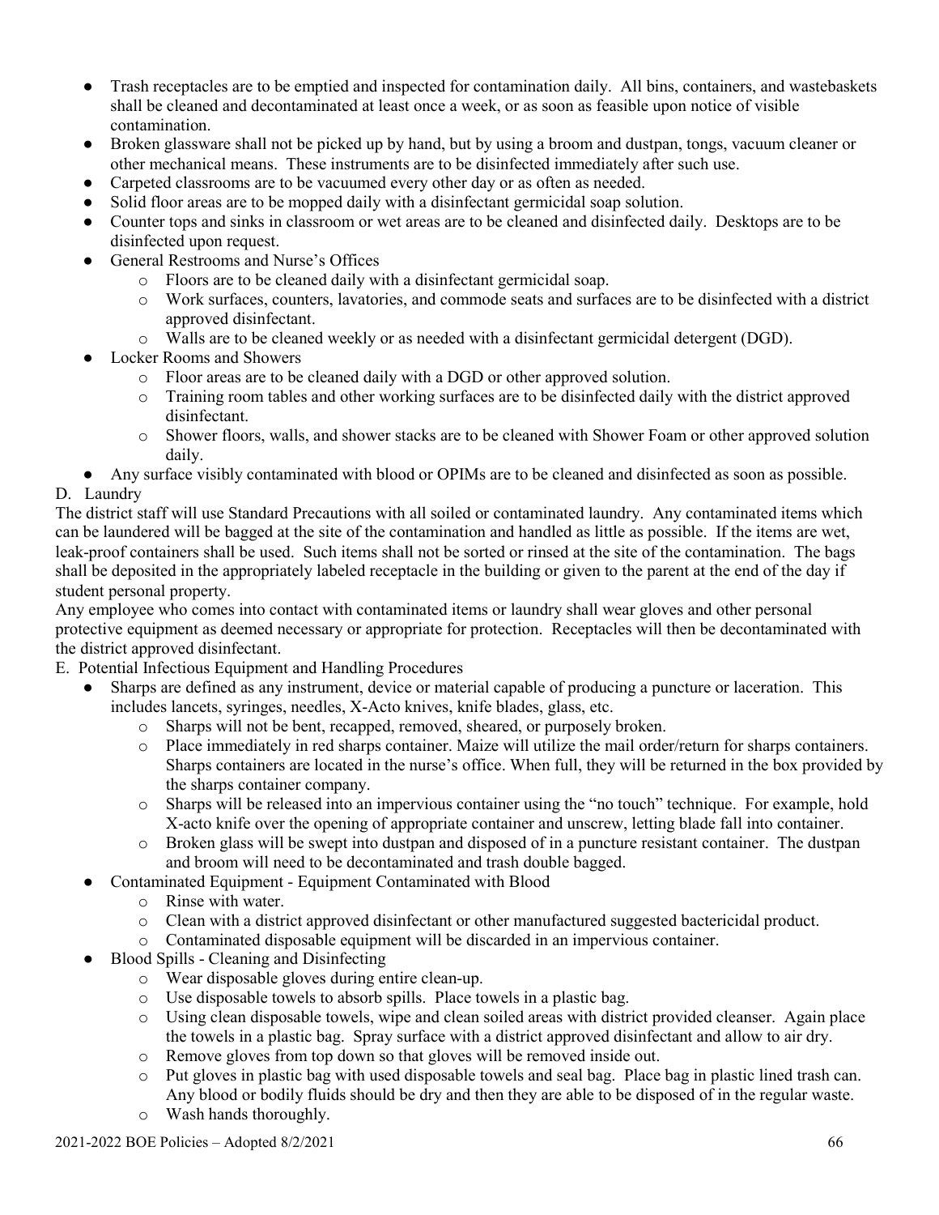- Trash receptacles are to be emptied and inspected for contamination daily. All bins, containers, and wastebaskets shall be cleaned and decontaminated at least once a week, or as soon as feasible upon notice of visible contamination.
- Broken glassware shall not be picked up by hand, but by using a broom and dustpan, tongs, vacuum cleaner or other mechanical means. These instruments are to be disinfected immediately after such use.
- Carpeted classrooms are to be vacuumed every other day or as often as needed.
- Solid floor areas are to be mopped daily with a disinfectant germicidal soap solution.
- Counter tops and sinks in classroom or wet areas are to be cleaned and disinfected daily. Desktops are to be disinfected upon request.
- General Restrooms and Nurse's Offices
  - Floors are to be cleaned daily with a disinfectant germicidal soap.
  - Work surfaces, counters, lavatories, and commode seats and surfaces are to be disinfected with a district approved disinfectant.
  - Walls are to be cleaned weekly or as needed with a disinfectant germicidal detergent (DGD).
- Locker Rooms and Showers
  - Floor areas are to be cleaned daily with a DGD or other approved solution.
  - Training room tables and other working surfaces are to be disinfected daily with the district approved disinfectant.
  - Shower floors, walls, and shower stacks are to be cleaned with Shower Foam or other approved solution daily.
- Any surface visibly contaminated with blood or OPIMs are to be cleaned and disinfected as soon as possible.

D. Laundry

The district staff will use Standard Precautions with all soiled or contaminated laundry. Any contaminated items which can be laundered will be bagged at the site of the contamination and handled as little as possible. If the items are wet, leak-proof containers shall be used. Such items shall not be sorted or rinsed at the site of the contamination. The bags shall be deposited in the appropriately labeled receptacle in the building or given to the parent at the end of the day if student personal property.

Any employee who comes into contact with contaminated items or laundry shall wear gloves and other personal protective equipment as deemed necessary or appropriate for protection. Receptacles will then be decontaminated with the district approved disinfectant.

E. Potential Infectious Equipment and Handling Procedures

- Sharps are defined as any instrument, device or material capable of producing a puncture or laceration. This includes lancets, syringes, needles, X-Acto knives, knife blades, glass, etc.
  - Sharps will not be bent, recapped, removed, sheared, or purposely broken.
  - Place immediately in red sharps container. Maize will utilize the mail order/return for sharps containers. Sharps containers are located in the nurse's office. When full, they will be returned in the box provided by the sharps container company.
  - Sharps will be released into an impervious container using the "no touch" technique. For example, hold X-acto knife over the opening of appropriate container and unscrew, letting blade fall into container.
  - Broken glass will be swept into dustpan and disposed of in a puncture resistant container. The dustpan and broom will need to be decontaminated and trash double bagged.
- Contaminated Equipment - Equipment Contaminated with Blood
  - Rinse with water.
  - Clean with a district approved disinfectant or other manufactured suggested bactericidal product.
  - Contaminated disposable equipment will be discarded in an impervious container.
- Blood Spills - Cleaning and Disinfecting
  - Wear disposable gloves during entire clean-up.
  - Use disposable towels to absorb spills. Place towels in a plastic bag.
  - Using clean disposable towels, wipe and clean soiled areas with district provided cleanser. Again place the towels in a plastic bag. Spray surface with a district approved disinfectant and allow to air dry.
  - Remove gloves from top down so that gloves will be removed inside out.
  - Put gloves in plastic bag with used disposable towels and seal bag. Place bag in plastic lined trash can. Any blood or bodily fluids should be dry and then they are able to be disposed of in the regular waste.
  - Wash hands thoroughly.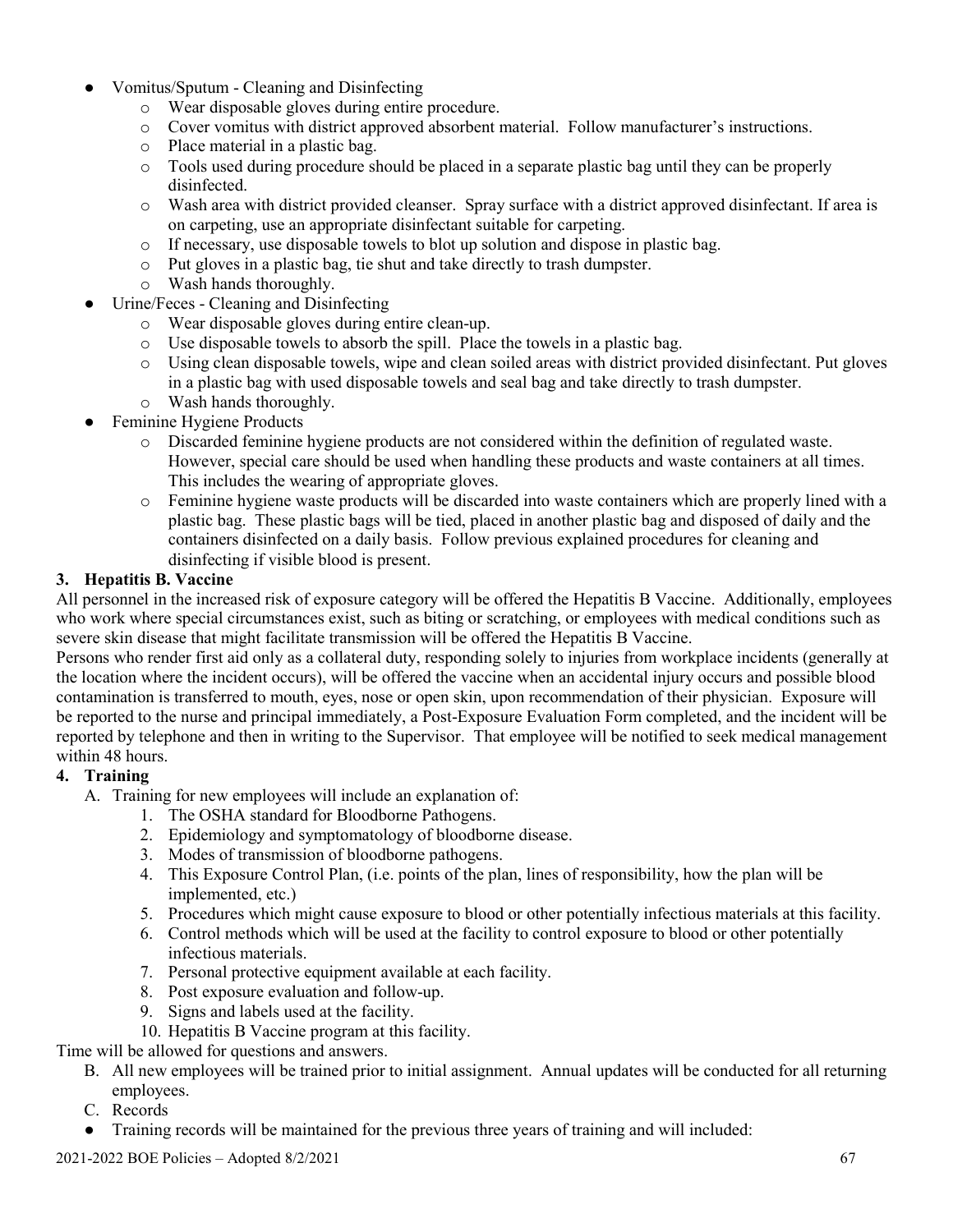- Vomitus/Sputum - Cleaning and Disinfecting
  - Wear disposable gloves during entire procedure.
  - Cover vomitus with district approved absorbent material. Follow manufacturer's instructions.
  - Place material in a plastic bag.
  - Tools used during procedure should be placed in a separate plastic bag until they can be properly disinfected.
  - Wash area with district provided cleanser. Spray surface with a district approved disinfectant. If area is on carpeting, use an appropriate disinfectant suitable for carpeting.
  - If necessary, use disposable towels to blot up solution and dispose in plastic bag.
  - Put gloves in a plastic bag, tie shut and take directly to trash dumpster.
  - Wash hands thoroughly.
- Urine/Feces - Cleaning and Disinfecting
  - Wear disposable gloves during entire clean-up.
  - Use disposable towels to absorb the spill. Place the towels in a plastic bag.
  - Using clean disposable towels, wipe and clean soiled areas with district provided disinfectant. Put gloves in a plastic bag with used disposable towels and seal bag and take directly to trash dumpster.
  - Wash hands thoroughly.
- Feminine Hygiene Products
  - Discarded feminine hygiene products are not considered within the definition of regulated waste. However, special care should be used when handling these products and waste containers at all times. This includes the wearing of appropriate gloves.
  - Feminine hygiene waste products will be discarded into waste containers which are properly lined with a plastic bag. These plastic bags will be tied, placed in another plastic bag and disposed of daily and the containers disinfected on a daily basis. Follow previous explained procedures for cleaning and disinfecting if visible blood is present.

**3. Hepatitis B. Vaccine**

All personnel in the increased risk of exposure category will be offered the Hepatitis B Vaccine. Additionally, employees who work where special circumstances exist, such as biting or scratching, or employees with medical conditions such as severe skin disease that might facilitate transmission will be offered the Hepatitis B Vaccine.

Persons who render first aid only as a collateral duty, responding solely to injuries from workplace incidents (generally at the location where the incident occurs), will be offered the vaccine when an accidental injury occurs and possible blood contamination is transferred to mouth, eyes, nose or open skin, upon recommendation of their physician. Exposure will be reported to the nurse and principal immediately, a Post-Exposure Evaluation Form completed, and the incident will be reported by telephone and then in writing to the Supervisor. That employee will be notified to seek medical management within 48 hours.

**4. Training**

A. Training for new employees will include an explanation of:
   1. The OSHA standard for Bloodborne Pathogens.
   2. Epidemiology and symptomatology of bloodborne disease.
   3. Modes of transmission of bloodborne pathogens.
   4. This Exposure Control Plan, (i.e. points of the plan, lines of responsibility, how the plan will be implemented, etc.)
   5. Procedures which might cause exposure to blood or other potentially infectious materials at this facility.
   6. Control methods which will be used at the facility to control exposure to blood or other potentially infectious materials.
   7. Personal protective equipment available at each facility.
   8. Post exposure evaluation and follow-up.
   9. Signs and labels used at the facility.
   10. Hepatitis B Vaccine program at this facility.

Time will be allowed for questions and answers.

B. All new employees will be trained prior to initial assignment. Annual updates will be conducted for all returning employees.

C. Records

- Training records will be maintained for the previous three years of training and will included: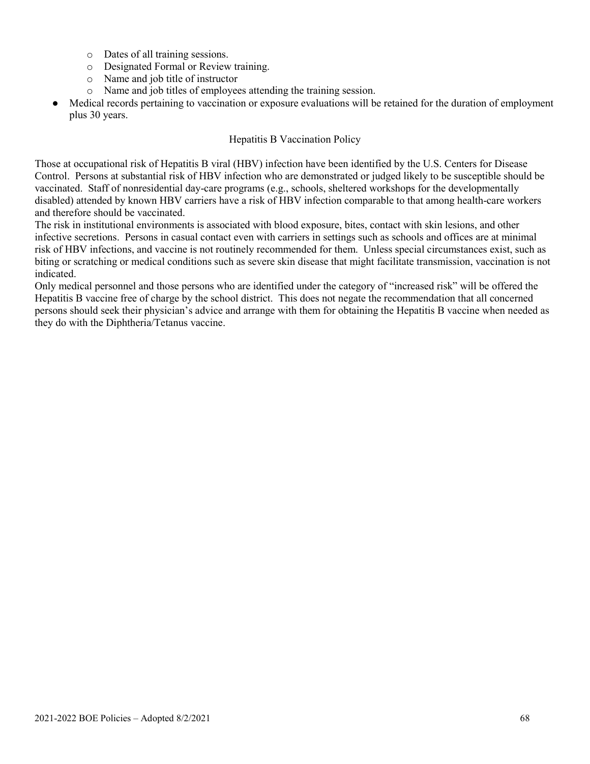- Dates of all training sessions.
  - Designated Formal or Review training.
  - Name and job title of instructor
  - Name and job titles of employees attending the training session.
- Medical records pertaining to vaccination or exposure evaluations will be retained for the duration of employment plus 30 years.

## Hepatitis B Vaccination Policy

Those at occupational risk of Hepatitis B viral (HBV) infection have been identified by the U.S. Centers for Disease Control. Persons at substantial risk of HBV infection who are demonstrated or judged likely to be susceptible should be vaccinated. Staff of nonresidential day-care programs (e.g., schools, sheltered workshops for the developmentally disabled) attended by known HBV carriers have a risk of HBV infection comparable to that among health-care workers and therefore should be vaccinated.

The risk in institutional environments is associated with blood exposure, bites, contact with skin lesions, and other infective secretions. Persons in casual contact even with carriers in settings such as schools and offices are at minimal risk of HBV infections, and vaccine is not routinely recommended for them. Unless special circumstances exist, such as biting or scratching or medical conditions such as severe skin disease that might facilitate transmission, vaccination is not indicated.

Only medical personnel and those persons who are identified under the category of "increased risk" will be offered the Hepatitis B vaccine free of charge by the school district. This does not negate the recommendation that all concerned persons should seek their physician's advice and arrange with them for obtaining the Hepatitis B vaccine when needed as they do with the Diphtheria/Tetanus vaccine.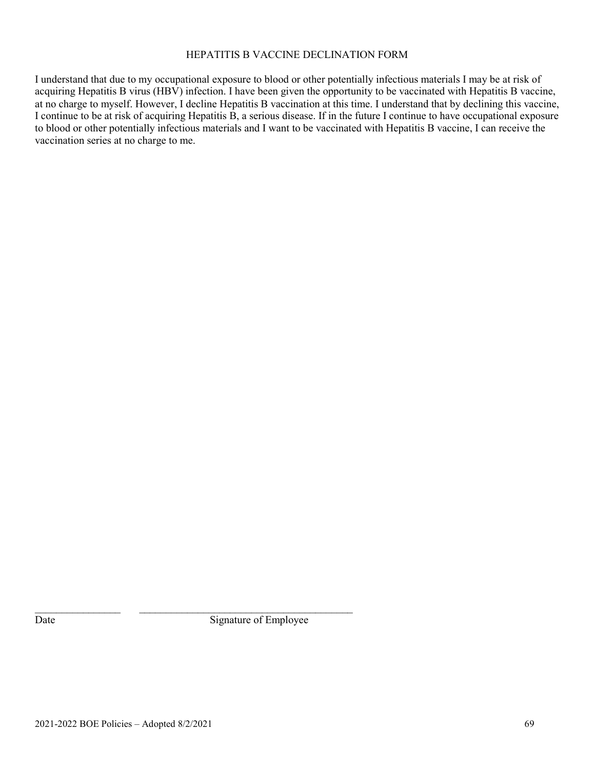# HEPATITIS B VACCINE DECLINATION FORM

I understand that due to my occupational exposure to blood or other potentially infectious materials I may be at risk of acquiring Hepatitis B virus (HBV) infection. I have been given the opportunity to be vaccinated with Hepatitis B vaccine, at no charge to myself. However, I decline Hepatitis B vaccination at this time. I understand that by declining this vaccine, I continue to be at risk of acquiring Hepatitis B, a serious disease. If in the future I continue to have occupational exposure to blood or other potentially infectious materials and I want to be vaccinated with Hepatitis B vaccine, I can receive the vaccination series at no charge to me.

________________ ________________________________________

Date Signature of Employee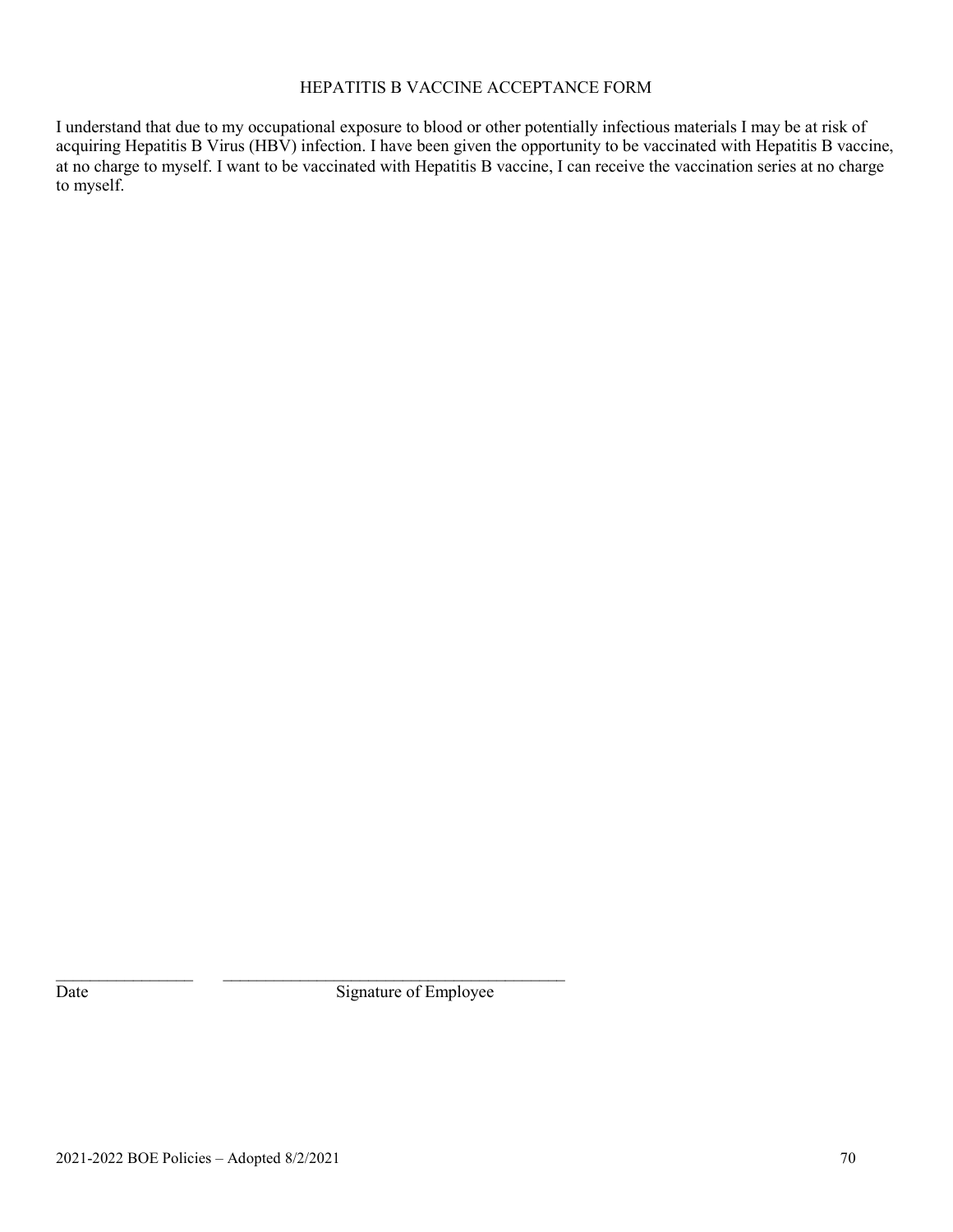## HEPATITIS B VACCINE ACCEPTANCE FORM

I understand that due to my occupational exposure to blood or other potentially infectious materials I may be at risk of acquiring Hepatitis B Virus (HBV) infection. I have been given the opportunity to be vaccinated with Hepatitis B vaccine, at no charge to myself. I want to be vaccinated with Hepatitis B vaccine, I can receive the vaccination series at no charge to myself.

_________________ __________________________________________

Date Signature of Employee

2021-2022 BOE Policies – Adopted 8/2/2021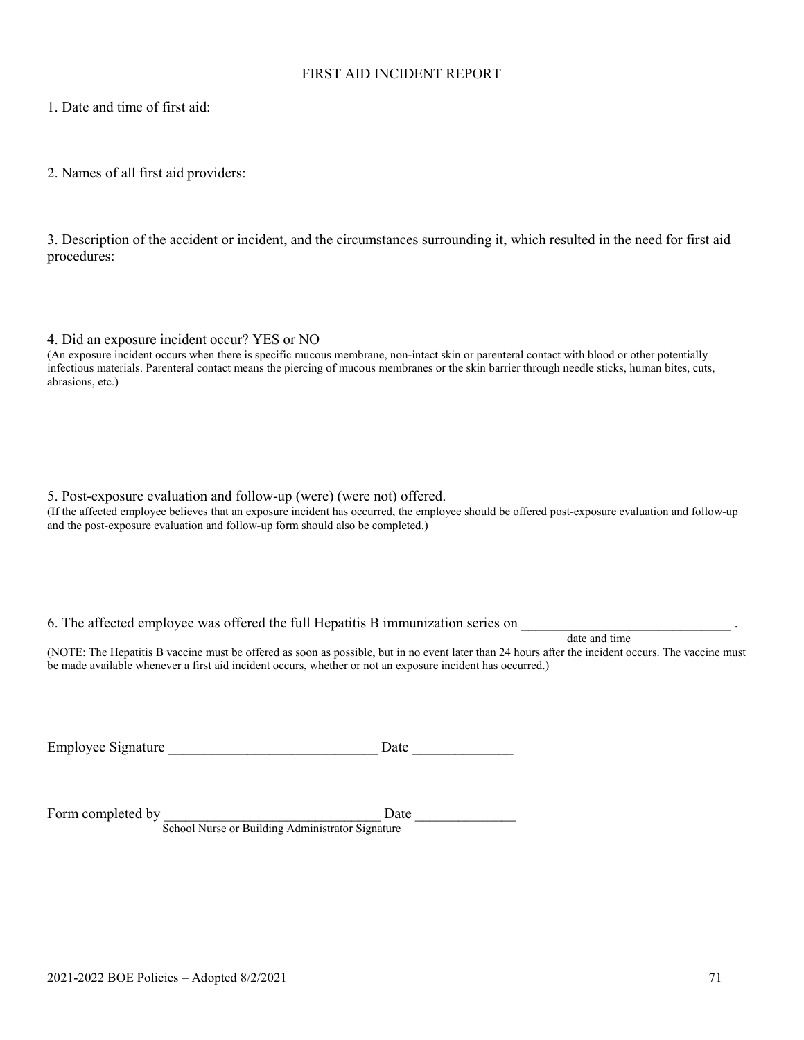# FIRST AID INCIDENT REPORT

1. Date and time of first aid:

2. Names of all first aid providers:

3. Description of the accident or incident, and the circumstances surrounding it, which resulted in the need for first aid procedures:

4. Did an exposure incident occur? YES or NO

(An exposure incident occurs when there is specific mucous membrane, non-intact skin or parenteral contact with blood or other potentially infectious materials. Parenteral contact means the piercing of mucous membranes or the skin barrier through needle sticks, human bites, cuts, abrasions, etc.)

5. Post-exposure evaluation and follow-up (were) (were not) offered.

(If the affected employee believes that an exposure incident has occurred, the employee should be offered post-exposure evaluation and follow-up and the post-exposure evaluation and follow-up form should also be completed.)

6. The affected employee was offered the full Hepatitis B immunization series on ______________________________ .
date and time

(NOTE: The Hepatitis B vaccine must be offered as soon as possible, but in no event later than 24 hours after the incident occurs. The vaccine must be made available whenever a first aid incident occurs, whether or not an exposure incident has occurred.)

Employee Signature _____________________________ Date ______________

Form completed by ______________________________ Date ______________
School Nurse or Building Administrator Signature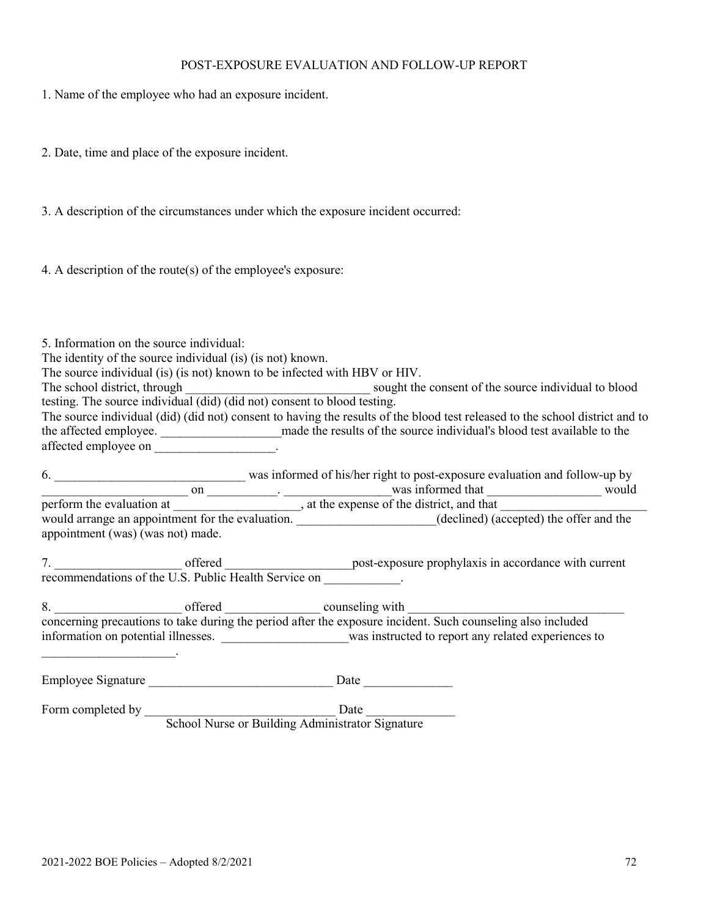# POST-EXPOSURE EVALUATION AND FOLLOW-UP REPORT

1. Name of the employee who had an exposure incident.

2. Date, time and place of the exposure incident.

3. A description of the circumstances under which the exposure incident occurred:

4. A description of the route(s) of the employee's exposure:

5. Information on the source individual:
The identity of the source individual (is) (is not) known.
The source individual (is) (is not) known to be infected with HBV or HIV.
The school district, through _____________________________ sought the consent of the source individual to blood testing. The source individual (did) (did not) consent to blood testing.
The source individual (did) (did not) consent to having the results of the blood test released to the school district and to the affected employee. ___________________made the results of the source individual's blood test available to the affected employee on ___________________.

6. ______________________________ was informed of his/her right to post-exposure evaluation and follow-up by _______________________ on ___________. ________________was informed that _________________ would perform the evaluation at ____________________, at the expense of the district, and that _______________________ would arrange an appointment for the evaluation. ______________________(declined) (accepted) the offer and the appointment (was) (was not) made.

7. ____________________ offered ___________________post-exposure prophylaxis in accordance with current recommendations of the U.S. Public Health Service on ____________.

8. ____________________ offered _______________ counseling with __________________________________ concerning precautions to take during the period after the exposure incident. Such counseling also included information on potential illnesses. ____________________was instructed to report any related experiences to _____________________.

Employee Signature _____________________________ Date _____________

Form completed by ______________________________ Date _____________
School Nurse or Building Administrator Signature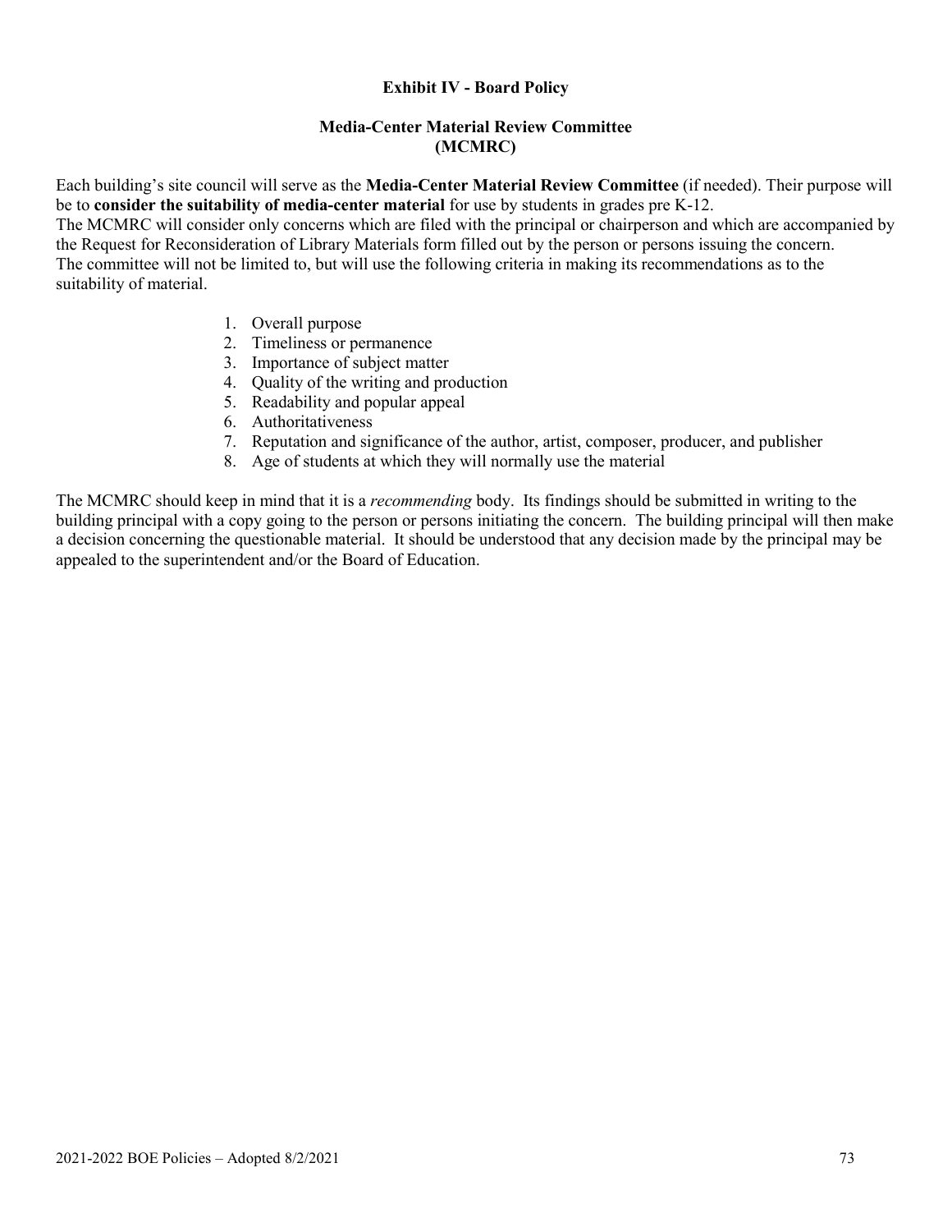## Exhibit IV - Board Policy

### Media-Center Material Review Committee (MCMRC)

Each building's site council will serve as the **Media-Center Material Review Committee** (if needed). Their purpose will be to **consider the suitability of media-center material** for use by students in grades pre K-12.
The MCMRC will consider only concerns which are filed with the principal or chairperson and which are accompanied by the Request for Reconsideration of Library Materials form filled out by the person or persons issuing the concern.
The committee will not be limited to, but will use the following criteria in making its recommendations as to the suitability of material.

1. Overall purpose
2. Timeliness or permanence
3. Importance of subject matter
4. Quality of the writing and production
5. Readability and popular appeal
6. Authoritativeness
7. Reputation and significance of the author, artist, composer, producer, and publisher
8. Age of students at which they will normally use the material

The MCMRC should keep in mind that it is a *recommending* body. Its findings should be submitted in writing to the building principal with a copy going to the person or persons initiating the concern. The building principal will then make a decision concerning the questionable material. It should be understood that any decision made by the principal may be appealed to the superintendent and/or the Board of Education.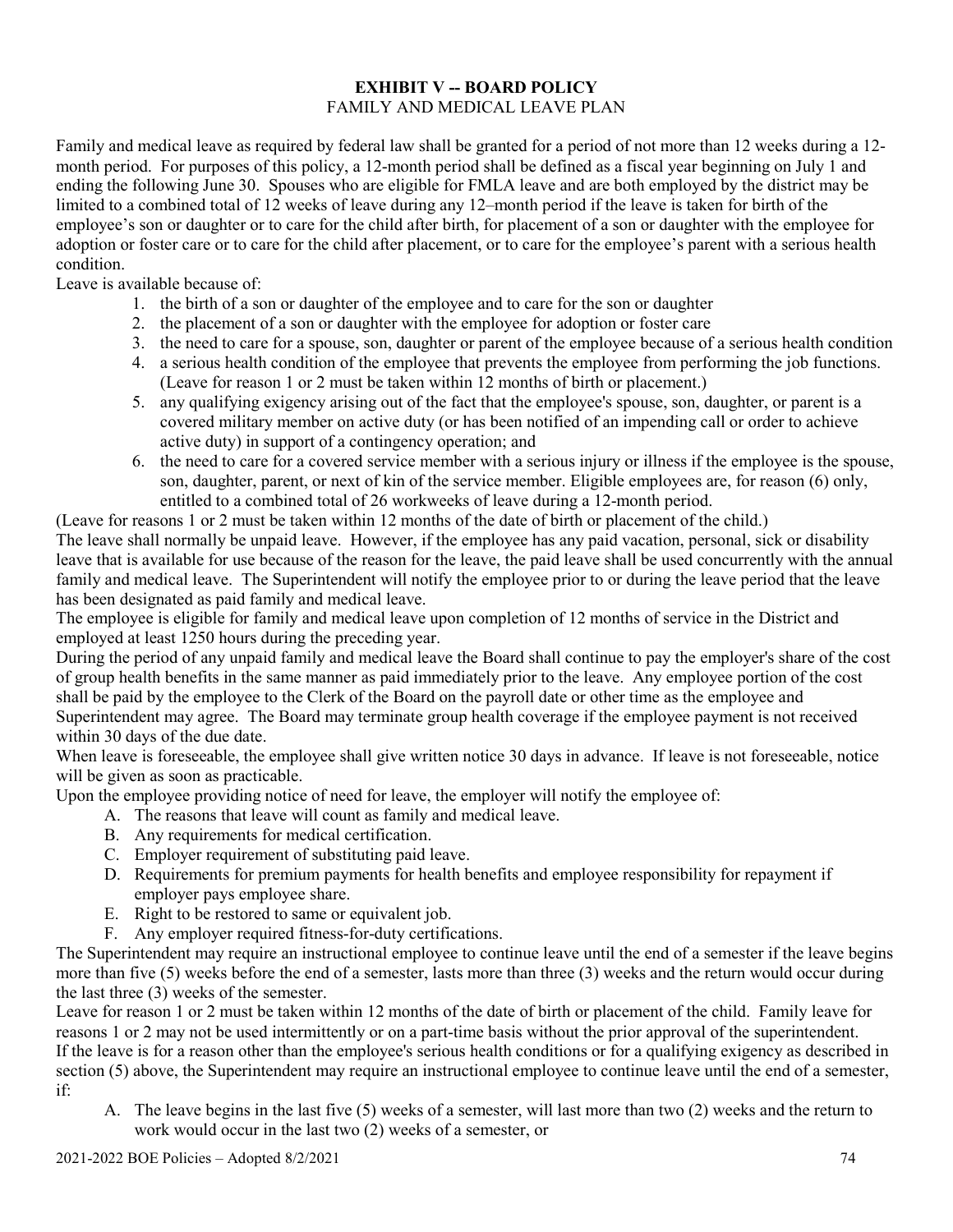## EXHIBIT V -- BOARD POLICY

FAMILY AND MEDICAL LEAVE PLAN

Family and medical leave as required by federal law shall be granted for a period of not more than 12 weeks during a 12-month period. For purposes of this policy, a 12-month period shall be defined as a fiscal year beginning on July 1 and ending the following June 30. Spouses who are eligible for FMLA leave and are both employed by the district may be limited to a combined total of 12 weeks of leave during any 12–month period if the leave is taken for birth of the employee's son or daughter or to care for the child after birth, for placement of a son or daughter with the employee for adoption or foster care or to care for the child after placement, or to care for the employee's parent with a serious health condition.

Leave is available because of:

1. the birth of a son or daughter of the employee and to care for the son or daughter
2. the placement of a son or daughter with the employee for adoption or foster care
3. the need to care for a spouse, son, daughter or parent of the employee because of a serious health condition
4. a serious health condition of the employee that prevents the employee from performing the job functions. (Leave for reason 1 or 2 must be taken within 12 months of birth or placement.)
5. any qualifying exigency arising out of the fact that the employee's spouse, son, daughter, or parent is a covered military member on active duty (or has been notified of an impending call or order to achieve active duty) in support of a contingency operation; and
6. the need to care for a covered service member with a serious injury or illness if the employee is the spouse, son, daughter, parent, or next of kin of the service member. Eligible employees are, for reason (6) only, entitled to a combined total of 26 workweeks of leave during a 12-month period.

(Leave for reasons 1 or 2 must be taken within 12 months of the date of birth or placement of the child.)

The leave shall normally be unpaid leave. However, if the employee has any paid vacation, personal, sick or disability leave that is available for use because of the reason for the leave, the paid leave shall be used concurrently with the annual family and medical leave. The Superintendent will notify the employee prior to or during the leave period that the leave has been designated as paid family and medical leave.

The employee is eligible for family and medical leave upon completion of 12 months of service in the District and employed at least 1250 hours during the preceding year.

During the period of any unpaid family and medical leave the Board shall continue to pay the employer's share of the cost of group health benefits in the same manner as paid immediately prior to the leave. Any employee portion of the cost shall be paid by the employee to the Clerk of the Board on the payroll date or other time as the employee and Superintendent may agree. The Board may terminate group health coverage if the employee payment is not received within 30 days of the due date.

When leave is foreseeable, the employee shall give written notice 30 days in advance. If leave is not foreseeable, notice will be given as soon as practicable.

Upon the employee providing notice of need for leave, the employer will notify the employee of:

A. The reasons that leave will count as family and medical leave.
B. Any requirements for medical certification.
C. Employer requirement of substituting paid leave.
D. Requirements for premium payments for health benefits and employee responsibility for repayment if employer pays employee share.
E. Right to be restored to same or equivalent job.
F. Any employer required fitness-for-duty certifications.

The Superintendent may require an instructional employee to continue leave until the end of a semester if the leave begins more than five (5) weeks before the end of a semester, lasts more than three (3) weeks and the return would occur during the last three (3) weeks of the semester.

Leave for reason 1 or 2 must be taken within 12 months of the date of birth or placement of the child. Family leave for reasons 1 or 2 may not be used intermittently or on a part-time basis without the prior approval of the superintendent.

If the leave is for a reason other than the employee's serious health conditions or for a qualifying exigency as described in section (5) above, the Superintendent may require an instructional employee to continue leave until the end of a semester, if:

A. The leave begins in the last five (5) weeks of a semester, will last more than two (2) weeks and the return to work would occur in the last two (2) weeks of a semester, or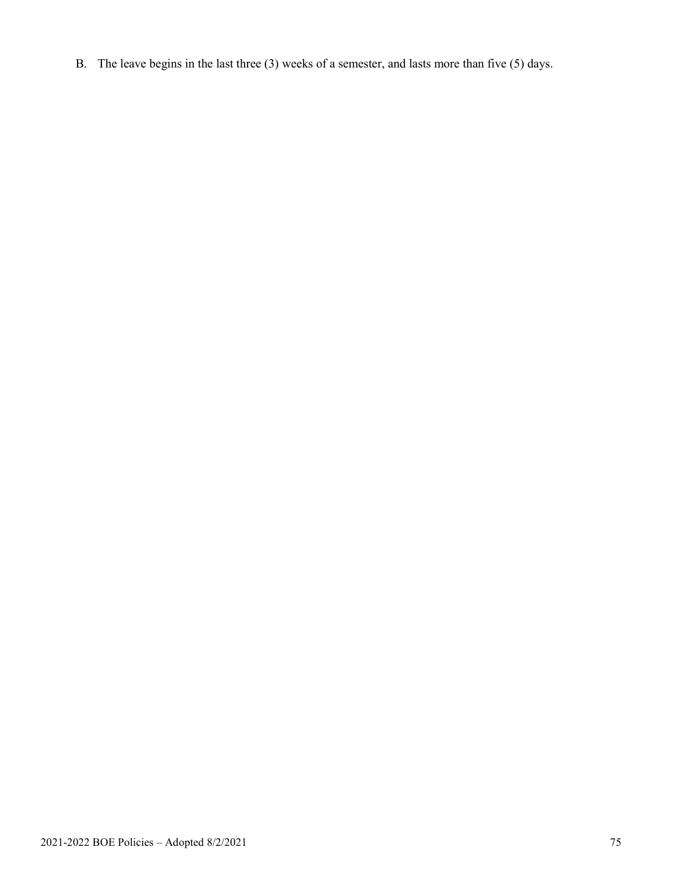B. The leave begins in the last three (3) weeks of a semester, and lasts more than five (5) days.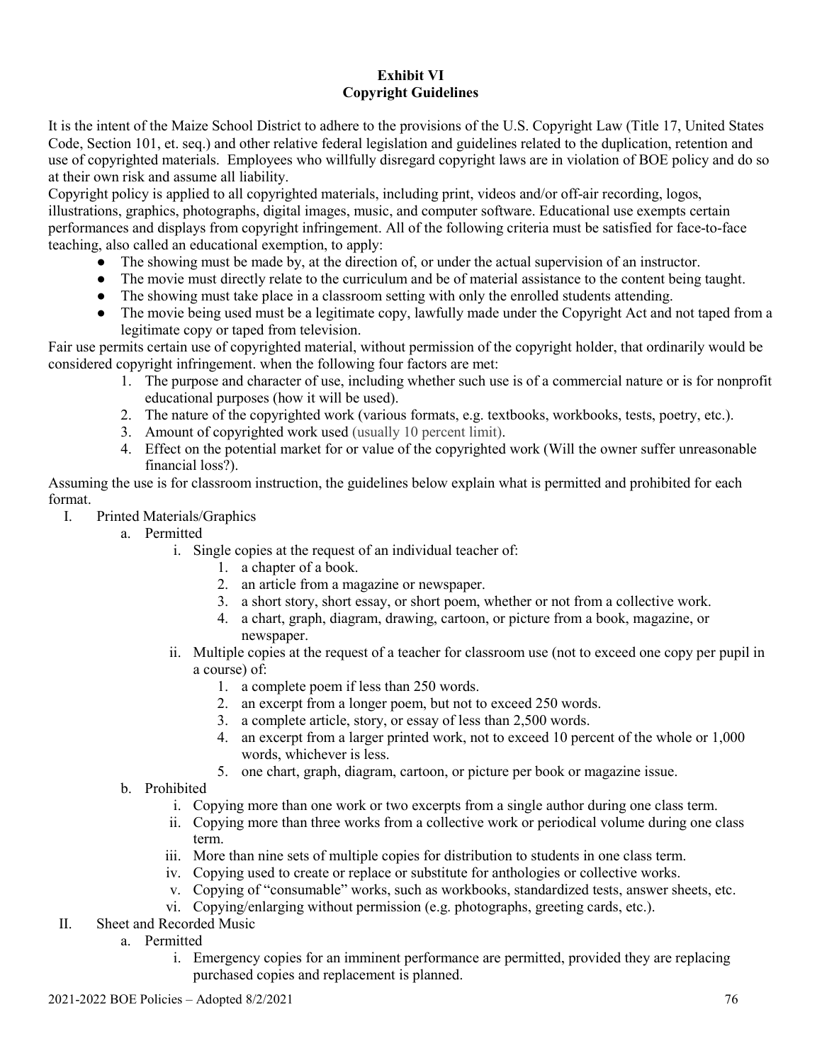**Exhibit VI**
**Copyright Guidelines**

It is the intent of the Maize School District to adhere to the provisions of the U.S. Copyright Law (Title 17, United States Code, Section 101, et. seq.) and other relative federal legislation and guidelines related to the duplication, retention and use of copyrighted materials. Employees who willfully disregard copyright laws are in violation of BOE policy and do so at their own risk and assume all liability.

Copyright policy is applied to all copyrighted materials, including print, videos and/or off-air recording, logos, illustrations, graphics, photographs, digital images, music, and computer software. Educational use exempts certain performances and displays from copyright infringement. All of the following criteria must be satisfied for face-to-face teaching, also called an educational exemption, to apply:

- The showing must be made by, at the direction of, or under the actual supervision of an instructor.
- The movie must directly relate to the curriculum and be of material assistance to the content being taught.
- The showing must take place in a classroom setting with only the enrolled students attending.
- The movie being used must be a legitimate copy, lawfully made under the Copyright Act and not taped from a legitimate copy or taped from television.

Fair use permits certain use of copyrighted material, without permission of the copyright holder, that ordinarily would be considered copyright infringement. when the following four factors are met:

1. The purpose and character of use, including whether such use is of a commercial nature or is for nonprofit educational purposes (how it will be used).
2. The nature of the copyrighted work (various formats, e.g. textbooks, workbooks, tests, poetry, etc.).
3. Amount of copyrighted work used (usually 10 percent limit).
4. Effect on the potential market for or value of the copyrighted work (Will the owner suffer unreasonable financial loss?).

Assuming the use is for classroom instruction, the guidelines below explain what is permitted and prohibited for each format.

I. Printed Materials/Graphics
   a. Permitted
      i. Single copies at the request of an individual teacher of:
         1. a chapter of a book.
         2. an article from a magazine or newspaper.
         3. a short story, short essay, or short poem, whether or not from a collective work.
         4. a chart, graph, diagram, drawing, cartoon, or picture from a book, magazine, or newspaper.
      ii. Multiple copies at the request of a teacher for classroom use (not to exceed one copy per pupil in a course) of:
         1. a complete poem if less than 250 words.
         2. an excerpt from a longer poem, but not to exceed 250 words.
         3. a complete article, story, or essay of less than 2,500 words.
         4. an excerpt from a larger printed work, not to exceed 10 percent of the whole or 1,000 words, whichever is less.
         5. one chart, graph, diagram, cartoon, or picture per book or magazine issue.
   b. Prohibited
      i. Copying more than one work or two excerpts from a single author during one class term.
      ii. Copying more than three works from a collective work or periodical volume during one class term.
      iii. More than nine sets of multiple copies for distribution to students in one class term.
      iv. Copying used to create or replace or substitute for anthologies or collective works.
      v. Copying of "consumable" works, such as workbooks, standardized tests, answer sheets, etc.
      vi. Copying/enlarging without permission (e.g. photographs, greeting cards, etc.).

II. Sheet and Recorded Music
   a. Permitted
      i. Emergency copies for an imminent performance are permitted, provided they are replacing purchased copies and replacement is planned.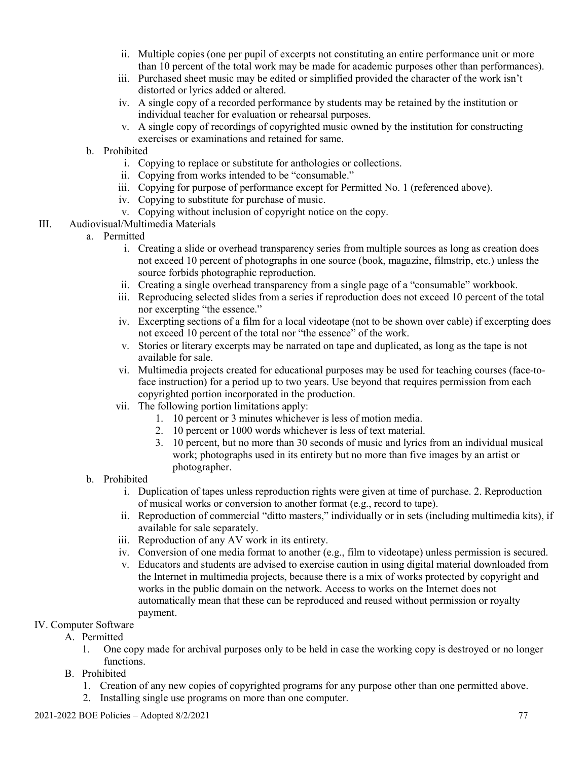ii. Multiple copies (one per pupil of excerpts not constituting an entire performance unit or more than 10 percent of the total work may be made for academic purposes other than performances).
   iii. Purchased sheet music may be edited or simplified provided the character of the work isn't distorted or lyrics added or altered.
   iv. A single copy of a recorded performance by students may be retained by the institution or individual teacher for evaluation or rehearsal purposes.
   v. A single copy of recordings of copyrighted music owned by the institution for constructing exercises or examinations and retained for same.

b. Prohibited
   i. Copying to replace or substitute for anthologies or collections.
   ii. Copying from works intended to be "consumable."
   iii. Copying for purpose of performance except for Permitted No. 1 (referenced above).
   iv. Copying to substitute for purchase of music.
   v. Copying without inclusion of copyright notice on the copy.

III. Audiovisual/Multimedia Materials

a. Permitted
   i. Creating a slide or overhead transparency series from multiple sources as long as creation does not exceed 10 percent of photographs in one source (book, magazine, filmstrip, etc.) unless the source forbids photographic reproduction.
   ii. Creating a single overhead transparency from a single page of a "consumable" workbook.
   iii. Reproducing selected slides from a series if reproduction does not exceed 10 percent of the total nor excerpting "the essence."
   iv. Excerpting sections of a film for a local videotape (not to be shown over cable) if excerpting does not exceed 10 percent of the total nor "the essence" of the work.
   v. Stories or literary excerpts may be narrated on tape and duplicated, as long as the tape is not available for sale.
   vi. Multimedia projects created for educational purposes may be used for teaching courses (face-to-face instruction) for a period up to two years. Use beyond that requires permission from each copyrighted portion incorporated in the production.
   vii. The following portion limitations apply:
      1. 10 percent or 3 minutes whichever is less of motion media.
      2. 10 percent or 1000 words whichever is less of text material.
      3. 10 percent, but no more than 30 seconds of music and lyrics from an individual musical work; photographs used in its entirety but no more than five images by an artist or photographer.

b. Prohibited
   i. Duplication of tapes unless reproduction rights were given at time of purchase. 2. Reproduction of musical works or conversion to another format (e.g., record to tape).
   ii. Reproduction of commercial "ditto masters," individually or in sets (including multimedia kits), if available for sale separately.
   iii. Reproduction of any AV work in its entirety.
   iv. Conversion of one media format to another (e.g., film to videotape) unless permission is secured.
   v. Educators and students are advised to exercise caution in using digital material downloaded from the Internet in multimedia projects, because there is a mix of works protected by copyright and works in the public domain on the network. Access to works on the Internet does not automatically mean that these can be reproduced and reused without permission or royalty payment.

IV. Computer Software

A. Permitted
   1. One copy made for archival purposes only to be held in case the working copy is destroyed or no longer functions.

B. Prohibited
   1. Creation of any new copies of copyrighted programs for any purpose other than one permitted above.
   2. Installing single use programs on more than one computer.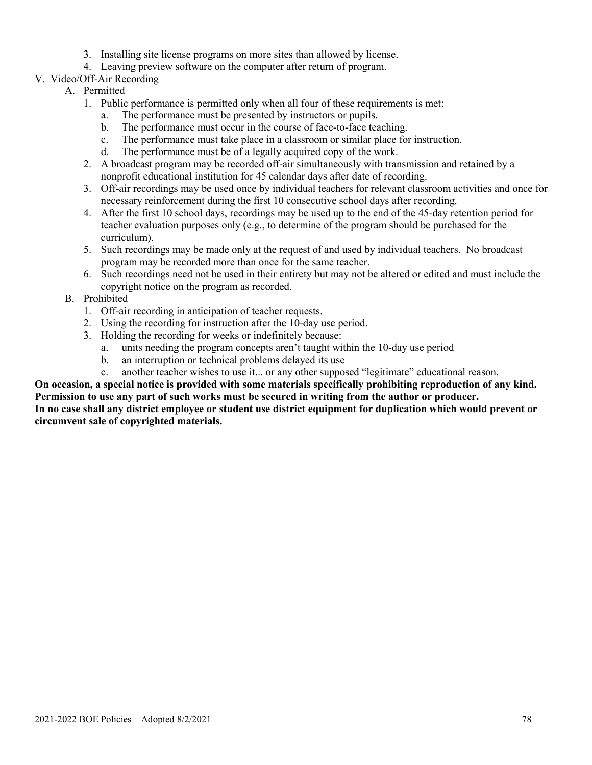3. Installing site license programs on more sites than allowed by license.
4. Leaving preview software on the computer after return of program.

V. Video/Off-Air Recording

A. Permitted

1. Public performance is permitted only when <u>all</u> <u>four</u> of these requirements is met:
   a. The performance must be presented by instructors or pupils.
   b. The performance must occur in the course of face-to-face teaching.
   c. The performance must take place in a classroom or similar place for instruction.
   d. The performance must be of a legally acquired copy of the work.
2. A broadcast program may be recorded off-air simultaneously with transmission and retained by a nonprofit educational institution for 45 calendar days after date of recording.
3. Off-air recordings may be used once by individual teachers for relevant classroom activities and once for necessary reinforcement during the first 10 consecutive school days after recording.
4. After the first 10 school days, recordings may be used up to the end of the 45-day retention period for teacher evaluation purposes only (e.g., to determine of the program should be purchased for the curriculum).
5. Such recordings may be made only at the request of and used by individual teachers. No broadcast program may be recorded more than once for the same teacher.
6. Such recordings need not be used in their entirety but may not be altered or edited and must include the copyright notice on the program as recorded.

B. Prohibited

1. Off-air recording in anticipation of teacher requests.
2. Using the recording for instruction after the 10-day use period.
3. Holding the recording for weeks or indefinitely because:
   a. units needing the program concepts aren't taught within the 10-day use period
   b. an interruption or technical problems delayed its use
   c. another teacher wishes to use it... or any other supposed "legitimate" educational reason.

**On occasion, a special notice is provided with some materials specifically prohibiting reproduction of any kind. Permission to use any part of such works must be secured in writing from the author or producer.**

**In no case shall any district employee or student use district equipment for duplication which would prevent or circumvent sale of copyrighted materials.**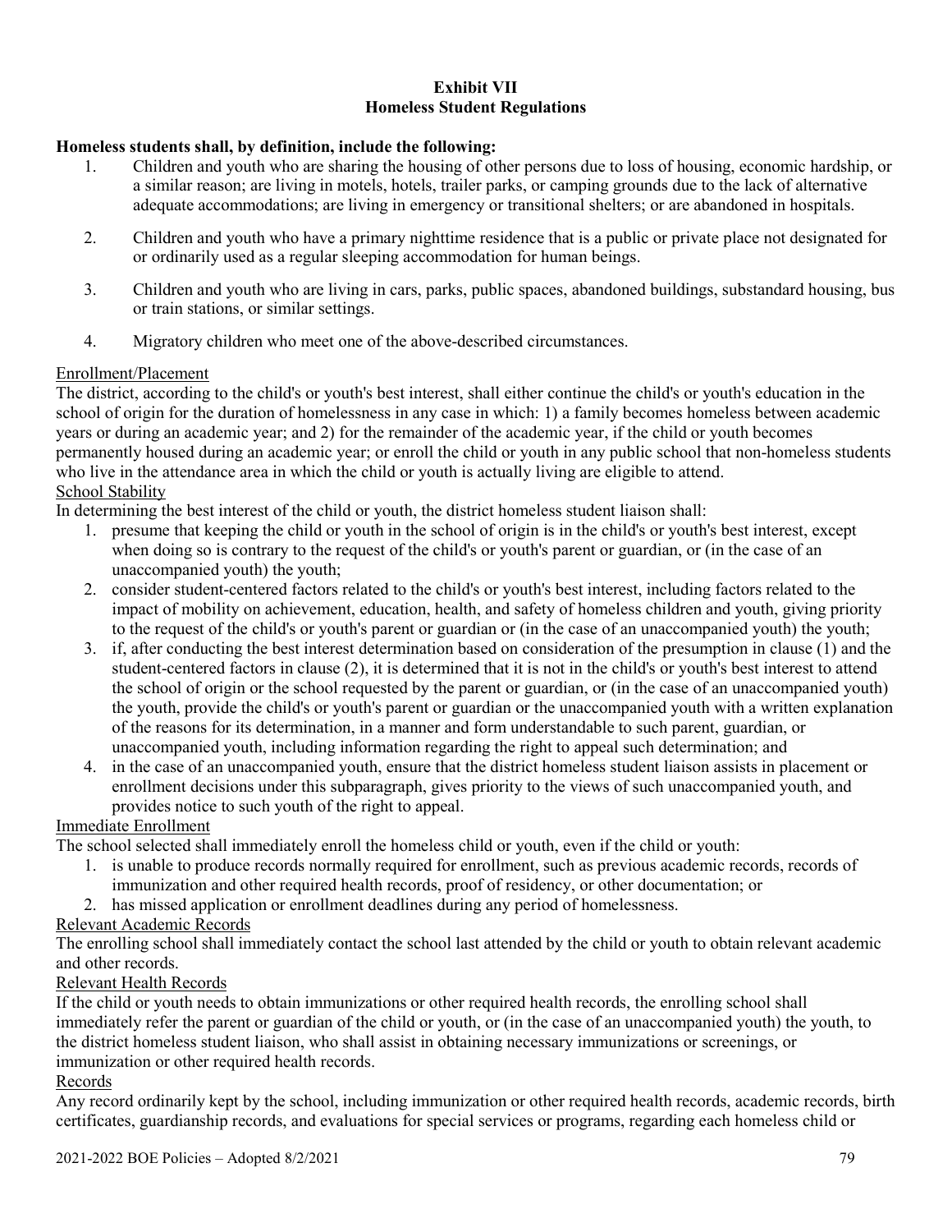## Exhibit VII
## Homeless Student Regulations

**Homeless students shall, by definition, include the following:**

1. Children and youth who are sharing the housing of other persons due to loss of housing, economic hardship, or a similar reason; are living in motels, hotels, trailer parks, or camping grounds due to the lack of alternative adequate accommodations; are living in emergency or transitional shelters; or are abandoned in hospitals.
2. Children and youth who have a primary nighttime residence that is a public or private place not designated for or ordinarily used as a regular sleeping accommodation for human beings.
3. Children and youth who are living in cars, parks, public spaces, abandoned buildings, substandard housing, bus or train stations, or similar settings.
4. Migratory children who meet one of the above-described circumstances.

Enrollment/Placement

The district, according to the child's or youth's best interest, shall either continue the child's or youth's education in the school of origin for the duration of homelessness in any case in which: 1) a family becomes homeless between academic years or during an academic year; and 2) for the remainder of the academic year, if the child or youth becomes permanently housed during an academic year; or enroll the child or youth in any public school that non-homeless students who live in the attendance area in which the child or youth is actually living are eligible to attend.

School Stability

In determining the best interest of the child or youth, the district homeless student liaison shall:

1. presume that keeping the child or youth in the school of origin is in the child's or youth's best interest, except when doing so is contrary to the request of the child's or youth's parent or guardian, or (in the case of an unaccompanied youth) the youth;
2. consider student-centered factors related to the child's or youth's best interest, including factors related to the impact of mobility on achievement, education, health, and safety of homeless children and youth, giving priority to the request of the child's or youth's parent or guardian or (in the case of an unaccompanied youth) the youth;
3. if, after conducting the best interest determination based on consideration of the presumption in clause (1) and the student-centered factors in clause (2), it is determined that it is not in the child's or youth's best interest to attend the school of origin or the school requested by the parent or guardian, or (in the case of an unaccompanied youth) the youth, provide the child's or youth's parent or guardian or the unaccompanied youth with a written explanation of the reasons for its determination, in a manner and form understandable to such parent, guardian, or unaccompanied youth, including information regarding the right to appeal such determination; and
4. in the case of an unaccompanied youth, ensure that the district homeless student liaison assists in placement or enrollment decisions under this subparagraph, gives priority to the views of such unaccompanied youth, and provides notice to such youth of the right to appeal.

Immediate Enrollment

The school selected shall immediately enroll the homeless child or youth, even if the child or youth:

1. is unable to produce records normally required for enrollment, such as previous academic records, records of immunization and other required health records, proof of residency, or other documentation; or
2. has missed application or enrollment deadlines during any period of homelessness.

Relevant Academic Records

The enrolling school shall immediately contact the school last attended by the child or youth to obtain relevant academic and other records.

Relevant Health Records

If the child or youth needs to obtain immunizations or other required health records, the enrolling school shall immediately refer the parent or guardian of the child or youth, or (in the case of an unaccompanied youth) the youth, to the district homeless student liaison, who shall assist in obtaining necessary immunizations or screenings, or immunization or other required health records.

Records

Any record ordinarily kept by the school, including immunization or other required health records, academic records, birth certificates, guardianship records, and evaluations for special services or programs, regarding each homeless child or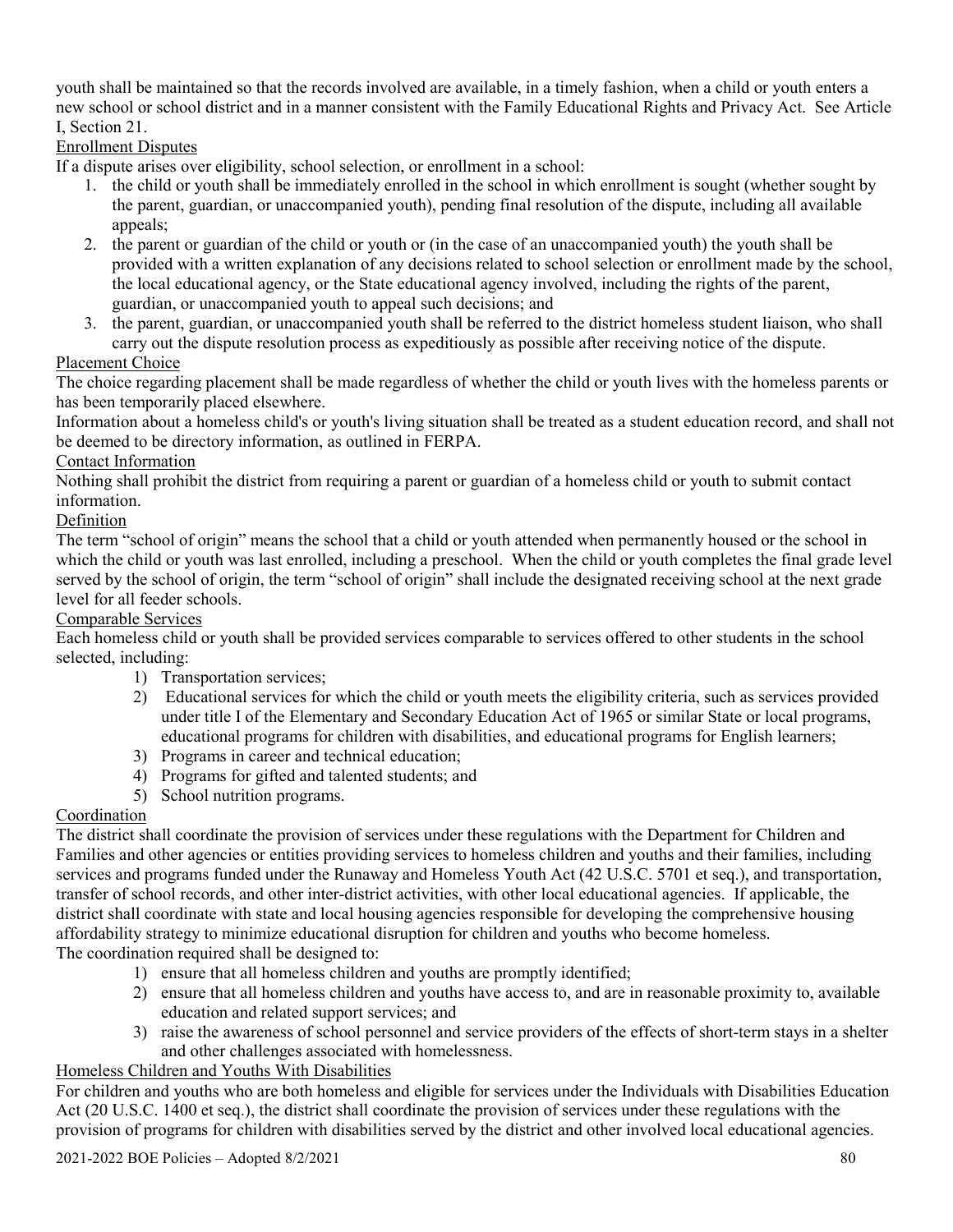youth shall be maintained so that the records involved are available, in a timely fashion, when a child or youth enters a new school or school district and in a manner consistent with the Family Educational Rights and Privacy Act. See Article I, Section 21.

Enrollment Disputes

If a dispute arises over eligibility, school selection, or enrollment in a school:

1. the child or youth shall be immediately enrolled in the school in which enrollment is sought (whether sought by the parent, guardian, or unaccompanied youth), pending final resolution of the dispute, including all available appeals;
2. the parent or guardian of the child or youth or (in the case of an unaccompanied youth) the youth shall be provided with a written explanation of any decisions related to school selection or enrollment made by the school, the local educational agency, or the State educational agency involved, including the rights of the parent, guardian, or unaccompanied youth to appeal such decisions; and
3. the parent, guardian, or unaccompanied youth shall be referred to the district homeless student liaison, who shall carry out the dispute resolution process as expeditiously as possible after receiving notice of the dispute.

Placement Choice

The choice regarding placement shall be made regardless of whether the child or youth lives with the homeless parents or has been temporarily placed elsewhere.

Information about a homeless child's or youth's living situation shall be treated as a student education record, and shall not be deemed to be directory information, as outlined in FERPA.

Contact Information

Nothing shall prohibit the district from requiring a parent or guardian of a homeless child or youth to submit contact information.

Definition

The term "school of origin" means the school that a child or youth attended when permanently housed or the school in which the child or youth was last enrolled, including a preschool. When the child or youth completes the final grade level served by the school of origin, the term "school of origin" shall include the designated receiving school at the next grade level for all feeder schools.

Comparable Services

Each homeless child or youth shall be provided services comparable to services offered to other students in the school selected, including:

1) Transportation services;
2) Educational services for which the child or youth meets the eligibility criteria, such as services provided under title I of the Elementary and Secondary Education Act of 1965 or similar State or local programs, educational programs for children with disabilities, and educational programs for English learners;
3) Programs in career and technical education;
4) Programs for gifted and talented students; and
5) School nutrition programs.

Coordination

The district shall coordinate the provision of services under these regulations with the Department for Children and Families and other agencies or entities providing services to homeless children and youths and their families, including services and programs funded under the Runaway and Homeless Youth Act (42 U.S.C. 5701 et seq.), and transportation, transfer of school records, and other inter-district activities, with other local educational agencies. If applicable, the district shall coordinate with state and local housing agencies responsible for developing the comprehensive housing affordability strategy to minimize educational disruption for children and youths who become homeless.

The coordination required shall be designed to:

1) ensure that all homeless children and youths are promptly identified;
2) ensure that all homeless children and youths have access to, and are in reasonable proximity to, available education and related support services; and
3) raise the awareness of school personnel and service providers of the effects of short-term stays in a shelter and other challenges associated with homelessness.

Homeless Children and Youths With Disabilities

For children and youths who are both homeless and eligible for services under the Individuals with Disabilities Education Act (20 U.S.C. 1400 et seq.), the district shall coordinate the provision of services under these regulations with the provision of programs for children with disabilities served by the district and other involved local educational agencies.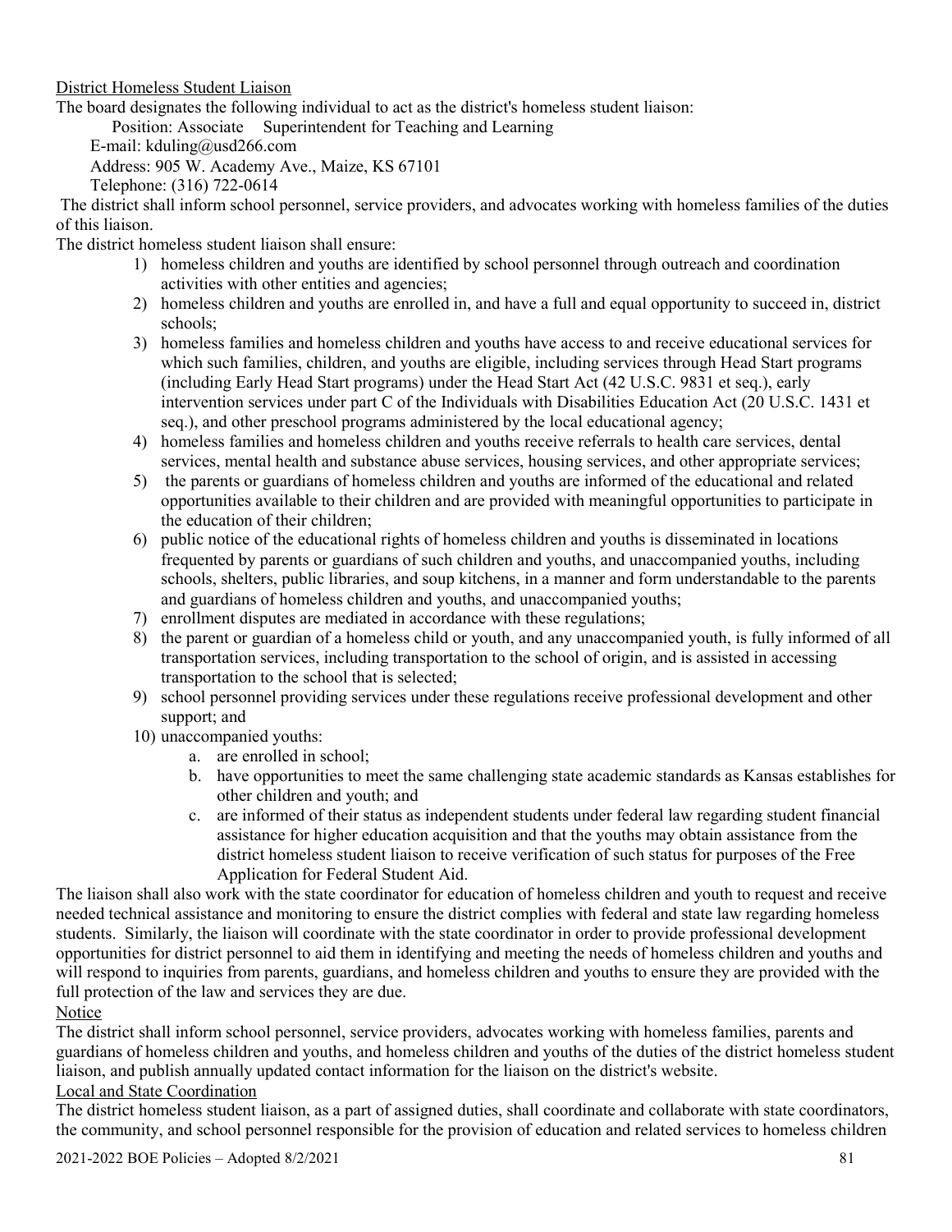District Homeless Student Liaison

The board designates the following individual to act as the district's homeless student liaison:

Position: Associate Superintendent for Teaching and Learning
E-mail: kduling@usd266.com
Address: 905 W. Academy Ave., Maize, KS 67101
Telephone: (316) 722-0614

The district shall inform school personnel, service providers, and advocates working with homeless families of the duties of this liaison.

The district homeless student liaison shall ensure:

1) homeless children and youths are identified by school personnel through outreach and coordination activities with other entities and agencies;
2) homeless children and youths are enrolled in, and have a full and equal opportunity to succeed in, district schools;
3) homeless families and homeless children and youths have access to and receive educational services for which such families, children, and youths are eligible, including services through Head Start programs (including Early Head Start programs) under the Head Start Act (42 U.S.C. 9831 et seq.), early intervention services under part C of the Individuals with Disabilities Education Act (20 U.S.C. 1431 et seq.), and other preschool programs administered by the local educational agency;
4) homeless families and homeless children and youths receive referrals to health care services, dental services, mental health and substance abuse services, housing services, and other appropriate services;
5) the parents or guardians of homeless children and youths are informed of the educational and related opportunities available to their children and are provided with meaningful opportunities to participate in the education of their children;
6) public notice of the educational rights of homeless children and youths is disseminated in locations frequented by parents or guardians of such children and youths, and unaccompanied youths, including schools, shelters, public libraries, and soup kitchens, in a manner and form understandable to the parents and guardians of homeless children and youths, and unaccompanied youths;
7) enrollment disputes are mediated in accordance with these regulations;
8) the parent or guardian of a homeless child or youth, and any unaccompanied youth, is fully informed of all transportation services, including transportation to the school of origin, and is assisted in accessing transportation to the school that is selected;
9) school personnel providing services under these regulations receive professional development and other support; and
10) unaccompanied youths:
    a. are enrolled in school;
    b. have opportunities to meet the same challenging state academic standards as Kansas establishes for other children and youth; and
    c. are informed of their status as independent students under federal law regarding student financial assistance for higher education acquisition and that the youths may obtain assistance from the district homeless student liaison to receive verification of such status for purposes of the Free Application for Federal Student Aid.

The liaison shall also work with the state coordinator for education of homeless children and youth to request and receive needed technical assistance and monitoring to ensure the district complies with federal and state law regarding homeless students. Similarly, the liaison will coordinate with the state coordinator in order to provide professional development opportunities for district personnel to aid them in identifying and meeting the needs of homeless children and youths and will respond to inquiries from parents, guardians, and homeless children and youths to ensure they are provided with the full protection of the law and services they are due.

Notice

The district shall inform school personnel, service providers, advocates working with homeless families, parents and guardians of homeless children and youths, and homeless children and youths of the duties of the district homeless student liaison, and publish annually updated contact information for the liaison on the district's website.

Local and State Coordination

The district homeless student liaison, as a part of assigned duties, shall coordinate and collaborate with state coordinators, the community, and school personnel responsible for the provision of education and related services to homeless children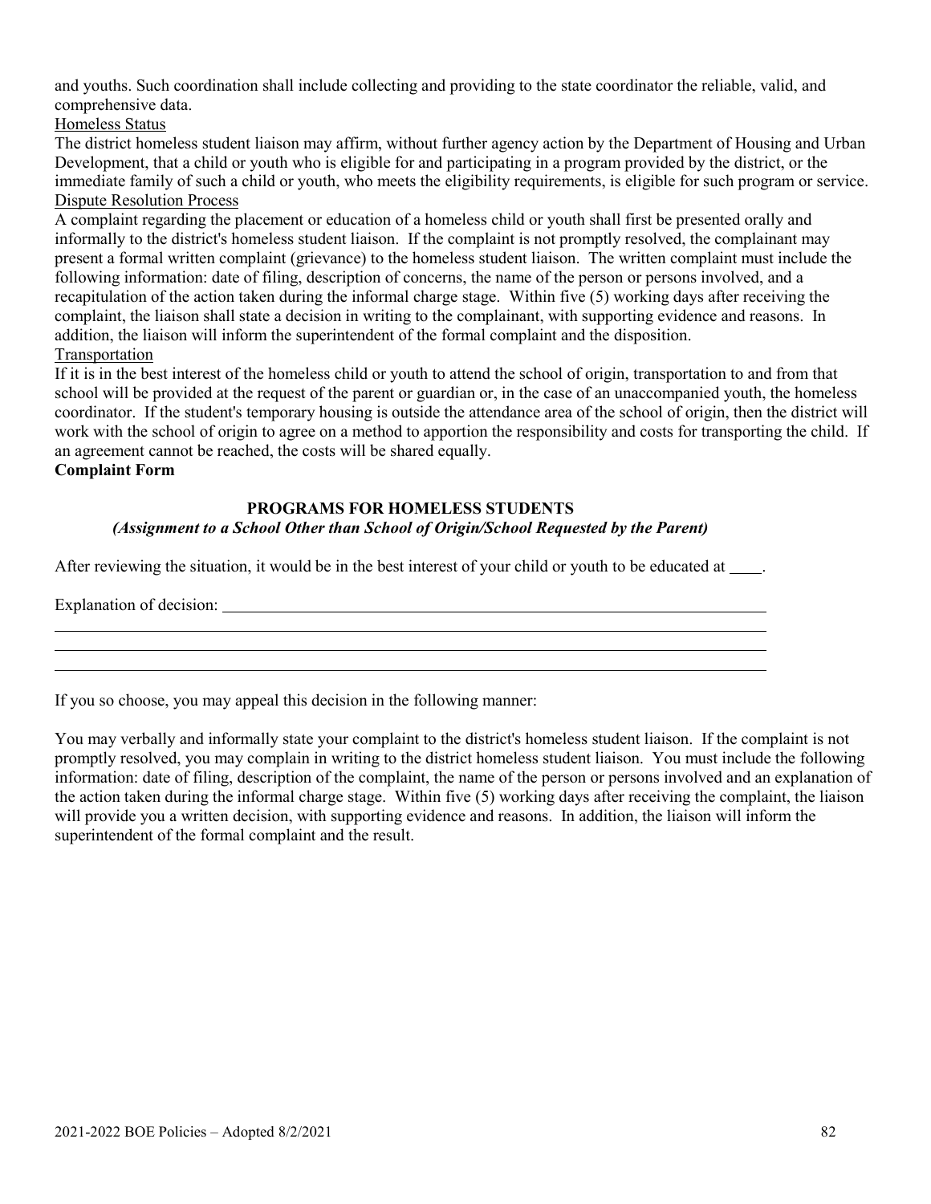and youths. Such coordination shall include collecting and providing to the state coordinator the reliable, valid, and comprehensive data.

Homeless Status

The district homeless student liaison may affirm, without further agency action by the Department of Housing and Urban Development, that a child or youth who is eligible for and participating in a program provided by the district, or the immediate family of such a child or youth, who meets the eligibility requirements, is eligible for such program or service.

Dispute Resolution Process

A complaint regarding the placement or education of a homeless child or youth shall first be presented orally and informally to the district's homeless student liaison. If the complaint is not promptly resolved, the complainant may present a formal written complaint (grievance) to the homeless student liaison. The written complaint must include the following information: date of filing, description of concerns, the name of the person or persons involved, and a recapitulation of the action taken during the informal charge stage. Within five (5) working days after receiving the complaint, the liaison shall state a decision in writing to the complainant, with supporting evidence and reasons. In addition, the liaison will inform the superintendent of the formal complaint and the disposition.

Transportation

If it is in the best interest of the homeless child or youth to attend the school of origin, transportation to and from that school will be provided at the request of the parent or guardian or, in the case of an unaccompanied youth, the homeless coordinator. If the student's temporary housing is outside the attendance area of the school of origin, then the district will work with the school of origin to agree on a method to apportion the responsibility and costs for transporting the child. If an agreement cannot be reached, the costs will be shared equally.

**Complaint Form**

**PROGRAMS FOR HOMELESS STUDENTS**

***(Assignment to a School Other than School of Origin/School Requested by the Parent)***

After reviewing the situation, it would be in the best interest of your child or youth to be educated at ____.

Explanation of decision: ________________________________________________________________

________________________________________________________________________________

________________________________________________________________________________

________________________________________________________________________________

If you so choose, you may appeal this decision in the following manner:

You may verbally and informally state your complaint to the district's homeless student liaison. If the complaint is not promptly resolved, you may complain in writing to the district homeless student liaison. You must include the following information: date of filing, description of the complaint, the name of the person or persons involved and an explanation of the action taken during the informal charge stage. Within five (5) working days after receiving the complaint, the liaison will provide you a written decision, with supporting evidence and reasons. In addition, the liaison will inform the superintendent of the formal complaint and the result.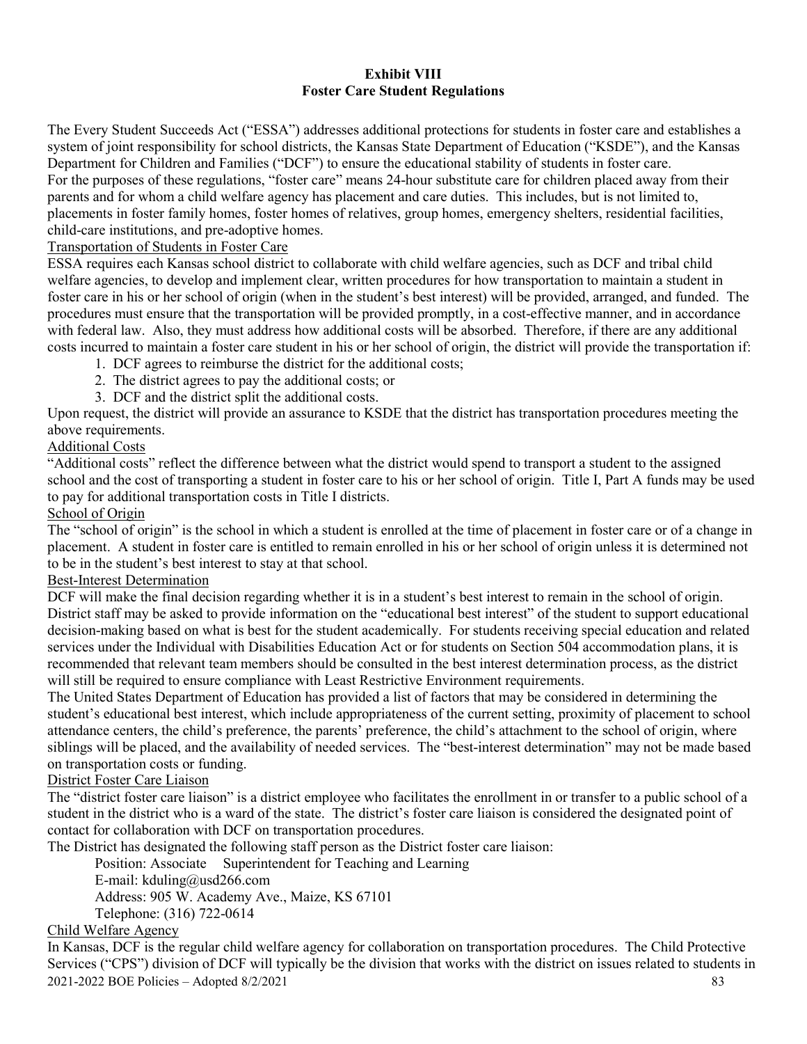**Exhibit VIII**
**Foster Care Student Regulations**

The Every Student Succeeds Act ("ESSA") addresses additional protections for students in foster care and establishes a system of joint responsibility for school districts, the Kansas State Department of Education ("KSDE"), and the Kansas Department for Children and Families ("DCF") to ensure the educational stability of students in foster care.

For the purposes of these regulations, "foster care" means 24-hour substitute care for children placed away from their parents and for whom a child welfare agency has placement and care duties. This includes, but is not limited to, placements in foster family homes, foster homes of relatives, group homes, emergency shelters, residential facilities, child-care institutions, and pre-adoptive homes.

Transportation of Students in Foster Care

ESSA requires each Kansas school district to collaborate with child welfare agencies, such as DCF and tribal child welfare agencies, to develop and implement clear, written procedures for how transportation to maintain a student in foster care in his or her school of origin (when in the student's best interest) will be provided, arranged, and funded. The procedures must ensure that the transportation will be provided promptly, in a cost-effective manner, and in accordance with federal law. Also, they must address how additional costs will be absorbed. Therefore, if there are any additional costs incurred to maintain a foster care student in his or her school of origin, the district will provide the transportation if:

1. DCF agrees to reimburse the district for the additional costs;
2. The district agrees to pay the additional costs; or
3. DCF and the district split the additional costs.

Upon request, the district will provide an assurance to KSDE that the district has transportation procedures meeting the above requirements.

Additional Costs

"Additional costs" reflect the difference between what the district would spend to transport a student to the assigned school and the cost of transporting a student in foster care to his or her school of origin. Title I, Part A funds may be used to pay for additional transportation costs in Title I districts.

School of Origin

The "school of origin" is the school in which a student is enrolled at the time of placement in foster care or of a change in placement. A student in foster care is entitled to remain enrolled in his or her school of origin unless it is determined not to be in the student's best interest to stay at that school.

Best-Interest Determination

DCF will make the final decision regarding whether it is in a student's best interest to remain in the school of origin. District staff may be asked to provide information on the "educational best interest" of the student to support educational decision-making based on what is best for the student academically. For students receiving special education and related services under the Individual with Disabilities Education Act or for students on Section 504 accommodation plans, it is recommended that relevant team members should be consulted in the best interest determination process, as the district will still be required to ensure compliance with Least Restrictive Environment requirements.

The United States Department of Education has provided a list of factors that may be considered in determining the student's educational best interest, which include appropriateness of the current setting, proximity of placement to school attendance centers, the child's preference, the parents' preference, the child's attachment to the school of origin, where siblings will be placed, and the availability of needed services. The "best-interest determination" may not be made based on transportation costs or funding.

District Foster Care Liaison

The "district foster care liaison" is a district employee who facilitates the enrollment in or transfer to a public school of a student in the district who is a ward of the state. The district's foster care liaison is considered the designated point of contact for collaboration with DCF on transportation procedures.

The District has designated the following staff person as the District foster care liaison:

Position: Associate Superintendent for Teaching and Learning
E-mail: kduling@usd266.com
Address: 905 W. Academy Ave., Maize, KS 67101
Telephone: (316) 722-0614

Child Welfare Agency

In Kansas, DCF is the regular child welfare agency for collaboration on transportation procedures. The Child Protective Services ("CPS") division of DCF will typically be the division that works with the district on issues related to students in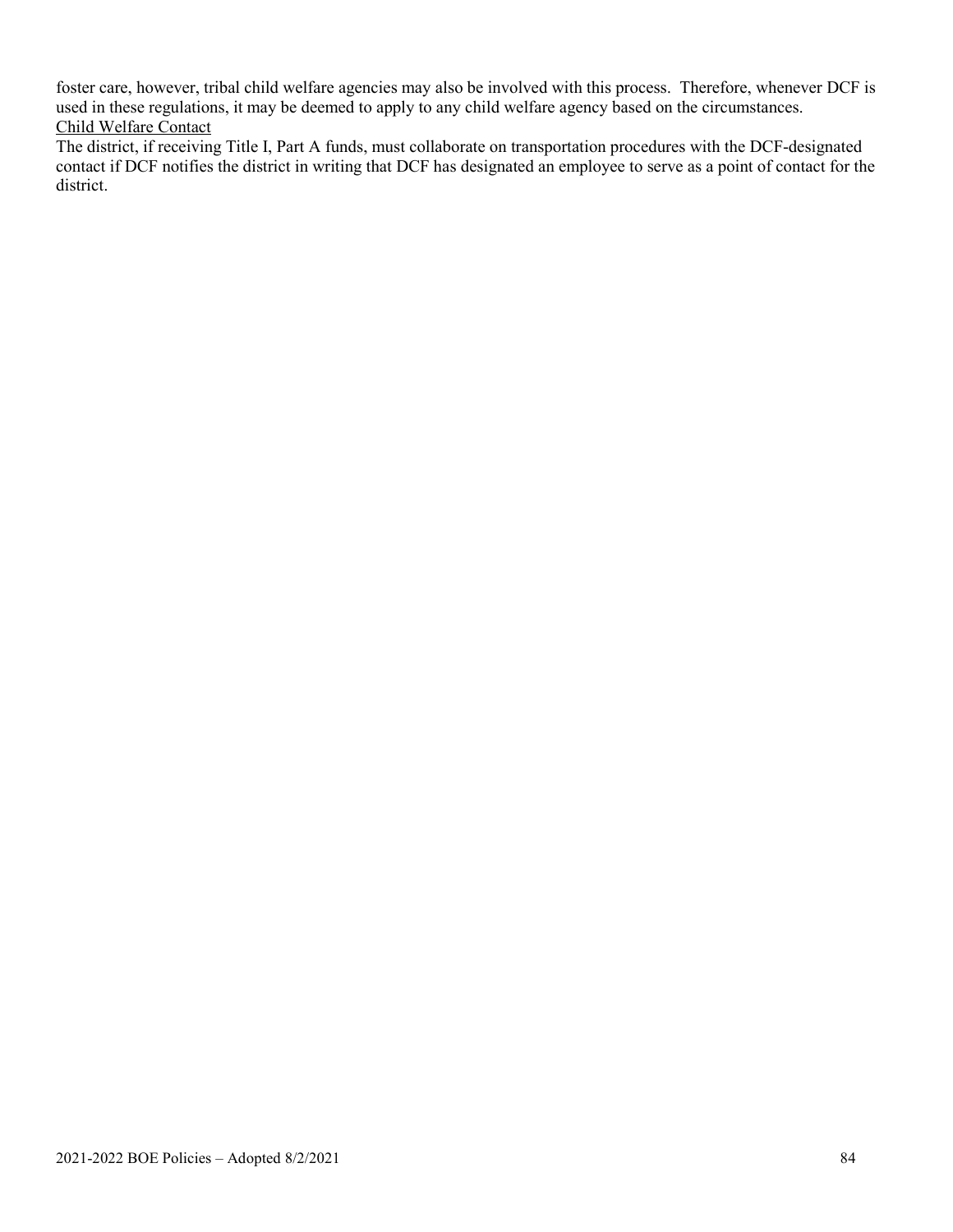foster care, however, tribal child welfare agencies may also be involved with this process. Therefore, whenever DCF is used in these regulations, it may be deemed to apply to any child welfare agency based on the circumstances.

Child Welfare Contact

The district, if receiving Title I, Part A funds, must collaborate on transportation procedures with the DCF-designated contact if DCF notifies the district in writing that DCF has designated an employee to serve as a point of contact for the district.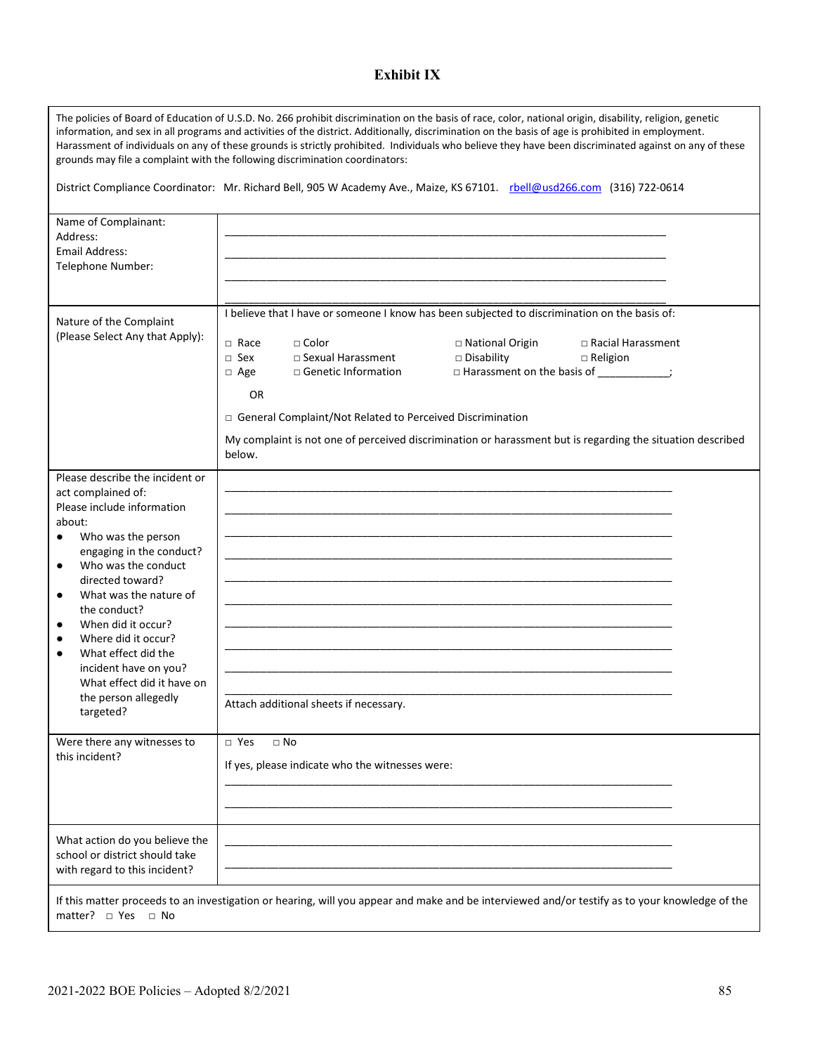# Exhibit IX

The policies of Board of Education of U.S.D. No. 266 prohibit discrimination on the basis of race, color, national origin, disability, religion, genetic information, and sex in all programs and activities of the district. Additionally, discrimination on the basis of age is prohibited in employment. Harassment of individuals on any of these grounds is strictly prohibited. Individuals who believe they have been discriminated against on any of these grounds may file a complaint with the following discrimination coordinators:

District Compliance Coordinator: Mr. Richard Bell, 905 W Academy Ave., Maize, KS 67101. rbell@usd266.com (316) 722-0614

| | |
|---|---|
| Name of Complainant:<br>Address:<br>Email Address:<br>Telephone Number: | ______________________________<br>______________________________<br>______________________________<br>______________________________ |
| Nature of the Complaint (Please Select Any that Apply): | I believe that I have or someone I know has been subjected to discrimination on the basis of:<br>□ Race □ Color □ National Origin □ Racial Harassment<br>□ Sex □ Sexual Harassment □ Disability □ Religion<br>□ Age □ Genetic Information □ Harassment on the basis of ___________;<br>OR<br>□ General Complaint/Not Related to Perceived Discrimination<br>My complaint is not one of perceived discrimination or harassment but is regarding the situation described below. |
| Please describe the incident or act complained of:<br>Please include information about:<br>• Who was the person engaging in the conduct?<br>• Who was the conduct directed toward?<br>• What was the nature of the conduct?<br>• When did it occur?<br>• Where did it occur?<br>• What effect did the incident have on you? What effect did it have on the person allegedly targeted? | ______________________________<br>______________________________<br>______________________________<br>______________________________<br>______________________________<br>______________________________<br>______________________________<br>______________________________<br>______________________________<br>______________________________<br>Attach additional sheets if necessary. |
| Were there any witnesses to this incident? | □ Yes □ No<br>If yes, please indicate who the witnesses were:<br>______________________________<br>______________________________ |
| What action do you believe the school or district should take with regard to this incident? | ______________________________<br>______________________________ |

If this matter proceeds to an investigation or hearing, will you appear and make and be interviewed and/or testify as to your knowledge of the matter? □ Yes □ No

2021-2022 BOE Policies – Adopted 8/2/2021